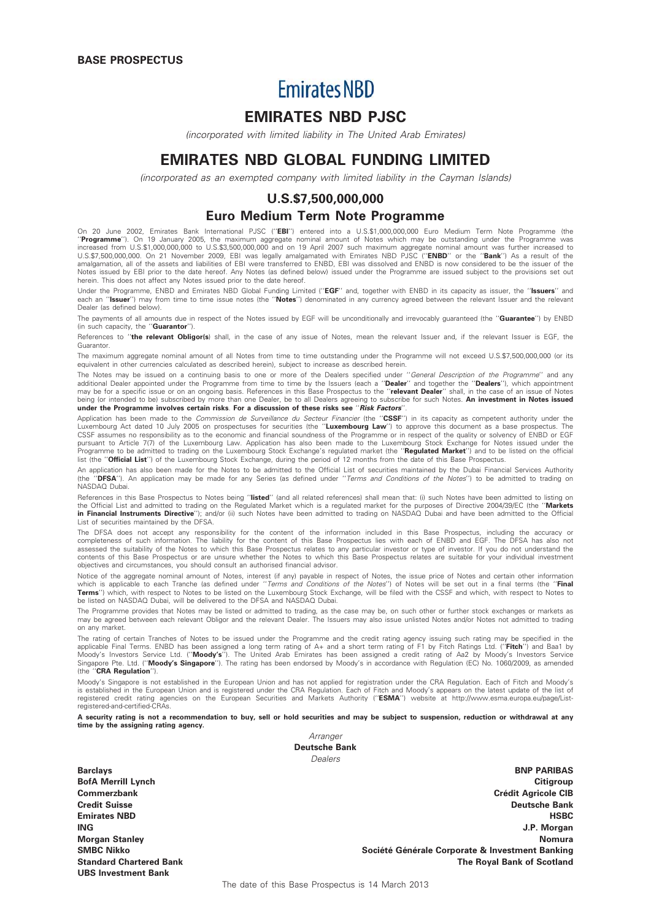**BASE PROSPECTUS**

# Emirates NBD

# EMIRATES NBD PJSC

*(incorporated with limited liability in The United Arab Emirates)*

# EMIRATES NBD GLOBAL FUNDING LIMITED

*(incorporated as an exempted company with limited liability in the Cayman Islands)*

## U.S.$7,500,000,000

## Euro Medium Term Note Programme

On 20 June 2002, Emirates Bank International PJSC ("**EBI**") entered into a U.S.$1,000,000,000 Euro Medium Term Note Programme (the "**Programme**"). On 19 January 2005, the maximum aggregate nominal amount of Notes which may be outstanding under the Programme was increased from U.S.$1,000,000,000 to U.S.$3,500,000,000 and on 19 April 2007 such maximum aggregate nominal amount was further increased to U.S.$7,500,000,000. On 21 November 2009, EBI was legally amalgamated with Emirates NBD PJSC ("**ENBD**" or the "**Bank**") As a result of the amalgamation, all of the assets and liabilities of EBI were transferred to ENBD, EBI was dissolved and ENBD is now considered to be the issuer of the Notes issued by EBI prior to the date hereof. Any Notes (as defined below) issued under the Programme are issued subject to the provisions set out herein. This does not affect any Notes issued prior to the date hereof.

Under the Programme, ENBD and Emirates NBD Global Funding Limited ("**EGF**" and, together with ENBD in its capacity as issuer, the "**Issuers**" and each an "**Issuer**") may from time to time issue notes (the "**Notes**") denominated in any currency agreed between the relevant Issuer and the relevant Dealer (as defined below).

The payments of all amounts due in respect of the Notes issued by EGF will be unconditionally and irrevocably guaranteed (the "**Guarantee**") by ENBD (in such capacity, the "**Guarantor**").

References to "**the relevant Obligor(s**) shall, in the case of any issue of Notes, mean the relevant Issuer and, if the relevant Issuer is EGF, the Guarantor.

The maximum aggregate nominal amount of all Notes from time to time outstanding under the Programme will not exceed U.S.$7,500,000,000 (or its equivalent in other currencies calculated as described herein), subject to increase as described herein.

The Notes may be issued on a continuing basis to one or more of the Dealers specified under "*General Description of the Programme*" and any additional Dealer appointed under the Programme from time to time by the Issuers (each a "**Dealer**" and together the "**Dealers**"), which appointment may be for a specific issue or on an ongoing basis. References in this Base Prospectus to the "**relevant Dealer**" shall, in the case of an issue of Notes being (or intended to be) subscribed by more than one Dealer, be to all Dealers agreeing to subscribe for such Notes. **An investment in Notes issued under the Programme involves certain risks**. **For a discussion of these risks see "*Risk Factors*"**.

Application has been made to the *Commission de Surveillance du Secteur Financier* (the "**CSSF**") in its capacity as competent authority under the Luxembourg Act dated 10 July 2005 on prospectuses for securities (the "**Luxembourg Law**") to approve this document as a base prospectus. The CSSF assumes no responsibility as to the economic and financial soundness of the Programme or in respect of the quality or solvency of ENBD or EGF pursuant to Article 7(7) of the Luxembourg Law. Application has also been made to the Luxembourg Stock Exchange for Notes issued under the Programme to be admitted to trading on the Luxembourg Stock Exchange's regulated market (the "**Regulated Market**") and to be listed on the official list (the "**Official List**") of the Luxembourg Stock Exchange, during the period of 12 months from the date of this Base Prospectus.

An application has also been made for the Notes to be admitted to the Official List of securities maintained by the Dubai Financial Services Authority (the "**DFSA**"). An application may be made for any Series (as defined under "*Terms and Conditions of the Notes*") to be admitted to trading on NASDAQ Dubai.

References in this Base Prospectus to Notes being "**listed**" (and all related references) shall mean that: (i) such Notes have been admitted to listing on the Official List and admitted to trading on the Regulated Market which is a regulated market for the purposes of Directive 2004/39/EC (the "**Markets in Financial Instruments Directive**"); and/or (ii) such Notes have been admitted to trading on NASDAQ Dubai and have been admitted to the Official List of securities maintained by the DFSA.

The DFSA does not accept any responsibility for the content of the information included in this Base Prospectus, including the accuracy or completeness of such information. The liability for the content of this Base Prospectus lies with each of ENBD and EGF. The DFSA has also not assessed the suitability of the Notes to which this Base Prospectus relates to any particular investor or type of investor. If you do not understand the contents of this Base Prospectus or are unsure whether the Notes to which this Base Prospectus relates are suitable for your individual investment objectives and circumstances, you should consult an authorised financial advisor.

Notice of the aggregate nominal amount of Notes, interest (if any) payable in respect of Notes, the issue price of Notes and certain other information which is applicable to each Tranche (as defined under "*Terms and Conditions of the Notes*") of Notes will be set out in a final terms (the "**Final Terms**") which, with respect to Notes to be listed on the Luxembourg Stock Exchange, will be filed with the CSSF and which, with respect to Notes to be listed on NASDAQ Dubai, will be delivered to the DFSA and NASDAQ Dubai.

The Programme provides that Notes may be listed or admitted to trading, as the case may be, on such other or further stock exchanges or markets as may be agreed between each relevant Obligor and the relevant Dealer. The Issuers may also issue unlisted Notes and/or Notes not admitted to trading on any market.

The rating of certain Tranches of Notes to be issued under the Programme and the credit rating agency issuing such rating may be specified in the applicable Final Terms. ENBD has been assigned a long term rating of A+ and a short term rating of F1 by Fitch Ratings Ltd. ("**Fitch**") and Baa1 by Moody's Investors Service Ltd. ("**Moody's**"). The United Arab Emirates has been assigned a credit rating of Aa2 by Moody's Investors Service Singapore Pte. Ltd. ("**Moody's Singapore**"). The rating has been endorsed by Moody's in accordance with Regulation (EC) No. 1060/2009, as amended (the "**CRA Regulation**").

Moody's Singapore is not established in the European Union and has not applied for registration under the CRA Regulation. Each of Fitch and Moody's is established in the European Union and is registered under the CRA Regulation. Each of Fitch and Moody's appears on the latest update of the list of registered credit rating agencies on the European Securities and Markets Authority ("**ESMA**") website at http://www.esma.europa.eu/page/List-registered-and-certified-CRAs.

**A security rating is not a recommendation to buy, sell or hold securities and may be subject to suspension, reduction or withdrawal at any time by the assigning rating agency.**

*Arranger*

**Deutsche Bank**

*Dealers*

**Barclays**

**BNP PARIBAS**

**BofA Merrill Lynch**

**Citigroup**

**Commerzbank**

**Crédit Agricole CIB**

**Credit Suisse**

**Deutsche Bank**

**Emirates NBD**

**HSBC**

**ING**

**J.P. Morgan**

**Morgan Stanley**

**Nomura**

**SMBC Nikko**

**Société Générale Corporate & Investment Banking**

**Standard Chartered Bank**

**The Royal Bank of Scotland**

**UBS Investment Bank**

The date of this Base Prospectus is 14 March 2013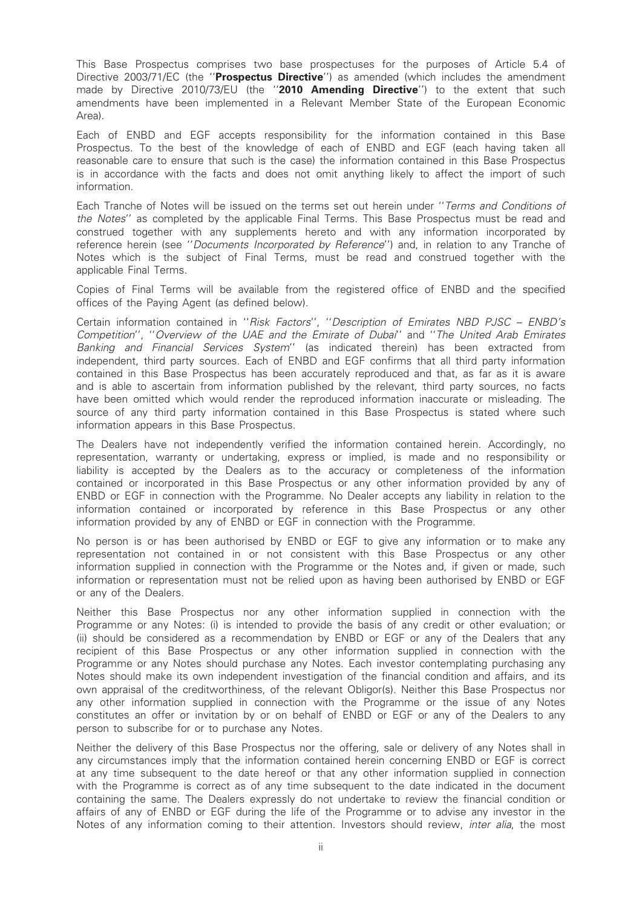This Base Prospectus comprises two base prospectuses for the purposes of Article 5.4 of Directive 2003/71/EC (the ''**Prospectus Directive**'') as amended (which includes the amendment made by Directive 2010/73/EU (the ''**2010 Amending Directive**'') to the extent that such amendments have been implemented in a Relevant Member State of the European Economic Area).

Each of ENBD and EGF accepts responsibility for the information contained in this Base Prospectus. To the best of the knowledge of each of ENBD and EGF (each having taken all reasonable care to ensure that such is the case) the information contained in this Base Prospectus is in accordance with the facts and does not omit anything likely to affect the import of such information.

Each Tranche of Notes will be issued on the terms set out herein under ''*Terms and Conditions of the Notes*'' as completed by the applicable Final Terms. This Base Prospectus must be read and construed together with any supplements hereto and with any information incorporated by reference herein (see ''*Documents Incorporated by Reference*'') and, in relation to any Tranche of Notes which is the subject of Final Terms, must be read and construed together with the applicable Final Terms.

Copies of Final Terms will be available from the registered office of ENBD and the specified offices of the Paying Agent (as defined below).

Certain information contained in ''*Risk Factors*'', ''*Description of Emirates NBD PJSC – ENBD's Competition*'', ''*Overview of the UAE and the Emirate of Dubai*'' and ''*The United Arab Emirates Banking and Financial Services System*'' (as indicated therein) has been extracted from independent, third party sources. Each of ENBD and EGF confirms that all third party information contained in this Base Prospectus has been accurately reproduced and that, as far as it is aware and is able to ascertain from information published by the relevant, third party sources, no facts have been omitted which would render the reproduced information inaccurate or misleading. The source of any third party information contained in this Base Prospectus is stated where such information appears in this Base Prospectus.

The Dealers have not independently verified the information contained herein. Accordingly, no representation, warranty or undertaking, express or implied, is made and no responsibility or liability is accepted by the Dealers as to the accuracy or completeness of the information contained or incorporated in this Base Prospectus or any other information provided by any of ENBD or EGF in connection with the Programme. No Dealer accepts any liability in relation to the information contained or incorporated by reference in this Base Prospectus or any other information provided by any of ENBD or EGF in connection with the Programme.

No person is or has been authorised by ENBD or EGF to give any information or to make any representation not contained in or not consistent with this Base Prospectus or any other information supplied in connection with the Programme or the Notes and, if given or made, such information or representation must not be relied upon as having been authorised by ENBD or EGF or any of the Dealers.

Neither this Base Prospectus nor any other information supplied in connection with the Programme or any Notes: (i) is intended to provide the basis of any credit or other evaluation; or (ii) should be considered as a recommendation by ENBD or EGF or any of the Dealers that any recipient of this Base Prospectus or any other information supplied in connection with the Programme or any Notes should purchase any Notes. Each investor contemplating purchasing any Notes should make its own independent investigation of the financial condition and affairs, and its own appraisal of the creditworthiness, of the relevant Obligor(s). Neither this Base Prospectus nor any other information supplied in connection with the Programme or the issue of any Notes constitutes an offer or invitation by or on behalf of ENBD or EGF or any of the Dealers to any person to subscribe for or to purchase any Notes.

Neither the delivery of this Base Prospectus nor the offering, sale or delivery of any Notes shall in any circumstances imply that the information contained herein concerning ENBD or EGF is correct at any time subsequent to the date hereof or that any other information supplied in connection with the Programme is correct as of any time subsequent to the date indicated in the document containing the same. The Dealers expressly do not undertake to review the financial condition or affairs of any of ENBD or EGF during the life of the Programme or to advise any investor in the Notes of any information coming to their attention. Investors should review, *inter alia*, the most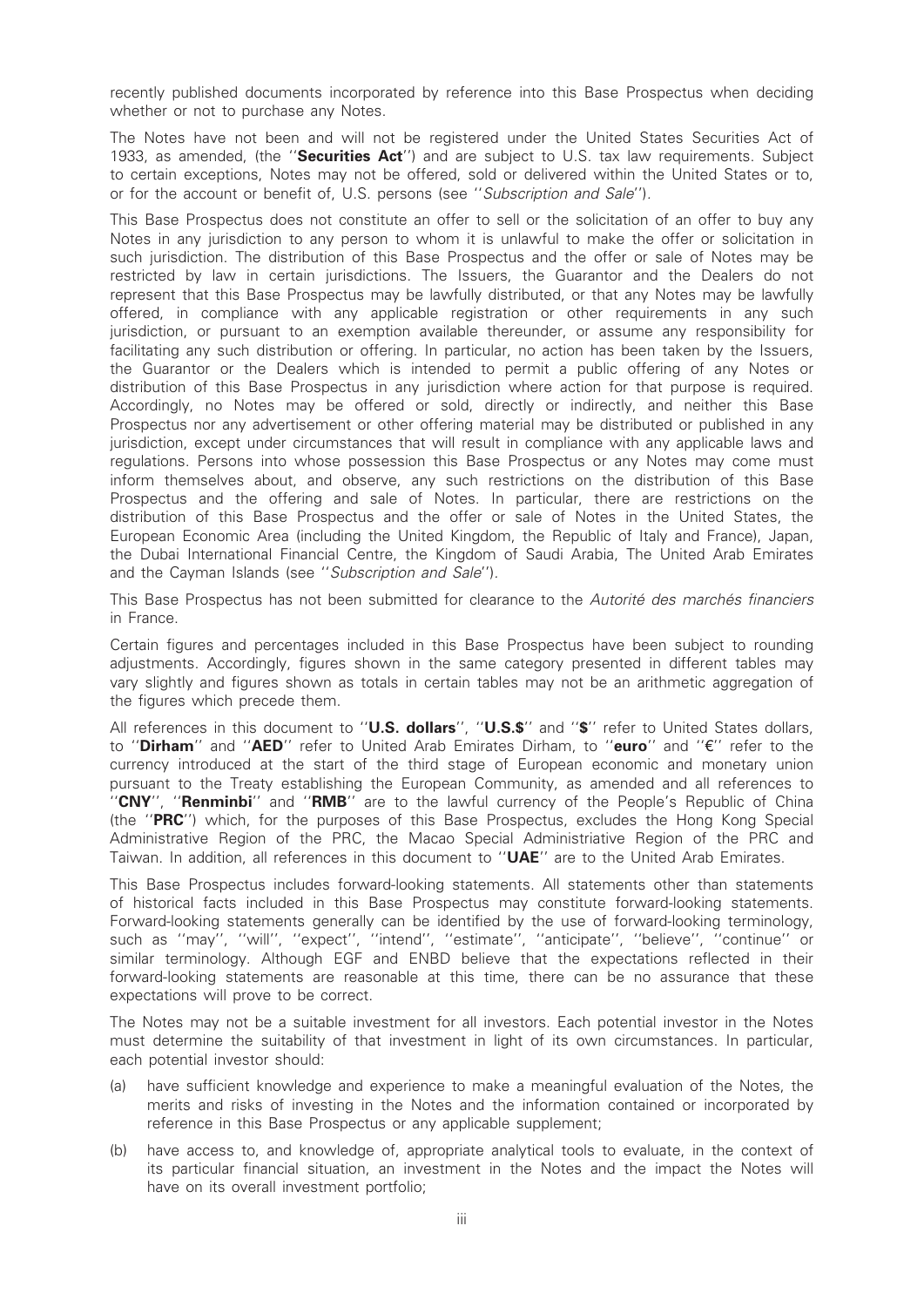recently published documents incorporated by reference into this Base Prospectus when deciding whether or not to purchase any Notes.

The Notes have not been and will not be registered under the United States Securities Act of 1933, as amended, (the ''**Securities Act**'') and are subject to U.S. tax law requirements. Subject to certain exceptions, Notes may not be offered, sold or delivered within the United States or to, or for the account or benefit of, U.S. persons (see ''*Subscription and Sale*'').

This Base Prospectus does not constitute an offer to sell or the solicitation of an offer to buy any Notes in any jurisdiction to any person to whom it is unlawful to make the offer or solicitation in such jurisdiction. The distribution of this Base Prospectus and the offer or sale of Notes may be restricted by law in certain jurisdictions. The Issuers, the Guarantor and the Dealers do not represent that this Base Prospectus may be lawfully distributed, or that any Notes may be lawfully offered, in compliance with any applicable registration or other requirements in any such jurisdiction, or pursuant to an exemption available thereunder, or assume any responsibility for facilitating any such distribution or offering. In particular, no action has been taken by the Issuers, the Guarantor or the Dealers which is intended to permit a public offering of any Notes or distribution of this Base Prospectus in any jurisdiction where action for that purpose is required. Accordingly, no Notes may be offered or sold, directly or indirectly, and neither this Base Prospectus nor any advertisement or other offering material may be distributed or published in any jurisdiction, except under circumstances that will result in compliance with any applicable laws and regulations. Persons into whose possession this Base Prospectus or any Notes may come must inform themselves about, and observe, any such restrictions on the distribution of this Base Prospectus and the offering and sale of Notes. In particular, there are restrictions on the distribution of this Base Prospectus and the offer or sale of Notes in the United States, the European Economic Area (including the United Kingdom, the Republic of Italy and France), Japan, the Dubai International Financial Centre, the Kingdom of Saudi Arabia, The United Arab Emirates and the Cayman Islands (see ''*Subscription and Sale*'').

This Base Prospectus has not been submitted for clearance to the *Autorité des marchés financiers* in France.

Certain figures and percentages included in this Base Prospectus have been subject to rounding adjustments. Accordingly, figures shown in the same category presented in different tables may vary slightly and figures shown as totals in certain tables may not be an arithmetic aggregation of the figures which precede them.

All references in this document to ''**U.S. dollars**'', ''**U.S.$**'' and ''**$**'' refer to United States dollars, to ''**Dirham**'' and ''**AED**'' refer to United Arab Emirates Dirham, to ''**euro**'' and ''**€**'' refer to the currency introduced at the start of the third stage of European economic and monetary union pursuant to the Treaty establishing the European Community, as amended and all references to ''**CNY**'', ''**Renminbi**'' and ''**RMB**'' are to the lawful currency of the People's Republic of China (the ''**PRC**'') which, for the purposes of this Base Prospectus, excludes the Hong Kong Special Administrative Region of the PRC, the Macao Special Administriative Region of the PRC and Taiwan. In addition, all references in this document to ''**UAE**'' are to the United Arab Emirates.

This Base Prospectus includes forward-looking statements. All statements other than statements of historical facts included in this Base Prospectus may constitute forward-looking statements. Forward-looking statements generally can be identified by the use of forward-looking terminology, such as ''may'', ''will'', ''expect'', ''intend'', ''estimate'', ''anticipate'', ''believe'', ''continue'' or similar terminology. Although EGF and ENBD believe that the expectations reflected in their forward-looking statements are reasonable at this time, there can be no assurance that these expectations will prove to be correct.

The Notes may not be a suitable investment for all investors. Each potential investor in the Notes must determine the suitability of that investment in light of its own circumstances. In particular, each potential investor should:

(a) have sufficient knowledge and experience to make a meaningful evaluation of the Notes, the merits and risks of investing in the Notes and the information contained or incorporated by reference in this Base Prospectus or any applicable supplement;

(b) have access to, and knowledge of, appropriate analytical tools to evaluate, in the context of its particular financial situation, an investment in the Notes and the impact the Notes will have on its overall investment portfolio;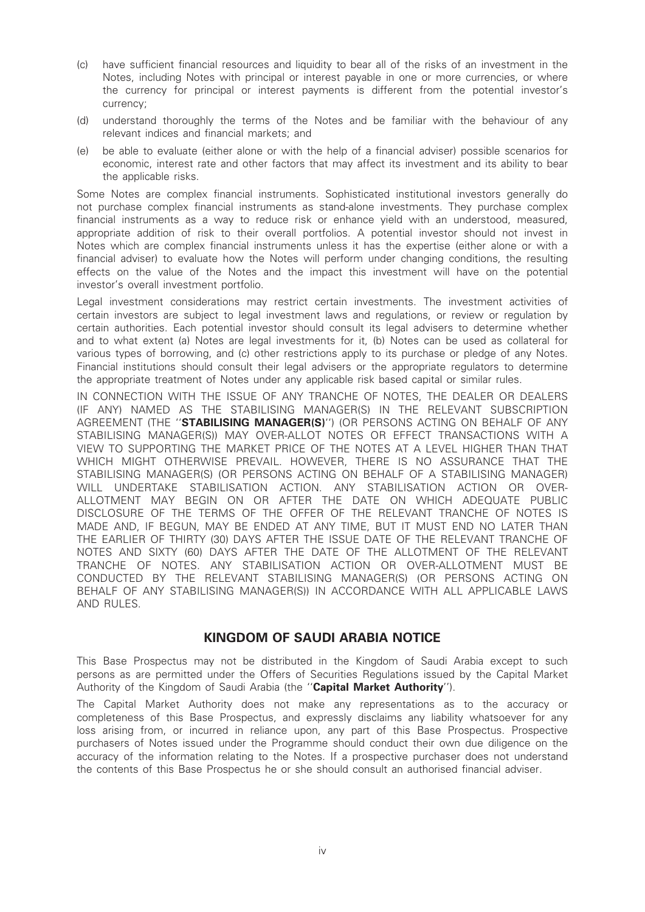(c) have sufficient financial resources and liquidity to bear all of the risks of an investment in the Notes, including Notes with principal or interest payable in one or more currencies, or where the currency for principal or interest payments is different from the potential investor's currency;

(d) understand thoroughly the terms of the Notes and be familiar with the behaviour of any relevant indices and financial markets; and

(e) be able to evaluate (either alone or with the help of a financial adviser) possible scenarios for economic, interest rate and other factors that may affect its investment and its ability to bear the applicable risks.

Some Notes are complex financial instruments. Sophisticated institutional investors generally do not purchase complex financial instruments as stand-alone investments. They purchase complex financial instruments as a way to reduce risk or enhance yield with an understood, measured, appropriate addition of risk to their overall portfolios. A potential investor should not invest in Notes which are complex financial instruments unless it has the expertise (either alone or with a financial adviser) to evaluate how the Notes will perform under changing conditions, the resulting effects on the value of the Notes and the impact this investment will have on the potential investor's overall investment portfolio.

Legal investment considerations may restrict certain investments. The investment activities of certain investors are subject to legal investment laws and regulations, or review or regulation by certain authorities. Each potential investor should consult its legal advisers to determine whether and to what extent (a) Notes are legal investments for it, (b) Notes can be used as collateral for various types of borrowing, and (c) other restrictions apply to its purchase or pledge of any Notes. Financial institutions should consult their legal advisers or the appropriate regulators to determine the appropriate treatment of Notes under any applicable risk based capital or similar rules.

IN CONNECTION WITH THE ISSUE OF ANY TRANCHE OF NOTES, THE DEALER OR DEALERS (IF ANY) NAMED AS THE STABILISING MANAGER(S) IN THE RELEVANT SUBSCRIPTION AGREEMENT (THE "**STABILISING MANAGER(S)**") (OR PERSONS ACTING ON BEHALF OF ANY STABILISING MANAGER(S)) MAY OVER-ALLOT NOTES OR EFFECT TRANSACTIONS WITH A VIEW TO SUPPORTING THE MARKET PRICE OF THE NOTES AT A LEVEL HIGHER THAN THAT WHICH MIGHT OTHERWISE PREVAIL. HOWEVER, THERE IS NO ASSURANCE THAT THE STABILISING MANAGER(S) (OR PERSONS ACTING ON BEHALF OF A STABILISING MANAGER) WILL UNDERTAKE STABILISATION ACTION. ANY STABILISATION ACTION OR OVER-ALLOTMENT MAY BEGIN ON OR AFTER THE DATE ON WHICH ADEQUATE PUBLIC DISCLOSURE OF THE TERMS OF THE OFFER OF THE RELEVANT TRANCHE OF NOTES IS MADE AND, IF BEGUN, MAY BE ENDED AT ANY TIME, BUT IT MUST END NO LATER THAN THE EARLIER OF THIRTY (30) DAYS AFTER THE ISSUE DATE OF THE RELEVANT TRANCHE OF NOTES AND SIXTY (60) DAYS AFTER THE DATE OF THE ALLOTMENT OF THE RELEVANT TRANCHE OF NOTES. ANY STABILISATION ACTION OR OVER-ALLOTMENT MUST BE CONDUCTED BY THE RELEVANT STABILISING MANAGER(S) (OR PERSONS ACTING ON BEHALF OF ANY STABILISING MANAGER(S)) IN ACCORDANCE WITH ALL APPLICABLE LAWS AND RULES.

## KINGDOM OF SAUDI ARABIA NOTICE

This Base Prospectus may not be distributed in the Kingdom of Saudi Arabia except to such persons as are permitted under the Offers of Securities Regulations issued by the Capital Market Authority of the Kingdom of Saudi Arabia (the "**Capital Market Authority**").

The Capital Market Authority does not make any representations as to the accuracy or completeness of this Base Prospectus, and expressly disclaims any liability whatsoever for any loss arising from, or incurred in reliance upon, any part of this Base Prospectus. Prospective purchasers of Notes issued under the Programme should conduct their own due diligence on the accuracy of the information relating to the Notes. If a prospective purchaser does not understand the contents of this Base Prospectus he or she should consult an authorised financial adviser.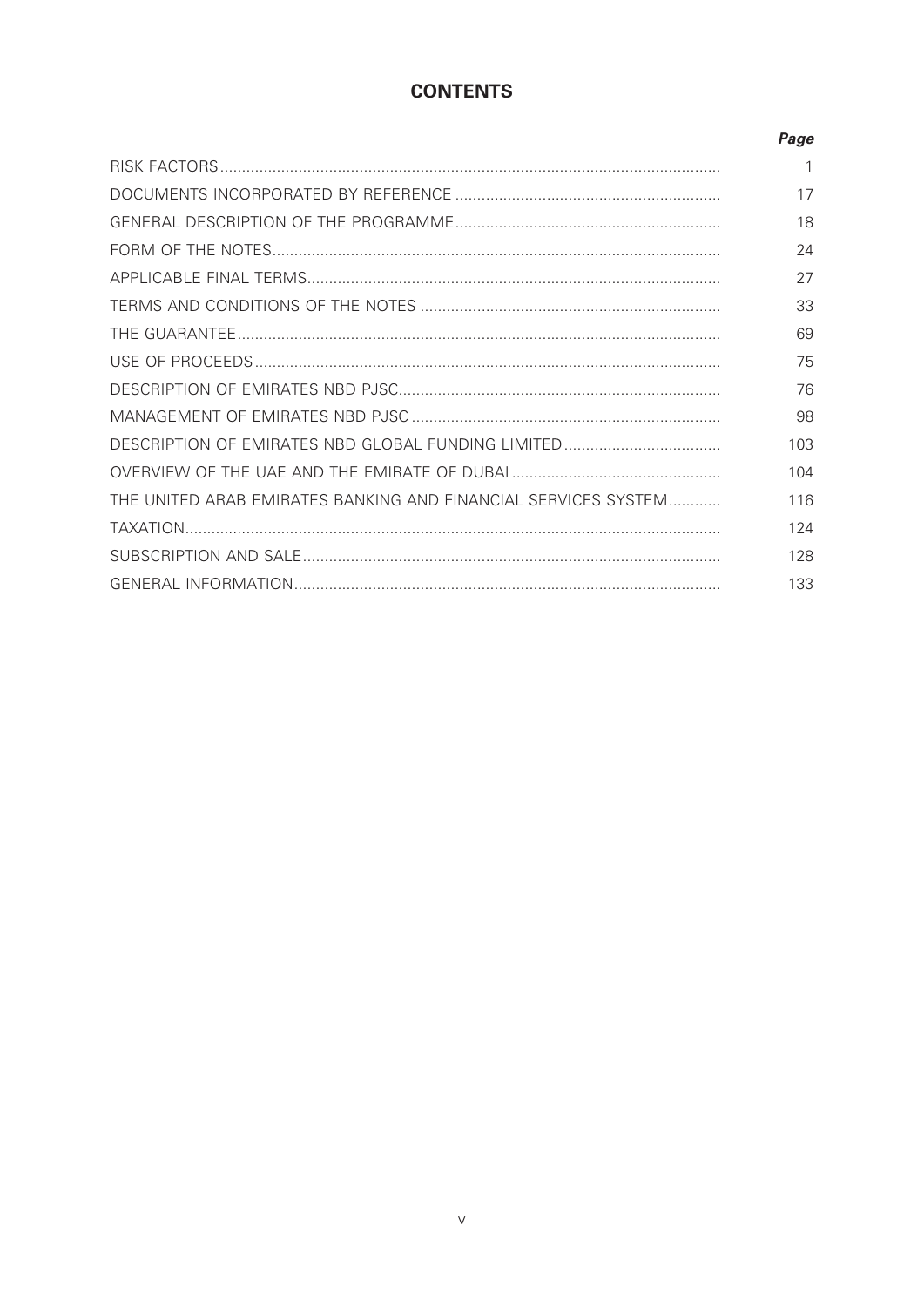# CONTENTS

| | Page |
|---|---|
| RISK FACTORS | 1 |
| DOCUMENTS INCORPORATED BY REFERENCE | 17 |
| GENERAL DESCRIPTION OF THE PROGRAMME | 18 |
| FORM OF THE NOTES | 24 |
| APPLICABLE FINAL TERMS | 27 |
| TERMS AND CONDITIONS OF THE NOTES | 33 |
| THE GUARANTEE | 69 |
| USE OF PROCEEDS | 75 |
| DESCRIPTION OF EMIRATES NBD PJSC | 76 |
| MANAGEMENT OF EMIRATES NBD PJSC | 98 |
| DESCRIPTION OF EMIRATES NBD GLOBAL FUNDING LIMITED | 103 |
| OVERVIEW OF THE UAE AND THE EMIRATE OF DUBAI | 104 |
| THE UNITED ARAB EMIRATES BANKING AND FINANCIAL SERVICES SYSTEM | 116 |
| TAXATION | 124 |
| SUBSCRIPTION AND SALE | 128 |
| GENERAL INFORMATION | 133 |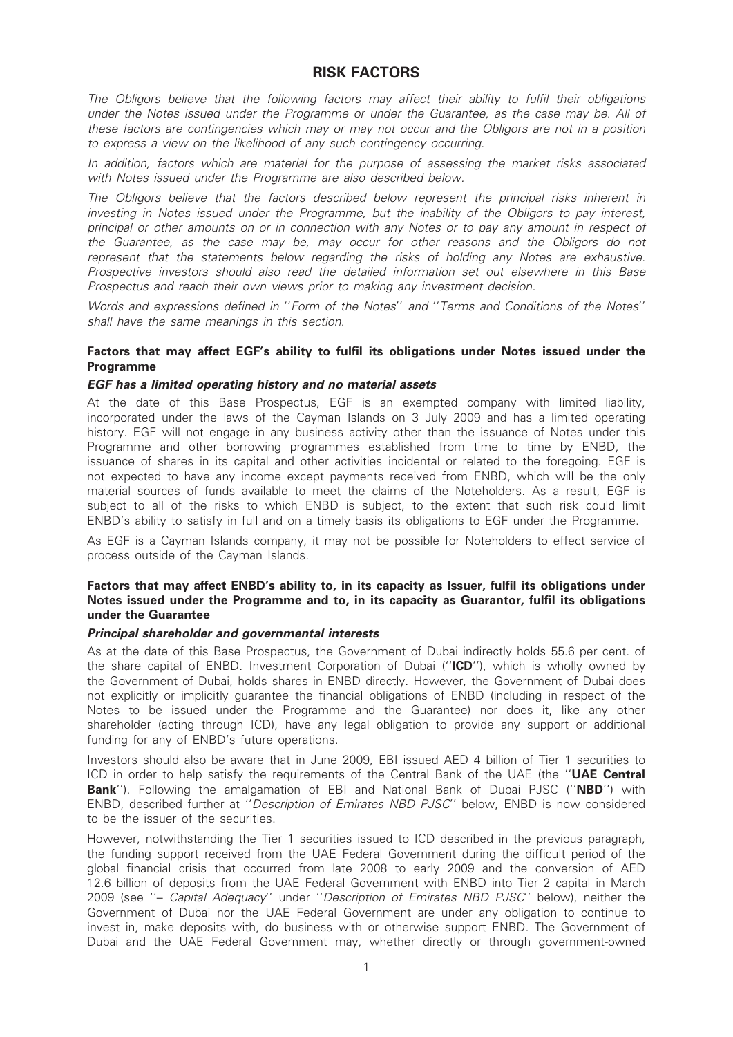# RISK FACTORS

*The Obligors believe that the following factors may affect their ability to fulfil their obligations under the Notes issued under the Programme or under the Guarantee, as the case may be. All of these factors are contingencies which may or may not occur and the Obligors are not in a position to express a view on the likelihood of any such contingency occurring.*

*In addition, factors which are material for the purpose of assessing the market risks associated with Notes issued under the Programme are also described below.*

*The Obligors believe that the factors described below represent the principal risks inherent in investing in Notes issued under the Programme, but the inability of the Obligors to pay interest, principal or other amounts on or in connection with any Notes or to pay any amount in respect of the Guarantee, as the case may be, may occur for other reasons and the Obligors do not represent that the statements below regarding the risks of holding any Notes are exhaustive. Prospective investors should also read the detailed information set out elsewhere in this Base Prospectus and reach their own views prior to making any investment decision.*

*Words and expressions defined in ''Form of the Notes'' and ''Terms and Conditions of the Notes'' shall have the same meanings in this section.*

**Factors that may affect EGF's ability to fulfil its obligations under Notes issued under the Programme**

***EGF has a limited operating history and no material assets***

At the date of this Base Prospectus, EGF is an exempted company with limited liability, incorporated under the laws of the Cayman Islands on 3 July 2009 and has a limited operating history. EGF will not engage in any business activity other than the issuance of Notes under this Programme and other borrowing programmes established from time to time by ENBD, the issuance of shares in its capital and other activities incidental or related to the foregoing. EGF is not expected to have any income except payments received from ENBD, which will be the only material sources of funds available to meet the claims of the Noteholders. As a result, EGF is subject to all of the risks to which ENBD is subject, to the extent that such risk could limit ENBD's ability to satisfy in full and on a timely basis its obligations to EGF under the Programme.

As EGF is a Cayman Islands company, it may not be possible for Noteholders to effect service of process outside of the Cayman Islands.

**Factors that may affect ENBD's ability to, in its capacity as Issuer, fulfil its obligations under Notes issued under the Programme and to, in its capacity as Guarantor, fulfil its obligations under the Guarantee**

***Principal shareholder and governmental interests***

As at the date of this Base Prospectus, the Government of Dubai indirectly holds 55.6 per cent. of the share capital of ENBD. Investment Corporation of Dubai (''**ICD**''), which is wholly owned by the Government of Dubai, holds shares in ENBD directly. However, the Government of Dubai does not explicitly or implicitly guarantee the financial obligations of ENBD (including in respect of the Notes to be issued under the Programme and the Guarantee) nor does it, like any other shareholder (acting through ICD), have any legal obligation to provide any support or additional funding for any of ENBD's future operations.

Investors should also be aware that in June 2009, EBI issued AED 4 billion of Tier 1 securities to ICD in order to help satisfy the requirements of the Central Bank of the UAE (the ''**UAE Central Bank**''). Following the amalgamation of EBI and National Bank of Dubai PJSC (''**NBD**'') with ENBD, described further at ''*Description of Emirates NBD PJSC*'' below, ENBD is now considered to be the issuer of the securities.

However, notwithstanding the Tier 1 securities issued to ICD described in the previous paragraph, the funding support received from the UAE Federal Government during the difficult period of the global financial crisis that occurred from late 2008 to early 2009 and the conversion of AED 12.6 billion of deposits from the UAE Federal Government with ENBD into Tier 2 capital in March 2009 (see ''*– Capital Adequacy*'' under ''*Description of Emirates NBD PJSC*'' below), neither the Government of Dubai nor the UAE Federal Government are under any obligation to continue to invest in, make deposits with, do business with or otherwise support ENBD. The Government of Dubai and the UAE Federal Government may, whether directly or through government-owned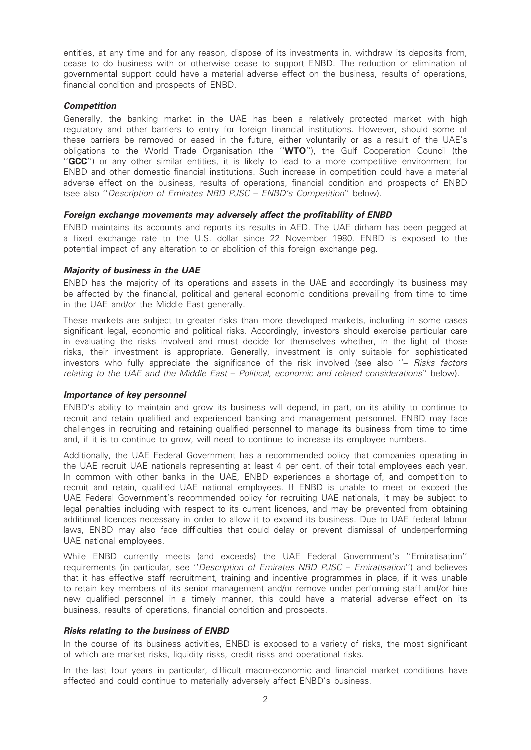entities, at any time and for any reason, dispose of its investments in, withdraw its deposits from, cease to do business with or otherwise cease to support ENBD. The reduction or elimination of governmental support could have a material adverse effect on the business, results of operations, financial condition and prospects of ENBD.

#### *Competition*

Generally, the banking market in the UAE has been a relatively protected market with high regulatory and other barriers to entry for foreign financial institutions. However, should some of these barriers be removed or eased in the future, either voluntarily or as a result of the UAE's obligations to the World Trade Organisation (the ''**WTO**''), the Gulf Cooperation Council (the ''**GCC**'') or any other similar entities, it is likely to lead to a more competitive environment for ENBD and other domestic financial institutions. Such increase in competition could have a material adverse effect on the business, results of operations, financial condition and prospects of ENBD (see also ''*Description of Emirates NBD PJSC – ENBD's Competition*'' below).

#### *Foreign exchange movements may adversely affect the profitability of ENBD*

ENBD maintains its accounts and reports its results in AED. The UAE dirham has been pegged at a fixed exchange rate to the U.S. dollar since 22 November 1980. ENBD is exposed to the potential impact of any alteration to or abolition of this foreign exchange peg.

#### *Majority of business in the UAE*

ENBD has the majority of its operations and assets in the UAE and accordingly its business may be affected by the financial, political and general economic conditions prevailing from time to time in the UAE and/or the Middle East generally.

These markets are subject to greater risks than more developed markets, including in some cases significant legal, economic and political risks. Accordingly, investors should exercise particular care in evaluating the risks involved and must decide for themselves whether, in the light of those risks, their investment is appropriate. Generally, investment is only suitable for sophisticated investors who fully appreciate the significance of the risk involved (see also ''– *Risks factors relating to the UAE and the Middle East – Political, economic and related considerations*'' below).

#### *Importance of key personnel*

ENBD's ability to maintain and grow its business will depend, in part, on its ability to continue to recruit and retain qualified and experienced banking and management personnel. ENBD may face challenges in recruiting and retaining qualified personnel to manage its business from time to time and, if it is to continue to grow, will need to continue to increase its employee numbers.

Additionally, the UAE Federal Government has a recommended policy that companies operating in the UAE recruit UAE nationals representing at least 4 per cent. of their total employees each year. In common with other banks in the UAE, ENBD experiences a shortage of, and competition to recruit and retain, qualified UAE national employees. If ENBD is unable to meet or exceed the UAE Federal Government's recommended policy for recruiting UAE nationals, it may be subject to legal penalties including with respect to its current licences, and may be prevented from obtaining additional licences necessary in order to allow it to expand its business. Due to UAE federal labour laws, ENBD may also face difficulties that could delay or prevent dismissal of underperforming UAE national employees.

While ENBD currently meets (and exceeds) the UAE Federal Government's ''Emiratisation'' requirements (in particular, see ''*Description of Emirates NBD PJSC – Emiratisation*'') and believes that it has effective staff recruitment, training and incentive programmes in place, if it was unable to retain key members of its senior management and/or remove under performing staff and/or hire new qualified personnel in a timely manner, this could have a material adverse effect on its business, results of operations, financial condition and prospects.

#### *Risks relating to the business of ENBD*

In the course of its business activities, ENBD is exposed to a variety of risks, the most significant of which are market risks, liquidity risks, credit risks and operational risks.

In the last four years in particular, difficult macro-economic and financial market conditions have affected and could continue to materially adversely affect ENBD's business.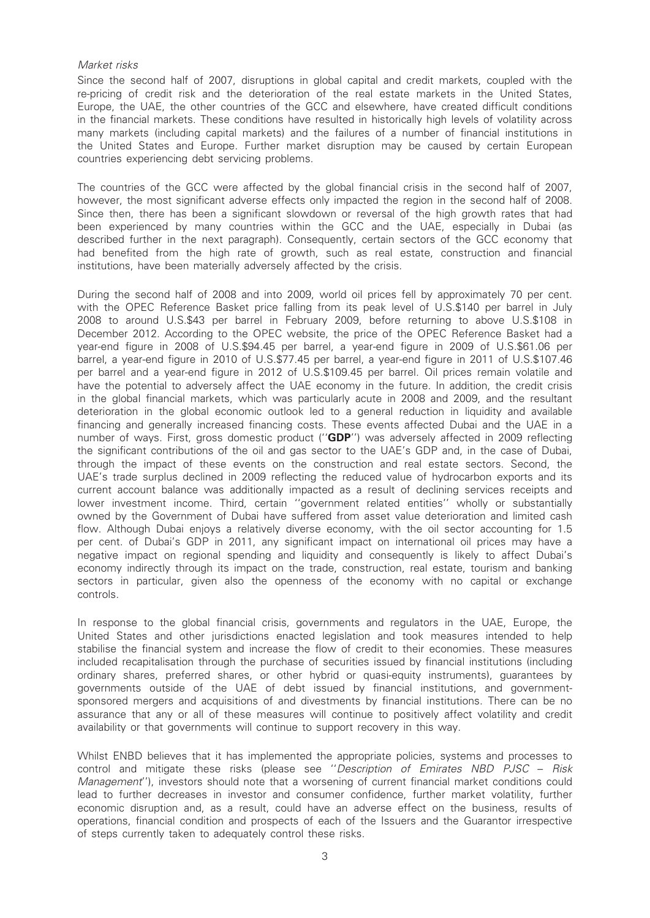*Market risks*

Since the second half of 2007, disruptions in global capital and credit markets, coupled with the re-pricing of credit risk and the deterioration of the real estate markets in the United States, Europe, the UAE, the other countries of the GCC and elsewhere, have created difficult conditions in the financial markets. These conditions have resulted in historically high levels of volatility across many markets (including capital markets) and the failures of a number of financial institutions in the United States and Europe. Further market disruption may be caused by certain European countries experiencing debt servicing problems.

The countries of the GCC were affected by the global financial crisis in the second half of 2007, however, the most significant adverse effects only impacted the region in the second half of 2008. Since then, there has been a significant slowdown or reversal of the high growth rates that had been experienced by many countries within the GCC and the UAE, especially in Dubai (as described further in the next paragraph). Consequently, certain sectors of the GCC economy that had benefited from the high rate of growth, such as real estate, construction and financial institutions, have been materially adversely affected by the crisis.

During the second half of 2008 and into 2009, world oil prices fell by approximately 70 per cent. with the OPEC Reference Basket price falling from its peak level of U.S.$140 per barrel in July 2008 to around U.S.$43 per barrel in February 2009, before returning to above U.S.$108 in December 2012. According to the OPEC website, the price of the OPEC Reference Basket had a year-end figure in 2008 of U.S.$94.45 per barrel, a year-end figure in 2009 of U.S.$61.06 per barrel, a year-end figure in 2010 of U.S.$77.45 per barrel, a year-end figure in 2011 of U.S.$107.46 per barrel and a year-end figure in 2012 of U.S.$109.45 per barrel. Oil prices remain volatile and have the potential to adversely affect the UAE economy in the future. In addition, the credit crisis in the global financial markets, which was particularly acute in 2008 and 2009, and the resultant deterioration in the global economic outlook led to a general reduction in liquidity and available financing and generally increased financing costs. These events affected Dubai and the UAE in a number of ways. First, gross domestic product (''**GDP**'') was adversely affected in 2009 reflecting the significant contributions of the oil and gas sector to the UAE's GDP and, in the case of Dubai, through the impact of these events on the construction and real estate sectors. Second, the UAE's trade surplus declined in 2009 reflecting the reduced value of hydrocarbon exports and its current account balance was additionally impacted as a result of declining services receipts and lower investment income. Third, certain ''government related entities'' wholly or substantially owned by the Government of Dubai have suffered from asset value deterioration and limited cash flow. Although Dubai enjoys a relatively diverse economy, with the oil sector accounting for 1.5 per cent. of Dubai's GDP in 2011, any significant impact on international oil prices may have a negative impact on regional spending and liquidity and consequently is likely to affect Dubai's economy indirectly through its impact on the trade, construction, real estate, tourism and banking sectors in particular, given also the openness of the economy with no capital or exchange controls.

In response to the global financial crisis, governments and regulators in the UAE, Europe, the United States and other jurisdictions enacted legislation and took measures intended to help stabilise the financial system and increase the flow of credit to their economies. These measures included recapitalisation through the purchase of securities issued by financial institutions (including ordinary shares, preferred shares, or other hybrid or quasi-equity instruments), guarantees by governments outside of the UAE of debt issued by financial institutions, and government-sponsored mergers and acquisitions of and divestments by financial institutions. There can be no assurance that any or all of these measures will continue to positively affect volatility and credit availability or that governments will continue to support recovery in this way.

Whilst ENBD believes that it has implemented the appropriate policies, systems and processes to control and mitigate these risks (please see ''*Description of Emirates NBD PJSC – Risk Management*''), investors should note that a worsening of current financial market conditions could lead to further decreases in investor and consumer confidence, further market volatility, further economic disruption and, as a result, could have an adverse effect on the business, results of operations, financial condition and prospects of each of the Issuers and the Guarantor irrespective of steps currently taken to adequately control these risks.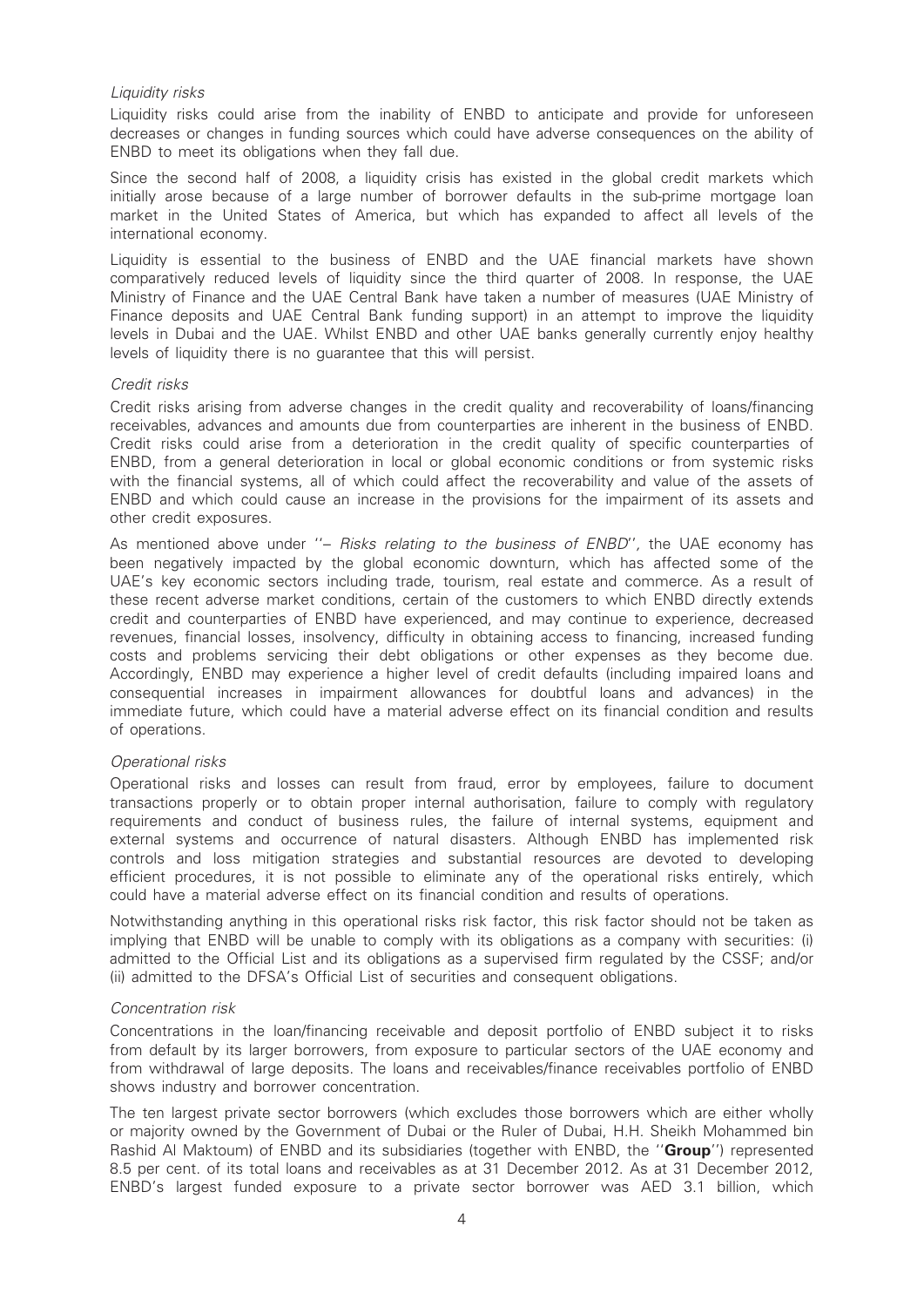*Liquidity risks*

Liquidity risks could arise from the inability of ENBD to anticipate and provide for unforeseen decreases or changes in funding sources which could have adverse consequences on the ability of ENBD to meet its obligations when they fall due.

Since the second half of 2008, a liquidity crisis has existed in the global credit markets which initially arose because of a large number of borrower defaults in the sub-prime mortgage loan market in the United States of America, but which has expanded to affect all levels of the international economy.

Liquidity is essential to the business of ENBD and the UAE financial markets have shown comparatively reduced levels of liquidity since the third quarter of 2008. In response, the UAE Ministry of Finance and the UAE Central Bank have taken a number of measures (UAE Ministry of Finance deposits and UAE Central Bank funding support) in an attempt to improve the liquidity levels in Dubai and the UAE. Whilst ENBD and other UAE banks generally currently enjoy healthy levels of liquidity there is no guarantee that this will persist.

*Credit risks*

Credit risks arising from adverse changes in the credit quality and recoverability of loans/financing receivables, advances and amounts due from counterparties are inherent in the business of ENBD. Credit risks could arise from a deterioration in the credit quality of specific counterparties of ENBD, from a general deterioration in local or global economic conditions or from systemic risks with the financial systems, all of which could affect the recoverability and value of the assets of ENBD and which could cause an increase in the provisions for the impairment of its assets and other credit exposures.

As mentioned above under ''– *Risks relating to the business of ENBD*'', the UAE economy has been negatively impacted by the global economic downturn, which has affected some of the UAE's key economic sectors including trade, tourism, real estate and commerce. As a result of these recent adverse market conditions, certain of the customers to which ENBD directly extends credit and counterparties of ENBD have experienced, and may continue to experience, decreased revenues, financial losses, insolvency, difficulty in obtaining access to financing, increased funding costs and problems servicing their debt obligations or other expenses as they become due. Accordingly, ENBD may experience a higher level of credit defaults (including impaired loans and consequential increases in impairment allowances for doubtful loans and advances) in the immediate future, which could have a material adverse effect on its financial condition and results of operations.

*Operational risks*

Operational risks and losses can result from fraud, error by employees, failure to document transactions properly or to obtain proper internal authorisation, failure to comply with regulatory requirements and conduct of business rules, the failure of internal systems, equipment and external systems and occurrence of natural disasters. Although ENBD has implemented risk controls and loss mitigation strategies and substantial resources are devoted to developing efficient procedures, it is not possible to eliminate any of the operational risks entirely, which could have a material adverse effect on its financial condition and results of operations.

Notwithstanding anything in this operational risks risk factor, this risk factor should not be taken as implying that ENBD will be unable to comply with its obligations as a company with securities: (i) admitted to the Official List and its obligations as a supervised firm regulated by the CSSF; and/or (ii) admitted to the DFSA's Official List of securities and consequent obligations.

*Concentration risk*

Concentrations in the loan/financing receivable and deposit portfolio of ENBD subject it to risks from default by its larger borrowers, from exposure to particular sectors of the UAE economy and from withdrawal of large deposits. The loans and receivables/finance receivables portfolio of ENBD shows industry and borrower concentration.

The ten largest private sector borrowers (which excludes those borrowers which are either wholly or majority owned by the Government of Dubai or the Ruler of Dubai, H.H. Sheikh Mohammed bin Rashid Al Maktoum) of ENBD and its subsidiaries (together with ENBD, the ''**Group**'') represented 8.5 per cent. of its total loans and receivables as at 31 December 2012. As at 31 December 2012, ENBD's largest funded exposure to a private sector borrower was AED 3.1 billion, which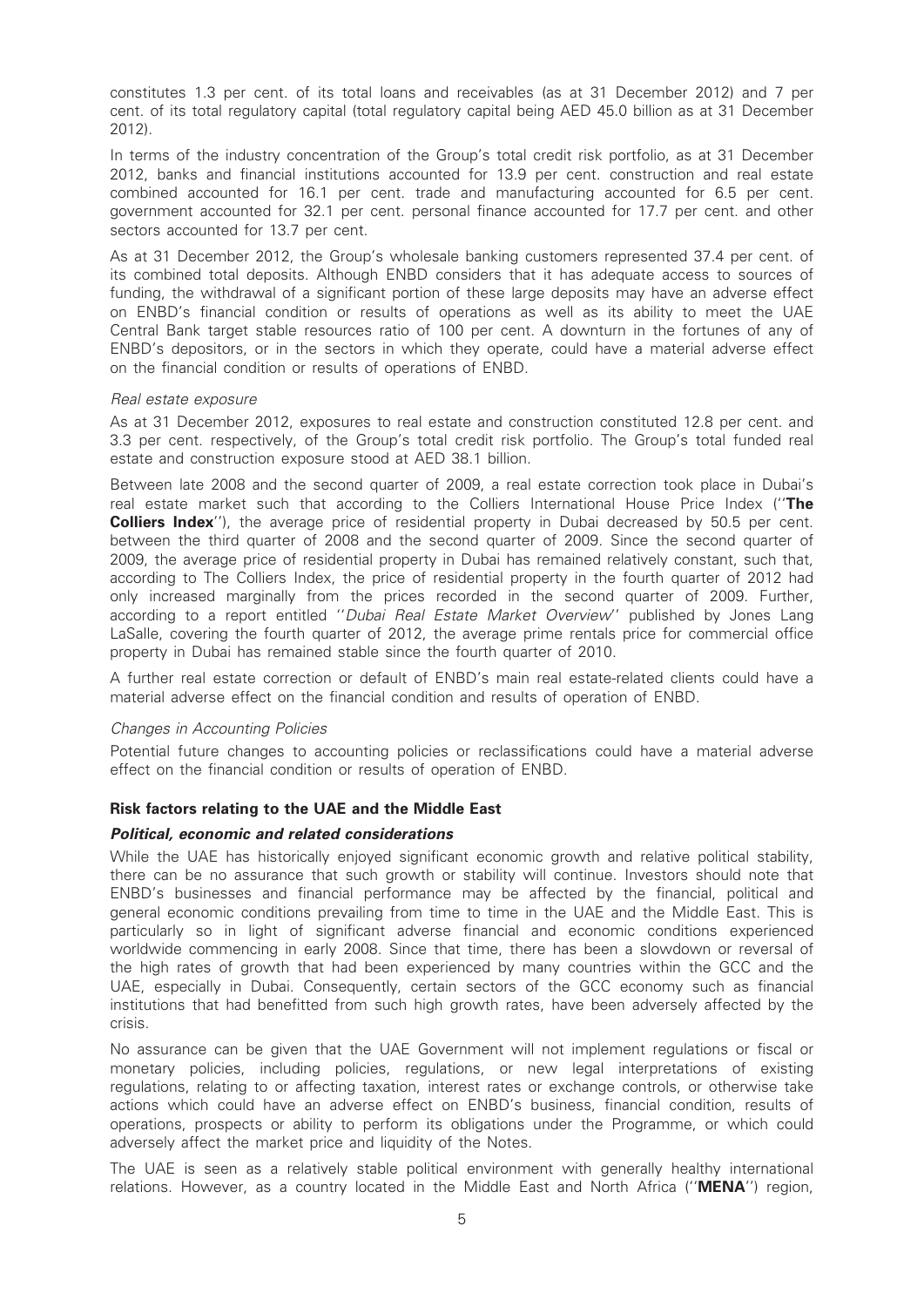constitutes 1.3 per cent. of its total loans and receivables (as at 31 December 2012) and 7 per cent. of its total regulatory capital (total regulatory capital being AED 45.0 billion as at 31 December 2012).

In terms of the industry concentration of the Group's total credit risk portfolio, as at 31 December 2012, banks and financial institutions accounted for 13.9 per cent. construction and real estate combined accounted for 16.1 per cent. trade and manufacturing accounted for 6.5 per cent. government accounted for 32.1 per cent. personal finance accounted for 17.7 per cent. and other sectors accounted for 13.7 per cent.

As at 31 December 2012, the Group's wholesale banking customers represented 37.4 per cent. of its combined total deposits. Although ENBD considers that it has adequate access to sources of funding, the withdrawal of a significant portion of these large deposits may have an adverse effect on ENBD's financial condition or results of operations as well as its ability to meet the UAE Central Bank target stable resources ratio of 100 per cent. A downturn in the fortunes of any of ENBD's depositors, or in the sectors in which they operate, could have a material adverse effect on the financial condition or results of operations of ENBD.

*Real estate exposure*

As at 31 December 2012, exposures to real estate and construction constituted 12.8 per cent. and 3.3 per cent. respectively, of the Group's total credit risk portfolio. The Group's total funded real estate and construction exposure stood at AED 38.1 billion.

Between late 2008 and the second quarter of 2009, a real estate correction took place in Dubai's real estate market such that according to the Colliers International House Price Index (''**The Colliers Index**''), the average price of residential property in Dubai decreased by 50.5 per cent. between the third quarter of 2008 and the second quarter of 2009. Since the second quarter of 2009, the average price of residential property in Dubai has remained relatively constant, such that, according to The Colliers Index, the price of residential property in the fourth quarter of 2012 had only increased marginally from the prices recorded in the second quarter of 2009. Further, according to a report entitled ''*Dubai Real Estate Market Overview*'' published by Jones Lang LaSalle, covering the fourth quarter of 2012, the average prime rentals price for commercial office property in Dubai has remained stable since the fourth quarter of 2010.

A further real estate correction or default of ENBD's main real estate-related clients could have a material adverse effect on the financial condition and results of operation of ENBD.

*Changes in Accounting Policies*

Potential future changes to accounting policies or reclassifications could have a material adverse effect on the financial condition or results of operation of ENBD.

**Risk factors relating to the UAE and the Middle East**

***Political, economic and related considerations***

While the UAE has historically enjoyed significant economic growth and relative political stability, there can be no assurance that such growth or stability will continue. Investors should note that ENBD's businesses and financial performance may be affected by the financial, political and general economic conditions prevailing from time to time in the UAE and the Middle East. This is particularly so in light of significant adverse financial and economic conditions experienced worldwide commencing in early 2008. Since that time, there has been a slowdown or reversal of the high rates of growth that had been experienced by many countries within the GCC and the UAE, especially in Dubai. Consequently, certain sectors of the GCC economy such as financial institutions that had benefitted from such high growth rates, have been adversely affected by the crisis.

No assurance can be given that the UAE Government will not implement regulations or fiscal or monetary policies, including policies, regulations, or new legal interpretations of existing regulations, relating to or affecting taxation, interest rates or exchange controls, or otherwise take actions which could have an adverse effect on ENBD's business, financial condition, results of operations, prospects or ability to perform its obligations under the Programme, or which could adversely affect the market price and liquidity of the Notes.

The UAE is seen as a relatively stable political environment with generally healthy international relations. However, as a country located in the Middle East and North Africa (''**MENA**'') region,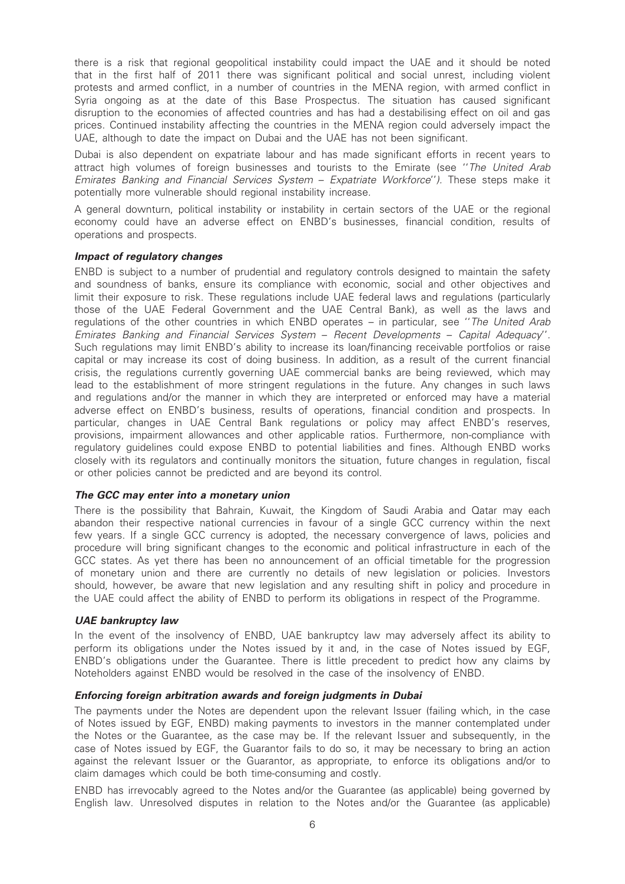there is a risk that regional geopolitical instability could impact the UAE and it should be noted that in the first half of 2011 there was significant political and social unrest, including violent protests and armed conflict, in a number of countries in the MENA region, with armed conflict in Syria ongoing as at the date of this Base Prospectus. The situation has caused significant disruption to the economies of affected countries and has had a destabilising effect on oil and gas prices. Continued instability affecting the countries in the MENA region could adversely impact the UAE, although to date the impact on Dubai and the UAE has not been significant.

Dubai is also dependent on expatriate labour and has made significant efforts in recent years to attract high volumes of foreign businesses and tourists to the Emirate (see "*The United Arab Emirates Banking and Financial Services System – Expatriate Workforce*"). These steps make it potentially more vulnerable should regional instability increase.

A general downturn, political instability or instability in certain sectors of the UAE or the regional economy could have an adverse effect on ENBD's businesses, financial condition, results of operations and prospects.

***Impact of regulatory changes***

ENBD is subject to a number of prudential and regulatory controls designed to maintain the safety and soundness of banks, ensure its compliance with economic, social and other objectives and limit their exposure to risk. These regulations include UAE federal laws and regulations (particularly those of the UAE Federal Government and the UAE Central Bank), as well as the laws and regulations of the other countries in which ENBD operates – in particular, see "*The United Arab Emirates Banking and Financial Services System – Recent Developments – Capital Adequacy*". Such regulations may limit ENBD's ability to increase its loan/financing receivable portfolios or raise capital or may increase its cost of doing business. In addition, as a result of the current financial crisis, the regulations currently governing UAE commercial banks are being reviewed, which may lead to the establishment of more stringent regulations in the future. Any changes in such laws and regulations and/or the manner in which they are interpreted or enforced may have a material adverse effect on ENBD's business, results of operations, financial condition and prospects. In particular, changes in UAE Central Bank regulations or policy may affect ENBD's reserves, provisions, impairment allowances and other applicable ratios. Furthermore, non-compliance with regulatory guidelines could expose ENBD to potential liabilities and fines. Although ENBD works closely with its regulators and continually monitors the situation, future changes in regulation, fiscal or other policies cannot be predicted and are beyond its control.

***The GCC may enter into a monetary union***

There is the possibility that Bahrain, Kuwait, the Kingdom of Saudi Arabia and Qatar may each abandon their respective national currencies in favour of a single GCC currency within the next few years. If a single GCC currency is adopted, the necessary convergence of laws, policies and procedure will bring significant changes to the economic and political infrastructure in each of the GCC states. As yet there has been no announcement of an official timetable for the progression of monetary union and there are currently no details of new legislation or policies. Investors should, however, be aware that new legislation and any resulting shift in policy and procedure in the UAE could affect the ability of ENBD to perform its obligations in respect of the Programme.

***UAE bankruptcy law***

In the event of the insolvency of ENBD, UAE bankruptcy law may adversely affect its ability to perform its obligations under the Notes issued by it and, in the case of Notes issued by EGF, ENBD's obligations under the Guarantee. There is little precedent to predict how any claims by Noteholders against ENBD would be resolved in the case of the insolvency of ENBD.

***Enforcing foreign arbitration awards and foreign judgments in Dubai***

The payments under the Notes are dependent upon the relevant Issuer (failing which, in the case of Notes issued by EGF, ENBD) making payments to investors in the manner contemplated under the Notes or the Guarantee, as the case may be. If the relevant Issuer and subsequently, in the case of Notes issued by EGF, the Guarantor fails to do so, it may be necessary to bring an action against the relevant Issuer or the Guarantor, as appropriate, to enforce its obligations and/or to claim damages which could be both time-consuming and costly.

ENBD has irrevocably agreed to the Notes and/or the Guarantee (as applicable) being governed by English law. Unresolved disputes in relation to the Notes and/or the Guarantee (as applicable)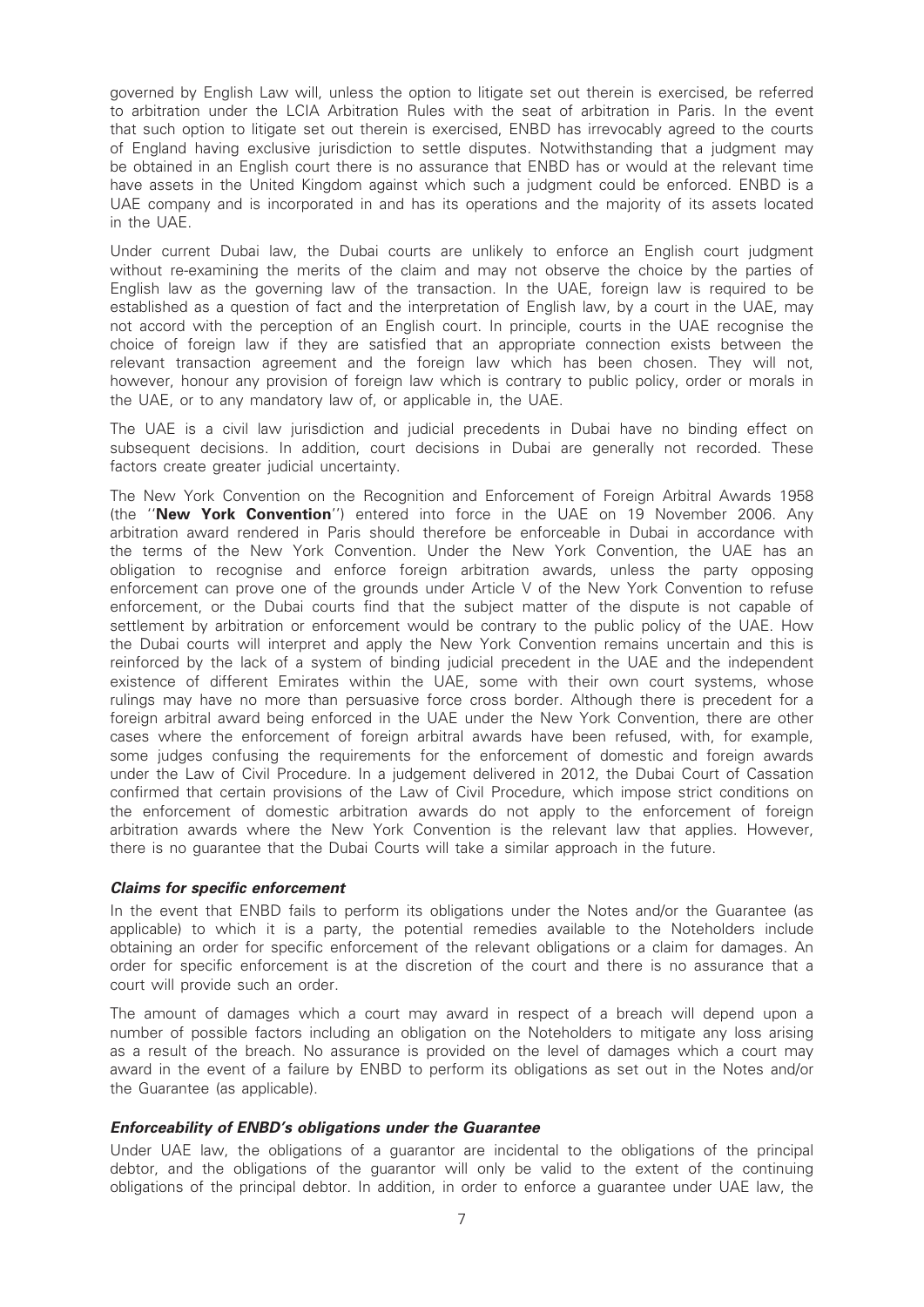governed by English Law will, unless the option to litigate set out therein is exercised, be referred to arbitration under the LCIA Arbitration Rules with the seat of arbitration in Paris. In the event that such option to litigate set out therein is exercised, ENBD has irrevocably agreed to the courts of England having exclusive jurisdiction to settle disputes. Notwithstanding that a judgment may be obtained in an English court there is no assurance that ENBD has or would at the relevant time have assets in the United Kingdom against which such a judgment could be enforced. ENBD is a UAE company and is incorporated in and has its operations and the majority of its assets located in the UAE.

Under current Dubai law, the Dubai courts are unlikely to enforce an English court judgment without re-examining the merits of the claim and may not observe the choice by the parties of English law as the governing law of the transaction. In the UAE, foreign law is required to be established as a question of fact and the interpretation of English law, by a court in the UAE, may not accord with the perception of an English court. In principle, courts in the UAE recognise the choice of foreign law if they are satisfied that an appropriate connection exists between the relevant transaction agreement and the foreign law which has been chosen. They will not, however, honour any provision of foreign law which is contrary to public policy, order or morals in the UAE, or to any mandatory law of, or applicable in, the UAE.

The UAE is a civil law jurisdiction and judicial precedents in Dubai have no binding effect on subsequent decisions. In addition, court decisions in Dubai are generally not recorded. These factors create greater judicial uncertainty.

The New York Convention on the Recognition and Enforcement of Foreign Arbitral Awards 1958 (the "**New York Convention**") entered into force in the UAE on 19 November 2006. Any arbitration award rendered in Paris should therefore be enforceable in Dubai in accordance with the terms of the New York Convention. Under the New York Convention, the UAE has an obligation to recognise and enforce foreign arbitration awards, unless the party opposing enforcement can prove one of the grounds under Article V of the New York Convention to refuse enforcement, or the Dubai courts find that the subject matter of the dispute is not capable of settlement by arbitration or enforcement would be contrary to the public policy of the UAE. How the Dubai courts will interpret and apply the New York Convention remains uncertain and this is reinforced by the lack of a system of binding judicial precedent in the UAE and the independent existence of different Emirates within the UAE, some with their own court systems, whose rulings may have no more than persuasive force cross border. Although there is precedent for a foreign arbitral award being enforced in the UAE under the New York Convention, there are other cases where the enforcement of foreign arbitral awards have been refused, with, for example, some judges confusing the requirements for the enforcement of domestic and foreign awards under the Law of Civil Procedure. In a judgement delivered in 2012, the Dubai Court of Cassation confirmed that certain provisions of the Law of Civil Procedure, which impose strict conditions on the enforcement of domestic arbitration awards do not apply to the enforcement of foreign arbitration awards where the New York Convention is the relevant law that applies. However, there is no guarantee that the Dubai Courts will take a similar approach in the future.

***Claims for specific enforcement***

In the event that ENBD fails to perform its obligations under the Notes and/or the Guarantee (as applicable) to which it is a party, the potential remedies available to the Noteholders include obtaining an order for specific enforcement of the relevant obligations or a claim for damages. An order for specific enforcement is at the discretion of the court and there is no assurance that a court will provide such an order.

The amount of damages which a court may award in respect of a breach will depend upon a number of possible factors including an obligation on the Noteholders to mitigate any loss arising as a result of the breach. No assurance is provided on the level of damages which a court may award in the event of a failure by ENBD to perform its obligations as set out in the Notes and/or the Guarantee (as applicable).

***Enforceability of ENBD's obligations under the Guarantee***

Under UAE law, the obligations of a guarantor are incidental to the obligations of the principal debtor, and the obligations of the guarantor will only be valid to the extent of the continuing obligations of the principal debtor. In addition, in order to enforce a guarantee under UAE law, the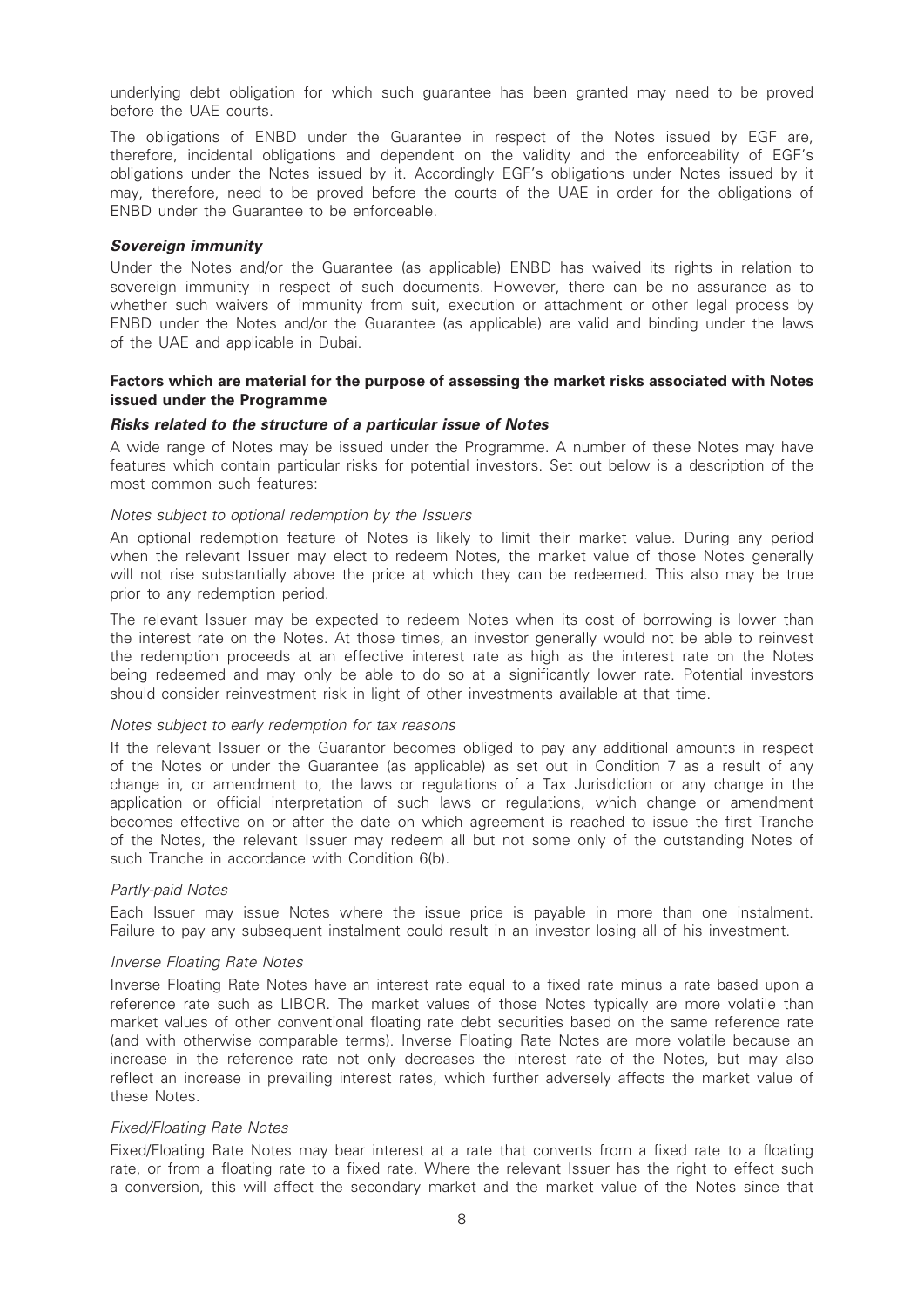underlying debt obligation for which such guarantee has been granted may need to be proved before the UAE courts.

The obligations of ENBD under the Guarantee in respect of the Notes issued by EGF are, therefore, incidental obligations and dependent on the validity and the enforceability of EGF's obligations under the Notes issued by it. Accordingly EGF's obligations under Notes issued by it may, therefore, need to be proved before the courts of the UAE in order for the obligations of ENBD under the Guarantee to be enforceable.

***Sovereign immunity***

Under the Notes and/or the Guarantee (as applicable) ENBD has waived its rights in relation to sovereign immunity in respect of such documents. However, there can be no assurance as to whether such waivers of immunity from suit, execution or attachment or other legal process by ENBD under the Notes and/or the Guarantee (as applicable) are valid and binding under the laws of the UAE and applicable in Dubai.

**Factors which are material for the purpose of assessing the market risks associated with Notes issued under the Programme**

***Risks related to the structure of a particular issue of Notes***

A wide range of Notes may be issued under the Programme. A number of these Notes may have features which contain particular risks for potential investors. Set out below is a description of the most common such features:

*Notes subject to optional redemption by the Issuers*

An optional redemption feature of Notes is likely to limit their market value. During any period when the relevant Issuer may elect to redeem Notes, the market value of those Notes generally will not rise substantially above the price at which they can be redeemed. This also may be true prior to any redemption period.

The relevant Issuer may be expected to redeem Notes when its cost of borrowing is lower than the interest rate on the Notes. At those times, an investor generally would not be able to reinvest the redemption proceeds at an effective interest rate as high as the interest rate on the Notes being redeemed and may only be able to do so at a significantly lower rate. Potential investors should consider reinvestment risk in light of other investments available at that time.

*Notes subject to early redemption for tax reasons*

If the relevant Issuer or the Guarantor becomes obliged to pay any additional amounts in respect of the Notes or under the Guarantee (as applicable) as set out in Condition 7 as a result of any change in, or amendment to, the laws or regulations of a Tax Jurisdiction or any change in the application or official interpretation of such laws or regulations, which change or amendment becomes effective on or after the date on which agreement is reached to issue the first Tranche of the Notes, the relevant Issuer may redeem all but not some only of the outstanding Notes of such Tranche in accordance with Condition 6(b).

*Partly-paid Notes*

Each Issuer may issue Notes where the issue price is payable in more than one instalment. Failure to pay any subsequent instalment could result in an investor losing all of his investment.

*Inverse Floating Rate Notes*

Inverse Floating Rate Notes have an interest rate equal to a fixed rate minus a rate based upon a reference rate such as LIBOR. The market values of those Notes typically are more volatile than market values of other conventional floating rate debt securities based on the same reference rate (and with otherwise comparable terms). Inverse Floating Rate Notes are more volatile because an increase in the reference rate not only decreases the interest rate of the Notes, but may also reflect an increase in prevailing interest rates, which further adversely affects the market value of these Notes.

*Fixed/Floating Rate Notes*

Fixed/Floating Rate Notes may bear interest at a rate that converts from a fixed rate to a floating rate, or from a floating rate to a fixed rate. Where the relevant Issuer has the right to effect such a conversion, this will affect the secondary market and the market value of the Notes since that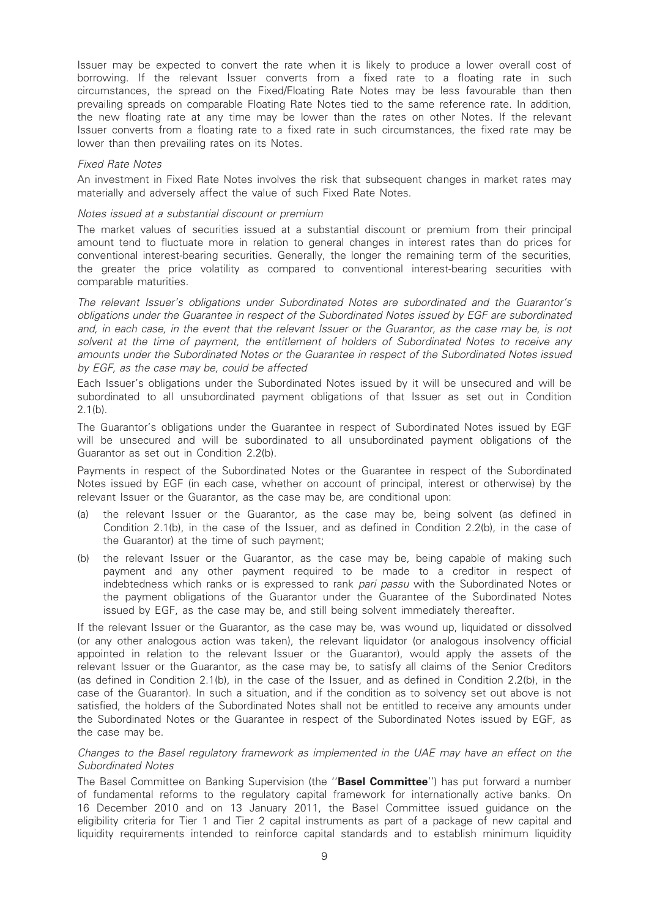Issuer may be expected to convert the rate when it is likely to produce a lower overall cost of borrowing. If the relevant Issuer converts from a fixed rate to a floating rate in such circumstances, the spread on the Fixed/Floating Rate Notes may be less favourable than then prevailing spreads on comparable Floating Rate Notes tied to the same reference rate. In addition, the new floating rate at any time may be lower than the rates on other Notes. If the relevant Issuer converts from a floating rate to a fixed rate in such circumstances, the fixed rate may be lower than then prevailing rates on its Notes.

*Fixed Rate Notes*

An investment in Fixed Rate Notes involves the risk that subsequent changes in market rates may materially and adversely affect the value of such Fixed Rate Notes.

*Notes issued at a substantial discount or premium*

The market values of securities issued at a substantial discount or premium from their principal amount tend to fluctuate more in relation to general changes in interest rates than do prices for conventional interest-bearing securities. Generally, the longer the remaining term of the securities, the greater the price volatility as compared to conventional interest-bearing securities with comparable maturities.

*The relevant Issuer's obligations under Subordinated Notes are subordinated and the Guarantor's obligations under the Guarantee in respect of the Subordinated Notes issued by EGF are subordinated and, in each case, in the event that the relevant Issuer or the Guarantor, as the case may be, is not solvent at the time of payment, the entitlement of holders of Subordinated Notes to receive any amounts under the Subordinated Notes or the Guarantee in respect of the Subordinated Notes issued by EGF, as the case may be, could be affected*

Each Issuer's obligations under the Subordinated Notes issued by it will be unsecured and will be subordinated to all unsubordinated payment obligations of that Issuer as set out in Condition 2.1(b).

The Guarantor's obligations under the Guarantee in respect of Subordinated Notes issued by EGF will be unsecured and will be subordinated to all unsubordinated payment obligations of the Guarantor as set out in Condition 2.2(b).

Payments in respect of the Subordinated Notes or the Guarantee in respect of the Subordinated Notes issued by EGF (in each case, whether on account of principal, interest or otherwise) by the relevant Issuer or the Guarantor, as the case may be, are conditional upon:

(a) the relevant Issuer or the Guarantor, as the case may be, being solvent (as defined in Condition 2.1(b), in the case of the Issuer, and as defined in Condition 2.2(b), in the case of the Guarantor) at the time of such payment;

(b) the relevant Issuer or the Guarantor, as the case may be, being capable of making such payment and any other payment required to be made to a creditor in respect of indebtedness which ranks or is expressed to rank *pari passu* with the Subordinated Notes or the payment obligations of the Guarantor under the Guarantee of the Subordinated Notes issued by EGF, as the case may be, and still being solvent immediately thereafter.

If the relevant Issuer or the Guarantor, as the case may be, was wound up, liquidated or dissolved (or any other analogous action was taken), the relevant liquidator (or analogous insolvency official appointed in relation to the relevant Issuer or the Guarantor), would apply the assets of the relevant Issuer or the Guarantor, as the case may be, to satisfy all claims of the Senior Creditors (as defined in Condition 2.1(b), in the case of the Issuer, and as defined in Condition 2.2(b), in the case of the Guarantor). In such a situation, and if the condition as to solvency set out above is not satisfied, the holders of the Subordinated Notes shall not be entitled to receive any amounts under the Subordinated Notes or the Guarantee in respect of the Subordinated Notes issued by EGF, as the case may be.

*Changes to the Basel regulatory framework as implemented in the UAE may have an effect on the Subordinated Notes*

The Basel Committee on Banking Supervision (the "**Basel Committee**") has put forward a number of fundamental reforms to the regulatory capital framework for internationally active banks. On 16 December 2010 and on 13 January 2011, the Basel Committee issued guidance on the eligibility criteria for Tier 1 and Tier 2 capital instruments as part of a package of new capital and liquidity requirements intended to reinforce capital standards and to establish minimum liquidity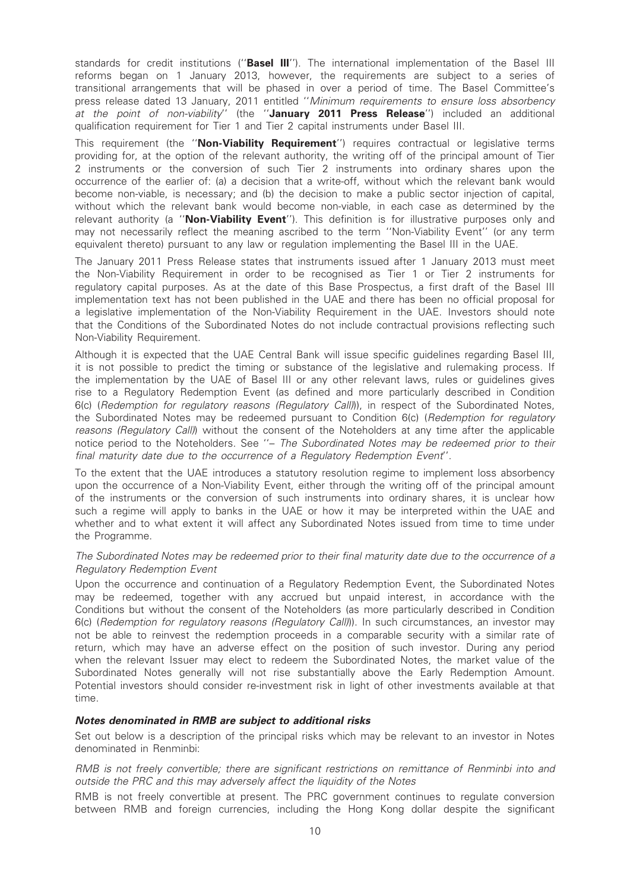standards for credit institutions (''**Basel III**''). The international implementation of the Basel III reforms began on 1 January 2013, however, the requirements are subject to a series of transitional arrangements that will be phased in over a period of time. The Basel Committee's press release dated 13 January, 2011 entitled ''*Minimum requirements to ensure loss absorbency at the point of non-viability*'' (the ''**January 2011 Press Release**'') included an additional qualification requirement for Tier 1 and Tier 2 capital instruments under Basel III.

This requirement (the ''**Non-Viability Requirement**'') requires contractual or legislative terms providing for, at the option of the relevant authority, the writing off of the principal amount of Tier 2 instruments or the conversion of such Tier 2 instruments into ordinary shares upon the occurrence of the earlier of: (a) a decision that a write-off, without which the relevant bank would become non-viable, is necessary; and (b) the decision to make a public sector injection of capital, without which the relevant bank would become non-viable, in each case as determined by the relevant authority (a ''**Non-Viability Event**''). This definition is for illustrative purposes only and may not necessarily reflect the meaning ascribed to the term ''Non-Viability Event'' (or any term equivalent thereto) pursuant to any law or regulation implementing the Basel III in the UAE.

The January 2011 Press Release states that instruments issued after 1 January 2013 must meet the Non-Viability Requirement in order to be recognised as Tier 1 or Tier 2 instruments for regulatory capital purposes. As at the date of this Base Prospectus, a first draft of the Basel III implementation text has not been published in the UAE and there has been no official proposal for a legislative implementation of the Non-Viability Requirement in the UAE. Investors should note that the Conditions of the Subordinated Notes do not include contractual provisions reflecting such Non-Viability Requirement.

Although it is expected that the UAE Central Bank will issue specific guidelines regarding Basel III, it is not possible to predict the timing or substance of the legislative and rulemaking process. If the implementation by the UAE of Basel III or any other relevant laws, rules or guidelines gives rise to a Regulatory Redemption Event (as defined and more particularly described in Condition 6(c) (*Redemption for regulatory reasons (Regulatory Call)*)), in respect of the Subordinated Notes, the Subordinated Notes may be redeemed pursuant to Condition 6(c) (*Redemption for regulatory reasons (Regulatory Call)*) without the consent of the Noteholders at any time after the applicable notice period to the Noteholders. See ''– *The Subordinated Notes may be redeemed prior to their final maturity date due to the occurrence of a Regulatory Redemption Event*''.

To the extent that the UAE introduces a statutory resolution regime to implement loss absorbency upon the occurrence of a Non-Viability Event, either through the writing off of the principal amount of the instruments or the conversion of such instruments into ordinary shares, it is unclear how such a regime will apply to banks in the UAE or how it may be interpreted within the UAE and whether and to what extent it will affect any Subordinated Notes issued from time to time under the Programme.

*The Subordinated Notes may be redeemed prior to their final maturity date due to the occurrence of a Regulatory Redemption Event*

Upon the occurrence and continuation of a Regulatory Redemption Event, the Subordinated Notes may be redeemed, together with any accrued but unpaid interest, in accordance with the Conditions but without the consent of the Noteholders (as more particularly described in Condition 6(c) (*Redemption for regulatory reasons (Regulatory Call)*)). In such circumstances, an investor may not be able to reinvest the redemption proceeds in a comparable security with a similar rate of return, which may have an adverse effect on the position of such investor. During any period when the relevant Issuer may elect to redeem the Subordinated Notes, the market value of the Subordinated Notes generally will not rise substantially above the Early Redemption Amount. Potential investors should consider re-investment risk in light of other investments available at that time.

***Notes denominated in RMB are subject to additional risks***

Set out below is a description of the principal risks which may be relevant to an investor in Notes denominated in Renminbi:

*RMB is not freely convertible; there are significant restrictions on remittance of Renminbi into and outside the PRC and this may adversely affect the liquidity of the Notes*

RMB is not freely convertible at present. The PRC government continues to regulate conversion between RMB and foreign currencies, including the Hong Kong dollar despite the significant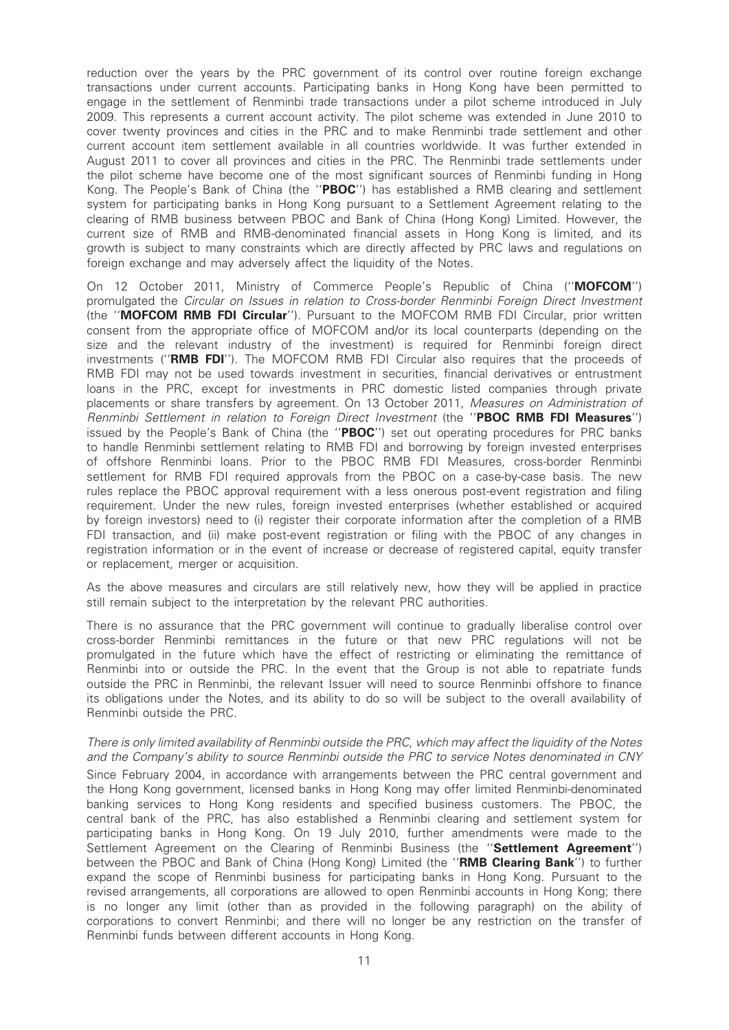reduction over the years by the PRC government of its control over routine foreign exchange transactions under current accounts. Participating banks in Hong Kong have been permitted to engage in the settlement of Renminbi trade transactions under a pilot scheme introduced in July 2009. This represents a current account activity. The pilot scheme was extended in June 2010 to cover twenty provinces and cities in the PRC and to make Renminbi trade settlement and other current account item settlement available in all countries worldwide. It was further extended in August 2011 to cover all provinces and cities in the PRC. The Renminbi trade settlements under the pilot scheme have become one of the most significant sources of Renminbi funding in Hong Kong. The People's Bank of China (the "**PBOC**") has established a RMB clearing and settlement system for participating banks in Hong Kong pursuant to a Settlement Agreement relating to the clearing of RMB business between PBOC and Bank of China (Hong Kong) Limited. However, the current size of RMB and RMB-denominated financial assets in Hong Kong is limited, and its growth is subject to many constraints which are directly affected by PRC laws and regulations on foreign exchange and may adversely affect the liquidity of the Notes.

On 12 October 2011, Ministry of Commerce People's Republic of China ("**MOFCOM**") promulgated the *Circular on Issues in relation to Cross-border Renminbi Foreign Direct Investment* (the "**MOFCOM RMB FDI Circular**"). Pursuant to the MOFCOM RMB FDI Circular, prior written consent from the appropriate office of MOFCOM and/or its local counterparts (depending on the size and the relevant industry of the investment) is required for Renminbi foreign direct investments ("**RMB FDI**"). The MOFCOM RMB FDI Circular also requires that the proceeds of RMB FDI may not be used towards investment in securities, financial derivatives or entrustment loans in the PRC, except for investments in PRC domestic listed companies through private placements or share transfers by agreement. On 13 October 2011, *Measures on Administration of Renminbi Settlement in relation to Foreign Direct Investment* (the "**PBOC RMB FDI Measures**") issued by the People's Bank of China (the "**PBOC**") set out operating procedures for PRC banks to handle Renminbi settlement relating to RMB FDI and borrowing by foreign invested enterprises of offshore Renminbi loans. Prior to the PBOC RMB FDI Measures, cross-border Renminbi settlement for RMB FDI required approvals from the PBOC on a case-by-case basis. The new rules replace the PBOC approval requirement with a less onerous post-event registration and filing requirement. Under the new rules, foreign invested enterprises (whether established or acquired by foreign investors) need to (i) register their corporate information after the completion of a RMB FDI transaction, and (ii) make post-event registration or filing with the PBOC of any changes in registration information or in the event of increase or decrease of registered capital, equity transfer or replacement, merger or acquisition.

As the above measures and circulars are still relatively new, how they will be applied in practice still remain subject to the interpretation by the relevant PRC authorities.

There is no assurance that the PRC government will continue to gradually liberalise control over cross-border Renminbi remittances in the future or that new PRC regulations will not be promulgated in the future which have the effect of restricting or eliminating the remittance of Renminbi into or outside the PRC. In the event that the Group is not able to repatriate funds outside the PRC in Renminbi, the relevant Issuer will need to source Renminbi offshore to finance its obligations under the Notes, and its ability to do so will be subject to the overall availability of Renminbi outside the PRC.

*There is only limited availability of Renminbi outside the PRC, which may affect the liquidity of the Notes and the Company's ability to source Renminbi outside the PRC to service Notes denominated in CNY*

Since February 2004, in accordance with arrangements between the PRC central government and the Hong Kong government, licensed banks in Hong Kong may offer limited Renminbi-denominated banking services to Hong Kong residents and specified business customers. The PBOC, the central bank of the PRC, has also established a Renminbi clearing and settlement system for participating banks in Hong Kong. On 19 July 2010, further amendments were made to the Settlement Agreement on the Clearing of Renminbi Business (the "**Settlement Agreement**") between the PBOC and Bank of China (Hong Kong) Limited (the "**RMB Clearing Bank**") to further expand the scope of Renminbi business for participating banks in Hong Kong. Pursuant to the revised arrangements, all corporations are allowed to open Renminbi accounts in Hong Kong; there is no longer any limit (other than as provided in the following paragraph) on the ability of corporations to convert Renminbi; and there will no longer be any restriction on the transfer of Renminbi funds between different accounts in Hong Kong.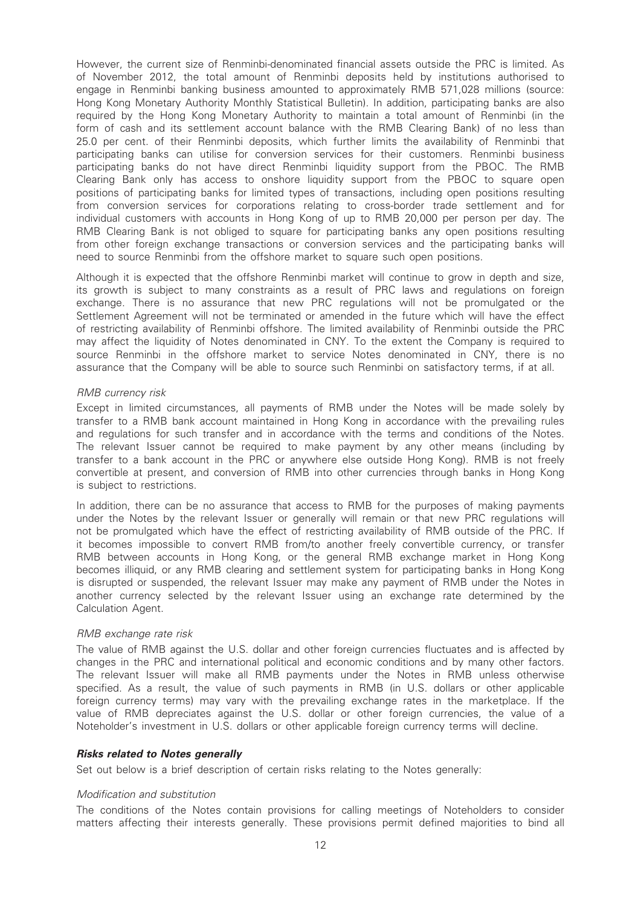However, the current size of Renminbi-denominated financial assets outside the PRC is limited. As of November 2012, the total amount of Renminbi deposits held by institutions authorised to engage in Renminbi banking business amounted to approximately RMB 571,028 millions (source: Hong Kong Monetary Authority Monthly Statistical Bulletin). In addition, participating banks are also required by the Hong Kong Monetary Authority to maintain a total amount of Renminbi (in the form of cash and its settlement account balance with the RMB Clearing Bank) of no less than 25.0 per cent. of their Renminbi deposits, which further limits the availability of Renminbi that participating banks can utilise for conversion services for their customers. Renminbi business participating banks do not have direct Renminbi liquidity support from the PBOC. The RMB Clearing Bank only has access to onshore liquidity support from the PBOC to square open positions of participating banks for limited types of transactions, including open positions resulting from conversion services for corporations relating to cross-border trade settlement and for individual customers with accounts in Hong Kong of up to RMB 20,000 per person per day. The RMB Clearing Bank is not obliged to square for participating banks any open positions resulting from other foreign exchange transactions or conversion services and the participating banks will need to source Renminbi from the offshore market to square such open positions.

Although it is expected that the offshore Renminbi market will continue to grow in depth and size, its growth is subject to many constraints as a result of PRC laws and regulations on foreign exchange. There is no assurance that new PRC regulations will not be promulgated or the Settlement Agreement will not be terminated or amended in the future which will have the effect of restricting availability of Renminbi offshore. The limited availability of Renminbi outside the PRC may affect the liquidity of Notes denominated in CNY. To the extent the Company is required to source Renminbi in the offshore market to service Notes denominated in CNY, there is no assurance that the Company will be able to source such Renminbi on satisfactory terms, if at all.

*RMB currency risk*

Except in limited circumstances, all payments of RMB under the Notes will be made solely by transfer to a RMB bank account maintained in Hong Kong in accordance with the prevailing rules and regulations for such transfer and in accordance with the terms and conditions of the Notes. The relevant Issuer cannot be required to make payment by any other means (including by transfer to a bank account in the PRC or anywhere else outside Hong Kong). RMB is not freely convertible at present, and conversion of RMB into other currencies through banks in Hong Kong is subject to restrictions.

In addition, there can be no assurance that access to RMB for the purposes of making payments under the Notes by the relevant Issuer or generally will remain or that new PRC regulations will not be promulgated which have the effect of restricting availability of RMB outside of the PRC. If it becomes impossible to convert RMB from/to another freely convertible currency, or transfer RMB between accounts in Hong Kong, or the general RMB exchange market in Hong Kong becomes illiquid, or any RMB clearing and settlement system for participating banks in Hong Kong is disrupted or suspended, the relevant Issuer may make any payment of RMB under the Notes in another currency selected by the relevant Issuer using an exchange rate determined by the Calculation Agent.

*RMB exchange rate risk*

The value of RMB against the U.S. dollar and other foreign currencies fluctuates and is affected by changes in the PRC and international political and economic conditions and by many other factors. The relevant Issuer will make all RMB payments under the Notes in RMB unless otherwise specified. As a result, the value of such payments in RMB (in U.S. dollars or other applicable foreign currency terms) may vary with the prevailing exchange rates in the marketplace. If the value of RMB depreciates against the U.S. dollar or other foreign currencies, the value of a Noteholder's investment in U.S. dollars or other applicable foreign currency terms will decline.

***Risks related to Notes generally***

Set out below is a brief description of certain risks relating to the Notes generally:

*Modification and substitution*

The conditions of the Notes contain provisions for calling meetings of Noteholders to consider matters affecting their interests generally. These provisions permit defined majorities to bind all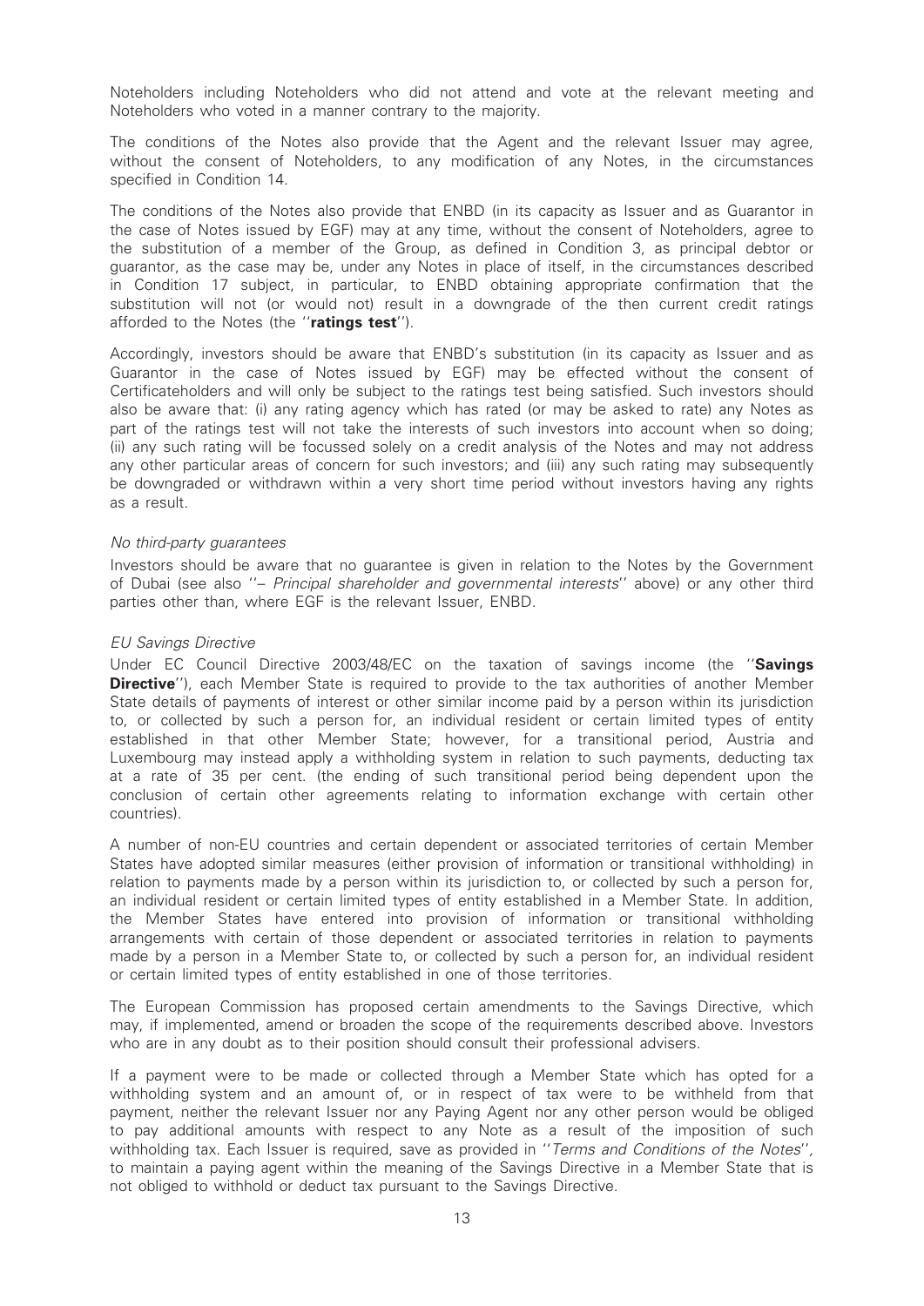Noteholders including Noteholders who did not attend and vote at the relevant meeting and Noteholders who voted in a manner contrary to the majority.

The conditions of the Notes also provide that the Agent and the relevant Issuer may agree, without the consent of Noteholders, to any modification of any Notes, in the circumstances specified in Condition 14.

The conditions of the Notes also provide that ENBD (in its capacity as Issuer and as Guarantor in the case of Notes issued by EGF) may at any time, without the consent of Noteholders, agree to the substitution of a member of the Group, as defined in Condition 3, as principal debtor or guarantor, as the case may be, under any Notes in place of itself, in the circumstances described in Condition 17 subject, in particular, to ENBD obtaining appropriate confirmation that the substitution will not (or would not) result in a downgrade of the then current credit ratings afforded to the Notes (the ''**ratings test**'').

Accordingly, investors should be aware that ENBD's substitution (in its capacity as Issuer and as Guarantor in the case of Notes issued by EGF) may be effected without the consent of Certificateholders and will only be subject to the ratings test being satisfied. Such investors should also be aware that: (i) any rating agency which has rated (or may be asked to rate) any Notes as part of the ratings test will not take the interests of such investors into account when so doing; (ii) any such rating will be focussed solely on a credit analysis of the Notes and may not address any other particular areas of concern for such investors; and (iii) any such rating may subsequently be downgraded or withdrawn within a very short time period without investors having any rights as a result.

*No third-party guarantees*

Investors should be aware that no guarantee is given in relation to the Notes by the Government of Dubai (see also ''– *Principal shareholder and governmental interests*'' above) or any other third parties other than, where EGF is the relevant Issuer, ENBD.

*EU Savings Directive*

Under EC Council Directive 2003/48/EC on the taxation of savings income (the ''**Savings Directive**''), each Member State is required to provide to the tax authorities of another Member State details of payments of interest or other similar income paid by a person within its jurisdiction to, or collected by such a person for, an individual resident or certain limited types of entity established in that other Member State; however, for a transitional period, Austria and Luxembourg may instead apply a withholding system in relation to such payments, deducting tax at a rate of 35 per cent. (the ending of such transitional period being dependent upon the conclusion of certain other agreements relating to information exchange with certain other countries).

A number of non-EU countries and certain dependent or associated territories of certain Member States have adopted similar measures (either provision of information or transitional withholding) in relation to payments made by a person within its jurisdiction to, or collected by such a person for, an individual resident or certain limited types of entity established in a Member State. In addition, the Member States have entered into provision of information or transitional withholding arrangements with certain of those dependent or associated territories in relation to payments made by a person in a Member State to, or collected by such a person for, an individual resident or certain limited types of entity established in one of those territories.

The European Commission has proposed certain amendments to the Savings Directive, which may, if implemented, amend or broaden the scope of the requirements described above. Investors who are in any doubt as to their position should consult their professional advisers.

If a payment were to be made or collected through a Member State which has opted for a withholding system and an amount of, or in respect of tax were to be withheld from that payment, neither the relevant Issuer nor any Paying Agent nor any other person would be obliged to pay additional amounts with respect to any Note as a result of the imposition of such withholding tax. Each Issuer is required, save as provided in ''*Terms and Conditions of the Notes*'', to maintain a paying agent within the meaning of the Savings Directive in a Member State that is not obliged to withhold or deduct tax pursuant to the Savings Directive.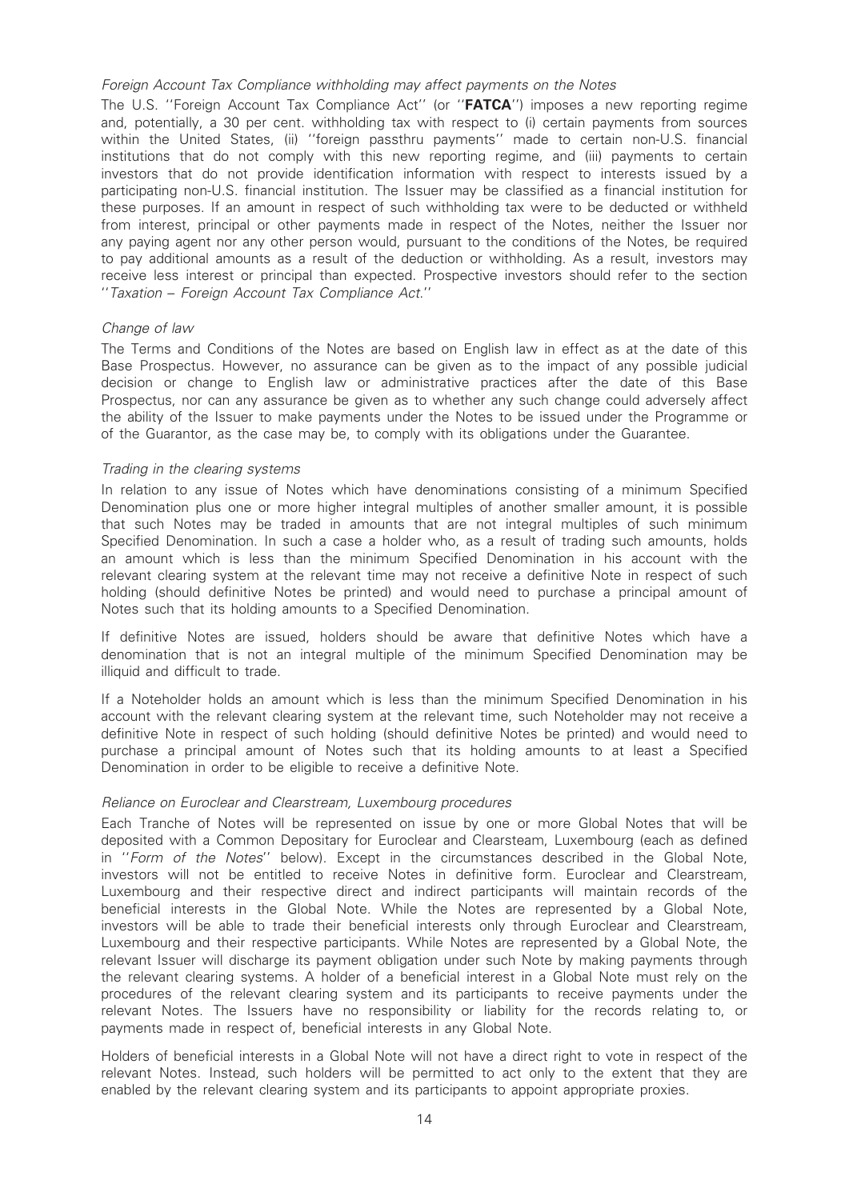*Foreign Account Tax Compliance withholding may affect payments on the Notes*

The U.S. ''Foreign Account Tax Compliance Act'' (or ''**FATCA**'') imposes a new reporting regime and, potentially, a 30 per cent. withholding tax with respect to (i) certain payments from sources within the United States, (ii) ''foreign passthru payments'' made to certain non-U.S. financial institutions that do not comply with this new reporting regime, and (iii) payments to certain investors that do not provide identification information with respect to interests issued by a participating non-U.S. financial institution. The Issuer may be classified as a financial institution for these purposes. If an amount in respect of such withholding tax were to be deducted or withheld from interest, principal or other payments made in respect of the Notes, neither the Issuer nor any paying agent nor any other person would, pursuant to the conditions of the Notes, be required to pay additional amounts as a result of the deduction or withholding. As a result, investors may receive less interest or principal than expected. Prospective investors should refer to the section ''*Taxation – Foreign Account Tax Compliance Act*.''

*Change of law*

The Terms and Conditions of the Notes are based on English law in effect as at the date of this Base Prospectus. However, no assurance can be given as to the impact of any possible judicial decision or change to English law or administrative practices after the date of this Base Prospectus, nor can any assurance be given as to whether any such change could adversely affect the ability of the Issuer to make payments under the Notes to be issued under the Programme or of the Guarantor, as the case may be, to comply with its obligations under the Guarantee.

*Trading in the clearing systems*

In relation to any issue of Notes which have denominations consisting of a minimum Specified Denomination plus one or more higher integral multiples of another smaller amount, it is possible that such Notes may be traded in amounts that are not integral multiples of such minimum Specified Denomination. In such a case a holder who, as a result of trading such amounts, holds an amount which is less than the minimum Specified Denomination in his account with the relevant clearing system at the relevant time may not receive a definitive Note in respect of such holding (should definitive Notes be printed) and would need to purchase a principal amount of Notes such that its holding amounts to a Specified Denomination.

If definitive Notes are issued, holders should be aware that definitive Notes which have a denomination that is not an integral multiple of the minimum Specified Denomination may be illiquid and difficult to trade.

If a Noteholder holds an amount which is less than the minimum Specified Denomination in his account with the relevant clearing system at the relevant time, such Noteholder may not receive a definitive Note in respect of such holding (should definitive Notes be printed) and would need to purchase a principal amount of Notes such that its holding amounts to at least a Specified Denomination in order to be eligible to receive a definitive Note.

*Reliance on Euroclear and Clearstream, Luxembourg procedures*

Each Tranche of Notes will be represented on issue by one or more Global Notes that will be deposited with a Common Depositary for Euroclear and Clearsteam, Luxembourg (each as defined in ''*Form of the Notes*'' below). Except in the circumstances described in the Global Note, investors will not be entitled to receive Notes in definitive form. Euroclear and Clearstream, Luxembourg and their respective direct and indirect participants will maintain records of the beneficial interests in the Global Note. While the Notes are represented by a Global Note, investors will be able to trade their beneficial interests only through Euroclear and Clearstream, Luxembourg and their respective participants. While Notes are represented by a Global Note, the relevant Issuer will discharge its payment obligation under such Note by making payments through the relevant clearing systems. A holder of a beneficial interest in a Global Note must rely on the procedures of the relevant clearing system and its participants to receive payments under the relevant Notes. The Issuers have no responsibility or liability for the records relating to, or payments made in respect of, beneficial interests in any Global Note.

Holders of beneficial interests in a Global Note will not have a direct right to vote in respect of the relevant Notes. Instead, such holders will be permitted to act only to the extent that they are enabled by the relevant clearing system and its participants to appoint appropriate proxies.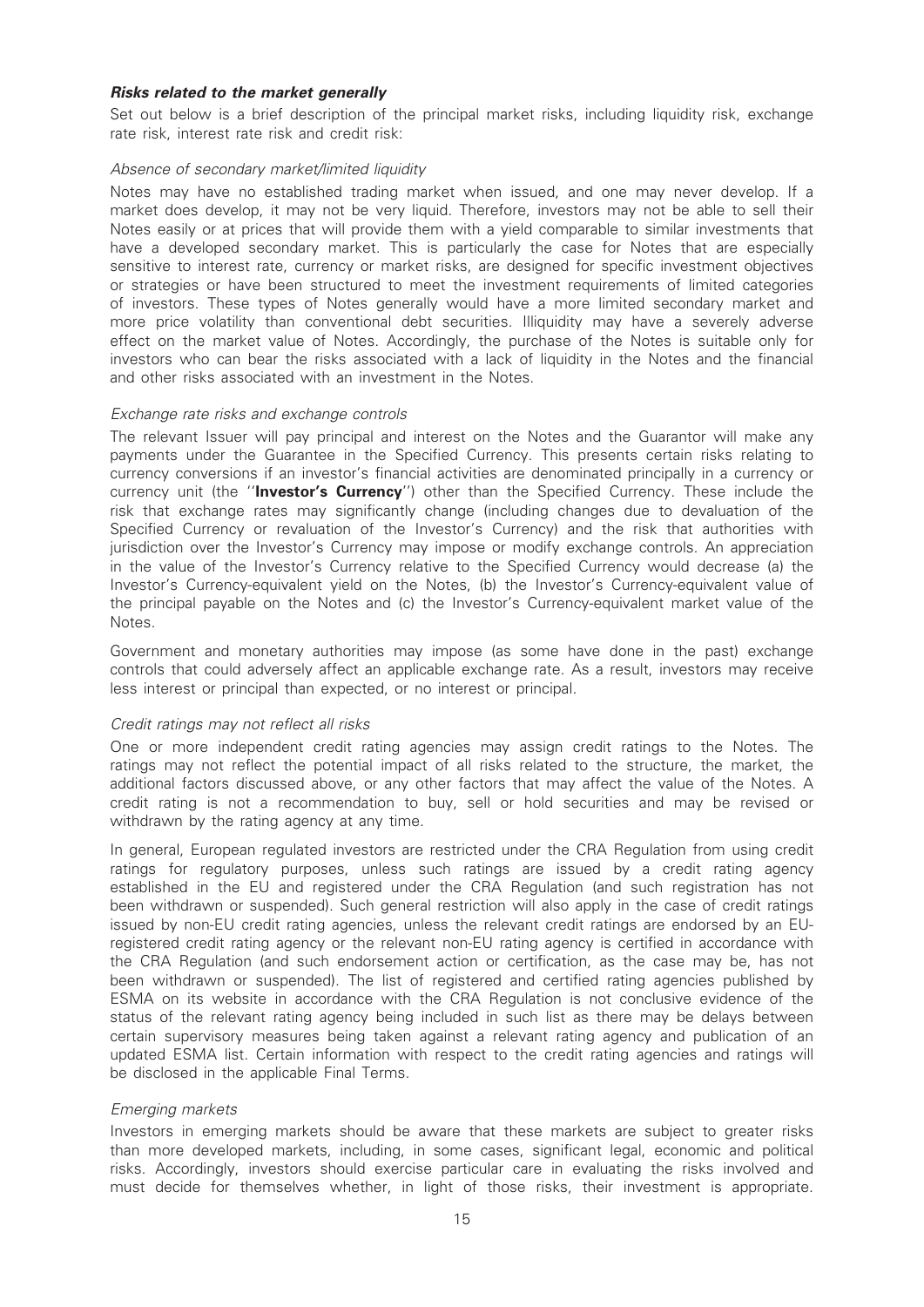### ***Risks related to the market generally***

Set out below is a brief description of the principal market risks, including liquidity risk, exchange rate risk, interest rate risk and credit risk:

*Absence of secondary market/limited liquidity*

Notes may have no established trading market when issued, and one may never develop. If a market does develop, it may not be very liquid. Therefore, investors may not be able to sell their Notes easily or at prices that will provide them with a yield comparable to similar investments that have a developed secondary market. This is particularly the case for Notes that are especially sensitive to interest rate, currency or market risks, are designed for specific investment objectives or strategies or have been structured to meet the investment requirements of limited categories of investors. These types of Notes generally would have a more limited secondary market and more price volatility than conventional debt securities. Illiquidity may have a severely adverse effect on the market value of Notes. Accordingly, the purchase of the Notes is suitable only for investors who can bear the risks associated with a lack of liquidity in the Notes and the financial and other risks associated with an investment in the Notes.

*Exchange rate risks and exchange controls*

The relevant Issuer will pay principal and interest on the Notes and the Guarantor will make any payments under the Guarantee in the Specified Currency. This presents certain risks relating to currency conversions if an investor's financial activities are denominated principally in a currency or currency unit (the "**Investor's Currency**") other than the Specified Currency. These include the risk that exchange rates may significantly change (including changes due to devaluation of the Specified Currency or revaluation of the Investor's Currency) and the risk that authorities with jurisdiction over the Investor's Currency may impose or modify exchange controls. An appreciation in the value of the Investor's Currency relative to the Specified Currency would decrease (a) the Investor's Currency-equivalent yield on the Notes, (b) the Investor's Currency-equivalent value of the principal payable on the Notes and (c) the Investor's Currency-equivalent market value of the Notes.

Government and monetary authorities may impose (as some have done in the past) exchange controls that could adversely affect an applicable exchange rate. As a result, investors may receive less interest or principal than expected, or no interest or principal.

*Credit ratings may not reflect all risks*

One or more independent credit rating agencies may assign credit ratings to the Notes. The ratings may not reflect the potential impact of all risks related to the structure, the market, the additional factors discussed above, or any other factors that may affect the value of the Notes. A credit rating is not a recommendation to buy, sell or hold securities and may be revised or withdrawn by the rating agency at any time.

In general, European regulated investors are restricted under the CRA Regulation from using credit ratings for regulatory purposes, unless such ratings are issued by a credit rating agency established in the EU and registered under the CRA Regulation (and such registration has not been withdrawn or suspended). Such general restriction will also apply in the case of credit ratings issued by non-EU credit rating agencies, unless the relevant credit ratings are endorsed by an EU-registered credit rating agency or the relevant non-EU rating agency is certified in accordance with the CRA Regulation (and such endorsement action or certification, as the case may be, has not been withdrawn or suspended). The list of registered and certified rating agencies published by ESMA on its website in accordance with the CRA Regulation is not conclusive evidence of the status of the relevant rating agency being included in such list as there may be delays between certain supervisory measures being taken against a relevant rating agency and publication of an updated ESMA list. Certain information with respect to the credit rating agencies and ratings will be disclosed in the applicable Final Terms.

*Emerging markets*

Investors in emerging markets should be aware that these markets are subject to greater risks than more developed markets, including, in some cases, significant legal, economic and political risks. Accordingly, investors should exercise particular care in evaluating the risks involved and must decide for themselves whether, in light of those risks, their investment is appropriate.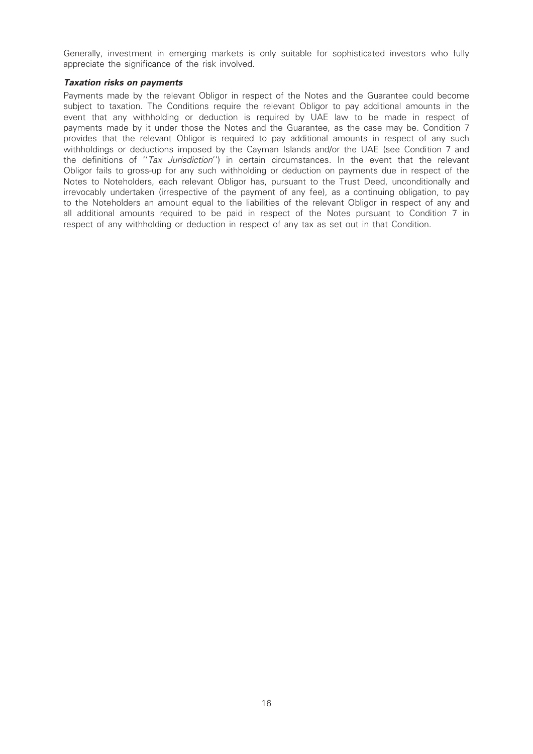Generally, investment in emerging markets is only suitable for sophisticated investors who fully appreciate the significance of the risk involved.

***Taxation risks on payments***

Payments made by the relevant Obligor in respect of the Notes and the Guarantee could become subject to taxation. The Conditions require the relevant Obligor to pay additional amounts in the event that any withholding or deduction is required by UAE law to be made in respect of payments made by it under those the Notes and the Guarantee, as the case may be. Condition 7 provides that the relevant Obligor is required to pay additional amounts in respect of any such withholdings or deductions imposed by the Cayman Islands and/or the UAE (see Condition 7 and the definitions of ''*Tax Jurisdiction*'') in certain circumstances. In the event that the relevant Obligor fails to gross-up for any such withholding or deduction on payments due in respect of the Notes to Noteholders, each relevant Obligor has, pursuant to the Trust Deed, unconditionally and irrevocably undertaken (irrespective of the payment of any fee), as a continuing obligation, to pay to the Noteholders an amount equal to the liabilities of the relevant Obligor in respect of any and all additional amounts required to be paid in respect of the Notes pursuant to Condition 7 in respect of any withholding or deduction in respect of any tax as set out in that Condition.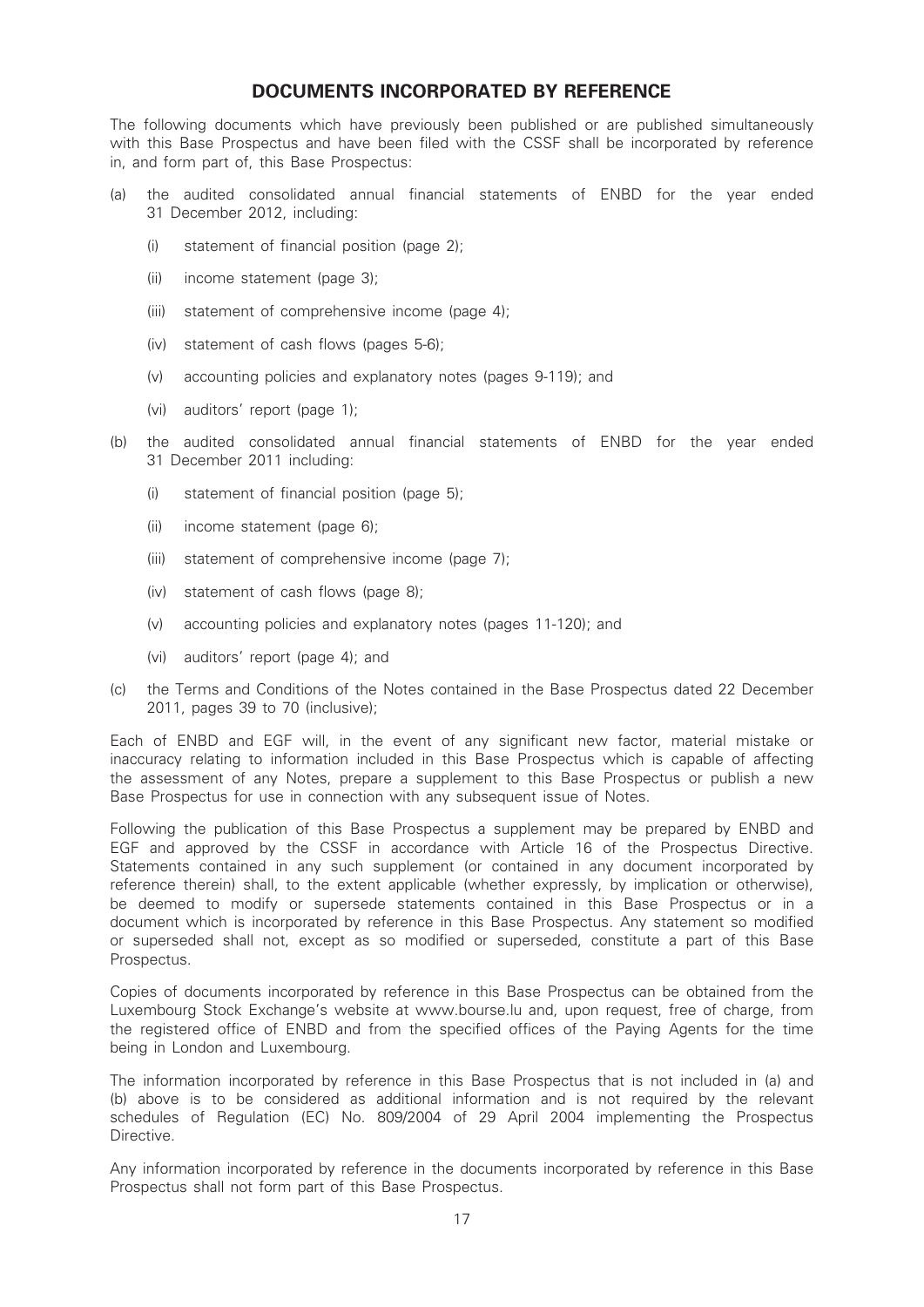## DOCUMENTS INCORPORATED BY REFERENCE

The following documents which have previously been published or are published simultaneously with this Base Prospectus and have been filed with the CSSF shall be incorporated by reference in, and form part of, this Base Prospectus:

(a) the audited consolidated annual financial statements of ENBD for the year ended 31 December 2012, including:

   (i) statement of financial position (page 2);

   (ii) income statement (page 3);

   (iii) statement of comprehensive income (page 4);

   (iv) statement of cash flows (pages 5-6);

   (v) accounting policies and explanatory notes (pages 9-119); and

   (vi) auditors' report (page 1);

(b) the audited consolidated annual financial statements of ENBD for the year ended 31 December 2011 including:

   (i) statement of financial position (page 5);

   (ii) income statement (page 6);

   (iii) statement of comprehensive income (page 7);

   (iv) statement of cash flows (page 8);

   (v) accounting policies and explanatory notes (pages 11-120); and

   (vi) auditors' report (page 4); and

(c) the Terms and Conditions of the Notes contained in the Base Prospectus dated 22 December 2011, pages 39 to 70 (inclusive);

Each of ENBD and EGF will, in the event of any significant new factor, material mistake or inaccuracy relating to information included in this Base Prospectus which is capable of affecting the assessment of any Notes, prepare a supplement to this Base Prospectus or publish a new Base Prospectus for use in connection with any subsequent issue of Notes.

Following the publication of this Base Prospectus a supplement may be prepared by ENBD and EGF and approved by the CSSF in accordance with Article 16 of the Prospectus Directive. Statements contained in any such supplement (or contained in any document incorporated by reference therein) shall, to the extent applicable (whether expressly, by implication or otherwise), be deemed to modify or supersede statements contained in this Base Prospectus or in a document which is incorporated by reference in this Base Prospectus. Any statement so modified or superseded shall not, except as so modified or superseded, constitute a part of this Base Prospectus.

Copies of documents incorporated by reference in this Base Prospectus can be obtained from the Luxembourg Stock Exchange's website at www.bourse.lu and, upon request, free of charge, from the registered office of ENBD and from the specified offices of the Paying Agents for the time being in London and Luxembourg.

The information incorporated by reference in this Base Prospectus that is not included in (a) and (b) above is to be considered as additional information and is not required by the relevant schedules of Regulation (EC) No. 809/2004 of 29 April 2004 implementing the Prospectus Directive.

Any information incorporated by reference in the documents incorporated by reference in this Base Prospectus shall not form part of this Base Prospectus.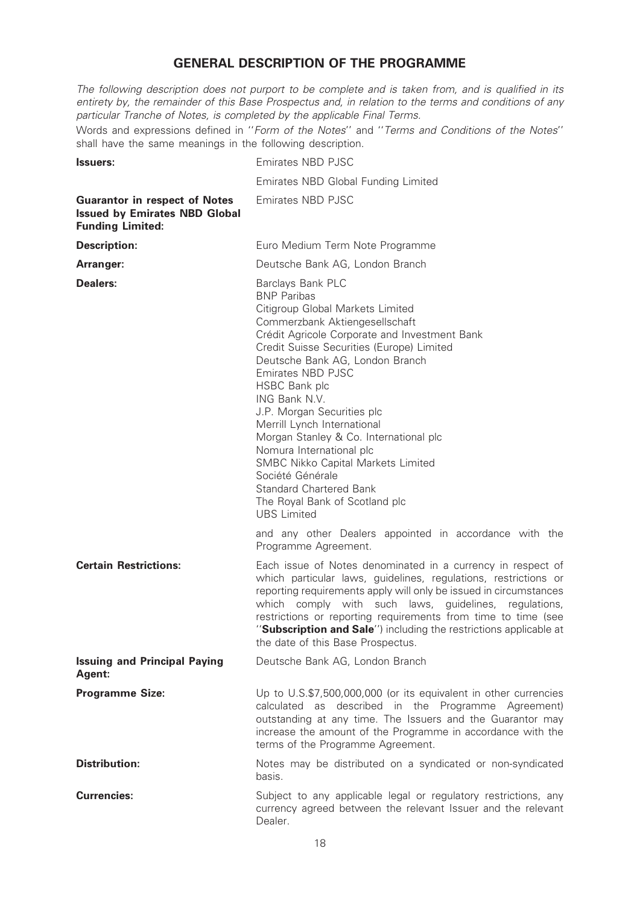## GENERAL DESCRIPTION OF THE PROGRAMME

*The following description does not purport to be complete and is taken from, and is qualified in its entirety by, the remainder of this Base Prospectus and, in relation to the terms and conditions of any particular Tranche of Notes, is completed by the applicable Final Terms.*

Words and expressions defined in ''*Form of the Notes*'' and ''*Terms and Conditions of the Notes*'' shall have the same meanings in the following description.

| | |
|---|---|
| **Issuers:** | Emirates NBD PJSC<br>Emirates NBD Global Funding Limited |
| **Guarantor in respect of Notes Issued by Emirates NBD Global Funding Limited:** | Emirates NBD PJSC |
| **Description:** | Euro Medium Term Note Programme |
| **Arranger:** | Deutsche Bank AG, London Branch |
| **Dealers:** | Barclays Bank PLC<br>BNP Paribas<br>Citigroup Global Markets Limited<br>Commerzbank Aktiengesellschaft<br>Crédit Agricole Corporate and Investment Bank<br>Credit Suisse Securities (Europe) Limited<br>Deutsche Bank AG, London Branch<br>Emirates NBD PJSC<br>HSBC Bank plc<br>ING Bank N.V.<br>J.P. Morgan Securities plc<br>Merrill Lynch International<br>Morgan Stanley & Co. International plc<br>Nomura International plc<br>SMBC Nikko Capital Markets Limited<br>Société Générale<br>Standard Chartered Bank<br>The Royal Bank of Scotland plc<br>UBS Limited<br><br>and any other Dealers appointed in accordance with the Programme Agreement. |
| **Certain Restrictions:** | Each issue of Notes denominated in a currency in respect of which particular laws, guidelines, regulations, restrictions or reporting requirements apply will only be issued in circumstances which comply with such laws, guidelines, regulations, restrictions or reporting requirements from time to time (see ''**Subscription and Sale**'') including the restrictions applicable at the date of this Base Prospectus. |
| **Issuing and Principal Paying Agent:** | Deutsche Bank AG, London Branch |
| **Programme Size:** | Up to U.S.$7,500,000,000 (or its equivalent in other currencies calculated as described in the Programme Agreement) outstanding at any time. The Issuers and the Guarantor may increase the amount of the Programme in accordance with the terms of the Programme Agreement. |
| **Distribution:** | Notes may be distributed on a syndicated or non-syndicated basis. |
| **Currencies:** | Subject to any applicable legal or regulatory restrictions, any currency agreed between the relevant Issuer and the relevant Dealer. |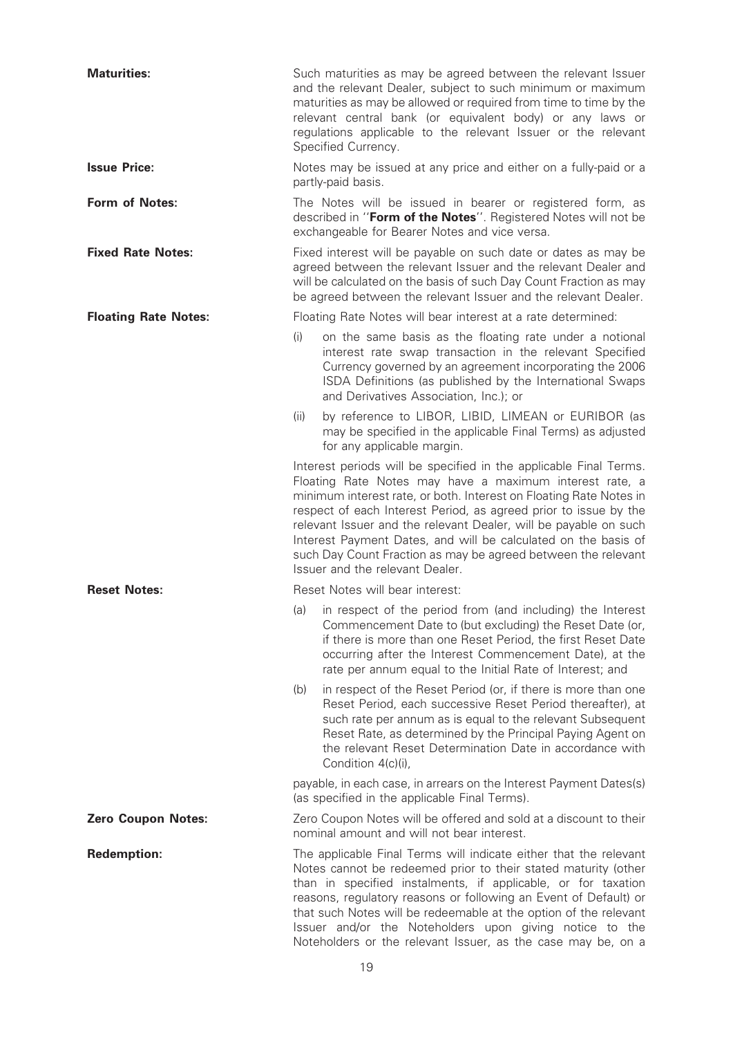**Maturities:** Such maturities as may be agreed between the relevant Issuer and the relevant Dealer, subject to such minimum or maximum maturities as may be allowed or required from time to time by the relevant central bank (or equivalent body) or any laws or regulations applicable to the relevant Issuer or the relevant Specified Currency.

**Issue Price:** Notes may be issued at any price and either on a fully-paid or a partly-paid basis.

**Form of Notes:** The Notes will be issued in bearer or registered form, as described in ''**Form of the Notes**''. Registered Notes will not be exchangeable for Bearer Notes and vice versa.

**Fixed Rate Notes:** Fixed interest will be payable on such date or dates as may be agreed between the relevant Issuer and the relevant Dealer and will be calculated on the basis of such Day Count Fraction as may be agreed between the relevant Issuer and the relevant Dealer.

**Floating Rate Notes:** Floating Rate Notes will bear interest at a rate determined:

(i) on the same basis as the floating rate under a notional interest rate swap transaction in the relevant Specified Currency governed by an agreement incorporating the 2006 ISDA Definitions (as published by the International Swaps and Derivatives Association, Inc.); or

(ii) by reference to LIBOR, LIBID, LIMEAN or EURIBOR (as may be specified in the applicable Final Terms) as adjusted for any applicable margin.

Interest periods will be specified in the applicable Final Terms. Floating Rate Notes may have a maximum interest rate, a minimum interest rate, or both. Interest on Floating Rate Notes in respect of each Interest Period, as agreed prior to issue by the relevant Issuer and the relevant Dealer, will be payable on such Interest Payment Dates, and will be calculated on the basis of such Day Count Fraction as may be agreed between the relevant Issuer and the relevant Dealer.

**Reset Notes:** Reset Notes will bear interest:

(a) in respect of the period from (and including) the Interest Commencement Date to (but excluding) the Reset Date (or, if there is more than one Reset Period, the first Reset Date occurring after the Interest Commencement Date), at the rate per annum equal to the Initial Rate of Interest; and

(b) in respect of the Reset Period (or, if there is more than one Reset Period, each successive Reset Period thereafter), at such rate per annum as is equal to the relevant Subsequent Reset Rate, as determined by the Principal Paying Agent on the relevant Reset Determination Date in accordance with Condition 4(c)(i),

payable, in each case, in arrears on the Interest Payment Dates(s) (as specified in the applicable Final Terms).

**Zero Coupon Notes:** Zero Coupon Notes will be offered and sold at a discount to their nominal amount and will not bear interest.

**Redemption:** The applicable Final Terms will indicate either that the relevant Notes cannot be redeemed prior to their stated maturity (other than in specified instalments, if applicable, or for taxation reasons, regulatory reasons or following an Event of Default) or that such Notes will be redeemable at the option of the relevant Issuer and/or the Noteholders upon giving notice to the Noteholders or the relevant Issuer, as the case may be, on a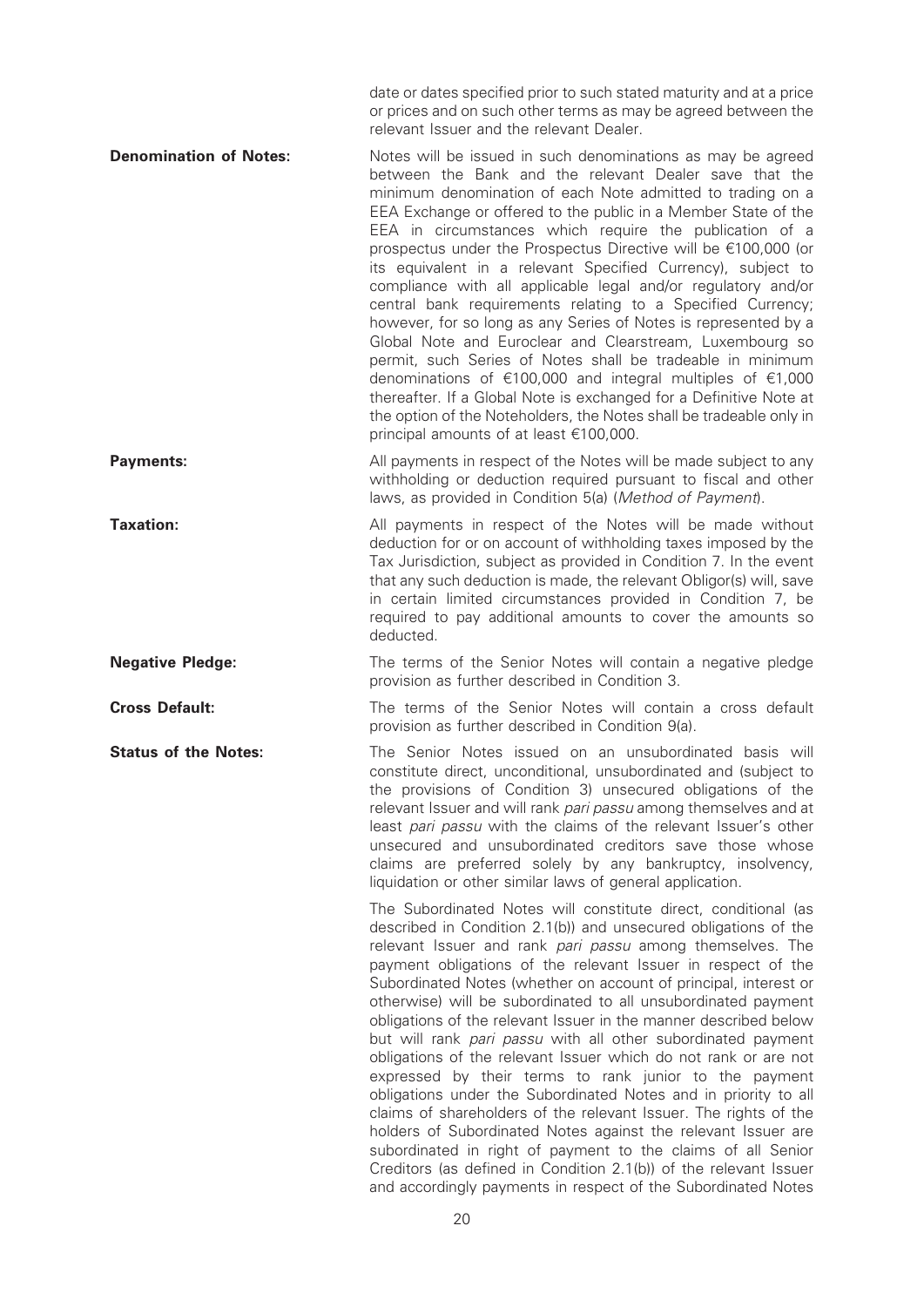date or dates specified prior to such stated maturity and at a price or prices and on such other terms as may be agreed between the relevant Issuer and the relevant Dealer.

**Denomination of Notes:** Notes will be issued in such denominations as may be agreed between the Bank and the relevant Dealer save that the minimum denomination of each Note admitted to trading on a EEA Exchange or offered to the public in a Member State of the EEA in circumstances which require the publication of a prospectus under the Prospectus Directive will be €100,000 (or its equivalent in a relevant Specified Currency), subject to compliance with all applicable legal and/or regulatory and/or central bank requirements relating to a Specified Currency; however, for so long as any Series of Notes is represented by a Global Note and Euroclear and Clearstream, Luxembourg so permit, such Series of Notes shall be tradeable in minimum denominations of €100,000 and integral multiples of €1,000 thereafter. If a Global Note is exchanged for a Definitive Note at the option of the Noteholders, the Notes shall be tradeable only in principal amounts of at least €100,000.

**Payments:** All payments in respect of the Notes will be made subject to any withholding or deduction required pursuant to fiscal and other laws, as provided in Condition 5(a) (*Method of Payment*).

**Taxation:** All payments in respect of the Notes will be made without deduction for or on account of withholding taxes imposed by the Tax Jurisdiction, subject as provided in Condition 7. In the event that any such deduction is made, the relevant Obligor(s) will, save in certain limited circumstances provided in Condition 7, be required to pay additional amounts to cover the amounts so deducted.

**Negative Pledge:** The terms of the Senior Notes will contain a negative pledge provision as further described in Condition 3.

**Cross Default:** The terms of the Senior Notes will contain a cross default provision as further described in Condition 9(a).

**Status of the Notes:** The Senior Notes issued on an unsubordinated basis will constitute direct, unconditional, unsubordinated and (subject to the provisions of Condition 3) unsecured obligations of the relevant Issuer and will rank *pari passu* among themselves and at least *pari passu* with the claims of the relevant Issuer's other unsecured and unsubordinated creditors save those whose claims are preferred solely by any bankruptcy, insolvency, liquidation or other similar laws of general application.

The Subordinated Notes will constitute direct, conditional (as described in Condition 2.1(b)) and unsecured obligations of the relevant Issuer and rank *pari passu* among themselves. The payment obligations of the relevant Issuer in respect of the Subordinated Notes (whether on account of principal, interest or otherwise) will be subordinated to all unsubordinated payment obligations of the relevant Issuer in the manner described below but will rank *pari passu* with all other subordinated payment obligations of the relevant Issuer which do not rank or are not expressed by their terms to rank junior to the payment obligations under the Subordinated Notes and in priority to all claims of shareholders of the relevant Issuer. The rights of the holders of Subordinated Notes against the relevant Issuer are subordinated in right of payment to the claims of all Senior Creditors (as defined in Condition 2.1(b)) of the relevant Issuer and accordingly payments in respect of the Subordinated Notes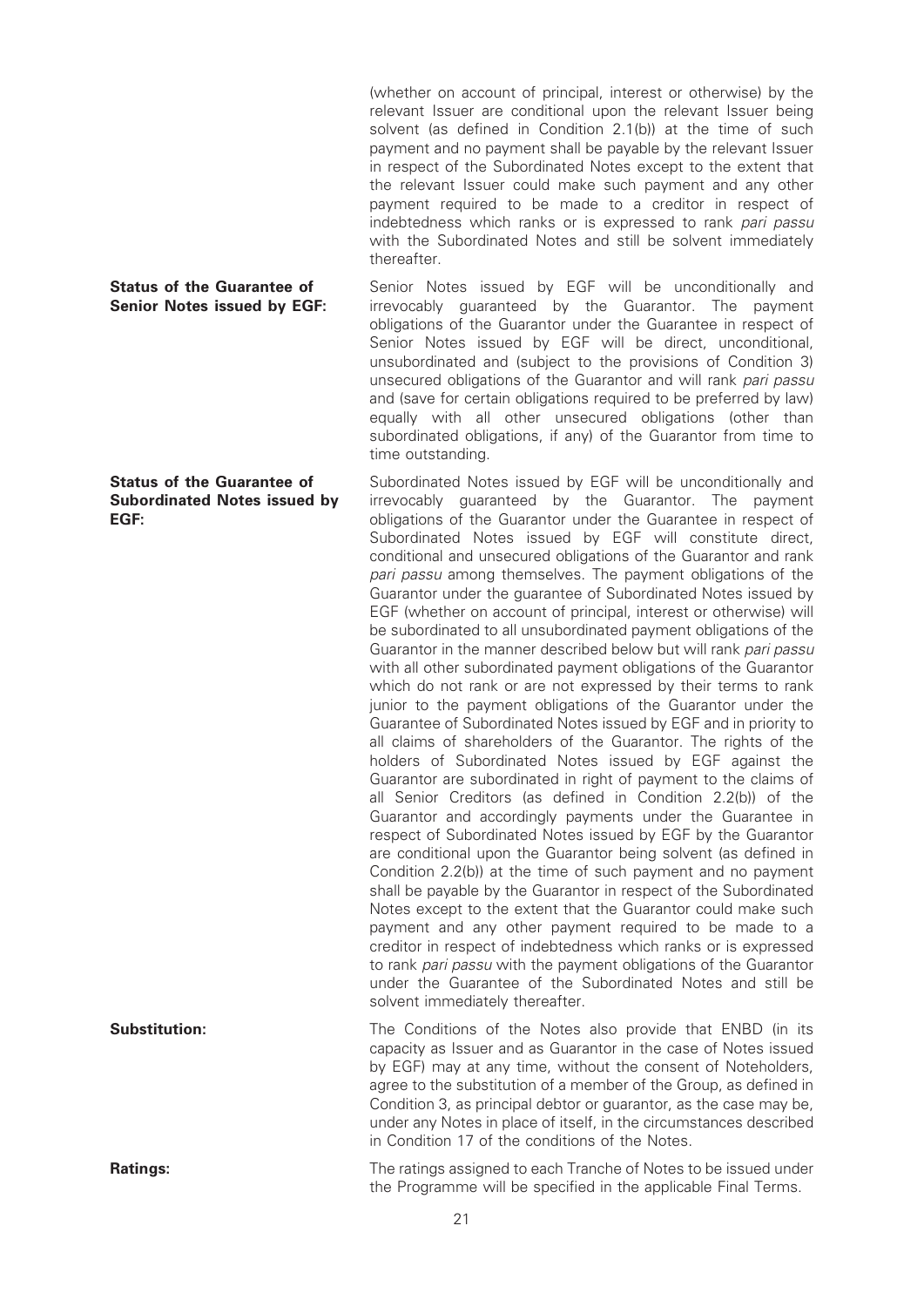(whether on account of principal, interest or otherwise) by the relevant Issuer are conditional upon the relevant Issuer being solvent (as defined in Condition 2.1(b)) at the time of such payment and no payment shall be payable by the relevant Issuer in respect of the Subordinated Notes except to the extent that the relevant Issuer could make such payment and any other payment required to be made to a creditor in respect of indebtedness which ranks or is expressed to rank *pari passu* with the Subordinated Notes and still be solvent immediately thereafter.

**Status of the Guarantee of Senior Notes issued by EGF:**

Senior Notes issued by EGF will be unconditionally and irrevocably guaranteed by the Guarantor. The payment obligations of the Guarantor under the Guarantee in respect of Senior Notes issued by EGF will be direct, unconditional, unsubordinated and (subject to the provisions of Condition 3) unsecured obligations of the Guarantor and will rank *pari passu* and (save for certain obligations required to be preferred by law) equally with all other unsecured obligations (other than subordinated obligations, if any) of the Guarantor from time to time outstanding.

**Status of the Guarantee of Subordinated Notes issued by EGF:**

Subordinated Notes issued by EGF will be unconditionally and irrevocably guaranteed by the Guarantor. The payment obligations of the Guarantor under the Guarantee in respect of Subordinated Notes issued by EGF will constitute direct, conditional and unsecured obligations of the Guarantor and rank *pari passu* among themselves. The payment obligations of the Guarantor under the guarantee of Subordinated Notes issued by EGF (whether on account of principal, interest or otherwise) will be subordinated to all unsubordinated payment obligations of the Guarantor in the manner described below but will rank *pari passu* with all other subordinated payment obligations of the Guarantor which do not rank or are not expressed by their terms to rank junior to the payment obligations of the Guarantor under the Guarantee of Subordinated Notes issued by EGF and in priority to all claims of shareholders of the Guarantor. The rights of the holders of Subordinated Notes issued by EGF against the Guarantor are subordinated in right of payment to the claims of all Senior Creditors (as defined in Condition 2.2(b)) of the Guarantor and accordingly payments under the Guarantee in respect of Subordinated Notes issued by EGF by the Guarantor are conditional upon the Guarantor being solvent (as defined in Condition 2.2(b)) at the time of such payment and no payment shall be payable by the Guarantor in respect of the Subordinated Notes except to the extent that the Guarantor could make such payment and any other payment required to be made to a creditor in respect of indebtedness which ranks or is expressed to rank *pari passu* with the payment obligations of the Guarantor under the Guarantee of the Subordinated Notes and still be solvent immediately thereafter.

**Substitution:**

The Conditions of the Notes also provide that ENBD (in its capacity as Issuer and as Guarantor in the case of Notes issued by EGF) may at any time, without the consent of Noteholders, agree to the substitution of a member of the Group, as defined in Condition 3, as principal debtor or guarantor, as the case may be, under any Notes in place of itself, in the circumstances described in Condition 17 of the conditions of the Notes.

**Ratings:**

The ratings assigned to each Tranche of Notes to be issued under the Programme will be specified in the applicable Final Terms.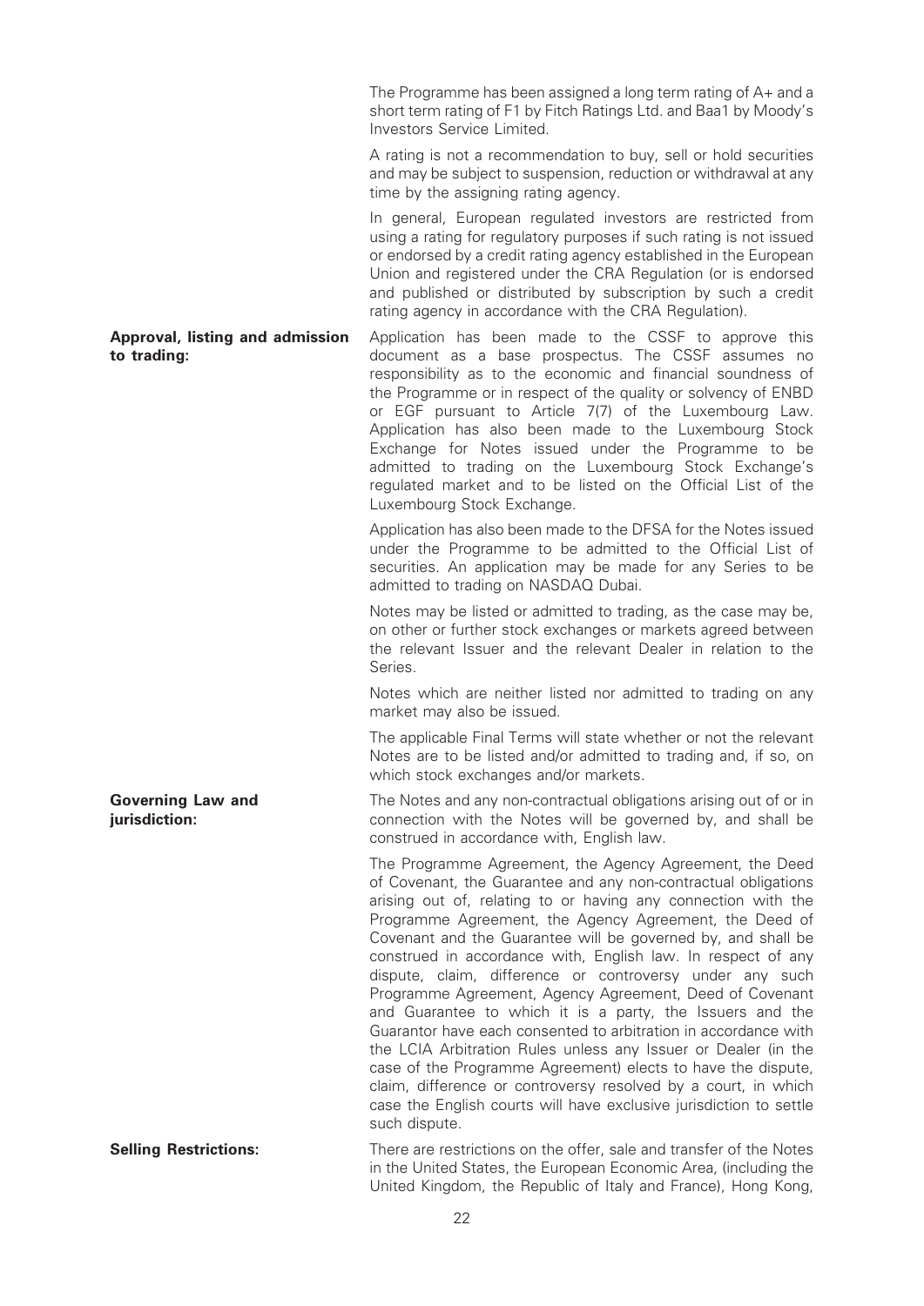| | |
|---|---|
| | The Programme has been assigned a long term rating of A+ and a short term rating of F1 by Fitch Ratings Ltd. and Baa1 by Moody's Investors Service Limited. |
| | A rating is not a recommendation to buy, sell or hold securities and may be subject to suspension, reduction or withdrawal at any time by the assigning rating agency. |
| | In general, European regulated investors are restricted from using a rating for regulatory purposes if such rating is not issued or endorsed by a credit rating agency established in the European Union and registered under the CRA Regulation (or is endorsed and published or distributed by subscription by such a credit rating agency in accordance with the CRA Regulation). |
| **Approval, listing and admission to trading:** | Application has been made to the CSSF to approve this document as a base prospectus. The CSSF assumes no responsibility as to the economic and financial soundness of the Programme or in respect of the quality or solvency of ENBD or EGF pursuant to Article 7(7) of the Luxembourg Law. Application has also been made to the Luxembourg Stock Exchange for Notes issued under the Programme to be admitted to trading on the Luxembourg Stock Exchange's regulated market and to be listed on the Official List of the Luxembourg Stock Exchange. |
| | Application has also been made to the DFSA for the Notes issued under the Programme to be admitted to the Official List of securities. An application may be made for any Series to be admitted to trading on NASDAQ Dubai. |
| | Notes may be listed or admitted to trading, as the case may be, on other or further stock exchanges or markets agreed between the relevant Issuer and the relevant Dealer in relation to the Series. |
| | Notes which are neither listed nor admitted to trading on any market may also be issued. |
| | The applicable Final Terms will state whether or not the relevant Notes are to be listed and/or admitted to trading and, if so, on which stock exchanges and/or markets. |
| **Governing Law and jurisdiction:** | The Notes and any non-contractual obligations arising out of or in connection with the Notes will be governed by, and shall be construed in accordance with, English law. |
| | The Programme Agreement, the Agency Agreement, the Deed of Covenant, the Guarantee and any non-contractual obligations arising out of, relating to or having any connection with the Programme Agreement, the Agency Agreement, the Deed of Covenant and the Guarantee will be governed by, and shall be construed in accordance with, English law. In respect of any dispute, claim, difference or controversy under any such Programme Agreement, Agency Agreement, Deed of Covenant and Guarantee to which it is a party, the Issuers and the Guarantor have each consented to arbitration in accordance with the LCIA Arbitration Rules unless any Issuer or Dealer (in the case of the Programme Agreement) elects to have the dispute, claim, difference or controversy resolved by a court, in which case the English courts will have exclusive jurisdiction to settle such dispute. |
| **Selling Restrictions:** | There are restrictions on the offer, sale and transfer of the Notes in the United States, the European Economic Area, (including the United Kingdom, the Republic of Italy and France), Hong Kong, |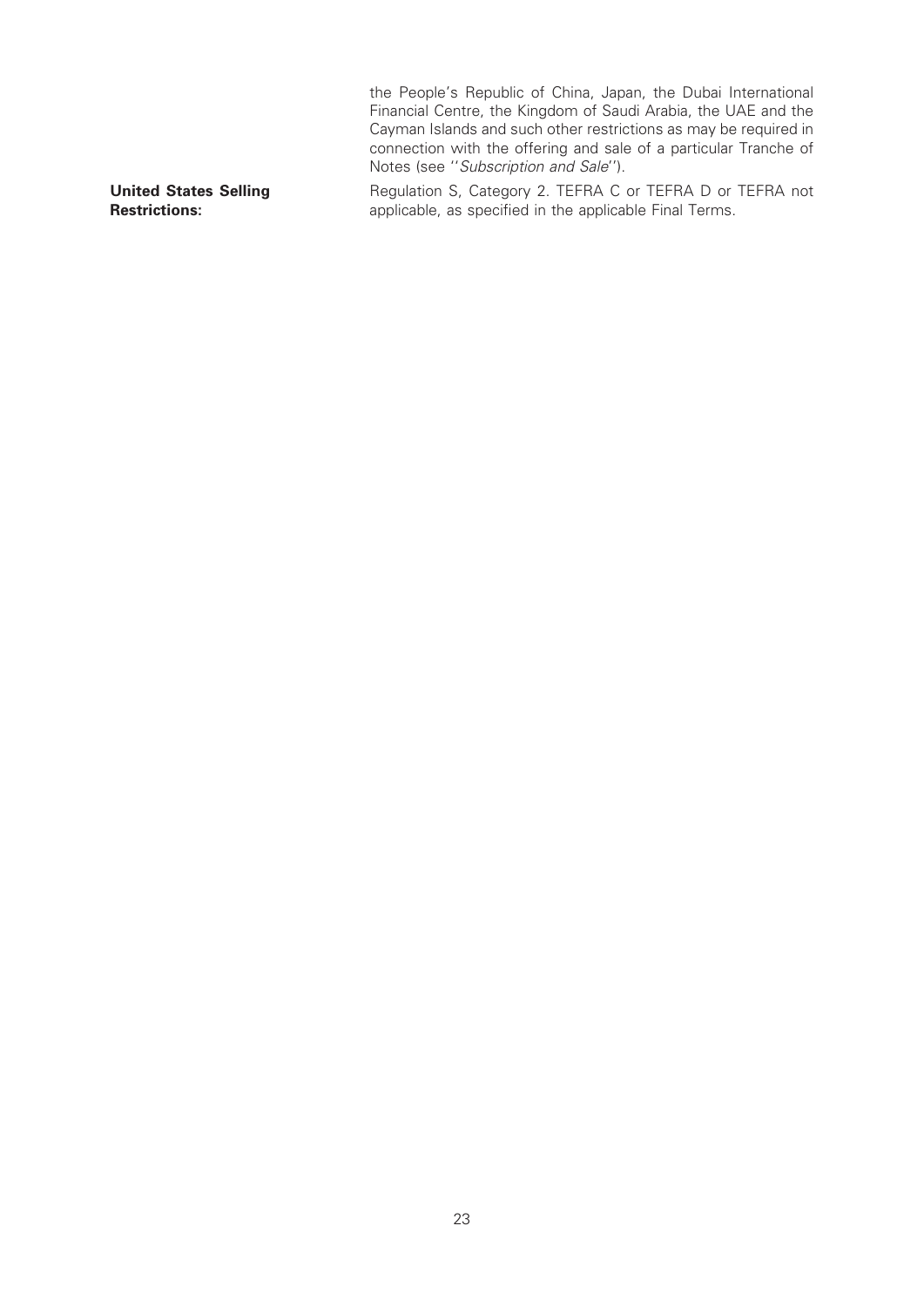| | |
|---|---|
| | the People's Republic of China, Japan, the Dubai International Financial Centre, the Kingdom of Saudi Arabia, the UAE and the Cayman Islands and such other restrictions as may be required in connection with the offering and sale of a particular Tranche of Notes (see ''*Subscription and Sale*''). |
| **United States Selling Restrictions:** | Regulation S, Category 2. TEFRA C or TEFRA D or TEFRA not applicable, as specified in the applicable Final Terms. |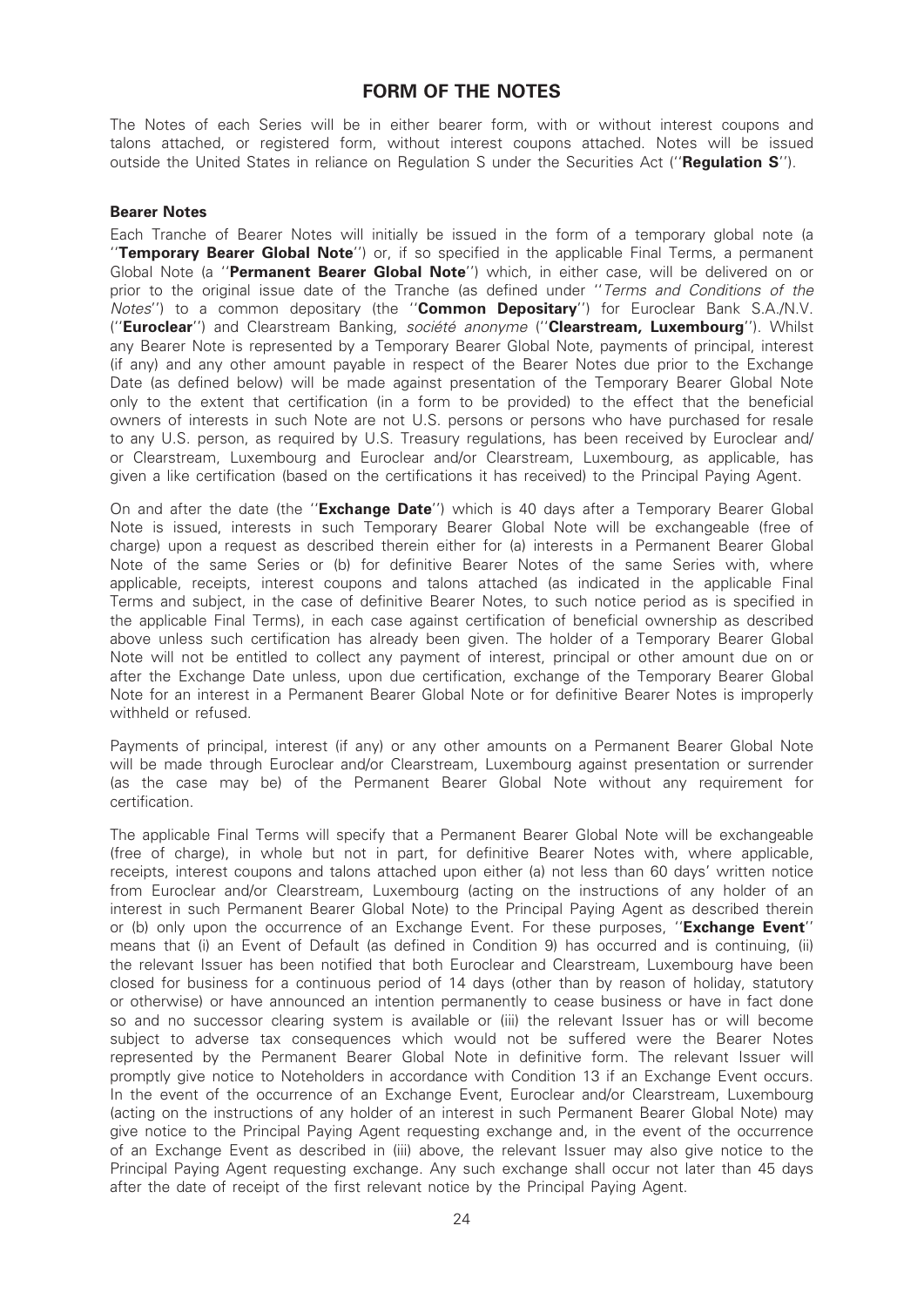# FORM OF THE NOTES

The Notes of each Series will be in either bearer form, with or without interest coupons and talons attached, or registered form, without interest coupons attached. Notes will be issued outside the United States in reliance on Regulation S under the Securities Act (''**Regulation S**'').

### Bearer Notes

Each Tranche of Bearer Notes will initially be issued in the form of a temporary global note (a ''**Temporary Bearer Global Note**'') or, if so specified in the applicable Final Terms, a permanent Global Note (a ''**Permanent Bearer Global Note**'') which, in either case, will be delivered on or prior to the original issue date of the Tranche (as defined under ''*Terms and Conditions of the Notes*'') to a common depositary (the ''**Common Depositary**'') for Euroclear Bank S.A./N.V. (''**Euroclear**'') and Clearstream Banking, *société anonyme* (''**Clearstream, Luxembourg**''). Whilst any Bearer Note is represented by a Temporary Bearer Global Note, payments of principal, interest (if any) and any other amount payable in respect of the Bearer Notes due prior to the Exchange Date (as defined below) will be made against presentation of the Temporary Bearer Global Note only to the extent that certification (in a form to be provided) to the effect that the beneficial owners of interests in such Note are not U.S. persons or persons who have purchased for resale to any U.S. person, as required by U.S. Treasury regulations, has been received by Euroclear and/ or Clearstream, Luxembourg and Euroclear and/or Clearstream, Luxembourg, as applicable, has given a like certification (based on the certifications it has received) to the Principal Paying Agent.

On and after the date (the ''**Exchange Date**'') which is 40 days after a Temporary Bearer Global Note is issued, interests in such Temporary Bearer Global Note will be exchangeable (free of charge) upon a request as described therein either for (a) interests in a Permanent Bearer Global Note of the same Series or (b) for definitive Bearer Notes of the same Series with, where applicable, receipts, interest coupons and talons attached (as indicated in the applicable Final Terms and subject, in the case of definitive Bearer Notes, to such notice period as is specified in the applicable Final Terms), in each case against certification of beneficial ownership as described above unless such certification has already been given. The holder of a Temporary Bearer Global Note will not be entitled to collect any payment of interest, principal or other amount due on or after the Exchange Date unless, upon due certification, exchange of the Temporary Bearer Global Note for an interest in a Permanent Bearer Global Note or for definitive Bearer Notes is improperly withheld or refused.

Payments of principal, interest (if any) or any other amounts on a Permanent Bearer Global Note will be made through Euroclear and/or Clearstream, Luxembourg against presentation or surrender (as the case may be) of the Permanent Bearer Global Note without any requirement for certification.

The applicable Final Terms will specify that a Permanent Bearer Global Note will be exchangeable (free of charge), in whole but not in part, for definitive Bearer Notes with, where applicable, receipts, interest coupons and talons attached upon either (a) not less than 60 days' written notice from Euroclear and/or Clearstream, Luxembourg (acting on the instructions of any holder of an interest in such Permanent Bearer Global Note) to the Principal Paying Agent as described therein or (b) only upon the occurrence of an Exchange Event. For these purposes, ''**Exchange Event**'' means that (i) an Event of Default (as defined in Condition 9) has occurred and is continuing, (ii) the relevant Issuer has been notified that both Euroclear and Clearstream, Luxembourg have been closed for business for a continuous period of 14 days (other than by reason of holiday, statutory or otherwise) or have announced an intention permanently to cease business or have in fact done so and no successor clearing system is available or (iii) the relevant Issuer has or will become subject to adverse tax consequences which would not be suffered were the Bearer Notes represented by the Permanent Bearer Global Note in definitive form. The relevant Issuer will promptly give notice to Noteholders in accordance with Condition 13 if an Exchange Event occurs. In the event of the occurrence of an Exchange Event, Euroclear and/or Clearstream, Luxembourg (acting on the instructions of any holder of an interest in such Permanent Bearer Global Note) may give notice to the Principal Paying Agent requesting exchange and, in the event of the occurrence of an Exchange Event as described in (iii) above, the relevant Issuer may also give notice to the Principal Paying Agent requesting exchange. Any such exchange shall occur not later than 45 days after the date of receipt of the first relevant notice by the Principal Paying Agent.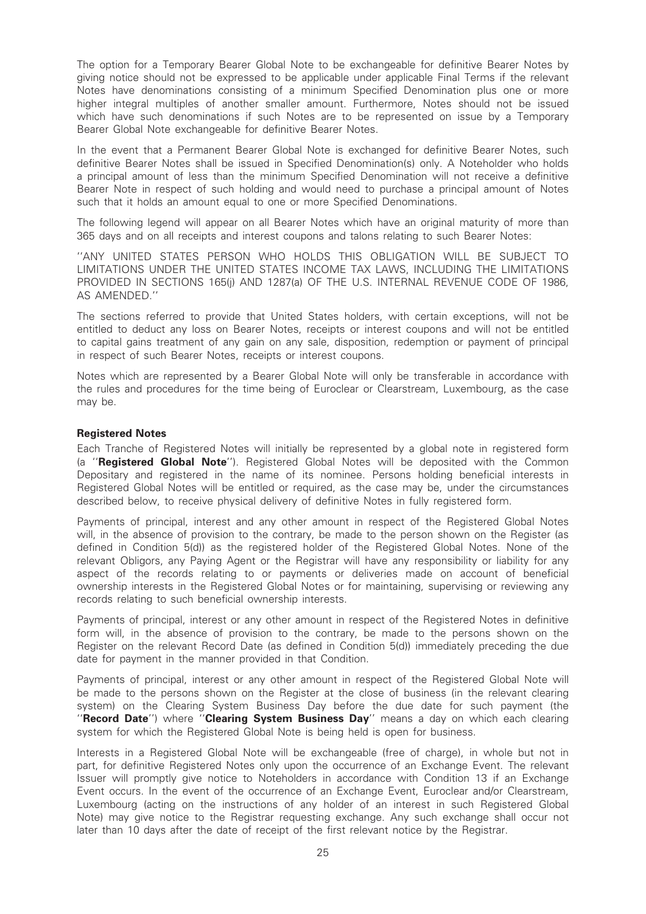The option for a Temporary Bearer Global Note to be exchangeable for definitive Bearer Notes by giving notice should not be expressed to be applicable under applicable Final Terms if the relevant Notes have denominations consisting of a minimum Specified Denomination plus one or more higher integral multiples of another smaller amount. Furthermore, Notes should not be issued which have such denominations if such Notes are to be represented on issue by a Temporary Bearer Global Note exchangeable for definitive Bearer Notes.

In the event that a Permanent Bearer Global Note is exchanged for definitive Bearer Notes, such definitive Bearer Notes shall be issued in Specified Denomination(s) only. A Noteholder who holds a principal amount of less than the minimum Specified Denomination will not receive a definitive Bearer Note in respect of such holding and would need to purchase a principal amount of Notes such that it holds an amount equal to one or more Specified Denominations.

The following legend will appear on all Bearer Notes which have an original maturity of more than 365 days and on all receipts and interest coupons and talons relating to such Bearer Notes:

''ANY UNITED STATES PERSON WHO HOLDS THIS OBLIGATION WILL BE SUBJECT TO LIMITATIONS UNDER THE UNITED STATES INCOME TAX LAWS, INCLUDING THE LIMITATIONS PROVIDED IN SECTIONS 165(j) AND 1287(a) OF THE U.S. INTERNAL REVENUE CODE OF 1986, AS AMENDED.''

The sections referred to provide that United States holders, with certain exceptions, will not be entitled to deduct any loss on Bearer Notes, receipts or interest coupons and will not be entitled to capital gains treatment of any gain on any sale, disposition, redemption or payment of principal in respect of such Bearer Notes, receipts or interest coupons.

Notes which are represented by a Bearer Global Note will only be transferable in accordance with the rules and procedures for the time being of Euroclear or Clearstream, Luxembourg, as the case may be.

**Registered Notes**

Each Tranche of Registered Notes will initially be represented by a global note in registered form (a ''**Registered Global Note**''). Registered Global Notes will be deposited with the Common Depositary and registered in the name of its nominee. Persons holding beneficial interests in Registered Global Notes will be entitled or required, as the case may be, under the circumstances described below, to receive physical delivery of definitive Notes in fully registered form.

Payments of principal, interest and any other amount in respect of the Registered Global Notes will, in the absence of provision to the contrary, be made to the person shown on the Register (as defined in Condition 5(d)) as the registered holder of the Registered Global Notes. None of the relevant Obligors, any Paying Agent or the Registrar will have any responsibility or liability for any aspect of the records relating to or payments or deliveries made on account of beneficial ownership interests in the Registered Global Notes or for maintaining, supervising or reviewing any records relating to such beneficial ownership interests.

Payments of principal, interest or any other amount in respect of the Registered Notes in definitive form will, in the absence of provision to the contrary, be made to the persons shown on the Register on the relevant Record Date (as defined in Condition 5(d)) immediately preceding the due date for payment in the manner provided in that Condition.

Payments of principal, interest or any other amount in respect of the Registered Global Note will be made to the persons shown on the Register at the close of business (in the relevant clearing system) on the Clearing System Business Day before the due date for such payment (the ''**Record Date**'') where ''**Clearing System Business Day**'' means a day on which each clearing system for which the Registered Global Note is being held is open for business.

Interests in a Registered Global Note will be exchangeable (free of charge), in whole but not in part, for definitive Registered Notes only upon the occurrence of an Exchange Event. The relevant Issuer will promptly give notice to Noteholders in accordance with Condition 13 if an Exchange Event occurs. In the event of the occurrence of an Exchange Event, Euroclear and/or Clearstream, Luxembourg (acting on the instructions of any holder of an interest in such Registered Global Note) may give notice to the Registrar requesting exchange. Any such exchange shall occur not later than 10 days after the date of receipt of the first relevant notice by the Registrar.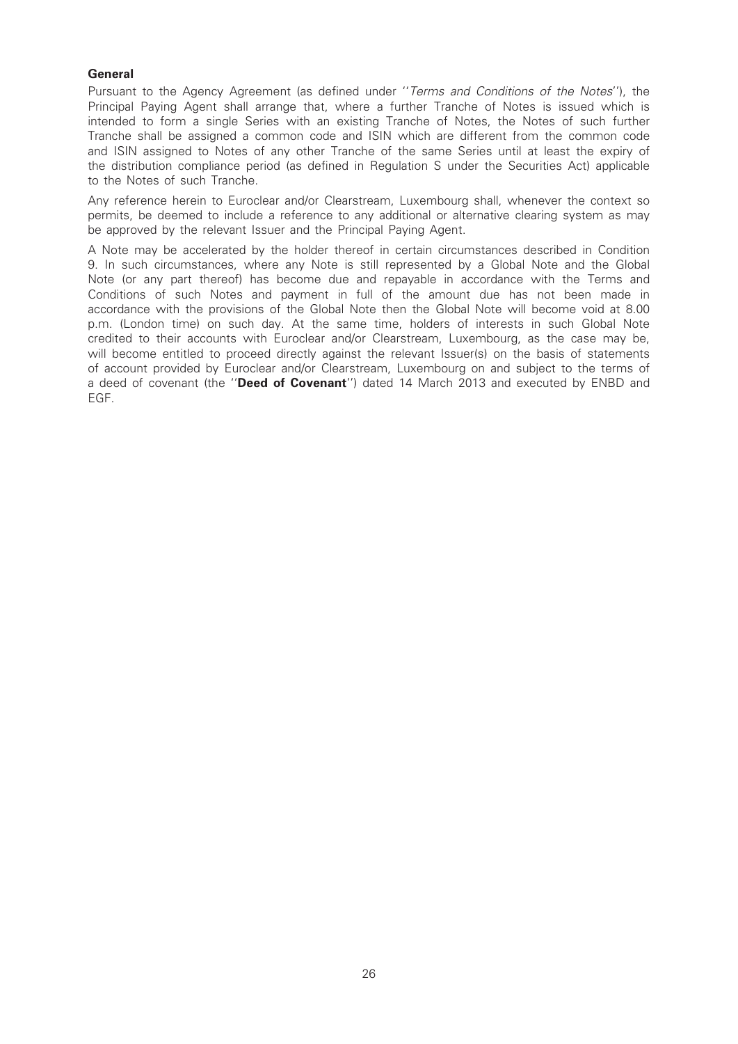**General**

Pursuant to the Agency Agreement (as defined under ''*Terms and Conditions of the Notes*''), the Principal Paying Agent shall arrange that, where a further Tranche of Notes is issued which is intended to form a single Series with an existing Tranche of Notes, the Notes of such further Tranche shall be assigned a common code and ISIN which are different from the common code and ISIN assigned to Notes of any other Tranche of the same Series until at least the expiry of the distribution compliance period (as defined in Regulation S under the Securities Act) applicable to the Notes of such Tranche.

Any reference herein to Euroclear and/or Clearstream, Luxembourg shall, whenever the context so permits, be deemed to include a reference to any additional or alternative clearing system as may be approved by the relevant Issuer and the Principal Paying Agent.

A Note may be accelerated by the holder thereof in certain circumstances described in Condition 9. In such circumstances, where any Note is still represented by a Global Note and the Global Note (or any part thereof) has become due and repayable in accordance with the Terms and Conditions of such Notes and payment in full of the amount due has not been made in accordance with the provisions of the Global Note then the Global Note will become void at 8.00 p.m. (London time) on such day. At the same time, holders of interests in such Global Note credited to their accounts with Euroclear and/or Clearstream, Luxembourg, as the case may be, will become entitled to proceed directly against the relevant Issuer(s) on the basis of statements of account provided by Euroclear and/or Clearstream, Luxembourg on and subject to the terms of a deed of covenant (the ''**Deed of Covenant**'') dated 14 March 2013 and executed by ENBD and EGF.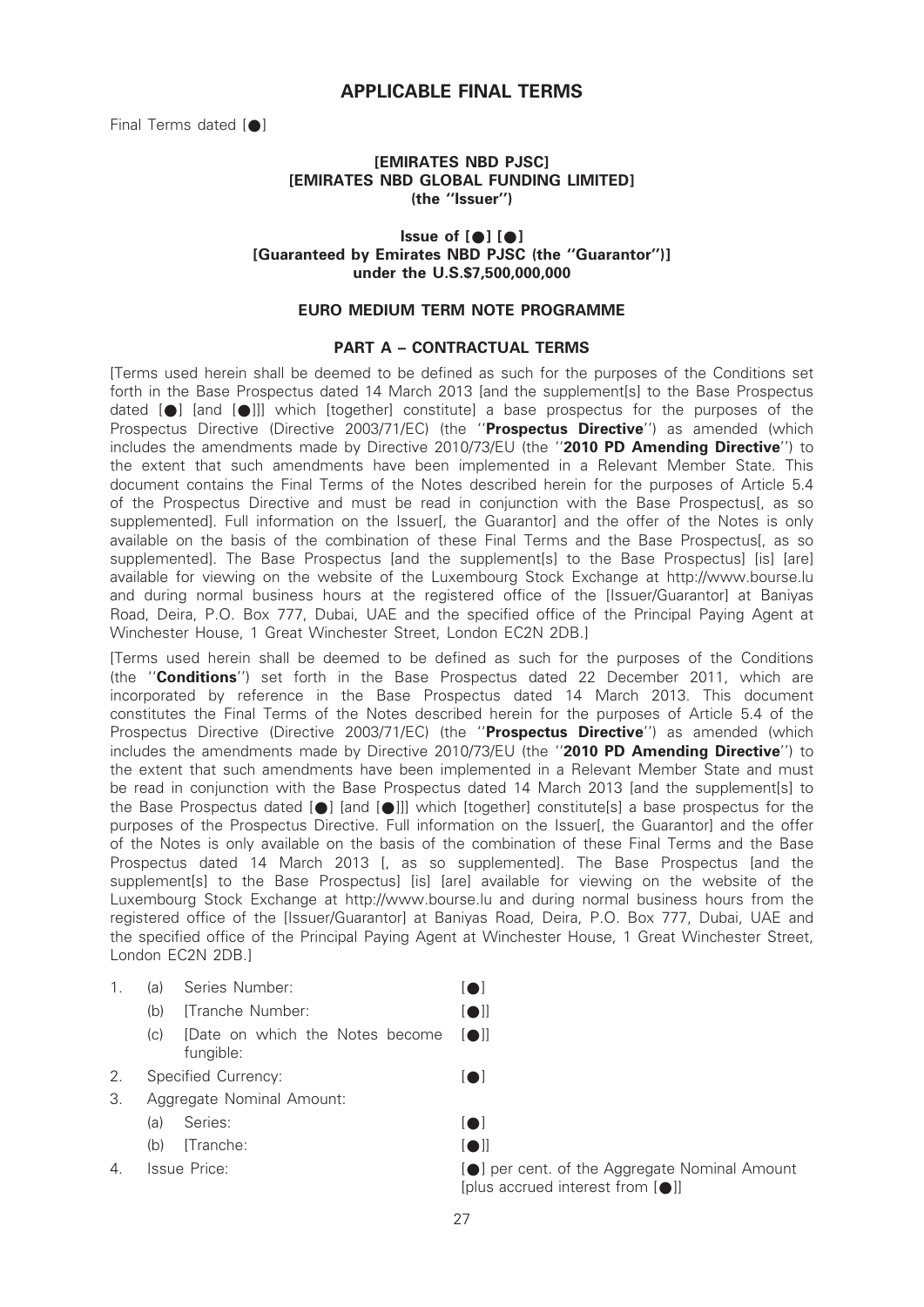## APPLICABLE FINAL TERMS

Final Terms dated [●]

**[EMIRATES NBD PJSC]**
**[EMIRATES NBD GLOBAL FUNDING LIMITED]**
**(the ''Issuer'')**

**Issue of [●] [●]**
**[Guaranteed by Emirates NBD PJSC (the ''Guarantor'')]**
**under the U.S.$7,500,000,000**

### EURO MEDIUM TERM NOTE PROGRAMME

### PART A – CONTRACTUAL TERMS

[Terms used herein shall be deemed to be defined as such for the purposes of the Conditions set forth in the Base Prospectus dated 14 March 2013 [and the supplement[s] to the Base Prospectus dated [●] [and [●]]] which [together] constitute] a base prospectus for the purposes of the Prospectus Directive (Directive 2003/71/EC) (the ''**Prospectus Directive**'') as amended (which includes the amendments made by Directive 2010/73/EU (the ''**2010 PD Amending Directive**'') to the extent that such amendments have been implemented in a Relevant Member State. This document contains the Final Terms of the Notes described herein for the purposes of Article 5.4 of the Prospectus Directive and must be read in conjunction with the Base Prospectus[, as so supplemented]. Full information on the Issuer[, the Guarantor] and the offer of the Notes is only available on the basis of the combination of these Final Terms and the Base Prospectus[, as so supplemented]. The Base Prospectus [and the supplement[s] to the Base Prospectus] [is] [are] available for viewing on the website of the Luxembourg Stock Exchange at http://www.bourse.lu and during normal business hours at the registered office of the [Issuer/Guarantor] at Baniyas Road, Deira, P.O. Box 777, Dubai, UAE and the specified office of the Principal Paying Agent at Winchester House, 1 Great Winchester Street, London EC2N 2DB.]

[Terms used herein shall be deemed to be defined as such for the purposes of the Conditions (the ''**Conditions**'') set forth in the Base Prospectus dated 22 December 2011, which are incorporated by reference in the Base Prospectus dated 14 March 2013. This document constitutes the Final Terms of the Notes described herein for the purposes of Article 5.4 of the Prospectus Directive (Directive 2003/71/EC) (the ''**Prospectus Directive**'') as amended (which includes the amendments made by Directive 2010/73/EU (the ''**2010 PD Amending Directive**'') to the extent that such amendments have been implemented in a Relevant Member State and must be read in conjunction with the Base Prospectus dated 14 March 2013 [and the supplement[s] to the Base Prospectus dated [●] [and [●]]] which [together] constitute[s] a base prospectus for the purposes of the Prospectus Directive. Full information on the Issuer[, the Guarantor] and the offer of the Notes is only available on the basis of the combination of these Final Terms and the Base Prospectus dated 14 March 2013 [, as so supplemented]. The Base Prospectus [and the supplement[s] to the Base Prospectus] [is] [are] available for viewing on the website of the Luxembourg Stock Exchange at http://www.bourse.lu and during normal business hours from the registered office of the [Issuer/Guarantor] at Baniyas Road, Deira, P.O. Box 777, Dubai, UAE and the specified office of the Principal Paying Agent at Winchester House, 1 Great Winchester Street, London EC2N 2DB.]

| | | | |
|---|---|---|---|
| 1. | (a) | Series Number: | [●] |
| | (b) | [Tranche Number: | [●]] |
| | (c) | [Date on which the Notes become fungible: | [●]] |
| 2. | | Specified Currency: | [●] |
| 3. | | Aggregate Nominal Amount: | |
| | (a) | Series: | [●] |
| | (b) | [Tranche: | [●]] |
| 4. | | Issue Price: | [●] per cent. of the Aggregate Nominal Amount [plus accrued interest from [●]] |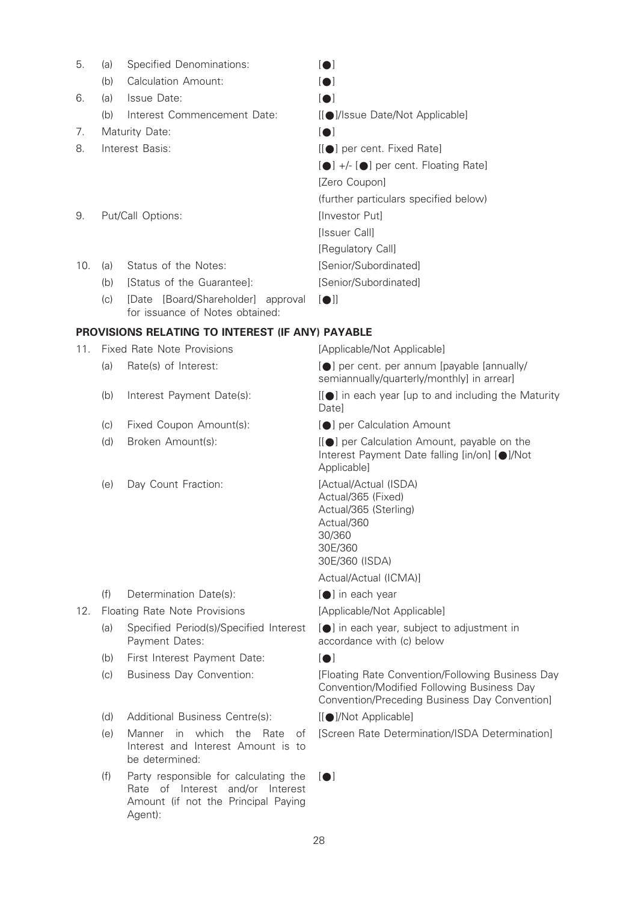| | | | |
|---|---|---|---|
| 5. | (a) | Specified Denominations: | [●] |
| | (b) | Calculation Amount: | [●] |
| 6. | (a) | Issue Date: | [●] |
| | (b) | Interest Commencement Date: | [[●]/Issue Date/Not Applicable] |
| 7. | | Maturity Date: | [●] |
| 8. | | Interest Basis: | [[●] per cent. Fixed Rate]<br>[●] +/- [●] per cent. Floating Rate]<br>[Zero Coupon]<br>(further particulars specified below) |
| 9. | | Put/Call Options: | [Investor Put]<br>[Issuer Call]<br>[Regulatory Call] |
| 10. | (a) | Status of the Notes: | [Senior/Subordinated] |
| | (b) | [Status of the Guarantee]: | [Senior/Subordinated] |
| | (c) | [Date [Board/Shareholder] approval for issuance of Notes obtained: | [●]] |

**PROVISIONS RELATING TO INTEREST (IF ANY) PAYABLE**

| | | | |
|---|---|---|---|
| 11. | | Fixed Rate Note Provisions | [Applicable/Not Applicable] |
| | (a) | Rate(s) of Interest: | [●] per cent. per annum [payable [annually/ semiannually/quarterly/monthly] in arrear] |
| | (b) | Interest Payment Date(s): | [[●] in each year [up to and including the Maturity Date] |
| | (c) | Fixed Coupon Amount(s): | [●] per Calculation Amount |
| | (d) | Broken Amount(s): | [[●] per Calculation Amount, payable on the Interest Payment Date falling [in/on] [●]/Not Applicable] |
| | (e) | Day Count Fraction: | [Actual/Actual (ISDA)<br>Actual/365 (Fixed)<br>Actual/365 (Sterling)<br>Actual/360<br>30/360<br>30E/360<br>30E/360 (ISDA)<br>Actual/Actual (ICMA)] |
| | (f) | Determination Date(s): | [●] in each year |
| 12. | | Floating Rate Note Provisions | [Applicable/Not Applicable] |
| | (a) | Specified Period(s)/Specified Interest Payment Dates: | [●] in each year, subject to adjustment in accordance with (c) below |
| | (b) | First Interest Payment Date: | [●] |
| | (c) | Business Day Convention: | [Floating Rate Convention/Following Business Day Convention/Modified Following Business Day Convention/Preceding Business Day Convention] |
| | (d) | Additional Business Centre(s): | [[●]/Not Applicable] |
| | (e) | Manner in which the Rate of Interest and Interest Amount is to be determined: | [Screen Rate Determination/ISDA Determination] |
| | (f) | Party responsible for calculating the Rate of Interest and/or Interest Amount (if not the Principal Paying Agent): | [●] |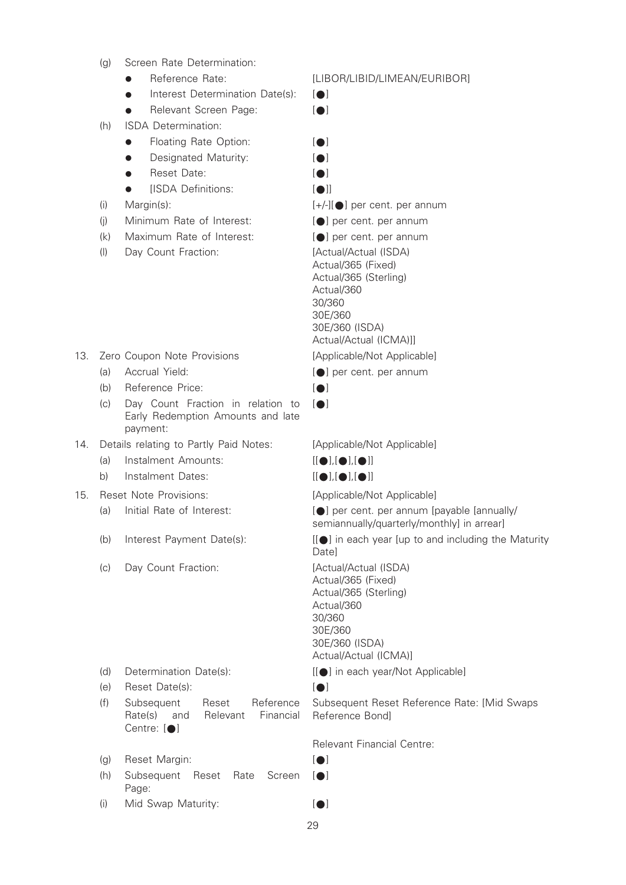| | | |
|---|---|---|
| (g) | Screen Rate Determination: | |
| | ● Reference Rate: | [LIBOR/LIBID/LIMEAN/EURIBOR] |
| | ● Interest Determination Date(s): | [●] |
| | ● Relevant Screen Page: | [●] |
| (h) | ISDA Determination: | |
| | ● Floating Rate Option: | [●] |
| | ● Designated Maturity: | [●] |
| | ● Reset Date: | [●] |
| | ● [ISDA Definitions: | [●]] |
| (i) | Margin(s): | [+/-][●] per cent. per annum |
| (j) | Minimum Rate of Interest: | [●] per cent. per annum |
| (k) | Maximum Rate of Interest: | [●] per cent. per annum |
| (l) | Day Count Fraction: | [Actual/Actual (ISDA)<br>Actual/365 (Fixed)<br>Actual/365 (Sterling)<br>Actual/360<br>30/360<br>30E/360<br>30E/360 (ISDA)<br>Actual/Actual (ICMA)]] |

| | | |
|---|---|---|
| 13. | Zero Coupon Note Provisions | [Applicable/Not Applicable] |
| (a) | Accrual Yield: | [●] per cent. per annum |
| (b) | Reference Price: | [●] |
| (c) | Day Count Fraction in relation to Early Redemption Amounts and late payment: | [●] |
| 14. | Details relating to Partly Paid Notes: | [Applicable/Not Applicable] |
| (a) | Instalment Amounts: | [[●],[●],[●]] |
| b) | Instalment Dates: | [[●],[●],[●]] |
| 15. | Reset Note Provisions: | [Applicable/Not Applicable] |
| (a) | Initial Rate of Interest: | [●] per cent. per annum [payable [annually/ semiannually/quarterly/monthly] in arrear] |
| (b) | Interest Payment Date(s): | [[●] in each year [up to and including the Maturity Date] |
| (c) | Day Count Fraction: | [Actual/Actual (ISDA)<br>Actual/365 (Fixed)<br>Actual/365 (Sterling)<br>Actual/360<br>30/360<br>30E/360<br>30E/360 (ISDA)<br>Actual/Actual (ICMA)] |
| (d) | Determination Date(s): | [[●] in each year/Not Applicable] |
| (e) | Reset Date(s): | [●] |
| (f) | Subsequent Reset Reference Rate(s) and Relevant Financial Centre: [●] | Subsequent Reset Reference Rate: [Mid Swaps Reference Bond]<br><br>Relevant Financial Centre: |
| (g) | Reset Margin: | [●] |
| (h) | Subsequent Reset Rate Screen Page: | [●] |
| (i) | Mid Swap Maturity: | [●] |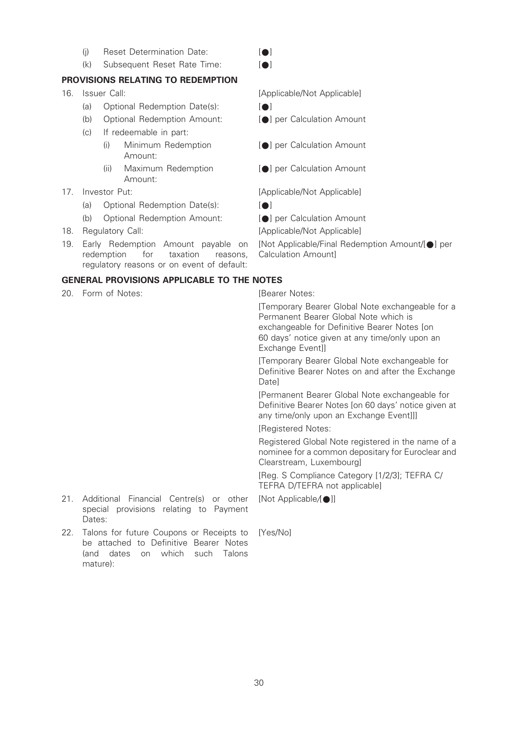| | |
|---|---|
| (j) Reset Determination Date: | [●] |
| (k) Subsequent Reset Rate Time: | [●] |

**PROVISIONS RELATING TO REDEMPTION**

| | |
|---|---|
| 16. Issuer Call: | [Applicable/Not Applicable] |
| (a) Optional Redemption Date(s): | [●] |
| (b) Optional Redemption Amount: | [●] per Calculation Amount |
| (c) If redeemable in part: | |
| (i) Minimum Redemption Amount: | [●] per Calculation Amount |
| (ii) Maximum Redemption Amount: | [●] per Calculation Amount |
| 17. Investor Put: | [Applicable/Not Applicable] |
| (a) Optional Redemption Date(s): | [●] |
| (b) Optional Redemption Amount: | [●] per Calculation Amount |
| 18. Regulatory Call: | [Applicable/Not Applicable] |
| 19. Early Redemption Amount payable on redemption for taxation reasons, regulatory reasons or on event of default: | [Not Applicable/Final Redemption Amount/[●] per Calculation Amount] |

**GENERAL PROVISIONS APPLICABLE TO THE NOTES**

| | |
|---|---|
| 20. Form of Notes: | [Bearer Notes:<br><br>[Temporary Bearer Global Note exchangeable for a Permanent Bearer Global Note which is exchangeable for Definitive Bearer Notes [on 60 days' notice given at any time/only upon an Exchange Event]]<br><br>[Temporary Bearer Global Note exchangeable for Definitive Bearer Notes on and after the Exchange Date]<br><br>[Permanent Bearer Global Note exchangeable for Definitive Bearer Notes [on 60 days' notice given at any time/only upon an Exchange Event]]]<br><br>[Registered Notes:<br><br>Registered Global Note registered in the name of a nominee for a common depositary for Euroclear and Clearstream, Luxembourg]<br><br>[Reg. S Compliance Category [1/2/3]; TEFRA C/ TEFRA D/TEFRA not applicable] |
| 21. Additional Financial Centre(s) or other special provisions relating to Payment Dates: | [Not Applicable/[●]] |
| 22. Talons for future Coupons or Receipts to be attached to Definitive Bearer Notes (and dates on which such Talons mature): | [Yes/No] |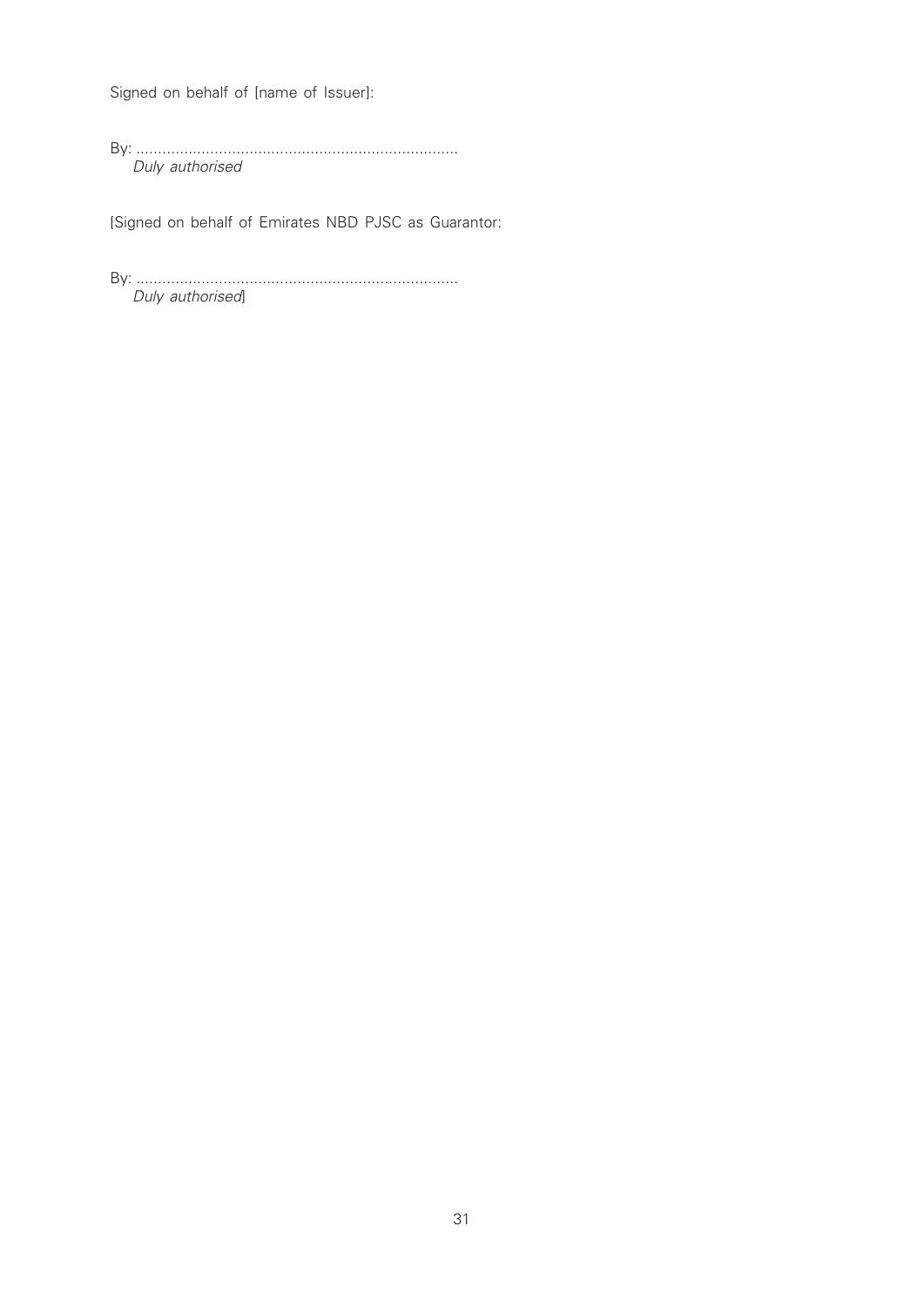Signed on behalf of [name of Issuer]:

By: ..........................................................................
*Duly authorised*

[Signed on behalf of Emirates NBD PJSC as Guarantor:

By: ..........................................................................
*Duly authorised*]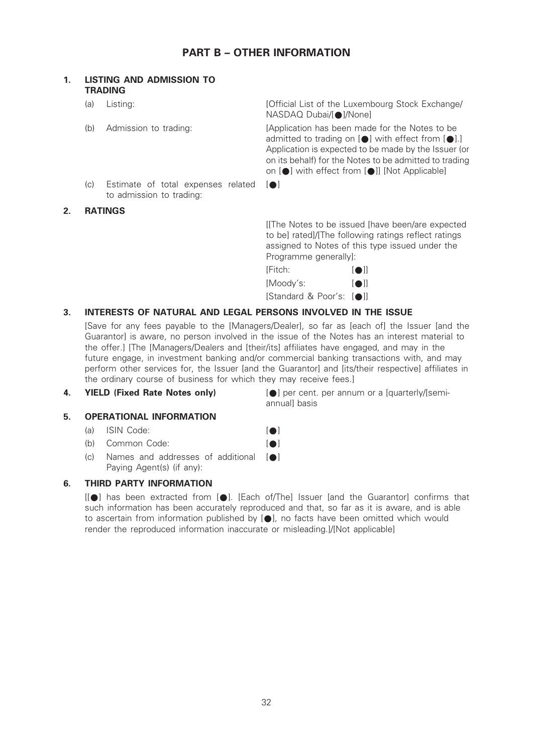# PART B – OTHER INFORMATION

## 1. LISTING AND ADMISSION TO TRADING

| | | |
|---|---|---|
| (a) | Listing: | [Official List of the Luxembourg Stock Exchange/ NASDAQ Dubai/[●]/None] |
| (b) | Admission to trading: | [Application has been made for the Notes to be admitted to trading on [●] with effect from [●].] Application is expected to be made by the Issuer (or on its behalf) for the Notes to be admitted to trading on [●] with effect from [●]] [Not Applicable] |
| (c) | Estimate of total expenses related to admission to trading: | [●] |

## 2. RATINGS

[[The Notes to be issued [have been/are expected to be] rated]/[The following ratings reflect ratings assigned to Notes of this type issued under the Programme generally]:

| | |
|---|---|
| [Fitch: | [●]] |
| [Moody's: | [●]] |
| [Standard & Poor's: | [●]] |

## 3. INTERESTS OF NATURAL AND LEGAL PERSONS INVOLVED IN THE ISSUE

[Save for any fees payable to the [Managers/Dealer], so far as [each of] the Issuer [and the Guarantor] is aware, no person involved in the issue of the Notes has an interest material to the offer.] [The [Managers/Dealers and [their/its] affiliates have engaged, and may in the future engage, in investment banking and/or commercial banking transactions with, and may perform other services for, the Issuer [and the Guarantor] and [its/their respective] affiliates in the ordinary course of business for which they may receive fees.]

## 4. YIELD (Fixed Rate Notes only)

[●] per cent. per annum or a [quarterly/[semi-annual] basis

## 5. OPERATIONAL INFORMATION

| | | |
|---|---|---|
| (a) | ISIN Code: | [●] |
| (b) | Common Code: | [●] |
| (c) | Names and addresses of additional Paying Agent(s) (if any): | [●] |

## 6. THIRD PARTY INFORMATION

[[●] has been extracted from [●]. [Each of/The] Issuer [and the Guarantor] confirms that such information has been accurately reproduced and that, so far as it is aware, and is able to ascertain from information published by [●], no facts have been omitted which would render the reproduced information inaccurate or misleading.]/[Not applicable]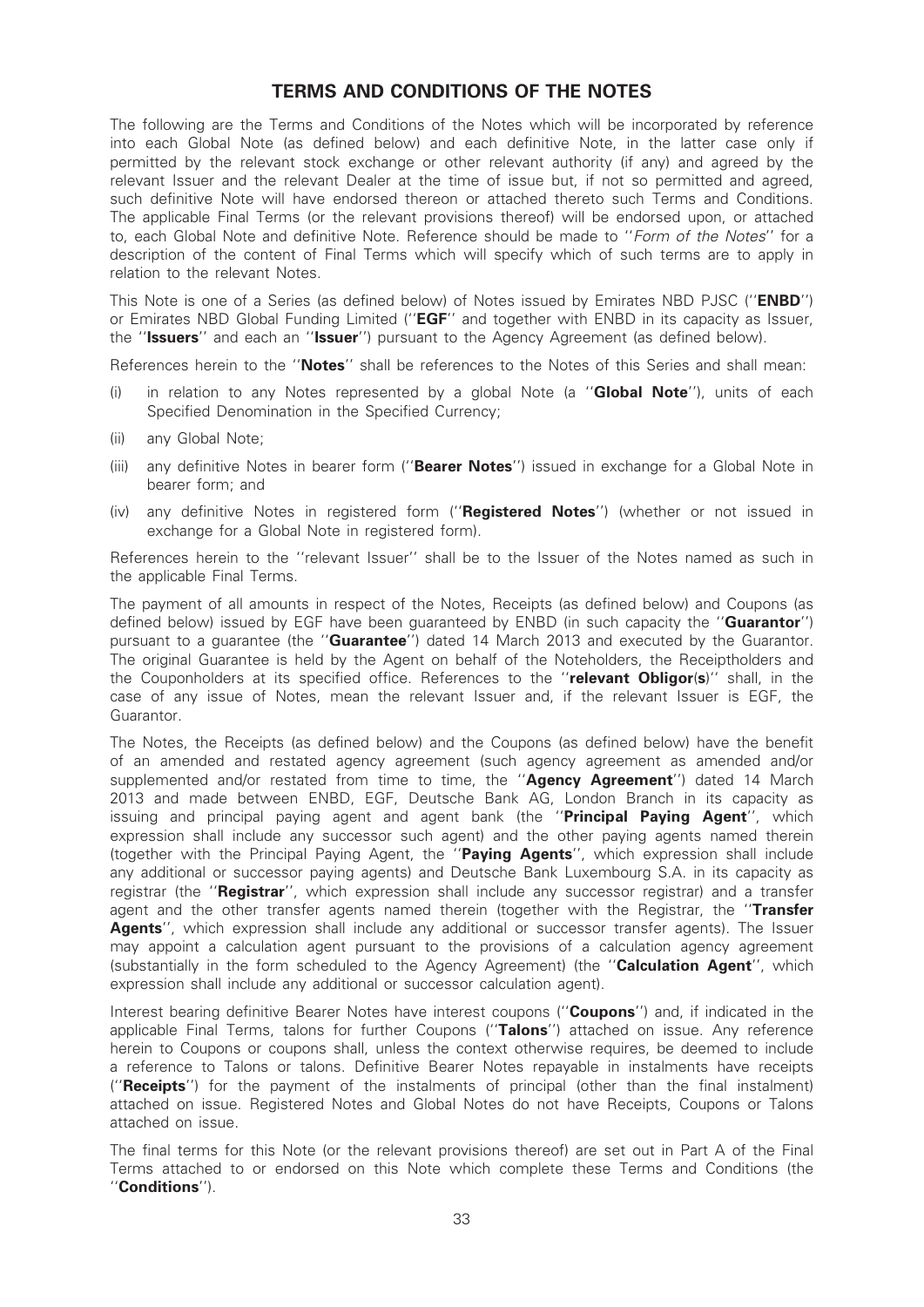# TERMS AND CONDITIONS OF THE NOTES

The following are the Terms and Conditions of the Notes which will be incorporated by reference into each Global Note (as defined below) and each definitive Note, in the latter case only if permitted by the relevant stock exchange or other relevant authority (if any) and agreed by the relevant Issuer and the relevant Dealer at the time of issue but, if not so permitted and agreed, such definitive Note will have endorsed thereon or attached thereto such Terms and Conditions. The applicable Final Terms (or the relevant provisions thereof) will be endorsed upon, or attached to, each Global Note and definitive Note. Reference should be made to ''*Form of the Notes*'' for a description of the content of Final Terms which will specify which of such terms are to apply in relation to the relevant Notes.

This Note is one of a Series (as defined below) of Notes issued by Emirates NBD PJSC (''**ENBD**'') or Emirates NBD Global Funding Limited (''**EGF**'' and together with ENBD in its capacity as Issuer, the ''**Issuers**'' and each an ''**Issuer**'') pursuant to the Agency Agreement (as defined below).

References herein to the ''**Notes**'' shall be references to the Notes of this Series and shall mean:

(i) in relation to any Notes represented by a global Note (a ''**Global Note**''), units of each Specified Denomination in the Specified Currency;

(ii) any Global Note;

(iii) any definitive Notes in bearer form (''**Bearer Notes**'') issued in exchange for a Global Note in bearer form; and

(iv) any definitive Notes in registered form (''**Registered Notes**'') (whether or not issued in exchange for a Global Note in registered form).

References herein to the ''relevant Issuer'' shall be to the Issuer of the Notes named as such in the applicable Final Terms.

The payment of all amounts in respect of the Notes, Receipts (as defined below) and Coupons (as defined below) issued by EGF have been guaranteed by ENBD (in such capacity the ''**Guarantor**'') pursuant to a guarantee (the ''**Guarantee**'') dated 14 March 2013 and executed by the Guarantor. The original Guarantee is held by the Agent on behalf of the Noteholders, the Receiptholders and the Couponholders at its specified office. References to the ''**relevant Obligor(s)**'' shall, in the case of any issue of Notes, mean the relevant Issuer and, if the relevant Issuer is EGF, the Guarantor.

The Notes, the Receipts (as defined below) and the Coupons (as defined below) have the benefit of an amended and restated agency agreement (such agency agreement as amended and/or supplemented and/or restated from time to time, the ''**Agency Agreement**'') dated 14 March 2013 and made between ENBD, EGF, Deutsche Bank AG, London Branch in its capacity as issuing and principal paying agent and agent bank (the ''**Principal Paying Agent**'', which expression shall include any successor such agent) and the other paying agents named therein (together with the Principal Paying Agent, the ''**Paying Agents**'', which expression shall include any additional or successor paying agents) and Deutsche Bank Luxembourg S.A. in its capacity as registrar (the ''**Registrar**'', which expression shall include any successor registrar) and a transfer agent and the other transfer agents named therein (together with the Registrar, the ''**Transfer Agents**'', which expression shall include any additional or successor transfer agents). The Issuer may appoint a calculation agent pursuant to the provisions of a calculation agency agreement (substantially in the form scheduled to the Agency Agreement) (the ''**Calculation Agent**'', which expression shall include any additional or successor calculation agent).

Interest bearing definitive Bearer Notes have interest coupons (''**Coupons**'') and, if indicated in the applicable Final Terms, talons for further Coupons (''**Talons**'') attached on issue. Any reference herein to Coupons or coupons shall, unless the context otherwise requires, be deemed to include a reference to Talons or talons. Definitive Bearer Notes repayable in instalments have receipts (''**Receipts**'') for the payment of the instalments of principal (other than the final instalment) attached on issue. Registered Notes and Global Notes do not have Receipts, Coupons or Talons attached on issue.

The final terms for this Note (or the relevant provisions thereof) are set out in Part A of the Final Terms attached to or endorsed on this Note which complete these Terms and Conditions (the ''**Conditions**'').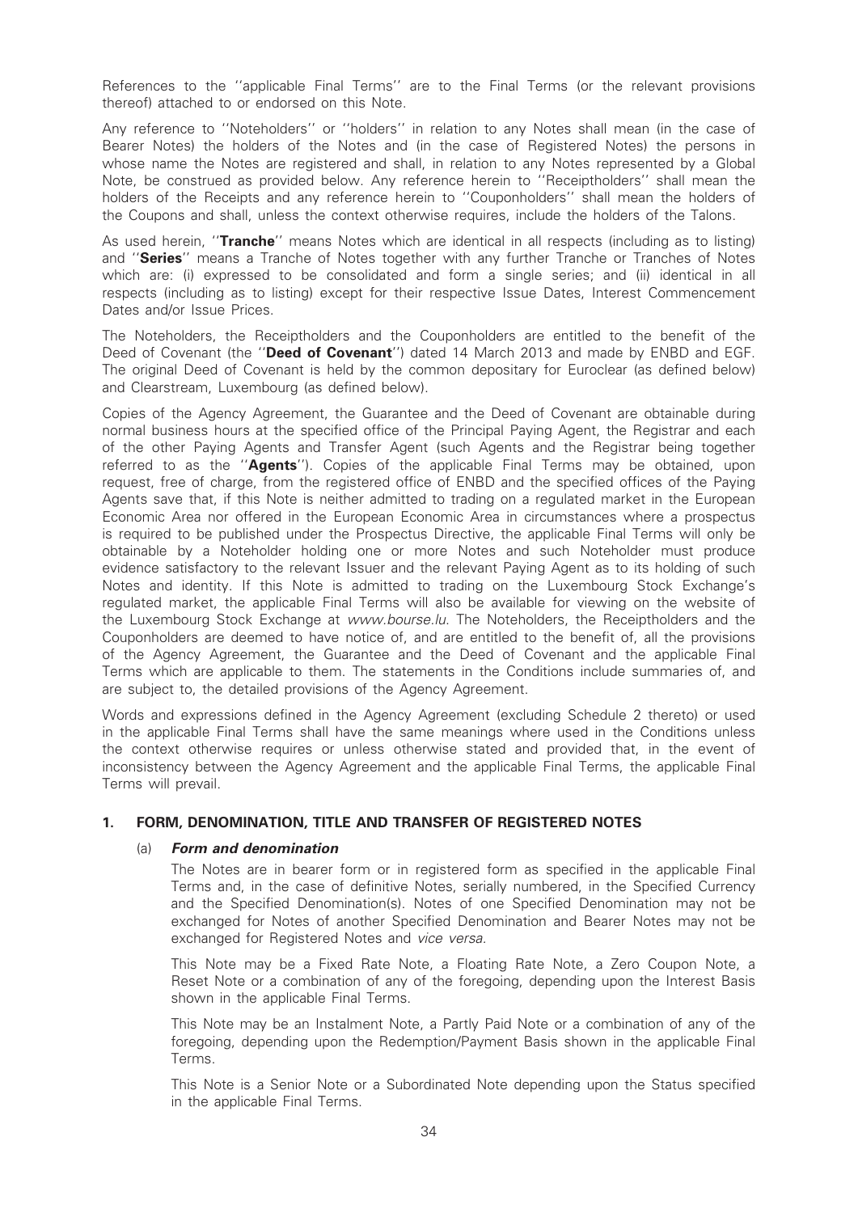References to the ''applicable Final Terms'' are to the Final Terms (or the relevant provisions thereof) attached to or endorsed on this Note.

Any reference to ''Noteholders'' or ''holders'' in relation to any Notes shall mean (in the case of Bearer Notes) the holders of the Notes and (in the case of Registered Notes) the persons in whose name the Notes are registered and shall, in relation to any Notes represented by a Global Note, be construed as provided below. Any reference herein to ''Receiptholders'' shall mean the holders of the Receipts and any reference herein to ''Couponholders'' shall mean the holders of the Coupons and shall, unless the context otherwise requires, include the holders of the Talons.

As used herein, ''**Tranche**'' means Notes which are identical in all respects (including as to listing) and ''**Series**'' means a Tranche of Notes together with any further Tranche or Tranches of Notes which are: (i) expressed to be consolidated and form a single series; and (ii) identical in all respects (including as to listing) except for their respective Issue Dates, Interest Commencement Dates and/or Issue Prices.

The Noteholders, the Receiptholders and the Couponholders are entitled to the benefit of the Deed of Covenant (the ''**Deed of Covenant**'') dated 14 March 2013 and made by ENBD and EGF. The original Deed of Covenant is held by the common depositary for Euroclear (as defined below) and Clearstream, Luxembourg (as defined below).

Copies of the Agency Agreement, the Guarantee and the Deed of Covenant are obtainable during normal business hours at the specified office of the Principal Paying Agent, the Registrar and each of the other Paying Agents and Transfer Agent (such Agents and the Registrar being together referred to as the ''**Agents**''). Copies of the applicable Final Terms may be obtained, upon request, free of charge, from the registered office of ENBD and the specified offices of the Paying Agents save that, if this Note is neither admitted to trading on a regulated market in the European Economic Area nor offered in the European Economic Area in circumstances where a prospectus is required to be published under the Prospectus Directive, the applicable Final Terms will only be obtainable by a Noteholder holding one or more Notes and such Noteholder must produce evidence satisfactory to the relevant Issuer and the relevant Paying Agent as to its holding of such Notes and identity. If this Note is admitted to trading on the Luxembourg Stock Exchange's regulated market, the applicable Final Terms will also be available for viewing on the website of the Luxembourg Stock Exchange at *www.bourse.lu*. The Noteholders, the Receiptholders and the Couponholders are deemed to have notice of, and are entitled to the benefit of, all the provisions of the Agency Agreement, the Guarantee and the Deed of Covenant and the applicable Final Terms which are applicable to them. The statements in the Conditions include summaries of, and are subject to, the detailed provisions of the Agency Agreement.

Words and expressions defined in the Agency Agreement (excluding Schedule 2 thereto) or used in the applicable Final Terms shall have the same meanings where used in the Conditions unless the context otherwise requires or unless otherwise stated and provided that, in the event of inconsistency between the Agency Agreement and the applicable Final Terms, the applicable Final Terms will prevail.

## 1. FORM, DENOMINATION, TITLE AND TRANSFER OF REGISTERED NOTES

### (a) *Form and denomination*

The Notes are in bearer form or in registered form as specified in the applicable Final Terms and, in the case of definitive Notes, serially numbered, in the Specified Currency and the Specified Denomination(s). Notes of one Specified Denomination may not be exchanged for Notes of another Specified Denomination and Bearer Notes may not be exchanged for Registered Notes and *vice versa.*

This Note may be a Fixed Rate Note, a Floating Rate Note, a Zero Coupon Note, a Reset Note or a combination of any of the foregoing, depending upon the Interest Basis shown in the applicable Final Terms.

This Note may be an Instalment Note, a Partly Paid Note or a combination of any of the foregoing, depending upon the Redemption/Payment Basis shown in the applicable Final Terms.

This Note is a Senior Note or a Subordinated Note depending upon the Status specified in the applicable Final Terms.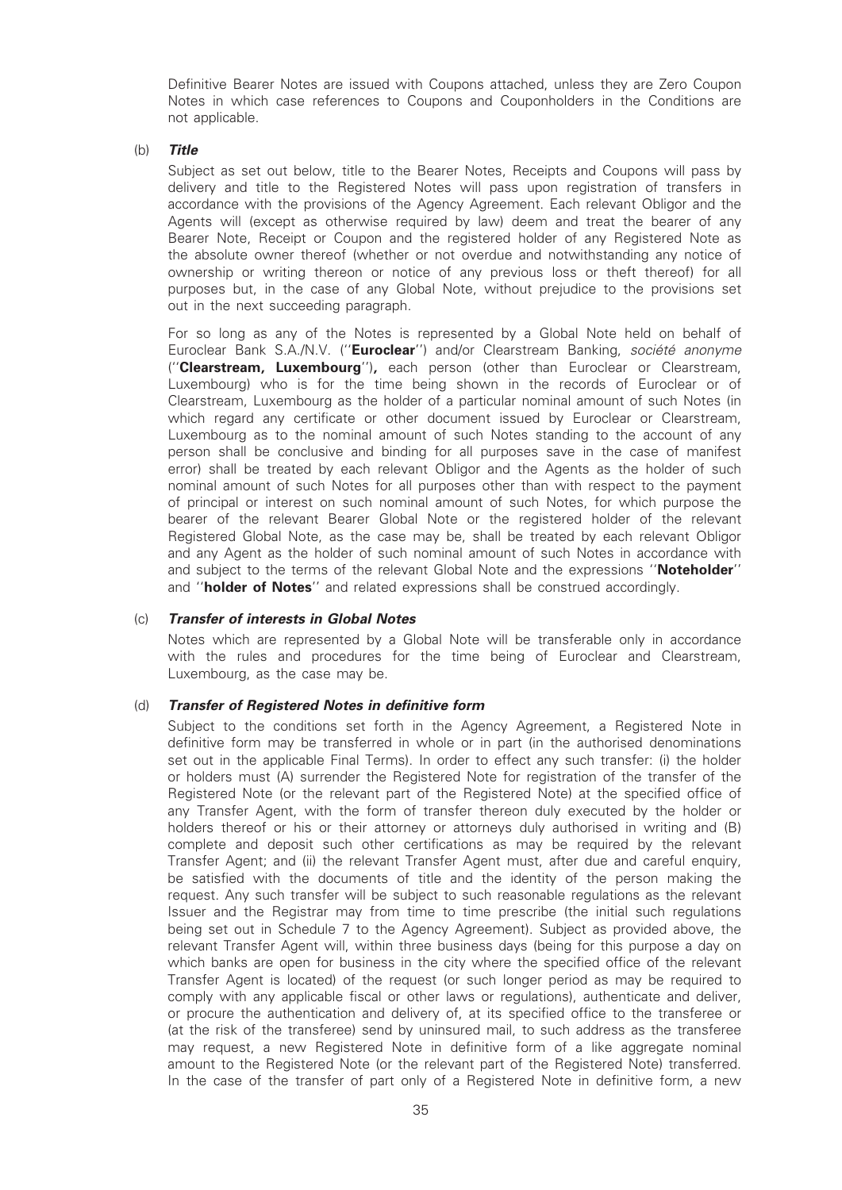Definitive Bearer Notes are issued with Coupons attached, unless they are Zero Coupon Notes in which case references to Coupons and Couponholders in the Conditions are not applicable.

(b) ***Title***

Subject as set out below, title to the Bearer Notes, Receipts and Coupons will pass by delivery and title to the Registered Notes will pass upon registration of transfers in accordance with the provisions of the Agency Agreement. Each relevant Obligor and the Agents will (except as otherwise required by law) deem and treat the bearer of any Bearer Note, Receipt or Coupon and the registered holder of any Registered Note as the absolute owner thereof (whether or not overdue and notwithstanding any notice of ownership or writing thereon or notice of any previous loss or theft thereof) for all purposes but, in the case of any Global Note, without prejudice to the provisions set out in the next succeeding paragraph.

For so long as any of the Notes is represented by a Global Note held on behalf of Euroclear Bank S.A./N.V. (''**Euroclear**'') and/or Clearstream Banking, *société anonyme* (''**Clearstream, Luxembourg**''), each person (other than Euroclear or Clearstream, Luxembourg) who is for the time being shown in the records of Euroclear or of Clearstream, Luxembourg as the holder of a particular nominal amount of such Notes (in which regard any certificate or other document issued by Euroclear or Clearstream, Luxembourg as to the nominal amount of such Notes standing to the account of any person shall be conclusive and binding for all purposes save in the case of manifest error) shall be treated by each relevant Obligor and the Agents as the holder of such nominal amount of such Notes for all purposes other than with respect to the payment of principal or interest on such nominal amount of such Notes, for which purpose the bearer of the relevant Bearer Global Note or the registered holder of the relevant Registered Global Note, as the case may be, shall be treated by each relevant Obligor and any Agent as the holder of such nominal amount of such Notes in accordance with and subject to the terms of the relevant Global Note and the expressions ''**Noteholder**'' and ''**holder of Notes**'' and related expressions shall be construed accordingly.

(c) ***Transfer of interests in Global Notes***

Notes which are represented by a Global Note will be transferable only in accordance with the rules and procedures for the time being of Euroclear and Clearstream, Luxembourg, as the case may be.

(d) ***Transfer of Registered Notes in definitive form***

Subject to the conditions set forth in the Agency Agreement, a Registered Note in definitive form may be transferred in whole or in part (in the authorised denominations set out in the applicable Final Terms). In order to effect any such transfer: (i) the holder or holders must (A) surrender the Registered Note for registration of the transfer of the Registered Note (or the relevant part of the Registered Note) at the specified office of any Transfer Agent, with the form of transfer thereon duly executed by the holder or holders thereof or his or their attorney or attorneys duly authorised in writing and (B) complete and deposit such other certifications as may be required by the relevant Transfer Agent; and (ii) the relevant Transfer Agent must, after due and careful enquiry, be satisfied with the documents of title and the identity of the person making the request. Any such transfer will be subject to such reasonable regulations as the relevant Issuer and the Registrar may from time to time prescribe (the initial such regulations being set out in Schedule 7 to the Agency Agreement). Subject as provided above, the relevant Transfer Agent will, within three business days (being for this purpose a day on which banks are open for business in the city where the specified office of the relevant Transfer Agent is located) of the request (or such longer period as may be required to comply with any applicable fiscal or other laws or regulations), authenticate and deliver, or procure the authentication and delivery of, at its specified office to the transferee or (at the risk of the transferee) send by uninsured mail, to such address as the transferee may request, a new Registered Note in definitive form of a like aggregate nominal amount to the Registered Note (or the relevant part of the Registered Note) transferred. In the case of the transfer of part only of a Registered Note in definitive form, a new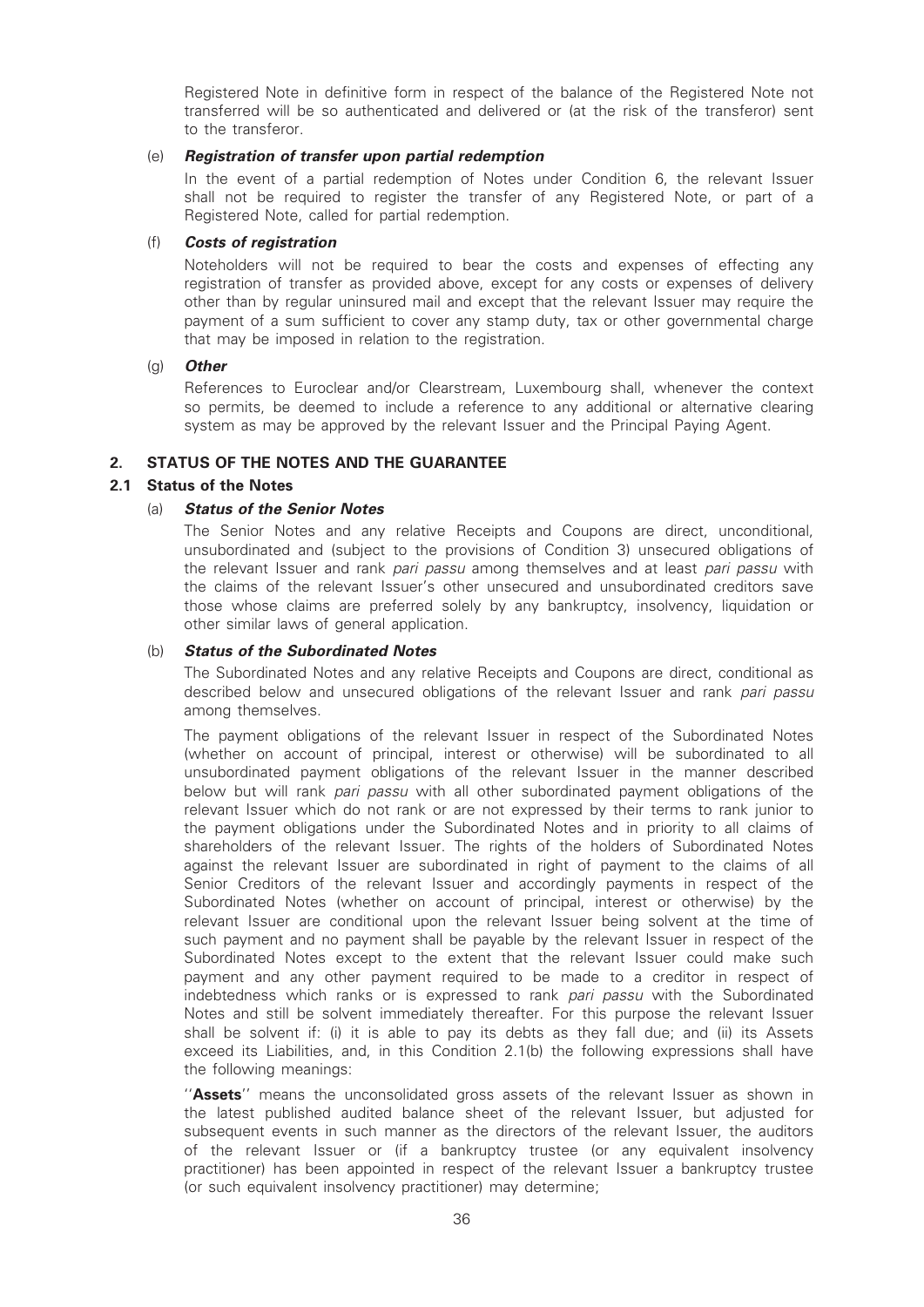Registered Note in definitive form in respect of the balance of the Registered Note not transferred will be so authenticated and delivered or (at the risk of the transferor) sent to the transferor.

(e) ***Registration of transfer upon partial redemption***

In the event of a partial redemption of Notes under Condition 6, the relevant Issuer shall not be required to register the transfer of any Registered Note, or part of a Registered Note, called for partial redemption.

(f) ***Costs of registration***

Noteholders will not be required to bear the costs and expenses of effecting any registration of transfer as provided above, except for any costs or expenses of delivery other than by regular uninsured mail and except that the relevant Issuer may require the payment of a sum sufficient to cover any stamp duty, tax or other governmental charge that may be imposed in relation to the registration.

(g) ***Other***

References to Euroclear and/or Clearstream, Luxembourg shall, whenever the context so permits, be deemed to include a reference to any additional or alternative clearing system as may be approved by the relevant Issuer and the Principal Paying Agent.

## 2. STATUS OF THE NOTES AND THE GUARANTEE

### 2.1 Status of the Notes

(a) ***Status of the Senior Notes***

The Senior Notes and any relative Receipts and Coupons are direct, unconditional, unsubordinated and (subject to the provisions of Condition 3) unsecured obligations of the relevant Issuer and rank *pari passu* among themselves and at least *pari passu* with the claims of the relevant Issuer's other unsecured and unsubordinated creditors save those whose claims are preferred solely by any bankruptcy, insolvency, liquidation or other similar laws of general application.

(b) ***Status of the Subordinated Notes***

The Subordinated Notes and any relative Receipts and Coupons are direct, conditional as described below and unsecured obligations of the relevant Issuer and rank *pari passu* among themselves.

The payment obligations of the relevant Issuer in respect of the Subordinated Notes (whether on account of principal, interest or otherwise) will be subordinated to all unsubordinated payment obligations of the relevant Issuer in the manner described below but will rank *pari passu* with all other subordinated payment obligations of the relevant Issuer which do not rank or are not expressed by their terms to rank junior to the payment obligations under the Subordinated Notes and in priority to all claims of shareholders of the relevant Issuer. The rights of the holders of Subordinated Notes against the relevant Issuer are subordinated in right of payment to the claims of all Senior Creditors of the relevant Issuer and accordingly payments in respect of the Subordinated Notes (whether on account of principal, interest or otherwise) by the relevant Issuer are conditional upon the relevant Issuer being solvent at the time of such payment and no payment shall be payable by the relevant Issuer in respect of the Subordinated Notes except to the extent that the relevant Issuer could make such payment and any other payment required to be made to a creditor in respect of indebtedness which ranks or is expressed to rank *pari passu* with the Subordinated Notes and still be solvent immediately thereafter. For this purpose the relevant Issuer shall be solvent if: (i) it is able to pay its debts as they fall due; and (ii) its Assets exceed its Liabilities, and, in this Condition 2.1(b) the following expressions shall have the following meanings:

''**Assets**'' means the unconsolidated gross assets of the relevant Issuer as shown in the latest published audited balance sheet of the relevant Issuer, but adjusted for subsequent events in such manner as the directors of the relevant Issuer, the auditors of the relevant Issuer or (if a bankruptcy trustee (or any equivalent insolvency practitioner) has been appointed in respect of the relevant Issuer a bankruptcy trustee (or such equivalent insolvency practitioner) may determine;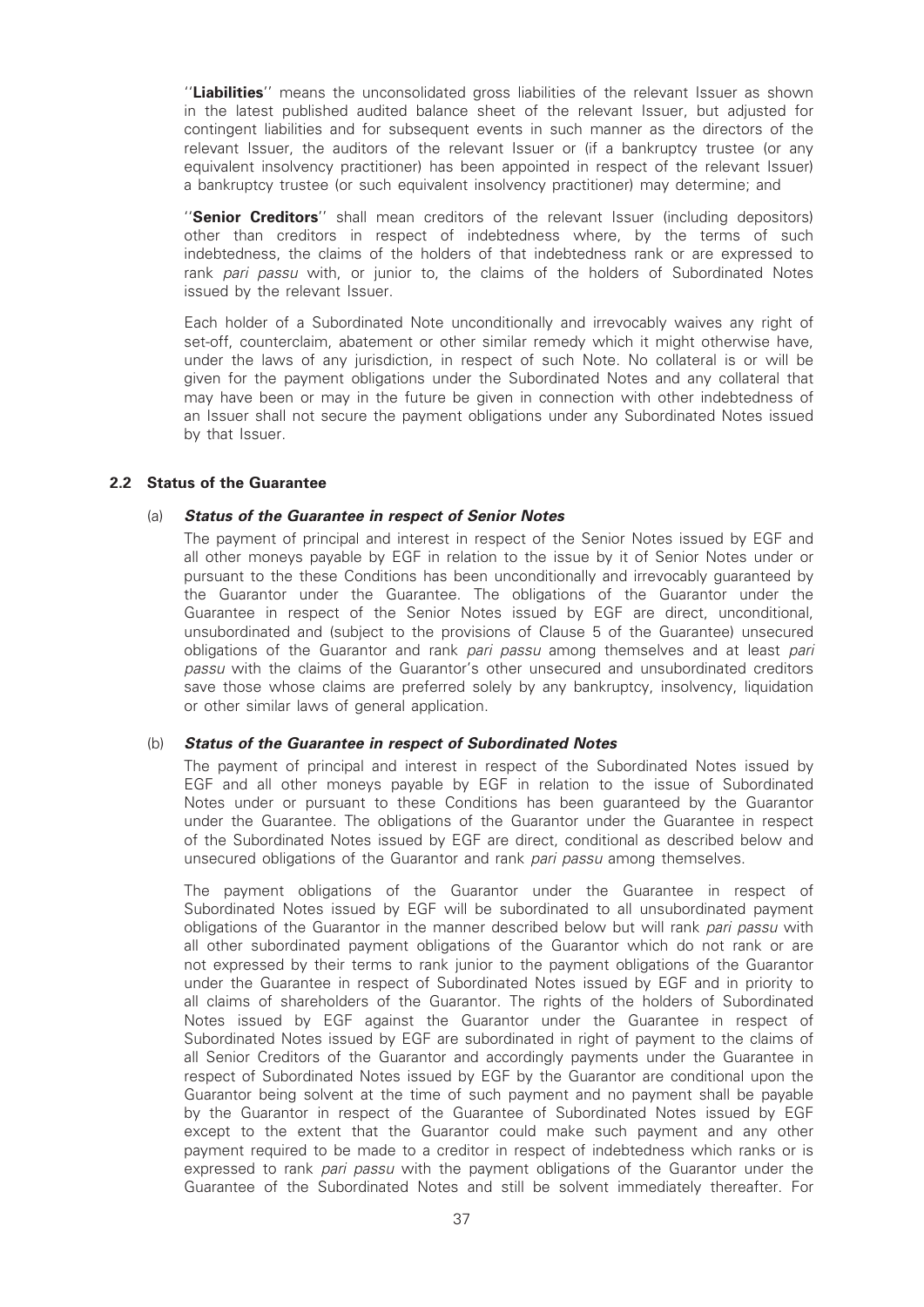"**Liabilities**" means the unconsolidated gross liabilities of the relevant Issuer as shown in the latest published audited balance sheet of the relevant Issuer, but adjusted for contingent liabilities and for subsequent events in such manner as the directors of the relevant Issuer, the auditors of the relevant Issuer or (if a bankruptcy trustee (or any equivalent insolvency practitioner) has been appointed in respect of the relevant Issuer) a bankruptcy trustee (or such equivalent insolvency practitioner) may determine; and

"**Senior Creditors**" shall mean creditors of the relevant Issuer (including depositors) other than creditors in respect of indebtedness where, by the terms of such indebtedness, the claims of the holders of that indebtedness rank or are expressed to rank *pari passu* with, or junior to, the claims of the holders of Subordinated Notes issued by the relevant Issuer.

Each holder of a Subordinated Note unconditionally and irrevocably waives any right of set-off, counterclaim, abatement or other similar remedy which it might otherwise have, under the laws of any jurisdiction, in respect of such Note. No collateral is or will be given for the payment obligations under the Subordinated Notes and any collateral that may have been or may in the future be given in connection with other indebtedness of an Issuer shall not secure the payment obligations under any Subordinated Notes issued by that Issuer.

### 2.2 Status of the Guarantee

(a) ***Status of the Guarantee in respect of Senior Notes***

The payment of principal and interest in respect of the Senior Notes issued by EGF and all other moneys payable by EGF in relation to the issue by it of Senior Notes under or pursuant to the these Conditions has been unconditionally and irrevocably guaranteed by the Guarantor under the Guarantee. The obligations of the Guarantor under the Guarantee in respect of the Senior Notes issued by EGF are direct, unconditional, unsubordinated and (subject to the provisions of Clause 5 of the Guarantee) unsecured obligations of the Guarantor and rank *pari passu* among themselves and at least *pari passu* with the claims of the Guarantor's other unsecured and unsubordinated creditors save those whose claims are preferred solely by any bankruptcy, insolvency, liquidation or other similar laws of general application.

(b) ***Status of the Guarantee in respect of Subordinated Notes***

The payment of principal and interest in respect of the Subordinated Notes issued by EGF and all other moneys payable by EGF in relation to the issue of Subordinated Notes under or pursuant to these Conditions has been guaranteed by the Guarantor under the Guarantee. The obligations of the Guarantor under the Guarantee in respect of the Subordinated Notes issued by EGF are direct, conditional as described below and unsecured obligations of the Guarantor and rank *pari passu* among themselves.

The payment obligations of the Guarantor under the Guarantee in respect of Subordinated Notes issued by EGF will be subordinated to all unsubordinated payment obligations of the Guarantor in the manner described below but will rank *pari passu* with all other subordinated payment obligations of the Guarantor which do not rank or are not expressed by their terms to rank junior to the payment obligations of the Guarantor under the Guarantee in respect of Subordinated Notes issued by EGF and in priority to all claims of shareholders of the Guarantor. The rights of the holders of Subordinated Notes issued by EGF against the Guarantor under the Guarantee in respect of Subordinated Notes issued by EGF are subordinated in right of payment to the claims of all Senior Creditors of the Guarantor and accordingly payments under the Guarantee in respect of Subordinated Notes issued by EGF by the Guarantor are conditional upon the Guarantor being solvent at the time of such payment and no payment shall be payable by the Guarantor in respect of the Guarantee of Subordinated Notes issued by EGF except to the extent that the Guarantor could make such payment and any other payment required to be made to a creditor in respect of indebtedness which ranks or is expressed to rank *pari passu* with the payment obligations of the Guarantor under the Guarantee of the Subordinated Notes and still be solvent immediately thereafter. For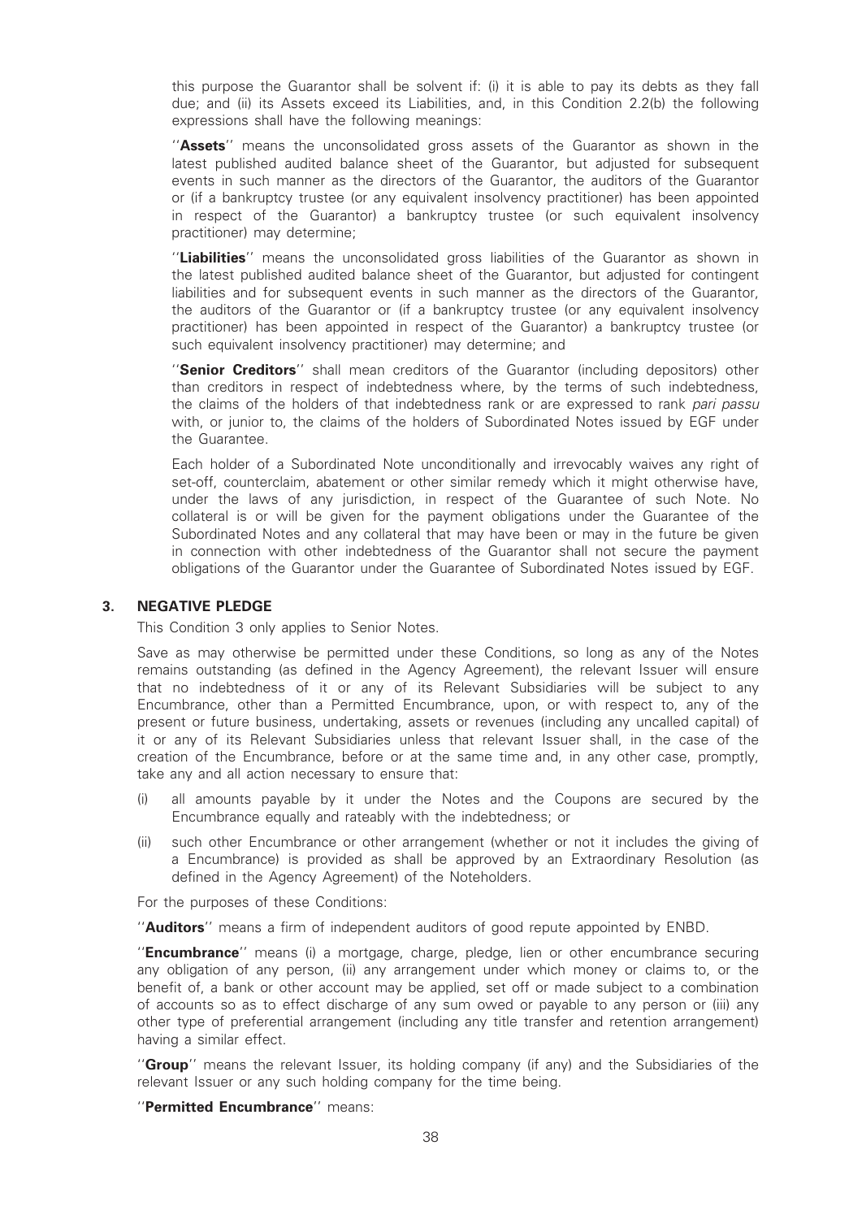this purpose the Guarantor shall be solvent if: (i) it is able to pay its debts as they fall due; and (ii) its Assets exceed its Liabilities, and, in this Condition 2.2(b) the following expressions shall have the following meanings:

''**Assets**'' means the unconsolidated gross assets of the Guarantor as shown in the latest published audited balance sheet of the Guarantor, but adjusted for subsequent events in such manner as the directors of the Guarantor, the auditors of the Guarantor or (if a bankruptcy trustee (or any equivalent insolvency practitioner) has been appointed in respect of the Guarantor) a bankruptcy trustee (or such equivalent insolvency practitioner) may determine;

''**Liabilities**'' means the unconsolidated gross liabilities of the Guarantor as shown in the latest published audited balance sheet of the Guarantor, but adjusted for contingent liabilities and for subsequent events in such manner as the directors of the Guarantor, the auditors of the Guarantor or (if a bankruptcy trustee (or any equivalent insolvency practitioner) has been appointed in respect of the Guarantor) a bankruptcy trustee (or such equivalent insolvency practitioner) may determine; and

''**Senior Creditors**'' shall mean creditors of the Guarantor (including depositors) other than creditors in respect of indebtedness where, by the terms of such indebtedness, the claims of the holders of that indebtedness rank or are expressed to rank *pari passu* with, or junior to, the claims of the holders of Subordinated Notes issued by EGF under the Guarantee.

Each holder of a Subordinated Note unconditionally and irrevocably waives any right of set-off, counterclaim, abatement or other similar remedy which it might otherwise have, under the laws of any jurisdiction, in respect of the Guarantee of such Note. No collateral is or will be given for the payment obligations under the Guarantee of the Subordinated Notes and any collateral that may have been or may in the future be given in connection with other indebtedness of the Guarantor shall not secure the payment obligations of the Guarantor under the Guarantee of Subordinated Notes issued by EGF.

## 3. NEGATIVE PLEDGE

This Condition 3 only applies to Senior Notes.

Save as may otherwise be permitted under these Conditions, so long as any of the Notes remains outstanding (as defined in the Agency Agreement), the relevant Issuer will ensure that no indebtedness of it or any of its Relevant Subsidiaries will be subject to any Encumbrance, other than a Permitted Encumbrance, upon, or with respect to, any of the present or future business, undertaking, assets or revenues (including any uncalled capital) of it or any of its Relevant Subsidiaries unless that relevant Issuer shall, in the case of the creation of the Encumbrance, before or at the same time and, in any other case, promptly, take any and all action necessary to ensure that:

(i) all amounts payable by it under the Notes and the Coupons are secured by the Encumbrance equally and rateably with the indebtedness; or

(ii) such other Encumbrance or other arrangement (whether or not it includes the giving of a Encumbrance) is provided as shall be approved by an Extraordinary Resolution (as defined in the Agency Agreement) of the Noteholders.

For the purposes of these Conditions:

''**Auditors**'' means a firm of independent auditors of good repute appointed by ENBD.

''**Encumbrance**'' means (i) a mortgage, charge, pledge, lien or other encumbrance securing any obligation of any person, (ii) any arrangement under which money or claims to, or the benefit of, a bank or other account may be applied, set off or made subject to a combination of accounts so as to effect discharge of any sum owed or payable to any person or (iii) any other type of preferential arrangement (including any title transfer and retention arrangement) having a similar effect.

''**Group**'' means the relevant Issuer, its holding company (if any) and the Subsidiaries of the relevant Issuer or any such holding company for the time being.

''**Permitted Encumbrance**'' means: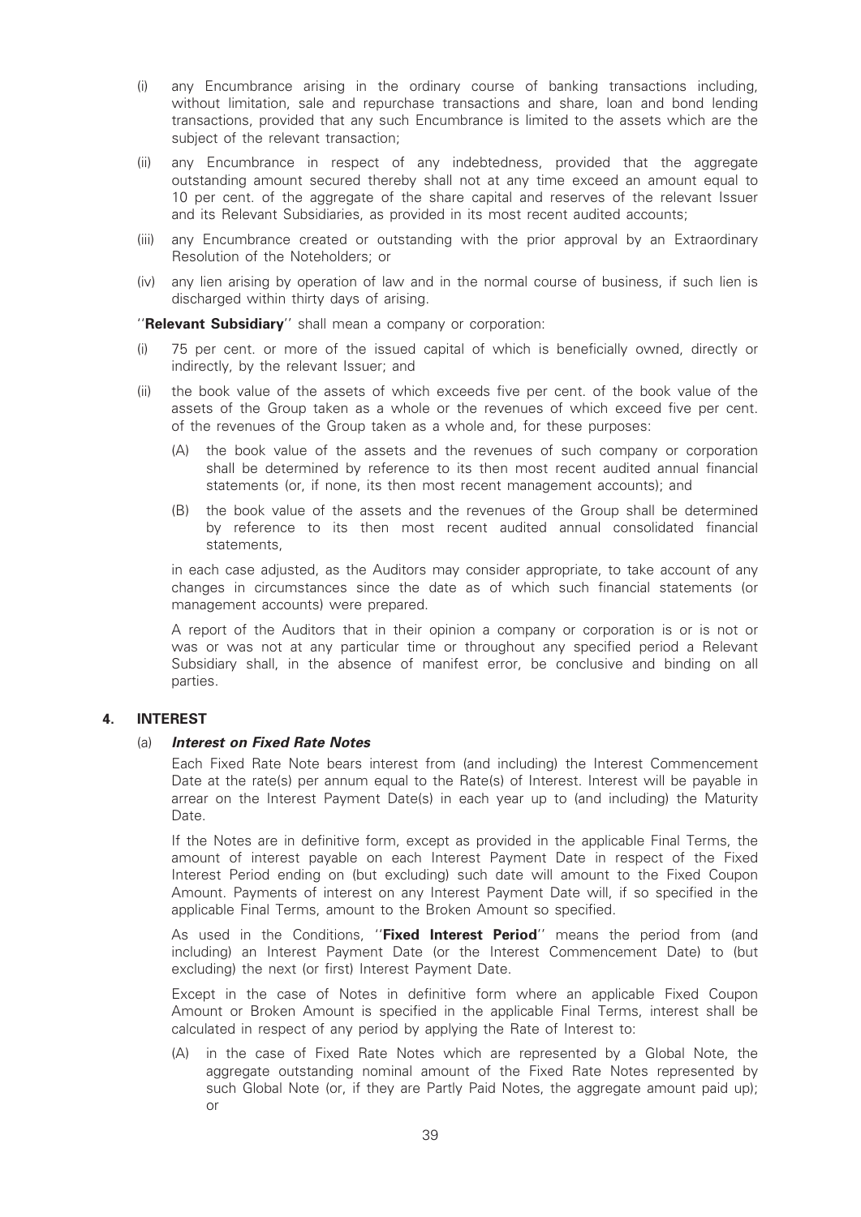(i) any Encumbrance arising in the ordinary course of banking transactions including, without limitation, sale and repurchase transactions and share, loan and bond lending transactions, provided that any such Encumbrance is limited to the assets which are the subject of the relevant transaction;

(ii) any Encumbrance in respect of any indebtedness, provided that the aggregate outstanding amount secured thereby shall not at any time exceed an amount equal to 10 per cent. of the aggregate of the share capital and reserves of the relevant Issuer and its Relevant Subsidiaries, as provided in its most recent audited accounts;

(iii) any Encumbrance created or outstanding with the prior approval by an Extraordinary Resolution of the Noteholders; or

(iv) any lien arising by operation of law and in the normal course of business, if such lien is discharged within thirty days of arising.

''**Relevant Subsidiary**'' shall mean a company or corporation:

(i) 75 per cent. or more of the issued capital of which is beneficially owned, directly or indirectly, by the relevant Issuer; and

(ii) the book value of the assets of which exceeds five per cent. of the book value of the assets of the Group taken as a whole or the revenues of which exceed five per cent. of the revenues of the Group taken as a whole and, for these purposes:

   (A) the book value of the assets and the revenues of such company or corporation shall be determined by reference to its then most recent audited annual financial statements (or, if none, its then most recent management accounts); and

   (B) the book value of the assets and the revenues of the Group shall be determined by reference to its then most recent audited annual consolidated financial statements,

   in each case adjusted, as the Auditors may consider appropriate, to take account of any changes in circumstances since the date as of which such financial statements (or management accounts) were prepared.

   A report of the Auditors that in their opinion a company or corporation is or is not or was or was not at any particular time or throughout any specified period a Relevant Subsidiary shall, in the absence of manifest error, be conclusive and binding on all parties.

## 4. INTEREST

### (a) *Interest on Fixed Rate Notes*

Each Fixed Rate Note bears interest from (and including) the Interest Commencement Date at the rate(s) per annum equal to the Rate(s) of Interest. Interest will be payable in arrear on the Interest Payment Date(s) in each year up to (and including) the Maturity Date.

If the Notes are in definitive form, except as provided in the applicable Final Terms, the amount of interest payable on each Interest Payment Date in respect of the Fixed Interest Period ending on (but excluding) such date will amount to the Fixed Coupon Amount. Payments of interest on any Interest Payment Date will, if so specified in the applicable Final Terms, amount to the Broken Amount so specified.

As used in the Conditions, ''**Fixed Interest Period**'' means the period from (and including) an Interest Payment Date (or the Interest Commencement Date) to (but excluding) the next (or first) Interest Payment Date.

Except in the case of Notes in definitive form where an applicable Fixed Coupon Amount or Broken Amount is specified in the applicable Final Terms, interest shall be calculated in respect of any period by applying the Rate of Interest to:

(A) in the case of Fixed Rate Notes which are represented by a Global Note, the aggregate outstanding nominal amount of the Fixed Rate Notes represented by such Global Note (or, if they are Partly Paid Notes, the aggregate amount paid up); or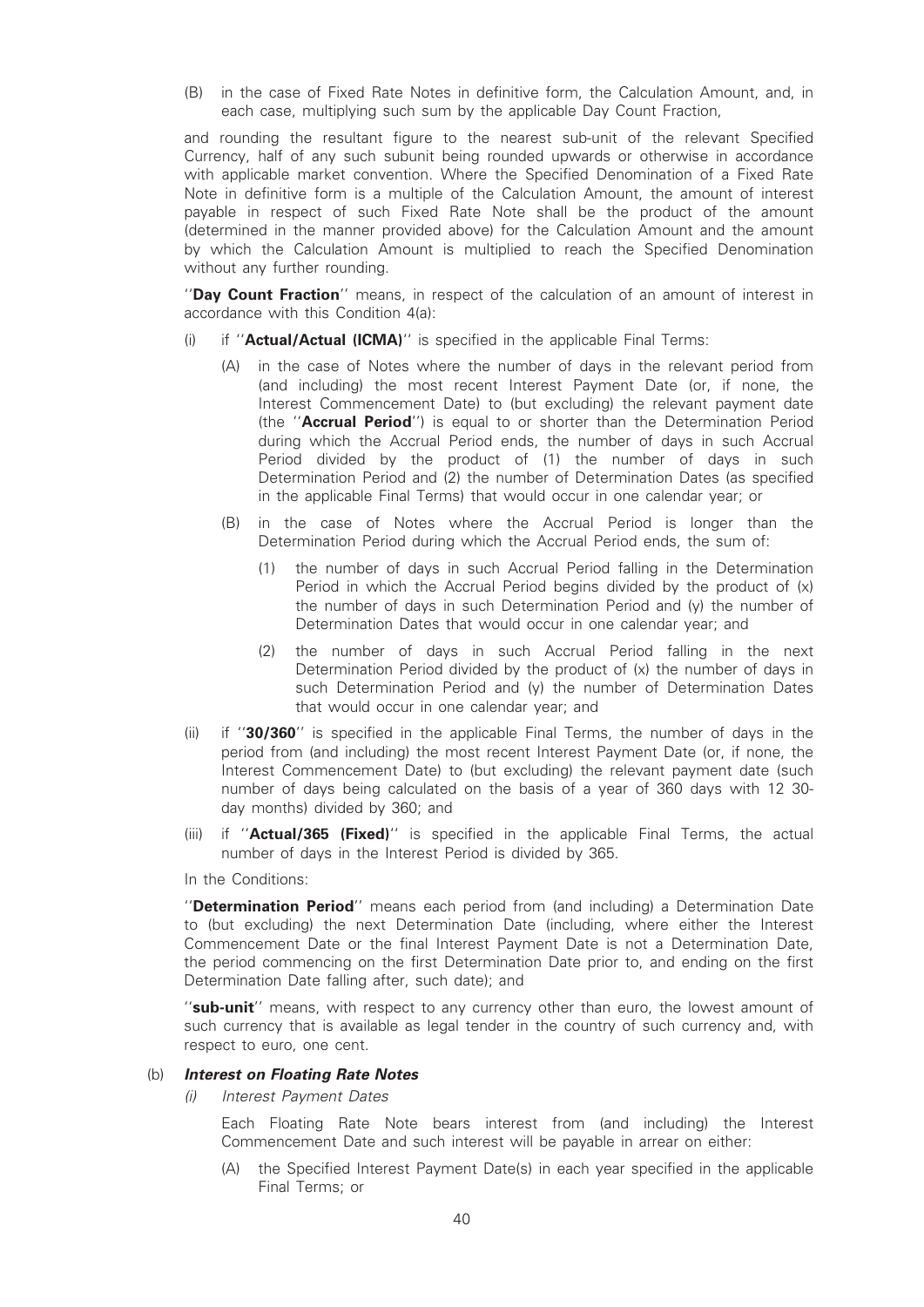(B) in the case of Fixed Rate Notes in definitive form, the Calculation Amount, and, in each case, multiplying such sum by the applicable Day Count Fraction,

and rounding the resultant figure to the nearest sub-unit of the relevant Specified Currency, half of any such subunit being rounded upwards or otherwise in accordance with applicable market convention. Where the Specified Denomination of a Fixed Rate Note in definitive form is a multiple of the Calculation Amount, the amount of interest payable in respect of such Fixed Rate Note shall be the product of the amount (determined in the manner provided above) for the Calculation Amount and the amount by which the Calculation Amount is multiplied to reach the Specified Denomination without any further rounding.

''**Day Count Fraction**'' means, in respect of the calculation of an amount of interest in accordance with this Condition 4(a):

(i) if ''**Actual/Actual (ICMA)**'' is specified in the applicable Final Terms:

  (A) in the case of Notes where the number of days in the relevant period from (and including) the most recent Interest Payment Date (or, if none, the Interest Commencement Date) to (but excluding) the relevant payment date (the ''**Accrual Period**'') is equal to or shorter than the Determination Period during which the Accrual Period ends, the number of days in such Accrual Period divided by the product of (1) the number of days in such Determination Period and (2) the number of Determination Dates (as specified in the applicable Final Terms) that would occur in one calendar year; or

  (B) in the case of Notes where the Accrual Period is longer than the Determination Period during which the Accrual Period ends, the sum of:

    (1) the number of days in such Accrual Period falling in the Determination Period in which the Accrual Period begins divided by the product of (x) the number of days in such Determination Period and (y) the number of Determination Dates that would occur in one calendar year; and

    (2) the number of days in such Accrual Period falling in the next Determination Period divided by the product of (x) the number of days in such Determination Period and (y) the number of Determination Dates that would occur in one calendar year; and

(ii) if ''**30/360**'' is specified in the applicable Final Terms, the number of days in the period from (and including) the most recent Interest Payment Date (or, if none, the Interest Commencement Date) to (but excluding) the relevant payment date (such number of days being calculated on the basis of a year of 360 days with 12 30-day months) divided by 360; and

(iii) if ''**Actual/365 (Fixed)**'' is specified in the applicable Final Terms, the actual number of days in the Interest Period is divided by 365.

In the Conditions:

''**Determination Period**'' means each period from (and including) a Determination Date to (but excluding) the next Determination Date (including, where either the Interest Commencement Date or the final Interest Payment Date is not a Determination Date, the period commencing on the first Determination Date prior to, and ending on the first Determination Date falling after, such date); and

''**sub-unit**'' means, with respect to any currency other than euro, the lowest amount of such currency that is available as legal tender in the country of such currency and, with respect to euro, one cent.

## (b) *Interest on Floating Rate Notes*

### *(i) Interest Payment Dates*

Each Floating Rate Note bears interest from (and including) the Interest Commencement Date and such interest will be payable in arrear on either:

(A) the Specified Interest Payment Date(s) in each year specified in the applicable Final Terms; or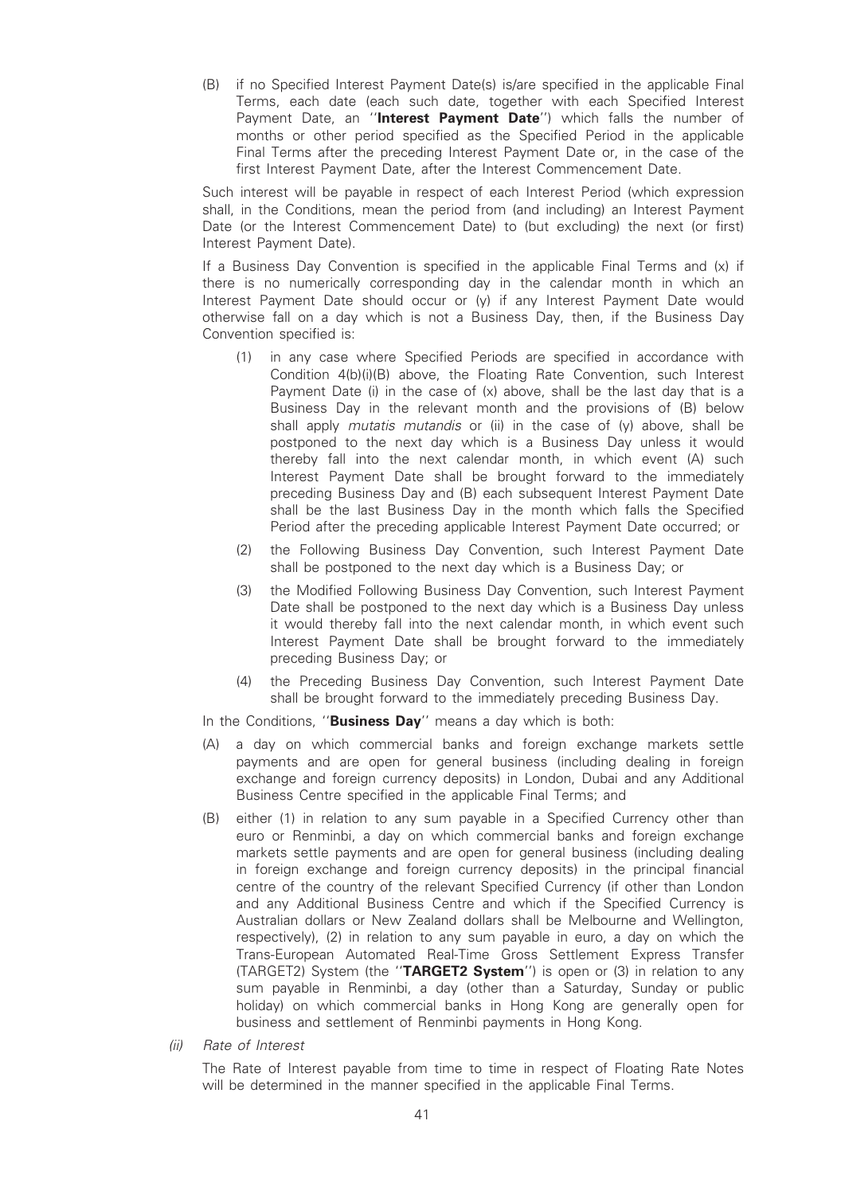(B) if no Specified Interest Payment Date(s) is/are specified in the applicable Final Terms, each date (each such date, together with each Specified Interest Payment Date, an "**Interest Payment Date**") which falls the number of months or other period specified as the Specified Period in the applicable Final Terms after the preceding Interest Payment Date or, in the case of the first Interest Payment Date, after the Interest Commencement Date.

Such interest will be payable in respect of each Interest Period (which expression shall, in the Conditions, mean the period from (and including) an Interest Payment Date (or the Interest Commencement Date) to (but excluding) the next (or first) Interest Payment Date).

If a Business Day Convention is specified in the applicable Final Terms and (x) if there is no numerically corresponding day in the calendar month in which an Interest Payment Date should occur or (y) if any Interest Payment Date would otherwise fall on a day which is not a Business Day, then, if the Business Day Convention specified is:

(1) in any case where Specified Periods are specified in accordance with Condition 4(b)(i)(B) above, the Floating Rate Convention, such Interest Payment Date (i) in the case of (x) above, shall be the last day that is a Business Day in the relevant month and the provisions of (B) below shall apply *mutatis mutandis* or (ii) in the case of (y) above, shall be postponed to the next day which is a Business Day unless it would thereby fall into the next calendar month, in which event (A) such Interest Payment Date shall be brought forward to the immediately preceding Business Day and (B) each subsequent Interest Payment Date shall be the last Business Day in the month which falls the Specified Period after the preceding applicable Interest Payment Date occurred; or

(2) the Following Business Day Convention, such Interest Payment Date shall be postponed to the next day which is a Business Day; or

(3) the Modified Following Business Day Convention, such Interest Payment Date shall be postponed to the next day which is a Business Day unless it would thereby fall into the next calendar month, in which event such Interest Payment Date shall be brought forward to the immediately preceding Business Day; or

(4) the Preceding Business Day Convention, such Interest Payment Date shall be brought forward to the immediately preceding Business Day.

In the Conditions, "**Business Day**" means a day which is both:

(A) a day on which commercial banks and foreign exchange markets settle payments and are open for general business (including dealing in foreign exchange and foreign currency deposits) in London, Dubai and any Additional Business Centre specified in the applicable Final Terms; and

(B) either (1) in relation to any sum payable in a Specified Currency other than euro or Renminbi, a day on which commercial banks and foreign exchange markets settle payments and are open for general business (including dealing in foreign exchange and foreign currency deposits) in the principal financial centre of the country of the relevant Specified Currency (if other than London and any Additional Business Centre and which if the Specified Currency is Australian dollars or New Zealand dollars shall be Melbourne and Wellington, respectively), (2) in relation to any sum payable in euro, a day on which the Trans-European Automated Real-Time Gross Settlement Express Transfer (TARGET2) System (the "**TARGET2 System**") is open or (3) in relation to any sum payable in Renminbi, a day (other than a Saturday, Sunday or public holiday) on which commercial banks in Hong Kong are generally open for business and settlement of Renminbi payments in Hong Kong.

*(ii) Rate of Interest*

The Rate of Interest payable from time to time in respect of Floating Rate Notes will be determined in the manner specified in the applicable Final Terms.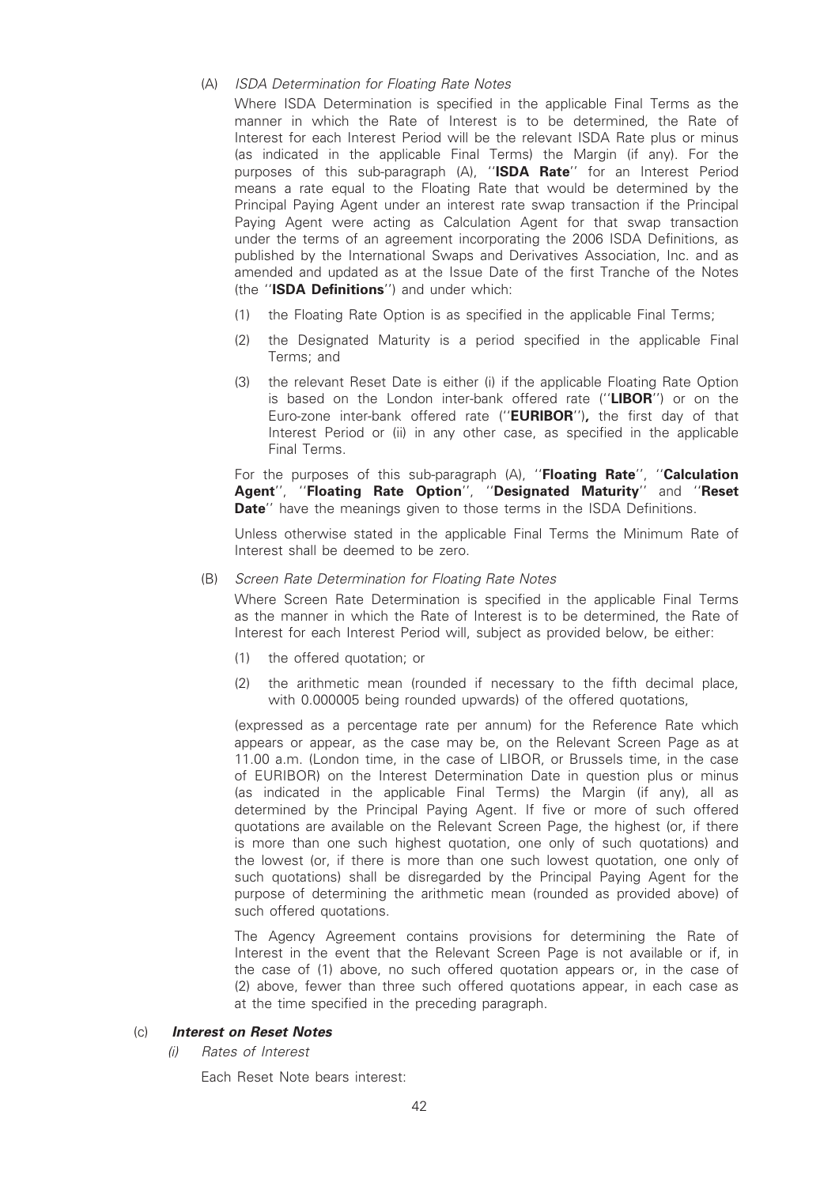(A) *ISDA Determination for Floating Rate Notes*

Where ISDA Determination is specified in the applicable Final Terms as the manner in which the Rate of Interest is to be determined, the Rate of Interest for each Interest Period will be the relevant ISDA Rate plus or minus (as indicated in the applicable Final Terms) the Margin (if any). For the purposes of this sub-paragraph (A), ''**ISDA Rate**'' for an Interest Period means a rate equal to the Floating Rate that would be determined by the Principal Paying Agent under an interest rate swap transaction if the Principal Paying Agent were acting as Calculation Agent for that swap transaction under the terms of an agreement incorporating the 2006 ISDA Definitions, as published by the International Swaps and Derivatives Association, Inc. and as amended and updated as at the Issue Date of the first Tranche of the Notes (the ''**ISDA Definitions**'') and under which:

(1) the Floating Rate Option is as specified in the applicable Final Terms;

(2) the Designated Maturity is a period specified in the applicable Final Terms; and

(3) the relevant Reset Date is either (i) if the applicable Floating Rate Option is based on the London inter-bank offered rate (''**LIBOR**'') or on the Euro-zone inter-bank offered rate (''**EURIBOR**'')**,** the first day of that Interest Period or (ii) in any other case, as specified in the applicable Final Terms.

For the purposes of this sub-paragraph (A), ''**Floating Rate**'', ''**Calculation Agent**'', ''**Floating Rate Option**'', ''**Designated Maturity**'' and ''**Reset Date**'' have the meanings given to those terms in the ISDA Definitions.

Unless otherwise stated in the applicable Final Terms the Minimum Rate of Interest shall be deemed to be zero.

(B) *Screen Rate Determination for Floating Rate Notes*

Where Screen Rate Determination is specified in the applicable Final Terms as the manner in which the Rate of Interest is to be determined, the Rate of Interest for each Interest Period will, subject as provided below, be either:

(1) the offered quotation; or

(2) the arithmetic mean (rounded if necessary to the fifth decimal place, with 0.000005 being rounded upwards) of the offered quotations,

(expressed as a percentage rate per annum) for the Reference Rate which appears or appear, as the case may be, on the Relevant Screen Page as at 11.00 a.m. (London time, in the case of LIBOR, or Brussels time, in the case of EURIBOR) on the Interest Determination Date in question plus or minus (as indicated in the applicable Final Terms) the Margin (if any), all as determined by the Principal Paying Agent. If five or more of such offered quotations are available on the Relevant Screen Page, the highest (or, if there is more than one such highest quotation, one only of such quotations) and the lowest (or, if there is more than one such lowest quotation, one only of such quotations) shall be disregarded by the Principal Paying Agent for the purpose of determining the arithmetic mean (rounded as provided above) of such offered quotations.

The Agency Agreement contains provisions for determining the Rate of Interest in the event that the Relevant Screen Page is not available or if, in the case of (1) above, no such offered quotation appears or, in the case of (2) above, fewer than three such offered quotations appear, in each case as at the time specified in the preceding paragraph.

(c) ***Interest on Reset Notes***

*(i) Rates of Interest*

Each Reset Note bears interest: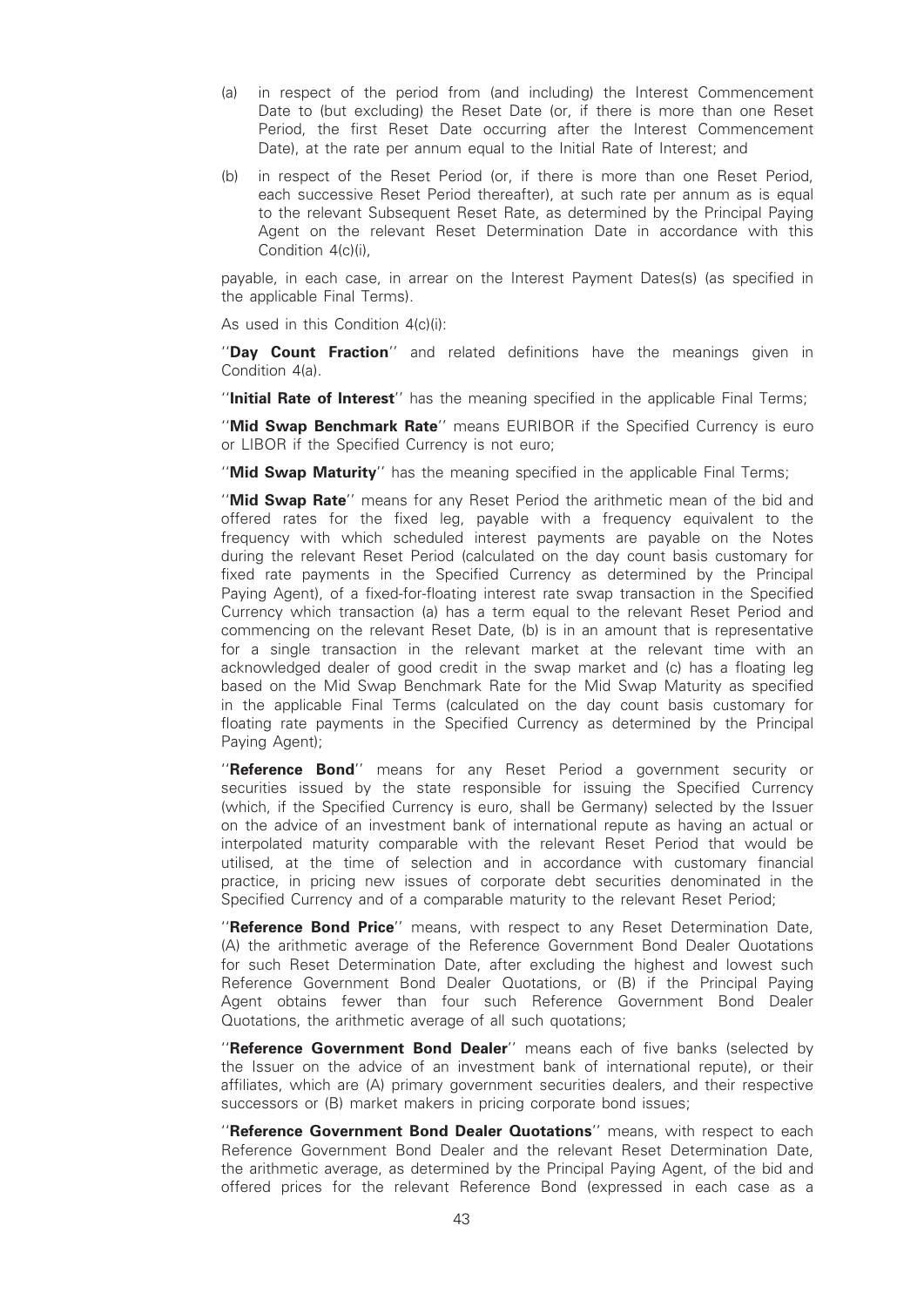(a) in respect of the period from (and including) the Interest Commencement Date to (but excluding) the Reset Date (or, if there is more than one Reset Period, the first Reset Date occurring after the Interest Commencement Date), at the rate per annum equal to the Initial Rate of Interest; and

(b) in respect of the Reset Period (or, if there is more than one Reset Period, each successive Reset Period thereafter), at such rate per annum as is equal to the relevant Subsequent Reset Rate, as determined by the Principal Paying Agent on the relevant Reset Determination Date in accordance with this Condition 4(c)(i),

payable, in each case, in arrear on the Interest Payment Dates(s) (as specified in the applicable Final Terms).

As used in this Condition 4(c)(i):

''**Day Count Fraction**'' and related definitions have the meanings given in Condition 4(a).

''**Initial Rate of Interest**'' has the meaning specified in the applicable Final Terms;

''**Mid Swap Benchmark Rate**'' means EURIBOR if the Specified Currency is euro or LIBOR if the Specified Currency is not euro;

''**Mid Swap Maturity**'' has the meaning specified in the applicable Final Terms;

''**Mid Swap Rate**'' means for any Reset Period the arithmetic mean of the bid and offered rates for the fixed leg, payable with a frequency equivalent to the frequency with which scheduled interest payments are payable on the Notes during the relevant Reset Period (calculated on the day count basis customary for fixed rate payments in the Specified Currency as determined by the Principal Paying Agent), of a fixed-for-floating interest rate swap transaction in the Specified Currency which transaction (a) has a term equal to the relevant Reset Period and commencing on the relevant Reset Date, (b) is in an amount that is representative for a single transaction in the relevant market at the relevant time with an acknowledged dealer of good credit in the swap market and (c) has a floating leg based on the Mid Swap Benchmark Rate for the Mid Swap Maturity as specified in the applicable Final Terms (calculated on the day count basis customary for floating rate payments in the Specified Currency as determined by the Principal Paying Agent);

''**Reference Bond**'' means for any Reset Period a government security or securities issued by the state responsible for issuing the Specified Currency (which, if the Specified Currency is euro, shall be Germany) selected by the Issuer on the advice of an investment bank of international repute as having an actual or interpolated maturity comparable with the relevant Reset Period that would be utilised, at the time of selection and in accordance with customary financial practice, in pricing new issues of corporate debt securities denominated in the Specified Currency and of a comparable maturity to the relevant Reset Period;

''**Reference Bond Price**'' means, with respect to any Reset Determination Date, (A) the arithmetic average of the Reference Government Bond Dealer Quotations for such Reset Determination Date, after excluding the highest and lowest such Reference Government Bond Dealer Quotations, or (B) if the Principal Paying Agent obtains fewer than four such Reference Government Bond Dealer Quotations, the arithmetic average of all such quotations;

''**Reference Government Bond Dealer**'' means each of five banks (selected by the Issuer on the advice of an investment bank of international repute), or their affiliates, which are (A) primary government securities dealers, and their respective successors or (B) market makers in pricing corporate bond issues;

''**Reference Government Bond Dealer Quotations**'' means, with respect to each Reference Government Bond Dealer and the relevant Reset Determination Date, the arithmetic average, as determined by the Principal Paying Agent, of the bid and offered prices for the relevant Reference Bond (expressed in each case as a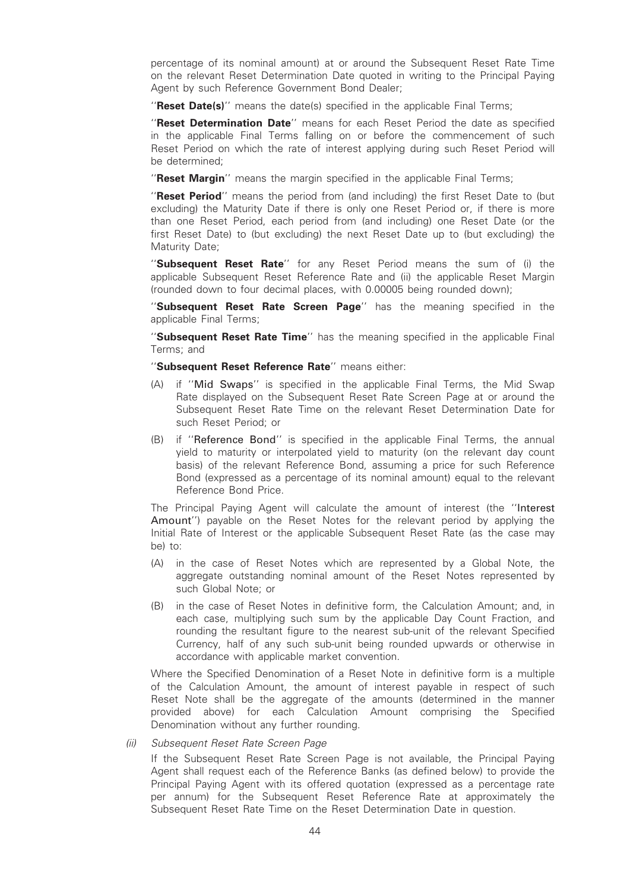percentage of its nominal amount) at or around the Subsequent Reset Rate Time on the relevant Reset Determination Date quoted in writing to the Principal Paying Agent by such Reference Government Bond Dealer;

''**Reset Date(s)**'' means the date(s) specified in the applicable Final Terms;

''**Reset Determination Date**'' means for each Reset Period the date as specified in the applicable Final Terms falling on or before the commencement of such Reset Period on which the rate of interest applying during such Reset Period will be determined;

''**Reset Margin**'' means the margin specified in the applicable Final Terms;

''**Reset Period**'' means the period from (and including) the first Reset Date to (but excluding) the Maturity Date if there is only one Reset Period or, if there is more than one Reset Period, each period from (and including) one Reset Date (or the first Reset Date) to (but excluding) the next Reset Date up to (but excluding) the Maturity Date;

''**Subsequent Reset Rate**'' for any Reset Period means the sum of (i) the applicable Subsequent Reset Reference Rate and (ii) the applicable Reset Margin (rounded down to four decimal places, with 0.00005 being rounded down);

''**Subsequent Reset Rate Screen Page**'' has the meaning specified in the applicable Final Terms;

''**Subsequent Reset Rate Time**'' has the meaning specified in the applicable Final Terms; and

''**Subsequent Reset Reference Rate**'' means either:

(A) if ''Mid Swaps'' is specified in the applicable Final Terms, the Mid Swap Rate displayed on the Subsequent Reset Rate Screen Page at or around the Subsequent Reset Rate Time on the relevant Reset Determination Date for such Reset Period; or

(B) if ''Reference Bond'' is specified in the applicable Final Terms, the annual yield to maturity or interpolated yield to maturity (on the relevant day count basis) of the relevant Reference Bond, assuming a price for such Reference Bond (expressed as a percentage of its nominal amount) equal to the relevant Reference Bond Price.

The Principal Paying Agent will calculate the amount of interest (the ''Interest Amount'') payable on the Reset Notes for the relevant period by applying the Initial Rate of Interest or the applicable Subsequent Reset Rate (as the case may be) to:

(A) in the case of Reset Notes which are represented by a Global Note, the aggregate outstanding nominal amount of the Reset Notes represented by such Global Note; or

(B) in the case of Reset Notes in definitive form, the Calculation Amount; and, in each case, multiplying such sum by the applicable Day Count Fraction, and rounding the resultant figure to the nearest sub-unit of the relevant Specified Currency, half of any such sub-unit being rounded upwards or otherwise in accordance with applicable market convention.

Where the Specified Denomination of a Reset Note in definitive form is a multiple of the Calculation Amount, the amount of interest payable in respect of such Reset Note shall be the aggregate of the amounts (determined in the manner provided above) for each Calculation Amount comprising the Specified Denomination without any further rounding.

*(ii) Subsequent Reset Rate Screen Page*

If the Subsequent Reset Rate Screen Page is not available, the Principal Paying Agent shall request each of the Reference Banks (as defined below) to provide the Principal Paying Agent with its offered quotation (expressed as a percentage rate per annum) for the Subsequent Reset Reference Rate at approximately the Subsequent Reset Rate Time on the Reset Determination Date in question.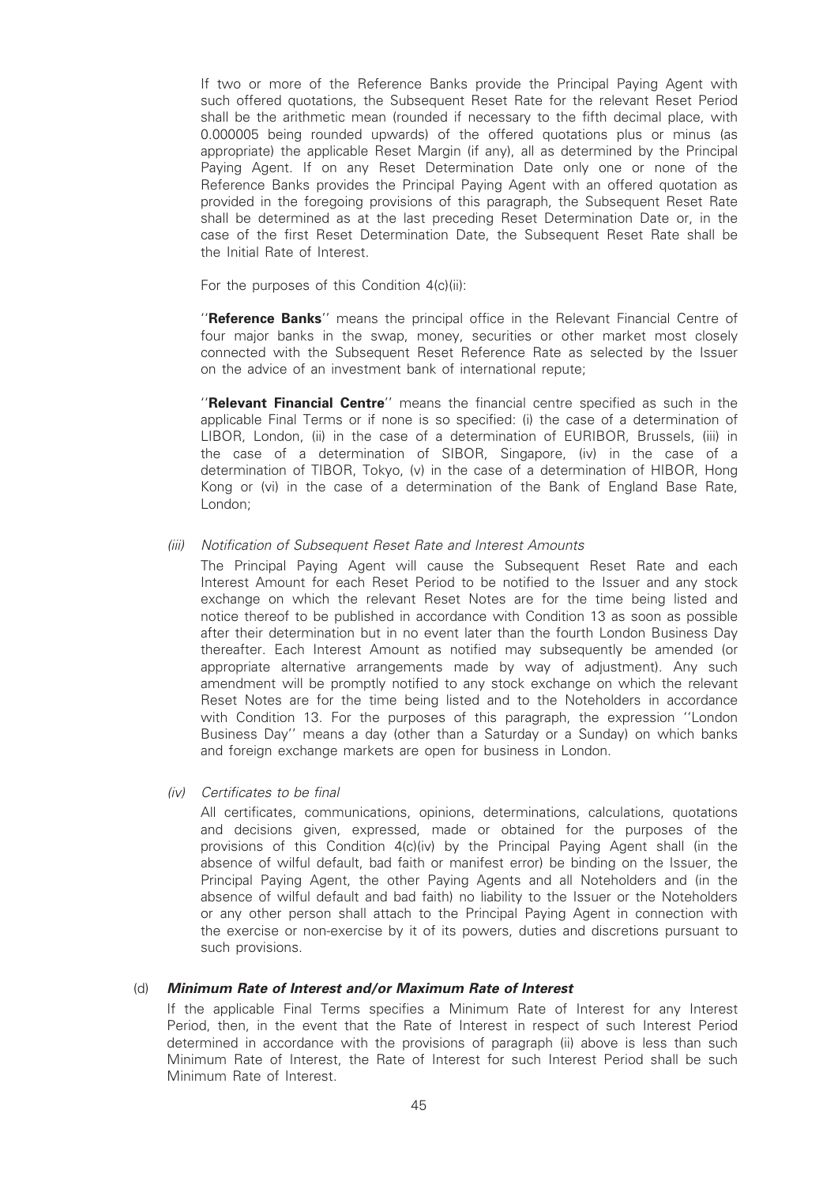If two or more of the Reference Banks provide the Principal Paying Agent with such offered quotations, the Subsequent Reset Rate for the relevant Reset Period shall be the arithmetic mean (rounded if necessary to the fifth decimal place, with 0.000005 being rounded upwards) of the offered quotations plus or minus (as appropriate) the applicable Reset Margin (if any), all as determined by the Principal Paying Agent. If on any Reset Determination Date only one or none of the Reference Banks provides the Principal Paying Agent with an offered quotation as provided in the foregoing provisions of this paragraph, the Subsequent Reset Rate shall be determined as at the last preceding Reset Determination Date or, in the case of the first Reset Determination Date, the Subsequent Reset Rate shall be the Initial Rate of Interest.

For the purposes of this Condition 4(c)(ii):

''**Reference Banks**'' means the principal office in the Relevant Financial Centre of four major banks in the swap, money, securities or other market most closely connected with the Subsequent Reset Reference Rate as selected by the Issuer on the advice of an investment bank of international repute;

''**Relevant Financial Centre**'' means the financial centre specified as such in the applicable Final Terms or if none is so specified: (i) the case of a determination of LIBOR, London, (ii) in the case of a determination of EURIBOR, Brussels, (iii) in the case of a determination of SIBOR, Singapore, (iv) in the case of a determination of TIBOR, Tokyo, (v) in the case of a determination of HIBOR, Hong Kong or (vi) in the case of a determination of the Bank of England Base Rate, London;

*(iii) Notification of Subsequent Reset Rate and Interest Amounts*

The Principal Paying Agent will cause the Subsequent Reset Rate and each Interest Amount for each Reset Period to be notified to the Issuer and any stock exchange on which the relevant Reset Notes are for the time being listed and notice thereof to be published in accordance with Condition 13 as soon as possible after their determination but in no event later than the fourth London Business Day thereafter. Each Interest Amount as notified may subsequently be amended (or appropriate alternative arrangements made by way of adjustment). Any such amendment will be promptly notified to any stock exchange on which the relevant Reset Notes are for the time being listed and to the Noteholders in accordance with Condition 13. For the purposes of this paragraph, the expression ''London Business Day'' means a day (other than a Saturday or a Sunday) on which banks and foreign exchange markets are open for business in London.

*(iv) Certificates to be final*

All certificates, communications, opinions, determinations, calculations, quotations and decisions given, expressed, made or obtained for the purposes of the provisions of this Condition 4(c)(iv) by the Principal Paying Agent shall (in the absence of wilful default, bad faith or manifest error) be binding on the Issuer, the Principal Paying Agent, the other Paying Agents and all Noteholders and (in the absence of wilful default and bad faith) no liability to the Issuer or the Noteholders or any other person shall attach to the Principal Paying Agent in connection with the exercise or non-exercise by it of its powers, duties and discretions pursuant to such provisions.

(d) ***Minimum Rate of Interest and/or Maximum Rate of Interest***

If the applicable Final Terms specifies a Minimum Rate of Interest for any Interest Period, then, in the event that the Rate of Interest in respect of such Interest Period determined in accordance with the provisions of paragraph (ii) above is less than such Minimum Rate of Interest, the Rate of Interest for such Interest Period shall be such Minimum Rate of Interest.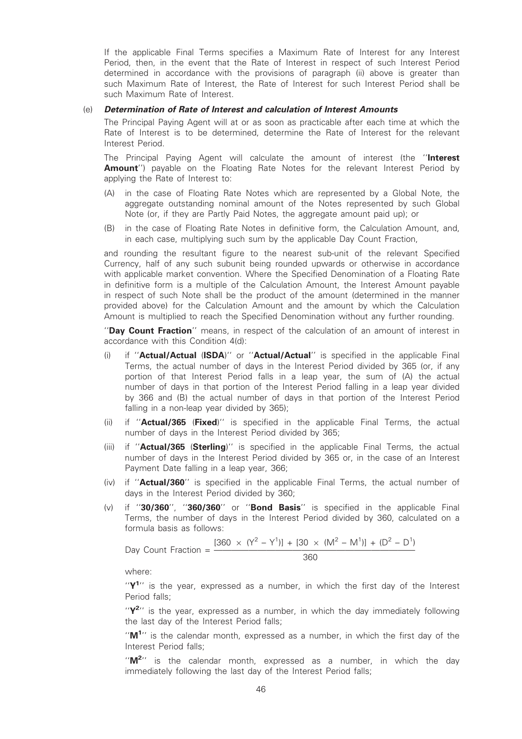If the applicable Final Terms specifies a Maximum Rate of Interest for any Interest Period, then, in the event that the Rate of Interest in respect of such Interest Period determined in accordance with the provisions of paragraph (ii) above is greater than such Maximum Rate of Interest, the Rate of Interest for such Interest Period shall be such Maximum Rate of Interest.

(e) ***Determination of Rate of Interest and calculation of Interest Amounts***

The Principal Paying Agent will at or as soon as practicable after each time at which the Rate of Interest is to be determined, determine the Rate of Interest for the relevant Interest Period.

The Principal Paying Agent will calculate the amount of interest (the ''**Interest Amount**'') payable on the Floating Rate Notes for the relevant Interest Period by applying the Rate of Interest to:

(A) in the case of Floating Rate Notes which are represented by a Global Note, the aggregate outstanding nominal amount of the Notes represented by such Global Note (or, if they are Partly Paid Notes, the aggregate amount paid up); or

(B) in the case of Floating Rate Notes in definitive form, the Calculation Amount, and, in each case, multiplying such sum by the applicable Day Count Fraction,

and rounding the resultant figure to the nearest sub-unit of the relevant Specified Currency, half of any such subunit being rounded upwards or otherwise in accordance with applicable market convention. Where the Specified Denomination of a Floating Rate in definitive form is a multiple of the Calculation Amount, the Interest Amount payable in respect of such Note shall be the product of the amount (determined in the manner provided above) for the Calculation Amount and the amount by which the Calculation Amount is multiplied to reach the Specified Denomination without any further rounding.

''**Day Count Fraction**'' means, in respect of the calculation of an amount of interest in accordance with this Condition 4(d):

(i) if ''**Actual/Actual (ISDA)**'' or ''**Actual/Actual**'' is specified in the applicable Final Terms, the actual number of days in the Interest Period divided by 365 (or, if any portion of that Interest Period falls in a leap year, the sum of (A) the actual number of days in that portion of the Interest Period falling in a leap year divided by 366 and (B) the actual number of days in that portion of the Interest Period falling in a non-leap year divided by 365);

(ii) if ''**Actual/365 (Fixed)**'' is specified in the applicable Final Terms, the actual number of days in the Interest Period divided by 365;

(iii) if ''**Actual/365 (Sterling)**'' is specified in the applicable Final Terms, the actual number of days in the Interest Period divided by 365 or, in the case of an Interest Payment Date falling in a leap year, 366;

(iv) if ''**Actual/360**'' is specified in the applicable Final Terms, the actual number of days in the Interest Period divided by 360;

(v) if ''**30/360**'', ''**360/360**'' or ''**Bond Basis**'' is specified in the applicable Final Terms, the number of days in the Interest Period divided by 360, calculated on a formula basis as follows:

$$\text{Day Count Fraction} = \frac{[360 \times (Y^2 - Y^1)] + [30 \times (M^2 - M^1)] + (D^2 - D^1)}{360}$$

where:

''$\mathbf{Y^1}$'' is the year, expressed as a number, in which the first day of the Interest Period falls;

''$\mathbf{Y^2}$'' is the year, expressed as a number, in which the day immediately following the last day of the Interest Period falls;

''$\mathbf{M^1}$'' is the calendar month, expressed as a number, in which the first day of the Interest Period falls;

''$\mathbf{M^2}$'' is the calendar month, expressed as a number, in which the day immediately following the last day of the Interest Period falls;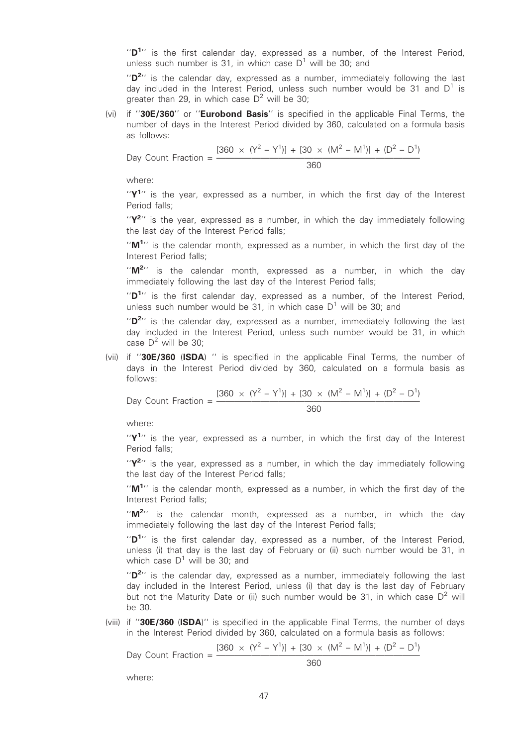"$D^1$" is the first calendar day, expressed as a number, of the Interest Period, unless such number is 31, in which case $D^1$ will be 30; and

"$D^2$" is the calendar day, expressed as a number, immediately following the last day included in the Interest Period, unless such number would be 31 and $D^1$ is greater than 29, in which case $D^2$ will be 30;

(vi) if "**30E/360**" or "**Eurobond Basis**" is specified in the applicable Final Terms, the number of days in the Interest Period divided by 360, calculated on a formula basis as follows:

$$\text{Day Count Fraction} = \frac{[360 \times (Y^2 - Y^1)] + [30 \times (M^2 - M^1)] + (D^2 - D^1)}{360}$$

where:

"$Y^1$" is the year, expressed as a number, in which the first day of the Interest Period falls;

"$Y^2$" is the year, expressed as a number, in which the day immediately following the last day of the Interest Period falls;

"$M^1$" is the calendar month, expressed as a number, in which the first day of the Interest Period falls;

"$M^2$" is the calendar month, expressed as a number, in which the day immediately following the last day of the Interest Period falls;

"$D^1$" is the first calendar day, expressed as a number, of the Interest Period, unless such number would be 31, in which case $D^1$ will be 30; and

"$D^2$" is the calendar day, expressed as a number, immediately following the last day included in the Interest Period, unless such number would be 31, in which case $D^2$ will be 30;

(vii) if "**30E/360 (ISDA)** " is specified in the applicable Final Terms, the number of days in the Interest Period divided by 360, calculated on a formula basis as follows:

$$\text{Day Count Fraction} = \frac{[360 \times (Y^2 - Y^1)] + [30 \times (M^2 - M^1)] + (D^2 - D^1)}{360}$$

where:

"$Y^1$" is the year, expressed as a number, in which the first day of the Interest Period falls;

"$Y^2$" is the year, expressed as a number, in which the day immediately following the last day of the Interest Period falls;

"$M^1$" is the calendar month, expressed as a number, in which the first day of the Interest Period falls;

"$M^2$" is the calendar month, expressed as a number, in which the day immediately following the last day of the Interest Period falls;

"$D^1$" is the first calendar day, expressed as a number, of the Interest Period, unless (i) that day is the last day of February or (ii) such number would be 31, in which case $D^1$ will be 30; and

"$D^2$" is the calendar day, expressed as a number, immediately following the last day included in the Interest Period, unless (i) that day is the last day of February but not the Maturity Date or (ii) such number would be 31, in which case $D^2$ will be 30.

(viii) if "**30E/360 (ISDA)**" is specified in the applicable Final Terms, the number of days in the Interest Period divided by 360, calculated on a formula basis as follows:

$$\text{Day Count Fraction} = \frac{[360 \times (Y^2 - Y^1)] + [30 \times (M^2 - M^1)] + (D^2 - D^1)}{360}$$

where: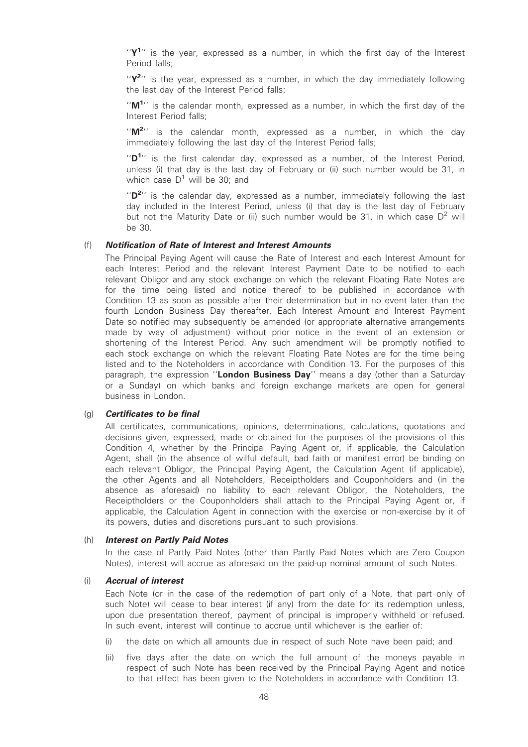''$Y^1$'' is the year, expressed as a number, in which the first day of the Interest Period falls;

''$Y^2$'' is the year, expressed as a number, in which the day immediately following the last day of the Interest Period falls;

''$M^1$'' is the calendar month, expressed as a number, in which the first day of the Interest Period falls;

''$M^2$'' is the calendar month, expressed as a number, in which the day immediately following the last day of the Interest Period falls;

''$D^1$'' is the first calendar day, expressed as a number, of the Interest Period, unless (i) that day is the last day of February or (ii) such number would be 31, in which case $D^1$ will be 30; and

''$D^2$'' is the calendar day, expressed as a number, immediately following the last day included in the Interest Period, unless (i) that day is the last day of February but not the Maturity Date or (ii) such number would be 31, in which case $D^2$ will be 30.

(f) ***Notification of Rate of Interest and Interest Amounts***

The Principal Paying Agent will cause the Rate of Interest and each Interest Amount for each Interest Period and the relevant Interest Payment Date to be notified to each relevant Obligor and any stock exchange on which the relevant Floating Rate Notes are for the time being listed and notice thereof to be published in accordance with Condition 13 as soon as possible after their determination but in no event later than the fourth London Business Day thereafter. Each Interest Amount and Interest Payment Date so notified may subsequently be amended (or appropriate alternative arrangements made by way of adjustment) without prior notice in the event of an extension or shortening of the Interest Period. Any such amendment will be promptly notified to each stock exchange on which the relevant Floating Rate Notes are for the time being listed and to the Noteholders in accordance with Condition 13. For the purposes of this paragraph, the expression ''**London Business Day**'' means a day (other than a Saturday or a Sunday) on which banks and foreign exchange markets are open for general business in London.

(g) ***Certificates to be final***

All certificates, communications, opinions, determinations, calculations, quotations and decisions given, expressed, made or obtained for the purposes of the provisions of this Condition 4, whether by the Principal Paying Agent or, if applicable, the Calculation Agent, shall (in the absence of wilful default, bad faith or manifest error) be binding on each relevant Obligor, the Principal Paying Agent, the Calculation Agent (if applicable), the other Agents and all Noteholders, Receiptholders and Couponholders and (in the absence as aforesaid) no liability to each relevant Obligor, the Noteholders, the Receiptholders or the Couponholders shall attach to the Principal Paying Agent or, if applicable, the Calculation Agent in connection with the exercise or non-exercise by it of its powers, duties and discretions pursuant to such provisions.

(h) ***Interest on Partly Paid Notes***

In the case of Partly Paid Notes (other than Partly Paid Notes which are Zero Coupon Notes), interest will accrue as aforesaid on the paid-up nominal amount of such Notes.

(i) ***Accrual of interest***

Each Note (or in the case of the redemption of part only of a Note, that part only of such Note) will cease to bear interest (if any) from the date for its redemption unless, upon due presentation thereof, payment of principal is improperly withheld or refused. In such event, interest will continue to accrue until whichever is the earlier of:

(i) the date on which all amounts due in respect of such Note have been paid; and

(ii) five days after the date on which the full amount of the moneys payable in respect of such Note has been received by the Principal Paying Agent and notice to that effect has been given to the Noteholders in accordance with Condition 13.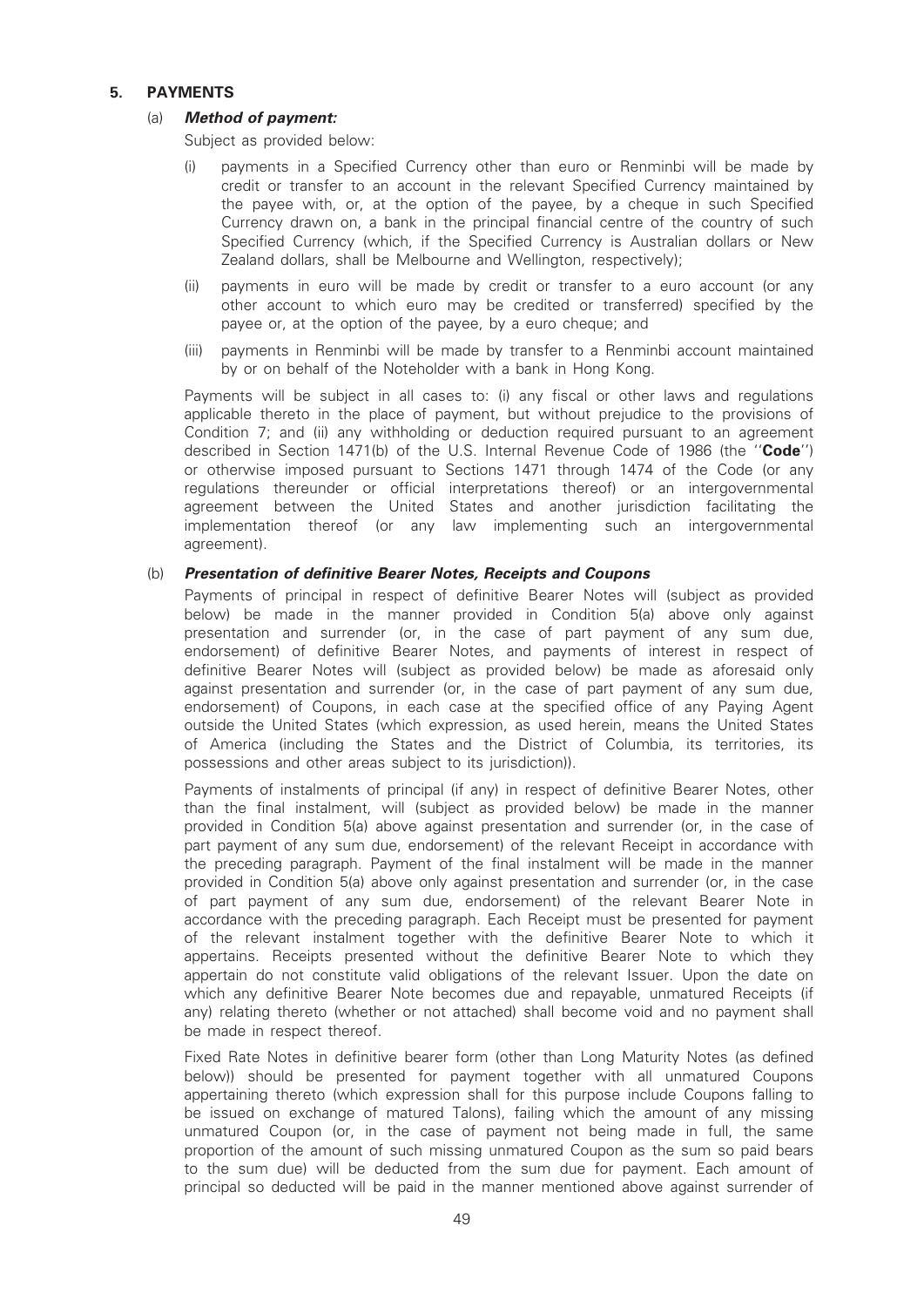## 5. PAYMENTS

### (a) *Method of payment:*

Subject as provided below:

(i) payments in a Specified Currency other than euro or Renminbi will be made by credit or transfer to an account in the relevant Specified Currency maintained by the payee with, or, at the option of the payee, by a cheque in such Specified Currency drawn on, a bank in the principal financial centre of the country of such Specified Currency (which, if the Specified Currency is Australian dollars or New Zealand dollars, shall be Melbourne and Wellington, respectively);

(ii) payments in euro will be made by credit or transfer to a euro account (or any other account to which euro may be credited or transferred) specified by the payee or, at the option of the payee, by a euro cheque; and

(iii) payments in Renminbi will be made by transfer to a Renminbi account maintained by or on behalf of the Noteholder with a bank in Hong Kong.

Payments will be subject in all cases to: (i) any fiscal or other laws and regulations applicable thereto in the place of payment, but without prejudice to the provisions of Condition 7; and (ii) any withholding or deduction required pursuant to an agreement described in Section 1471(b) of the U.S. Internal Revenue Code of 1986 (the "**Code**") or otherwise imposed pursuant to Sections 1471 through 1474 of the Code (or any regulations thereunder or official interpretations thereof) or an intergovernmental agreement between the United States and another jurisdiction facilitating the implementation thereof (or any law implementing such an intergovernmental agreement).

### (b) *Presentation of definitive Bearer Notes, Receipts and Coupons*

Payments of principal in respect of definitive Bearer Notes will (subject as provided below) be made in the manner provided in Condition 5(a) above only against presentation and surrender (or, in the case of part payment of any sum due, endorsement) of definitive Bearer Notes, and payments of interest in respect of definitive Bearer Notes will (subject as provided below) be made as aforesaid only against presentation and surrender (or, in the case of part payment of any sum due, endorsement) of Coupons, in each case at the specified office of any Paying Agent outside the United States (which expression, as used herein, means the United States of America (including the States and the District of Columbia, its territories, its possessions and other areas subject to its jurisdiction)).

Payments of instalments of principal (if any) in respect of definitive Bearer Notes, other than the final instalment, will (subject as provided below) be made in the manner provided in Condition 5(a) above against presentation and surrender (or, in the case of part payment of any sum due, endorsement) of the relevant Receipt in accordance with the preceding paragraph. Payment of the final instalment will be made in the manner provided in Condition 5(a) above only against presentation and surrender (or, in the case of part payment of any sum due, endorsement) of the relevant Bearer Note in accordance with the preceding paragraph. Each Receipt must be presented for payment of the relevant instalment together with the definitive Bearer Note to which it appertains. Receipts presented without the definitive Bearer Note to which they appertain do not constitute valid obligations of the relevant Issuer. Upon the date on which any definitive Bearer Note becomes due and repayable, unmatured Receipts (if any) relating thereto (whether or not attached) shall become void and no payment shall be made in respect thereof.

Fixed Rate Notes in definitive bearer form (other than Long Maturity Notes (as defined below)) should be presented for payment together with all unmatured Coupons appertaining thereto (which expression shall for this purpose include Coupons falling to be issued on exchange of matured Talons), failing which the amount of any missing unmatured Coupon (or, in the case of payment not being made in full, the same proportion of the amount of such missing unmatured Coupon as the sum so paid bears to the sum due) will be deducted from the sum due for payment. Each amount of principal so deducted will be paid in the manner mentioned above against surrender of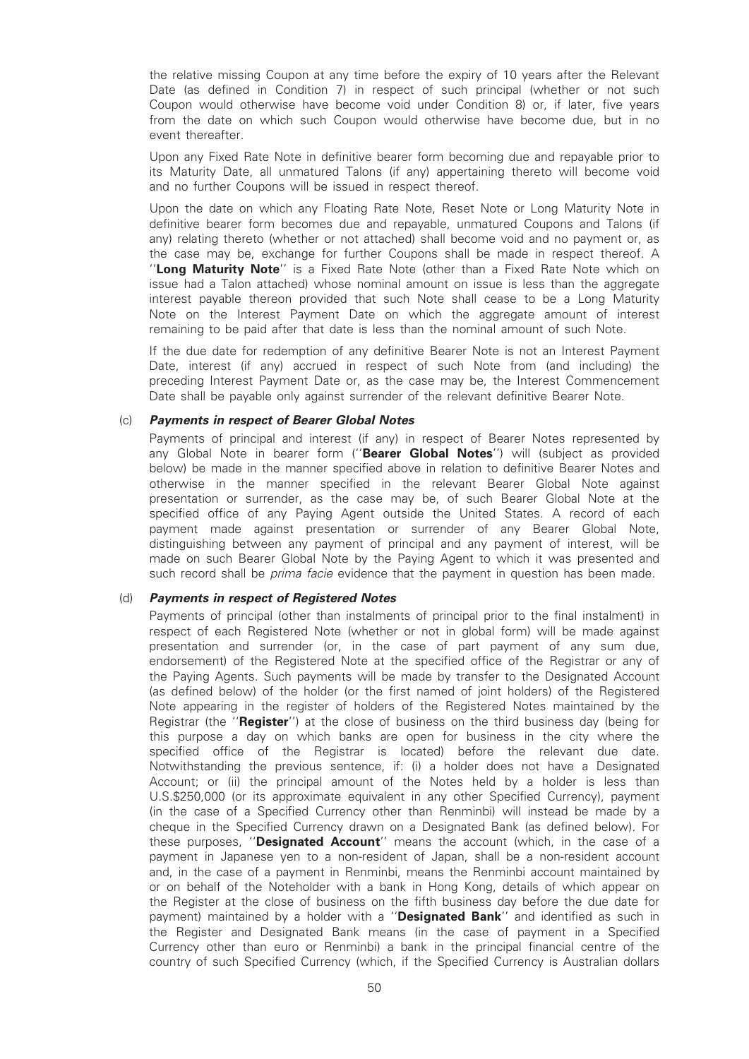the relative missing Coupon at any time before the expiry of 10 years after the Relevant Date (as defined in Condition 7) in respect of such principal (whether or not such Coupon would otherwise have become void under Condition 8) or, if later, five years from the date on which such Coupon would otherwise have become due, but in no event thereafter.

Upon any Fixed Rate Note in definitive bearer form becoming due and repayable prior to its Maturity Date, all unmatured Talons (if any) appertaining thereto will become void and no further Coupons will be issued in respect thereof.

Upon the date on which any Floating Rate Note, Reset Note or Long Maturity Note in definitive bearer form becomes due and repayable, unmatured Coupons and Talons (if any) relating thereto (whether or not attached) shall become void and no payment or, as the case may be, exchange for further Coupons shall be made in respect thereof. A "**Long Maturity Note**" is a Fixed Rate Note (other than a Fixed Rate Note which on issue had a Talon attached) whose nominal amount on issue is less than the aggregate interest payable thereon provided that such Note shall cease to be a Long Maturity Note on the Interest Payment Date on which the aggregate amount of interest remaining to be paid after that date is less than the nominal amount of such Note.

If the due date for redemption of any definitive Bearer Note is not an Interest Payment Date, interest (if any) accrued in respect of such Note from (and including) the preceding Interest Payment Date or, as the case may be, the Interest Commencement Date shall be payable only against surrender of the relevant definitive Bearer Note.

(c) ***Payments in respect of Bearer Global Notes***

Payments of principal and interest (if any) in respect of Bearer Notes represented by any Global Note in bearer form ("**Bearer Global Notes**") will (subject as provided below) be made in the manner specified above in relation to definitive Bearer Notes and otherwise in the manner specified in the relevant Bearer Global Note against presentation or surrender, as the case may be, of such Bearer Global Note at the specified office of any Paying Agent outside the United States. A record of each payment made against presentation or surrender of any Bearer Global Note, distinguishing between any payment of principal and any payment of interest, will be made on such Bearer Global Note by the Paying Agent to which it was presented and such record shall be *prima facie* evidence that the payment in question has been made.

(d) ***Payments in respect of Registered Notes***

Payments of principal (other than instalments of principal prior to the final instalment) in respect of each Registered Note (whether or not in global form) will be made against presentation and surrender (or, in the case of part payment of any sum due, endorsement) of the Registered Note at the specified office of the Registrar or any of the Paying Agents. Such payments will be made by transfer to the Designated Account (as defined below) of the holder (or the first named of joint holders) of the Registered Note appearing in the register of holders of the Registered Notes maintained by the Registrar (the "**Register**") at the close of business on the third business day (being for this purpose a day on which banks are open for business in the city where the specified office of the Registrar is located) before the relevant due date. Notwithstanding the previous sentence, if: (i) a holder does not have a Designated Account; or (ii) the principal amount of the Notes held by a holder is less than U.S.$250,000 (or its approximate equivalent in any other Specified Currency), payment (in the case of a Specified Currency other than Renminbi) will instead be made by a cheque in the Specified Currency drawn on a Designated Bank (as defined below). For these purposes, "**Designated Account**" means the account (which, in the case of a payment in Japanese yen to a non-resident of Japan, shall be a non-resident account and, in the case of a payment in Renminbi, means the Renminbi account maintained by or on behalf of the Noteholder with a bank in Hong Kong, details of which appear on the Register at the close of business on the fifth business day before the due date for payment) maintained by a holder with a "**Designated Bank**" and identified as such in the Register and Designated Bank means (in the case of payment in a Specified Currency other than euro or Renminbi) a bank in the principal financial centre of the country of such Specified Currency (which, if the Specified Currency is Australian dollars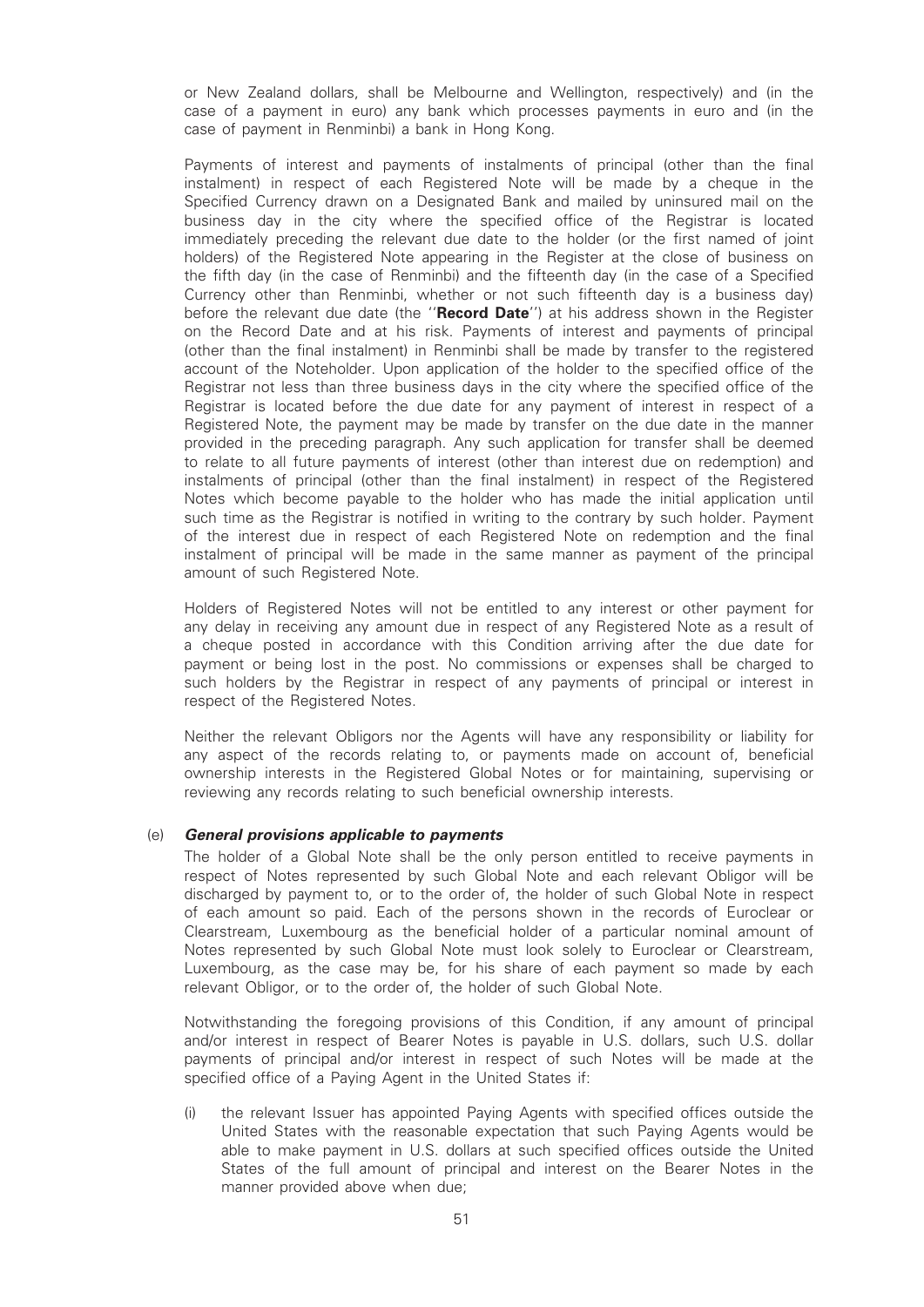or New Zealand dollars, shall be Melbourne and Wellington, respectively) and (in the case of a payment in euro) any bank which processes payments in euro and (in the case of payment in Renminbi) a bank in Hong Kong.

Payments of interest and payments of instalments of principal (other than the final instalment) in respect of each Registered Note will be made by a cheque in the Specified Currency drawn on a Designated Bank and mailed by uninsured mail on the business day in the city where the specified office of the Registrar is located immediately preceding the relevant due date to the holder (or the first named of joint holders) of the Registered Note appearing in the Register at the close of business on the fifth day (in the case of Renminbi) and the fifteenth day (in the case of a Specified Currency other than Renminbi, whether or not such fifteenth day is a business day) before the relevant due date (the "**Record Date**") at his address shown in the Register on the Record Date and at his risk. Payments of interest and payments of principal (other than the final instalment) in Renminbi shall be made by transfer to the registered account of the Noteholder. Upon application of the holder to the specified office of the Registrar not less than three business days in the city where the specified office of the Registrar is located before the due date for any payment of interest in respect of a Registered Note, the payment may be made by transfer on the due date in the manner provided in the preceding paragraph. Any such application for transfer shall be deemed to relate to all future payments of interest (other than interest due on redemption) and instalments of principal (other than the final instalment) in respect of the Registered Notes which become payable to the holder who has made the initial application until such time as the Registrar is notified in writing to the contrary by such holder. Payment of the interest due in respect of each Registered Note on redemption and the final instalment of principal will be made in the same manner as payment of the principal amount of such Registered Note.

Holders of Registered Notes will not be entitled to any interest or other payment for any delay in receiving any amount due in respect of any Registered Note as a result of a cheque posted in accordance with this Condition arriving after the due date for payment or being lost in the post. No commissions or expenses shall be charged to such holders by the Registrar in respect of any payments of principal or interest in respect of the Registered Notes.

Neither the relevant Obligors nor the Agents will have any responsibility or liability for any aspect of the records relating to, or payments made on account of, beneficial ownership interests in the Registered Global Notes or for maintaining, supervising or reviewing any records relating to such beneficial ownership interests.

(e) ***General provisions applicable to payments***

The holder of a Global Note shall be the only person entitled to receive payments in respect of Notes represented by such Global Note and each relevant Obligor will be discharged by payment to, or to the order of, the holder of such Global Note in respect of each amount so paid. Each of the persons shown in the records of Euroclear or Clearstream, Luxembourg as the beneficial holder of a particular nominal amount of Notes represented by such Global Note must look solely to Euroclear or Clearstream, Luxembourg, as the case may be, for his share of each payment so made by each relevant Obligor, or to the order of, the holder of such Global Note.

Notwithstanding the foregoing provisions of this Condition, if any amount of principal and/or interest in respect of Bearer Notes is payable in U.S. dollars, such U.S. dollar payments of principal and/or interest in respect of such Notes will be made at the specified office of a Paying Agent in the United States if:

(i) the relevant Issuer has appointed Paying Agents with specified offices outside the United States with the reasonable expectation that such Paying Agents would be able to make payment in U.S. dollars at such specified offices outside the United States of the full amount of principal and interest on the Bearer Notes in the manner provided above when due;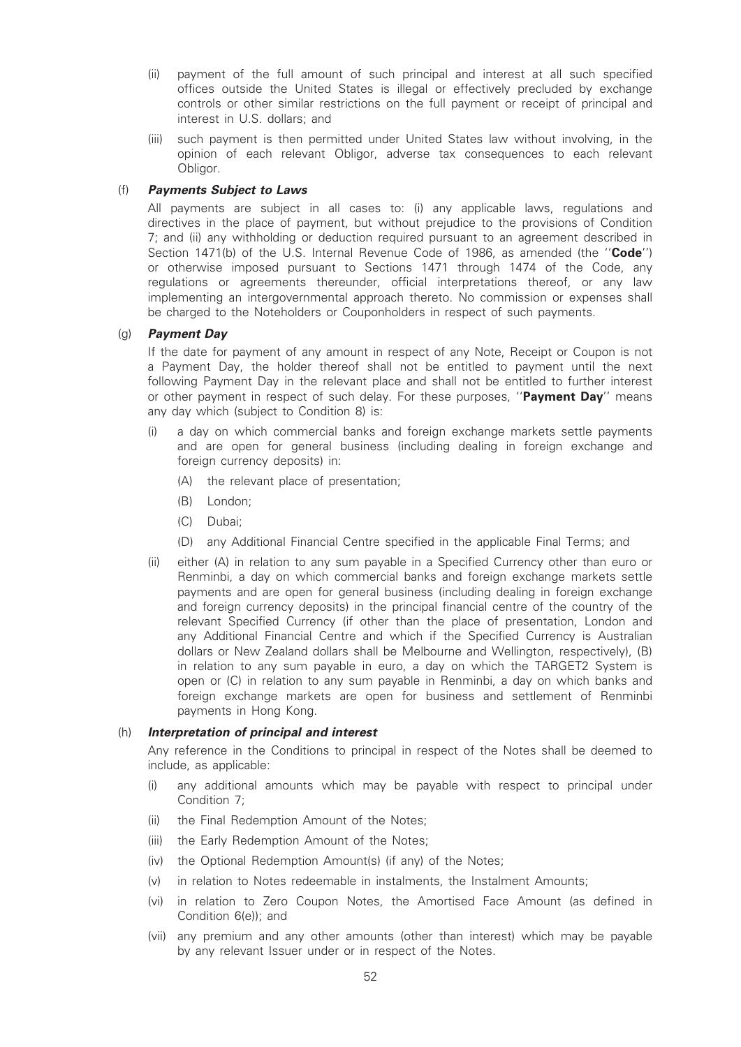(ii) payment of the full amount of such principal and interest at all such specified offices outside the United States is illegal or effectively precluded by exchange controls or other similar restrictions on the full payment or receipt of principal and interest in U.S. dollars; and

(iii) such payment is then permitted under United States law without involving, in the opinion of each relevant Obligor, adverse tax consequences to each relevant Obligor.

### (f) *Payments Subject to Laws*

All payments are subject in all cases to: (i) any applicable laws, regulations and directives in the place of payment, but without prejudice to the provisions of Condition 7; and (ii) any withholding or deduction required pursuant to an agreement described in Section 1471(b) of the U.S. Internal Revenue Code of 1986, as amended (the ''**Code**'') or otherwise imposed pursuant to Sections 1471 through 1474 of the Code, any regulations or agreements thereunder, official interpretations thereof, or any law implementing an intergovernmental approach thereto. No commission or expenses shall be charged to the Noteholders or Couponholders in respect of such payments.

### (g) *Payment Day*

If the date for payment of any amount in respect of any Note, Receipt or Coupon is not a Payment Day, the holder thereof shall not be entitled to payment until the next following Payment Day in the relevant place and shall not be entitled to further interest or other payment in respect of such delay. For these purposes, ''**Payment Day**'' means any day which (subject to Condition 8) is:

(i) a day on which commercial banks and foreign exchange markets settle payments and are open for general business (including dealing in foreign exchange and foreign currency deposits) in:

  (A) the relevant place of presentation;

  (B) London;

  (C) Dubai;

  (D) any Additional Financial Centre specified in the applicable Final Terms; and

(ii) either (A) in relation to any sum payable in a Specified Currency other than euro or Renminbi, a day on which commercial banks and foreign exchange markets settle payments and are open for general business (including dealing in foreign exchange and foreign currency deposits) in the principal financial centre of the country of the relevant Specified Currency (if other than the place of presentation, London and any Additional Financial Centre and which if the Specified Currency is Australian dollars or New Zealand dollars shall be Melbourne and Wellington, respectively), (B) in relation to any sum payable in euro, a day on which the TARGET2 System is open or (C) in relation to any sum payable in Renminbi, a day on which banks and foreign exchange markets are open for business and settlement of Renminbi payments in Hong Kong.

### (h) *Interpretation of principal and interest*

Any reference in the Conditions to principal in respect of the Notes shall be deemed to include, as applicable:

(i) any additional amounts which may be payable with respect to principal under Condition 7;

(ii) the Final Redemption Amount of the Notes;

(iii) the Early Redemption Amount of the Notes;

(iv) the Optional Redemption Amount(s) (if any) of the Notes;

(v) in relation to Notes redeemable in instalments, the Instalment Amounts;

(vi) in relation to Zero Coupon Notes, the Amortised Face Amount (as defined in Condition 6(e)); and

(vii) any premium and any other amounts (other than interest) which may be payable by any relevant Issuer under or in respect of the Notes.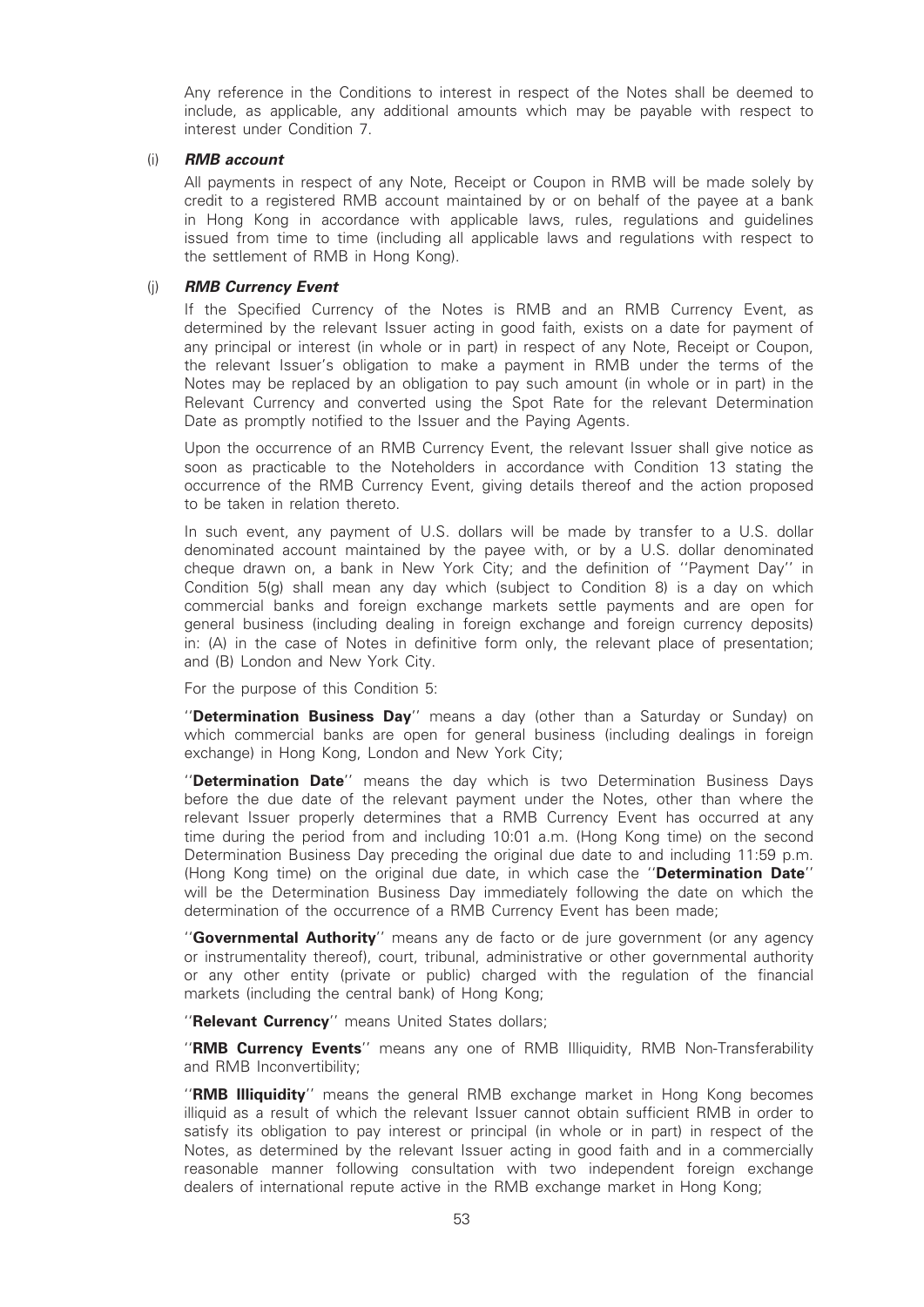Any reference in the Conditions to interest in respect of the Notes shall be deemed to include, as applicable, any additional amounts which may be payable with respect to interest under Condition 7.

(i) ***RMB account***

All payments in respect of any Note, Receipt or Coupon in RMB will be made solely by credit to a registered RMB account maintained by or on behalf of the payee at a bank in Hong Kong in accordance with applicable laws, rules, regulations and guidelines issued from time to time (including all applicable laws and regulations with respect to the settlement of RMB in Hong Kong).

(j) ***RMB Currency Event***

If the Specified Currency of the Notes is RMB and an RMB Currency Event, as determined by the relevant Issuer acting in good faith, exists on a date for payment of any principal or interest (in whole or in part) in respect of any Note, Receipt or Coupon, the relevant Issuer's obligation to make a payment in RMB under the terms of the Notes may be replaced by an obligation to pay such amount (in whole or in part) in the Relevant Currency and converted using the Spot Rate for the relevant Determination Date as promptly notified to the Issuer and the Paying Agents.

Upon the occurrence of an RMB Currency Event, the relevant Issuer shall give notice as soon as practicable to the Noteholders in accordance with Condition 13 stating the occurrence of the RMB Currency Event, giving details thereof and the action proposed to be taken in relation thereto.

In such event, any payment of U.S. dollars will be made by transfer to a U.S. dollar denominated account maintained by the payee with, or by a U.S. dollar denominated cheque drawn on, a bank in New York City; and the definition of ''Payment Day'' in Condition 5(g) shall mean any day which (subject to Condition 8) is a day on which commercial banks and foreign exchange markets settle payments and are open for general business (including dealing in foreign exchange and foreign currency deposits) in: (A) in the case of Notes in definitive form only, the relevant place of presentation; and (B) London and New York City.

For the purpose of this Condition 5:

''**Determination Business Day**'' means a day (other than a Saturday or Sunday) on which commercial banks are open for general business (including dealings in foreign exchange) in Hong Kong, London and New York City;

''**Determination Date**'' means the day which is two Determination Business Days before the due date of the relevant payment under the Notes, other than where the relevant Issuer properly determines that a RMB Currency Event has occurred at any time during the period from and including 10:01 a.m. (Hong Kong time) on the second Determination Business Day preceding the original due date to and including 11:59 p.m. (Hong Kong time) on the original due date, in which case the ''**Determination Date**'' will be the Determination Business Day immediately following the date on which the determination of the occurrence of a RMB Currency Event has been made;

''**Governmental Authority**'' means any de facto or de jure government (or any agency or instrumentality thereof), court, tribunal, administrative or other governmental authority or any other entity (private or public) charged with the regulation of the financial markets (including the central bank) of Hong Kong;

''**Relevant Currency**'' means United States dollars;

''**RMB Currency Events**'' means any one of RMB Illiquidity, RMB Non-Transferability and RMB Inconvertibility;

''**RMB Illiquidity**'' means the general RMB exchange market in Hong Kong becomes illiquid as a result of which the relevant Issuer cannot obtain sufficient RMB in order to satisfy its obligation to pay interest or principal (in whole or in part) in respect of the Notes, as determined by the relevant Issuer acting in good faith and in a commercially reasonable manner following consultation with two independent foreign exchange dealers of international repute active in the RMB exchange market in Hong Kong;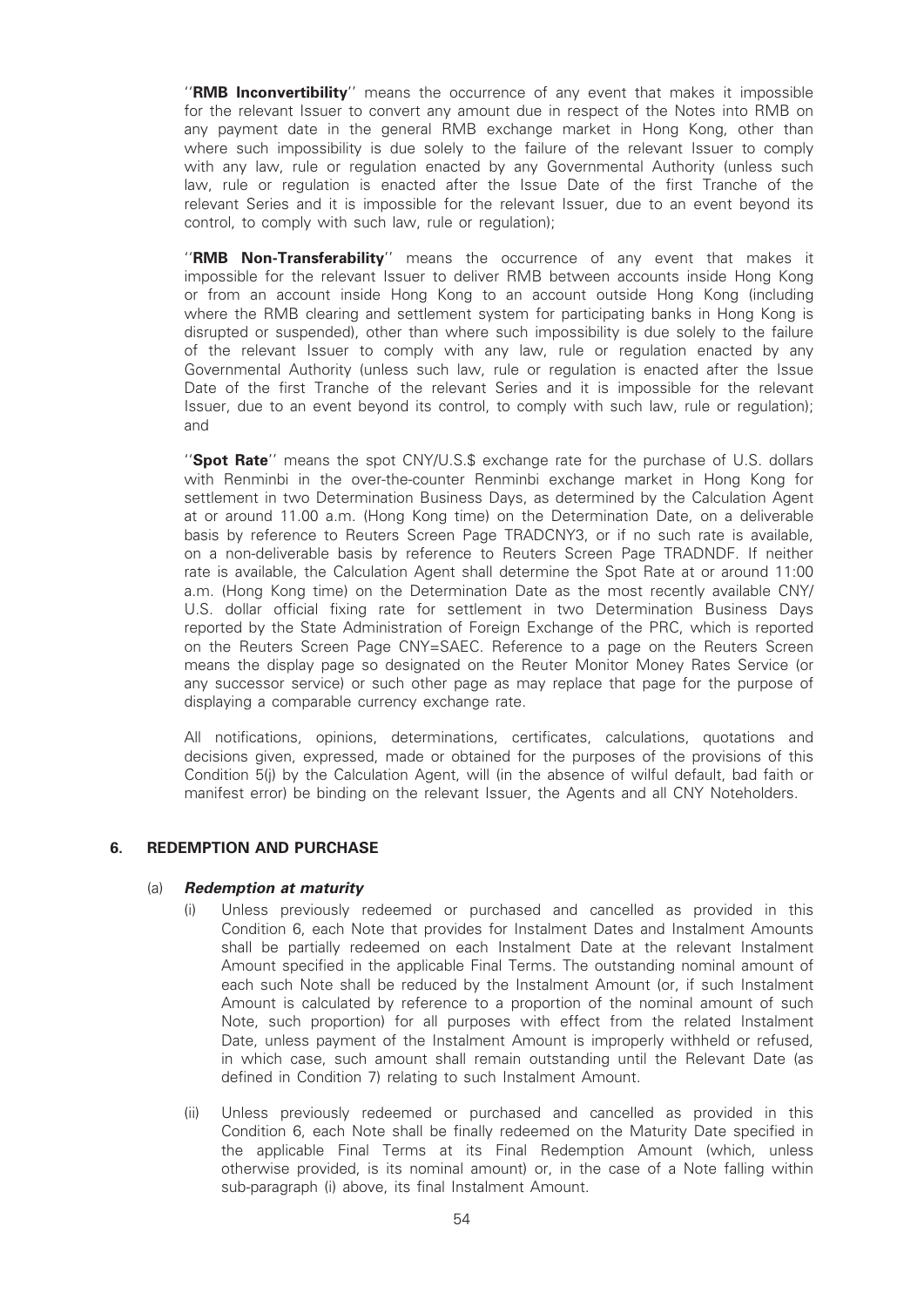''**RMB Inconvertibility**'' means the occurrence of any event that makes it impossible for the relevant Issuer to convert any amount due in respect of the Notes into RMB on any payment date in the general RMB exchange market in Hong Kong, other than where such impossibility is due solely to the failure of the relevant Issuer to comply with any law, rule or regulation enacted by any Governmental Authority (unless such law, rule or regulation is enacted after the Issue Date of the first Tranche of the relevant Series and it is impossible for the relevant Issuer, due to an event beyond its control, to comply with such law, rule or regulation);

''**RMB Non-Transferability**'' means the occurrence of any event that makes it impossible for the relevant Issuer to deliver RMB between accounts inside Hong Kong or from an account inside Hong Kong to an account outside Hong Kong (including where the RMB clearing and settlement system for participating banks in Hong Kong is disrupted or suspended), other than where such impossibility is due solely to the failure of the relevant Issuer to comply with any law, rule or regulation enacted by any Governmental Authority (unless such law, rule or regulation is enacted after the Issue Date of the first Tranche of the relevant Series and it is impossible for the relevant Issuer, due to an event beyond its control, to comply with such law, rule or regulation); and

''**Spot Rate**'' means the spot CNY/U.S.$ exchange rate for the purchase of U.S. dollars with Renminbi in the over-the-counter Renminbi exchange market in Hong Kong for settlement in two Determination Business Days, as determined by the Calculation Agent at or around 11.00 a.m. (Hong Kong time) on the Determination Date, on a deliverable basis by reference to Reuters Screen Page TRADCNY3, or if no such rate is available, on a non-deliverable basis by reference to Reuters Screen Page TRADNDF. If neither rate is available, the Calculation Agent shall determine the Spot Rate at or around 11:00 a.m. (Hong Kong time) on the Determination Date as the most recently available CNY/ U.S. dollar official fixing rate for settlement in two Determination Business Days reported by the State Administration of Foreign Exchange of the PRC, which is reported on the Reuters Screen Page CNY=SAEC. Reference to a page on the Reuters Screen means the display page so designated on the Reuter Monitor Money Rates Service (or any successor service) or such other page as may replace that page for the purpose of displaying a comparable currency exchange rate.

All notifications, opinions, determinations, certificates, calculations, quotations and decisions given, expressed, made or obtained for the purposes of the provisions of this Condition 5(j) by the Calculation Agent, will (in the absence of wilful default, bad faith or manifest error) be binding on the relevant Issuer, the Agents and all CNY Noteholders.

## 6. REDEMPTION AND PURCHASE

### (a) *Redemption at maturity*

(i) Unless previously redeemed or purchased and cancelled as provided in this Condition 6, each Note that provides for Instalment Dates and Instalment Amounts shall be partially redeemed on each Instalment Date at the relevant Instalment Amount specified in the applicable Final Terms. The outstanding nominal amount of each such Note shall be reduced by the Instalment Amount (or, if such Instalment Amount is calculated by reference to a proportion of the nominal amount of such Note, such proportion) for all purposes with effect from the related Instalment Date, unless payment of the Instalment Amount is improperly withheld or refused, in which case, such amount shall remain outstanding until the Relevant Date (as defined in Condition 7) relating to such Instalment Amount.

(ii) Unless previously redeemed or purchased and cancelled as provided in this Condition 6, each Note shall be finally redeemed on the Maturity Date specified in the applicable Final Terms at its Final Redemption Amount (which, unless otherwise provided, is its nominal amount) or, in the case of a Note falling within sub-paragraph (i) above, its final Instalment Amount.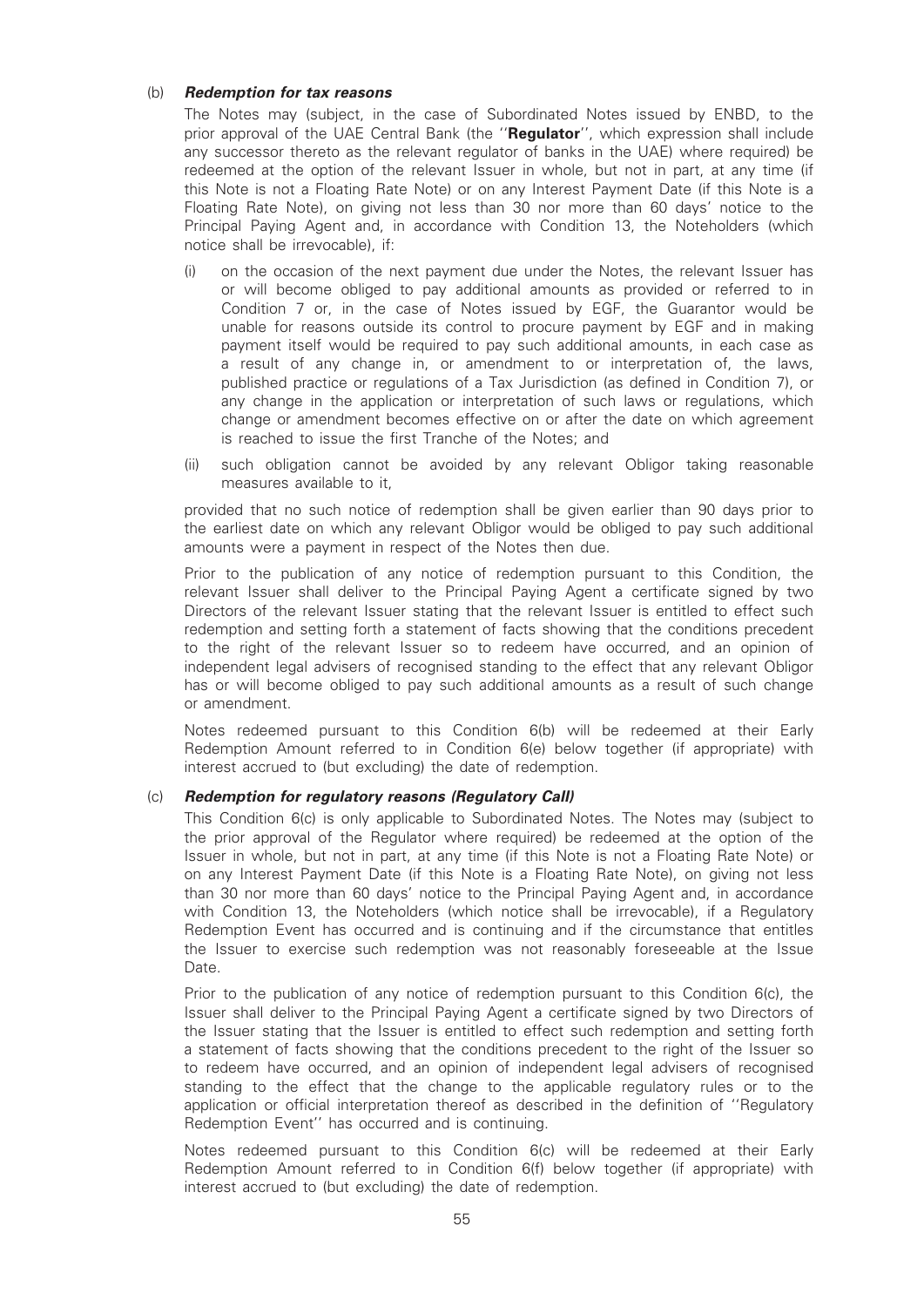(b) ***Redemption for tax reasons***

The Notes may (subject, in the case of Subordinated Notes issued by ENBD, to the prior approval of the UAE Central Bank (the "**Regulator**", which expression shall include any successor thereto as the relevant regulator of banks in the UAE) where required) be redeemed at the option of the relevant Issuer in whole, but not in part, at any time (if this Note is not a Floating Rate Note) or on any Interest Payment Date (if this Note is a Floating Rate Note), on giving not less than 30 nor more than 60 days' notice to the Principal Paying Agent and, in accordance with Condition 13, the Noteholders (which notice shall be irrevocable), if:

(i) on the occasion of the next payment due under the Notes, the relevant Issuer has or will become obliged to pay additional amounts as provided or referred to in Condition 7 or, in the case of Notes issued by EGF, the Guarantor would be unable for reasons outside its control to procure payment by EGF and in making payment itself would be required to pay such additional amounts, in each case as a result of any change in, or amendment to or interpretation of, the laws, published practice or regulations of a Tax Jurisdiction (as defined in Condition 7), or any change in the application or interpretation of such laws or regulations, which change or amendment becomes effective on or after the date on which agreement is reached to issue the first Tranche of the Notes; and

(ii) such obligation cannot be avoided by any relevant Obligor taking reasonable measures available to it,

provided that no such notice of redemption shall be given earlier than 90 days prior to the earliest date on which any relevant Obligor would be obliged to pay such additional amounts were a payment in respect of the Notes then due.

Prior to the publication of any notice of redemption pursuant to this Condition, the relevant Issuer shall deliver to the Principal Paying Agent a certificate signed by two Directors of the relevant Issuer stating that the relevant Issuer is entitled to effect such redemption and setting forth a statement of facts showing that the conditions precedent to the right of the relevant Issuer so to redeem have occurred, and an opinion of independent legal advisers of recognised standing to the effect that any relevant Obligor has or will become obliged to pay such additional amounts as a result of such change or amendment.

Notes redeemed pursuant to this Condition 6(b) will be redeemed at their Early Redemption Amount referred to in Condition 6(e) below together (if appropriate) with interest accrued to (but excluding) the date of redemption.

(c) ***Redemption for regulatory reasons (Regulatory Call)***

This Condition 6(c) is only applicable to Subordinated Notes. The Notes may (subject to the prior approval of the Regulator where required) be redeemed at the option of the Issuer in whole, but not in part, at any time (if this Note is not a Floating Rate Note) or on any Interest Payment Date (if this Note is a Floating Rate Note), on giving not less than 30 nor more than 60 days' notice to the Principal Paying Agent and, in accordance with Condition 13, the Noteholders (which notice shall be irrevocable), if a Regulatory Redemption Event has occurred and is continuing and if the circumstance that entitles the Issuer to exercise such redemption was not reasonably foreseeable at the Issue Date.

Prior to the publication of any notice of redemption pursuant to this Condition 6(c), the Issuer shall deliver to the Principal Paying Agent a certificate signed by two Directors of the Issuer stating that the Issuer is entitled to effect such redemption and setting forth a statement of facts showing that the conditions precedent to the right of the Issuer so to redeem have occurred, and an opinion of independent legal advisers of recognised standing to the effect that the change to the applicable regulatory rules or to the application or official interpretation thereof as described in the definition of "Regulatory Redemption Event" has occurred and is continuing.

Notes redeemed pursuant to this Condition 6(c) will be redeemed at their Early Redemption Amount referred to in Condition 6(f) below together (if appropriate) with interest accrued to (but excluding) the date of redemption.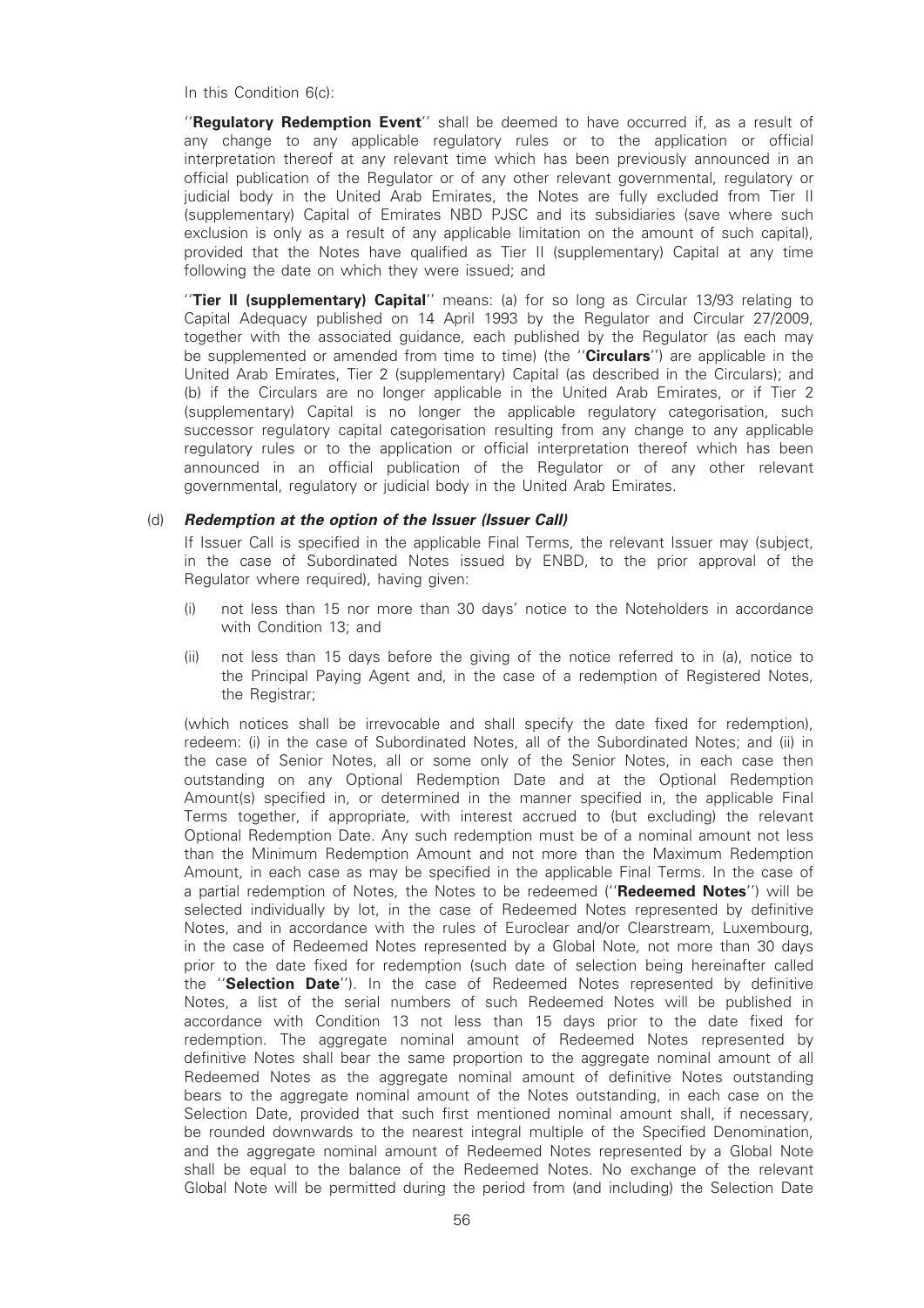In this Condition 6(c):

"**Regulatory Redemption Event**" shall be deemed to have occurred if, as a result of any change to any applicable regulatory rules or to the application or official interpretation thereof at any relevant time which has been previously announced in an official publication of the Regulator or of any other relevant governmental, regulatory or judicial body in the United Arab Emirates, the Notes are fully excluded from Tier II (supplementary) Capital of Emirates NBD PJSC and its subsidiaries (save where such exclusion is only as a result of any applicable limitation on the amount of such capital), provided that the Notes have qualified as Tier II (supplementary) Capital at any time following the date on which they were issued; and

"**Tier II (supplementary) Capital**" means: (a) for so long as Circular 13/93 relating to Capital Adequacy published on 14 April 1993 by the Regulator and Circular 27/2009, together with the associated guidance, each published by the Regulator (as each may be supplemented or amended from time to time) (the "**Circulars**") are applicable in the United Arab Emirates, Tier 2 (supplementary) Capital (as described in the Circulars); and (b) if the Circulars are no longer applicable in the United Arab Emirates, or if Tier 2 (supplementary) Capital is no longer the applicable regulatory categorisation, such successor regulatory capital categorisation resulting from any change to any applicable regulatory rules or to the application or official interpretation thereof which has been announced in an official publication of the Regulator or of any other relevant governmental, regulatory or judicial body in the United Arab Emirates.

(d) ***Redemption at the option of the Issuer (Issuer Call)***

If Issuer Call is specified in the applicable Final Terms, the relevant Issuer may (subject, in the case of Subordinated Notes issued by ENBD, to the prior approval of the Regulator where required), having given:

(i) not less than 15 nor more than 30 days' notice to the Noteholders in accordance with Condition 13; and

(ii) not less than 15 days before the giving of the notice referred to in (a), notice to the Principal Paying Agent and, in the case of a redemption of Registered Notes, the Registrar;

(which notices shall be irrevocable and shall specify the date fixed for redemption), redeem: (i) in the case of Subordinated Notes, all of the Subordinated Notes; and (ii) in the case of Senior Notes, all or some only of the Senior Notes, in each case then outstanding on any Optional Redemption Date and at the Optional Redemption Amount(s) specified in, or determined in the manner specified in, the applicable Final Terms together, if appropriate, with interest accrued to (but excluding) the relevant Optional Redemption Date. Any such redemption must be of a nominal amount not less than the Minimum Redemption Amount and not more than the Maximum Redemption Amount, in each case as may be specified in the applicable Final Terms. In the case of a partial redemption of Notes, the Notes to be redeemed ("**Redeemed Notes**") will be selected individually by lot, in the case of Redeemed Notes represented by definitive Notes, and in accordance with the rules of Euroclear and/or Clearstream, Luxembourg, in the case of Redeemed Notes represented by a Global Note, not more than 30 days prior to the date fixed for redemption (such date of selection being hereinafter called the "**Selection Date**"). In the case of Redeemed Notes represented by definitive Notes, a list of the serial numbers of such Redeemed Notes will be published in accordance with Condition 13 not less than 15 days prior to the date fixed for redemption. The aggregate nominal amount of Redeemed Notes represented by definitive Notes shall bear the same proportion to the aggregate nominal amount of all Redeemed Notes as the aggregate nominal amount of definitive Notes outstanding bears to the aggregate nominal amount of the Notes outstanding, in each case on the Selection Date, provided that such first mentioned nominal amount shall, if necessary, be rounded downwards to the nearest integral multiple of the Specified Denomination, and the aggregate nominal amount of Redeemed Notes represented by a Global Note shall be equal to the balance of the Redeemed Notes. No exchange of the relevant Global Note will be permitted during the period from (and including) the Selection Date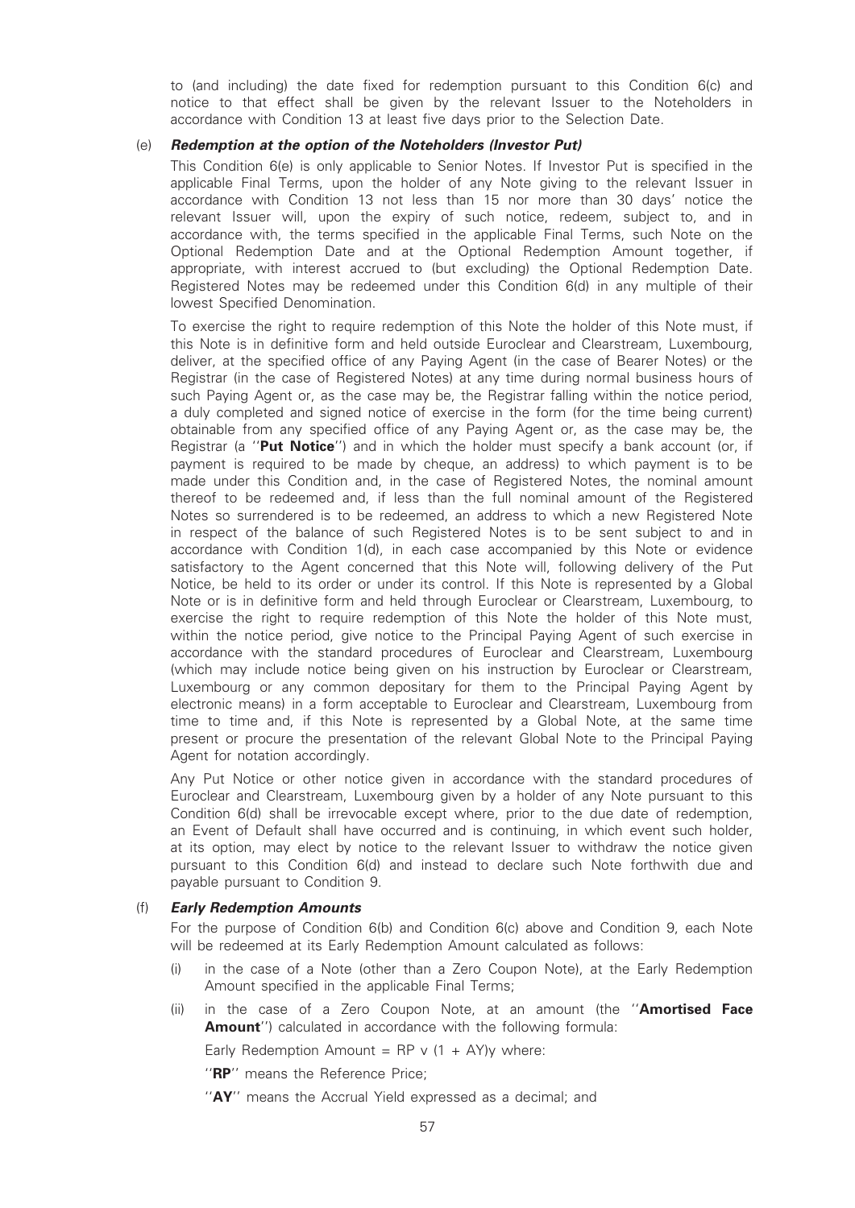to (and including) the date fixed for redemption pursuant to this Condition 6(c) and notice to that effect shall be given by the relevant Issuer to the Noteholders in accordance with Condition 13 at least five days prior to the Selection Date.

(e) ***Redemption at the option of the Noteholders (Investor Put)***

This Condition 6(e) is only applicable to Senior Notes. If Investor Put is specified in the applicable Final Terms, upon the holder of any Note giving to the relevant Issuer in accordance with Condition 13 not less than 15 nor more than 30 days' notice the relevant Issuer will, upon the expiry of such notice, redeem, subject to, and in accordance with, the terms specified in the applicable Final Terms, such Note on the Optional Redemption Date and at the Optional Redemption Amount together, if appropriate, with interest accrued to (but excluding) the Optional Redemption Date. Registered Notes may be redeemed under this Condition 6(d) in any multiple of their lowest Specified Denomination.

To exercise the right to require redemption of this Note the holder of this Note must, if this Note is in definitive form and held outside Euroclear and Clearstream, Luxembourg, deliver, at the specified office of any Paying Agent (in the case of Bearer Notes) or the Registrar (in the case of Registered Notes) at any time during normal business hours of such Paying Agent or, as the case may be, the Registrar falling within the notice period, a duly completed and signed notice of exercise in the form (for the time being current) obtainable from any specified office of any Paying Agent or, as the case may be, the Registrar (a ''**Put Notice**'') and in which the holder must specify a bank account (or, if payment is required to be made by cheque, an address) to which payment is to be made under this Condition and, in the case of Registered Notes, the nominal amount thereof to be redeemed and, if less than the full nominal amount of the Registered Notes so surrendered is to be redeemed, an address to which a new Registered Note in respect of the balance of such Registered Notes is to be sent subject to and in accordance with Condition 1(d), in each case accompanied by this Note or evidence satisfactory to the Agent concerned that this Note will, following delivery of the Put Notice, be held to its order or under its control. If this Note is represented by a Global Note or is in definitive form and held through Euroclear or Clearstream, Luxembourg, to exercise the right to require redemption of this Note the holder of this Note must, within the notice period, give notice to the Principal Paying Agent of such exercise in accordance with the standard procedures of Euroclear and Clearstream, Luxembourg (which may include notice being given on his instruction by Euroclear or Clearstream, Luxembourg or any common depositary for them to the Principal Paying Agent by electronic means) in a form acceptable to Euroclear and Clearstream, Luxembourg from time to time and, if this Note is represented by a Global Note, at the same time present or procure the presentation of the relevant Global Note to the Principal Paying Agent for notation accordingly.

Any Put Notice or other notice given in accordance with the standard procedures of Euroclear and Clearstream, Luxembourg given by a holder of any Note pursuant to this Condition 6(d) shall be irrevocable except where, prior to the due date of redemption, an Event of Default shall have occurred and is continuing, in which event such holder, at its option, may elect by notice to the relevant Issuer to withdraw the notice given pursuant to this Condition 6(d) and instead to declare such Note forthwith due and payable pursuant to Condition 9.

(f) ***Early Redemption Amounts***

For the purpose of Condition 6(b) and Condition 6(c) above and Condition 9, each Note will be redeemed at its Early Redemption Amount calculated as follows:

(i) in the case of a Note (other than a Zero Coupon Note), at the Early Redemption Amount specified in the applicable Final Terms;

(ii) in the case of a Zero Coupon Note, at an amount (the ''**Amortised Face Amount**'') calculated in accordance with the following formula:

Early Redemption Amount = RP v (1 + AY)y where:

''**RP**'' means the Reference Price;

''**AY**'' means the Accrual Yield expressed as a decimal; and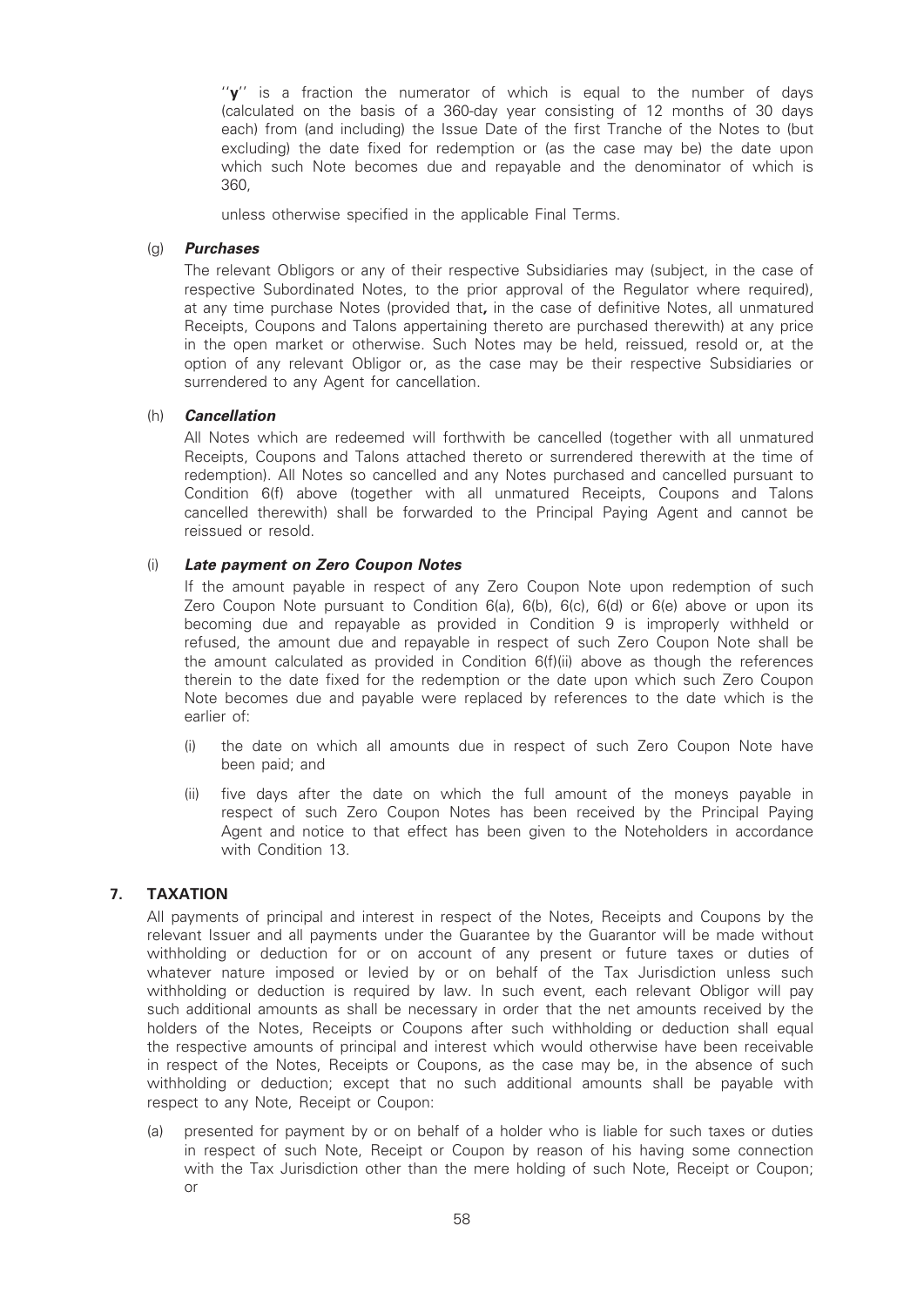"**y**" is a fraction the numerator of which is equal to the number of days (calculated on the basis of a 360-day year consisting of 12 months of 30 days each) from (and including) the Issue Date of the first Tranche of the Notes to (but excluding) the date fixed for redemption or (as the case may be) the date upon which such Note becomes due and repayable and the denominator of which is 360,

unless otherwise specified in the applicable Final Terms.

(g) ***Purchases***

The relevant Obligors or any of their respective Subsidiaries may (subject, in the case of respective Subordinated Notes, to the prior approval of the Regulator where required), at any time purchase Notes (provided that**,** in the case of definitive Notes, all unmatured Receipts, Coupons and Talons appertaining thereto are purchased therewith) at any price in the open market or otherwise. Such Notes may be held, reissued, resold or, at the option of any relevant Obligor or, as the case may be their respective Subsidiaries or surrendered to any Agent for cancellation.

(h) ***Cancellation***

All Notes which are redeemed will forthwith be cancelled (together with all unmatured Receipts, Coupons and Talons attached thereto or surrendered therewith at the time of redemption). All Notes so cancelled and any Notes purchased and cancelled pursuant to Condition 6(f) above (together with all unmatured Receipts, Coupons and Talons cancelled therewith) shall be forwarded to the Principal Paying Agent and cannot be reissued or resold.

(i) ***Late payment on Zero Coupon Notes***

If the amount payable in respect of any Zero Coupon Note upon redemption of such Zero Coupon Note pursuant to Condition 6(a), 6(b), 6(c), 6(d) or 6(e) above or upon its becoming due and repayable as provided in Condition 9 is improperly withheld or refused, the amount due and repayable in respect of such Zero Coupon Note shall be the amount calculated as provided in Condition 6(f)(ii) above as though the references therein to the date fixed for the redemption or the date upon which such Zero Coupon Note becomes due and payable were replaced by references to the date which is the earlier of:

(i) the date on which all amounts due in respect of such Zero Coupon Note have been paid; and

(ii) five days after the date on which the full amount of the moneys payable in respect of such Zero Coupon Notes has been received by the Principal Paying Agent and notice to that effect has been given to the Noteholders in accordance with Condition 13.

## 7. TAXATION

All payments of principal and interest in respect of the Notes, Receipts and Coupons by the relevant Issuer and all payments under the Guarantee by the Guarantor will be made without withholding or deduction for or on account of any present or future taxes or duties of whatever nature imposed or levied by or on behalf of the Tax Jurisdiction unless such withholding or deduction is required by law. In such event, each relevant Obligor will pay such additional amounts as shall be necessary in order that the net amounts received by the holders of the Notes, Receipts or Coupons after such withholding or deduction shall equal the respective amounts of principal and interest which would otherwise have been receivable in respect of the Notes, Receipts or Coupons, as the case may be, in the absence of such withholding or deduction; except that no such additional amounts shall be payable with respect to any Note, Receipt or Coupon:

(a) presented for payment by or on behalf of a holder who is liable for such taxes or duties in respect of such Note, Receipt or Coupon by reason of his having some connection with the Tax Jurisdiction other than the mere holding of such Note, Receipt or Coupon; or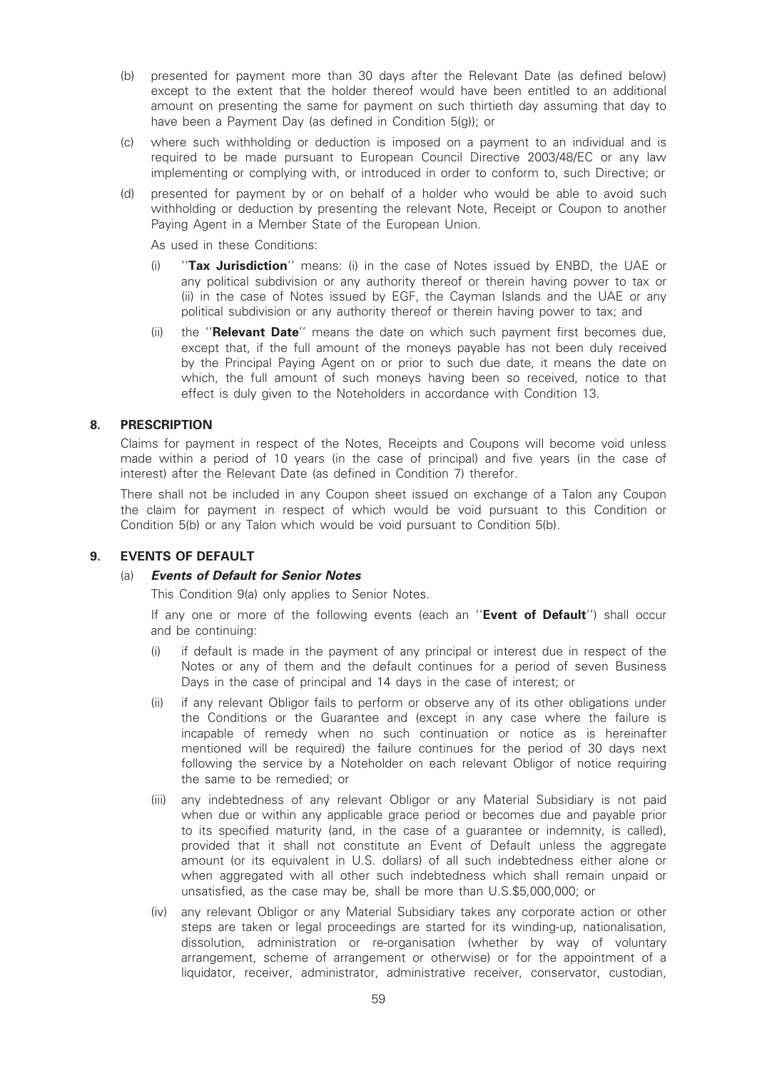(b) presented for payment more than 30 days after the Relevant Date (as defined below) except to the extent that the holder thereof would have been entitled to an additional amount on presenting the same for payment on such thirtieth day assuming that day to have been a Payment Day (as defined in Condition 5(g)); or

(c) where such withholding or deduction is imposed on a payment to an individual and is required to be made pursuant to European Council Directive 2003/48/EC or any law implementing or complying with, or introduced in order to conform to, such Directive; or

(d) presented for payment by or on behalf of a holder who would be able to avoid such withholding or deduction by presenting the relevant Note, Receipt or Coupon to another Paying Agent in a Member State of the European Union.

As used in these Conditions:

(i) ''**Tax Jurisdiction**'' means: (i) in the case of Notes issued by ENBD, the UAE or any political subdivision or any authority thereof or therein having power to tax or (ii) in the case of Notes issued by EGF, the Cayman Islands and the UAE or any political subdivision or any authority thereof or therein having power to tax; and

(ii) the ''**Relevant Date**'' means the date on which such payment first becomes due, except that, if the full amount of the moneys payable has not been duly received by the Principal Paying Agent on or prior to such due date, it means the date on which, the full amount of such moneys having been so received, notice to that effect is duly given to the Noteholders in accordance with Condition 13.

## 8. PRESCRIPTION

Claims for payment in respect of the Notes, Receipts and Coupons will become void unless made within a period of 10 years (in the case of principal) and five years (in the case of interest) after the Relevant Date (as defined in Condition 7) therefor.

There shall not be included in any Coupon sheet issued on exchange of a Talon any Coupon the claim for payment in respect of which would be void pursuant to this Condition or Condition 5(b) or any Talon which would be void pursuant to Condition 5(b).

## 9. EVENTS OF DEFAULT

### (a) *Events of Default for Senior Notes*

This Condition 9(a) only applies to Senior Notes.

If any one or more of the following events (each an ''**Event of Default**'') shall occur and be continuing:

(i) if default is made in the payment of any principal or interest due in respect of the Notes or any of them and the default continues for a period of seven Business Days in the case of principal and 14 days in the case of interest; or

(ii) if any relevant Obligor fails to perform or observe any of its other obligations under the Conditions or the Guarantee and (except in any case where the failure is incapable of remedy when no such continuation or notice as is hereinafter mentioned will be required) the failure continues for the period of 30 days next following the service by a Noteholder on each relevant Obligor of notice requiring the same to be remedied; or

(iii) any indebtedness of any relevant Obligor or any Material Subsidiary is not paid when due or within any applicable grace period or becomes due and payable prior to its specified maturity (and, in the case of a guarantee or indemnity, is called), provided that it shall not constitute an Event of Default unless the aggregate amount (or its equivalent in U.S. dollars) of all such indebtedness either alone or when aggregated with all other such indebtedness which shall remain unpaid or unsatisfied, as the case may be, shall be more than U.S.$5,000,000; or

(iv) any relevant Obligor or any Material Subsidiary takes any corporate action or other steps are taken or legal proceedings are started for its winding-up, nationalisation, dissolution, administration or re-organisation (whether by way of voluntary arrangement, scheme of arrangement or otherwise) or for the appointment of a liquidator, receiver, administrator, administrative receiver, conservator, custodian,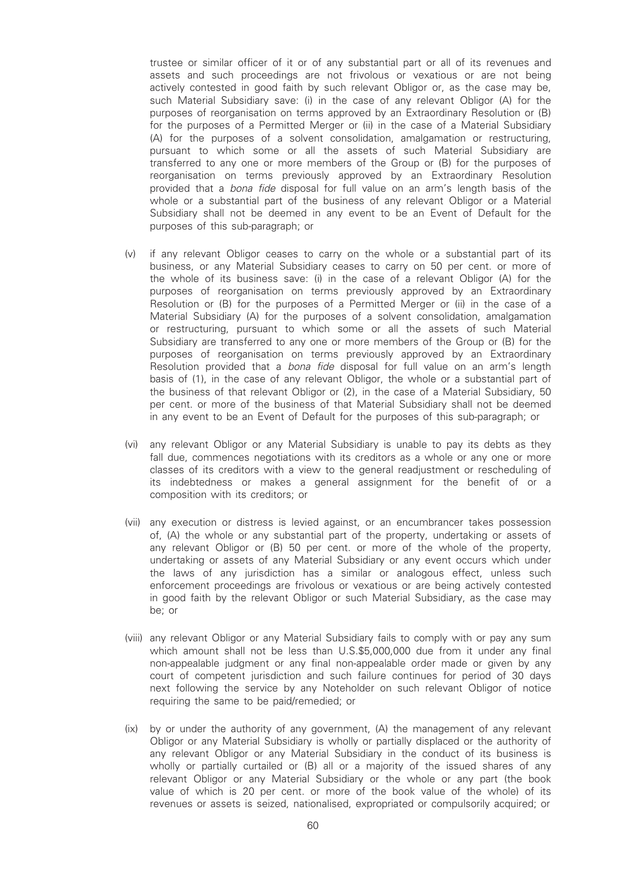trustee or similar officer of it or of any substantial part or all of its revenues and assets and such proceedings are not frivolous or vexatious or are not being actively contested in good faith by such relevant Obligor or, as the case may be, such Material Subsidiary save: (i) in the case of any relevant Obligor (A) for the purposes of reorganisation on terms approved by an Extraordinary Resolution or (B) for the purposes of a Permitted Merger or (ii) in the case of a Material Subsidiary (A) for the purposes of a solvent consolidation, amalgamation or restructuring, pursuant to which some or all the assets of such Material Subsidiary are transferred to any one or more members of the Group or (B) for the purposes of reorganisation on terms previously approved by an Extraordinary Resolution provided that a *bona fide* disposal for full value on an arm's length basis of the whole or a substantial part of the business of any relevant Obligor or a Material Subsidiary shall not be deemed in any event to be an Event of Default for the purposes of this sub-paragraph; or

(v) if any relevant Obligor ceases to carry on the whole or a substantial part of its business, or any Material Subsidiary ceases to carry on 50 per cent. or more of the whole of its business save: (i) in the case of a relevant Obligor (A) for the purposes of reorganisation on terms previously approved by an Extraordinary Resolution or (B) for the purposes of a Permitted Merger or (ii) in the case of a Material Subsidiary (A) for the purposes of a solvent consolidation, amalgamation or restructuring, pursuant to which some or all the assets of such Material Subsidiary are transferred to any one or more members of the Group or (B) for the purposes of reorganisation on terms previously approved by an Extraordinary Resolution provided that a *bona fide* disposal for full value on an arm's length basis of (1), in the case of any relevant Obligor, the whole or a substantial part of the business of that relevant Obligor or (2), in the case of a Material Subsidiary, 50 per cent. or more of the business of that Material Subsidiary shall not be deemed in any event to be an Event of Default for the purposes of this sub-paragraph; or

(vi) any relevant Obligor or any Material Subsidiary is unable to pay its debts as they fall due, commences negotiations with its creditors as a whole or any one or more classes of its creditors with a view to the general readjustment or rescheduling of its indebtedness or makes a general assignment for the benefit of or a composition with its creditors; or

(vii) any execution or distress is levied against, or an encumbrancer takes possession of, (A) the whole or any substantial part of the property, undertaking or assets of any relevant Obligor or (B) 50 per cent. or more of the whole of the property, undertaking or assets of any Material Subsidiary or any event occurs which under the laws of any jurisdiction has a similar or analogous effect, unless such enforcement proceedings are frivolous or vexatious or are being actively contested in good faith by the relevant Obligor or such Material Subsidiary, as the case may be; or

(viii) any relevant Obligor or any Material Subsidiary fails to comply with or pay any sum which amount shall not be less than U.S.$5,000,000 due from it under any final non-appealable judgment or any final non-appealable order made or given by any court of competent jurisdiction and such failure continues for period of 30 days next following the service by any Noteholder on such relevant Obligor of notice requiring the same to be paid/remedied; or

(ix) by or under the authority of any government, (A) the management of any relevant Obligor or any Material Subsidiary is wholly or partially displaced or the authority of any relevant Obligor or any Material Subsidiary in the conduct of its business is wholly or partially curtailed or (B) all or a majority of the issued shares of any relevant Obligor or any Material Subsidiary or the whole or any part (the book value of which is 20 per cent. or more of the book value of the whole) of its revenues or assets is seized, nationalised, expropriated or compulsorily acquired; or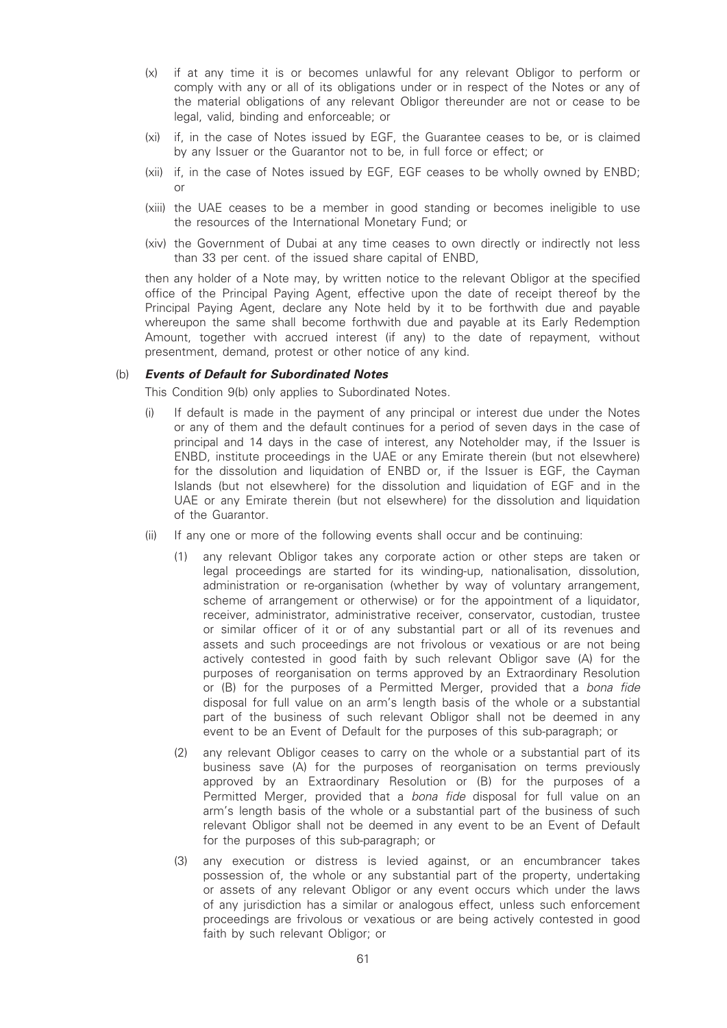- (x) if at any time it is or becomes unlawful for any relevant Obligor to perform or comply with any or all of its obligations under or in respect of the Notes or any of the material obligations of any relevant Obligor thereunder are not or cease to be legal, valid, binding and enforceable; or
- (xi) if, in the case of Notes issued by EGF, the Guarantee ceases to be, or is claimed by any Issuer or the Guarantor not to be, in full force or effect; or
- (xii) if, in the case of Notes issued by EGF, EGF ceases to be wholly owned by ENBD; or
- (xiii) the UAE ceases to be a member in good standing or becomes ineligible to use the resources of the International Monetary Fund; or
- (xiv) the Government of Dubai at any time ceases to own directly or indirectly not less than 33 per cent. of the issued share capital of ENBD,

then any holder of a Note may, by written notice to the relevant Obligor at the specified office of the Principal Paying Agent, effective upon the date of receipt thereof by the Principal Paying Agent, declare any Note held by it to be forthwith due and payable whereupon the same shall become forthwith due and payable at its Early Redemption Amount, together with accrued interest (if any) to the date of repayment, without presentment, demand, protest or other notice of any kind.

(b) ***Events of Default for Subordinated Notes***

This Condition 9(b) only applies to Subordinated Notes.

- (i) If default is made in the payment of any principal or interest due under the Notes or any of them and the default continues for a period of seven days in the case of principal and 14 days in the case of interest, any Noteholder may, if the Issuer is ENBD, institute proceedings in the UAE or any Emirate therein (but not elsewhere) for the dissolution and liquidation of ENBD or, if the Issuer is EGF, the Cayman Islands (but not elsewhere) for the dissolution and liquidation of EGF and in the UAE or any Emirate therein (but not elsewhere) for the dissolution and liquidation of the Guarantor.
- (ii) If any one or more of the following events shall occur and be continuing:
  - (1) any relevant Obligor takes any corporate action or other steps are taken or legal proceedings are started for its winding-up, nationalisation, dissolution, administration or re-organisation (whether by way of voluntary arrangement, scheme of arrangement or otherwise) or for the appointment of a liquidator, receiver, administrator, administrative receiver, conservator, custodian, trustee or similar officer of it or of any substantial part or all of its revenues and assets and such proceedings are not frivolous or vexatious or are not being actively contested in good faith by such relevant Obligor save (A) for the purposes of reorganisation on terms approved by an Extraordinary Resolution or (B) for the purposes of a Permitted Merger, provided that a *bona fide* disposal for full value on an arm's length basis of the whole or a substantial part of the business of such relevant Obligor shall not be deemed in any event to be an Event of Default for the purposes of this sub-paragraph; or
  - (2) any relevant Obligor ceases to carry on the whole or a substantial part of its business save (A) for the purposes of reorganisation on terms previously approved by an Extraordinary Resolution or (B) for the purposes of a Permitted Merger, provided that a *bona fide* disposal for full value on an arm's length basis of the whole or a substantial part of the business of such relevant Obligor shall not be deemed in any event to be an Event of Default for the purposes of this sub-paragraph; or
  - (3) any execution or distress is levied against, or an encumbrancer takes possession of, the whole or any substantial part of the property, undertaking or assets of any relevant Obligor or any event occurs which under the laws of any jurisdiction has a similar or analogous effect, unless such enforcement proceedings are frivolous or vexatious or are being actively contested in good faith by such relevant Obligor; or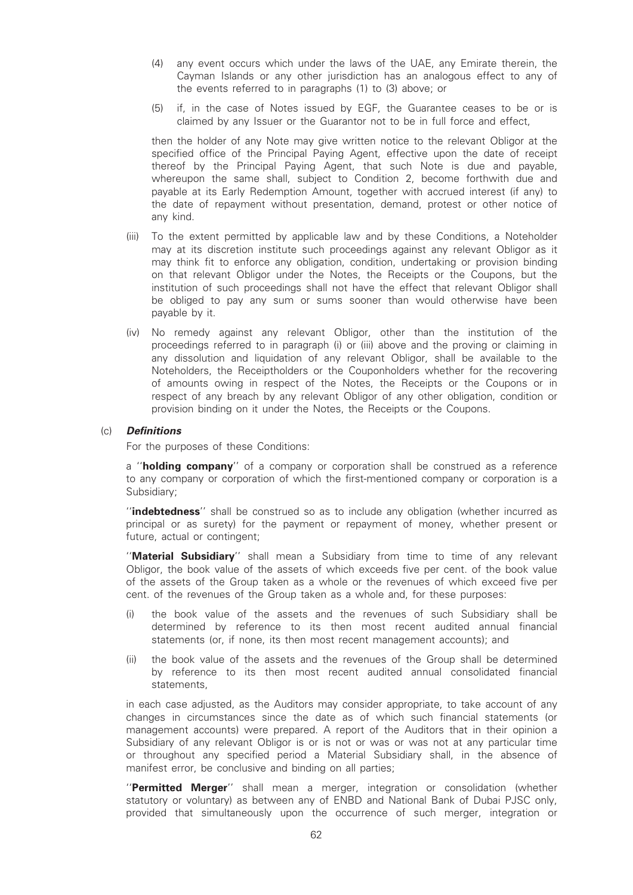(4) any event occurs which under the laws of the UAE, any Emirate therein, the Cayman Islands or any other jurisdiction has an analogous effect to any of the events referred to in paragraphs (1) to (3) above; or

(5) if, in the case of Notes issued by EGF, the Guarantee ceases to be or is claimed by any Issuer or the Guarantor not to be in full force and effect,

then the holder of any Note may give written notice to the relevant Obligor at the specified office of the Principal Paying Agent, effective upon the date of receipt thereof by the Principal Paying Agent, that such Note is due and payable, whereupon the same shall, subject to Condition 2, become forthwith due and payable at its Early Redemption Amount, together with accrued interest (if any) to the date of repayment without presentation, demand, protest or other notice of any kind.

(iii) To the extent permitted by applicable law and by these Conditions, a Noteholder may at its discretion institute such proceedings against any relevant Obligor as it may think fit to enforce any obligation, condition, undertaking or provision binding on that relevant Obligor under the Notes, the Receipts or the Coupons, but the institution of such proceedings shall not have the effect that relevant Obligor shall be obliged to pay any sum or sums sooner than would otherwise have been payable by it.

(iv) No remedy against any relevant Obligor, other than the institution of the proceedings referred to in paragraph (i) or (iii) above and the proving or claiming in any dissolution and liquidation of any relevant Obligor, shall be available to the Noteholders, the Receiptholders or the Couponholders whether for the recovering of amounts owing in respect of the Notes, the Receipts or the Coupons or in respect of any breach by any relevant Obligor of any other obligation, condition or provision binding on it under the Notes, the Receipts or the Coupons.

(c) ***Definitions***

For the purposes of these Conditions:

a ''**holding company**'' of a company or corporation shall be construed as a reference to any company or corporation of which the first-mentioned company or corporation is a Subsidiary;

''**indebtedness**'' shall be construed so as to include any obligation (whether incurred as principal or as surety) for the payment or repayment of money, whether present or future, actual or contingent;

''**Material Subsidiary**'' shall mean a Subsidiary from time to time of any relevant Obligor, the book value of the assets of which exceeds five per cent. of the book value of the assets of the Group taken as a whole or the revenues of which exceed five per cent. of the revenues of the Group taken as a whole and, for these purposes:

(i) the book value of the assets and the revenues of such Subsidiary shall be determined by reference to its then most recent audited annual financial statements (or, if none, its then most recent management accounts); and

(ii) the book value of the assets and the revenues of the Group shall be determined by reference to its then most recent audited annual consolidated financial statements,

in each case adjusted, as the Auditors may consider appropriate, to take account of any changes in circumstances since the date as of which such financial statements (or management accounts) were prepared. A report of the Auditors that in their opinion a Subsidiary of any relevant Obligor is or is not or was or was not at any particular time or throughout any specified period a Material Subsidiary shall, in the absence of manifest error, be conclusive and binding on all parties;

''**Permitted Merger**'' shall mean a merger, integration or consolidation (whether statutory or voluntary) as between any of ENBD and National Bank of Dubai PJSC only, provided that simultaneously upon the occurrence of such merger, integration or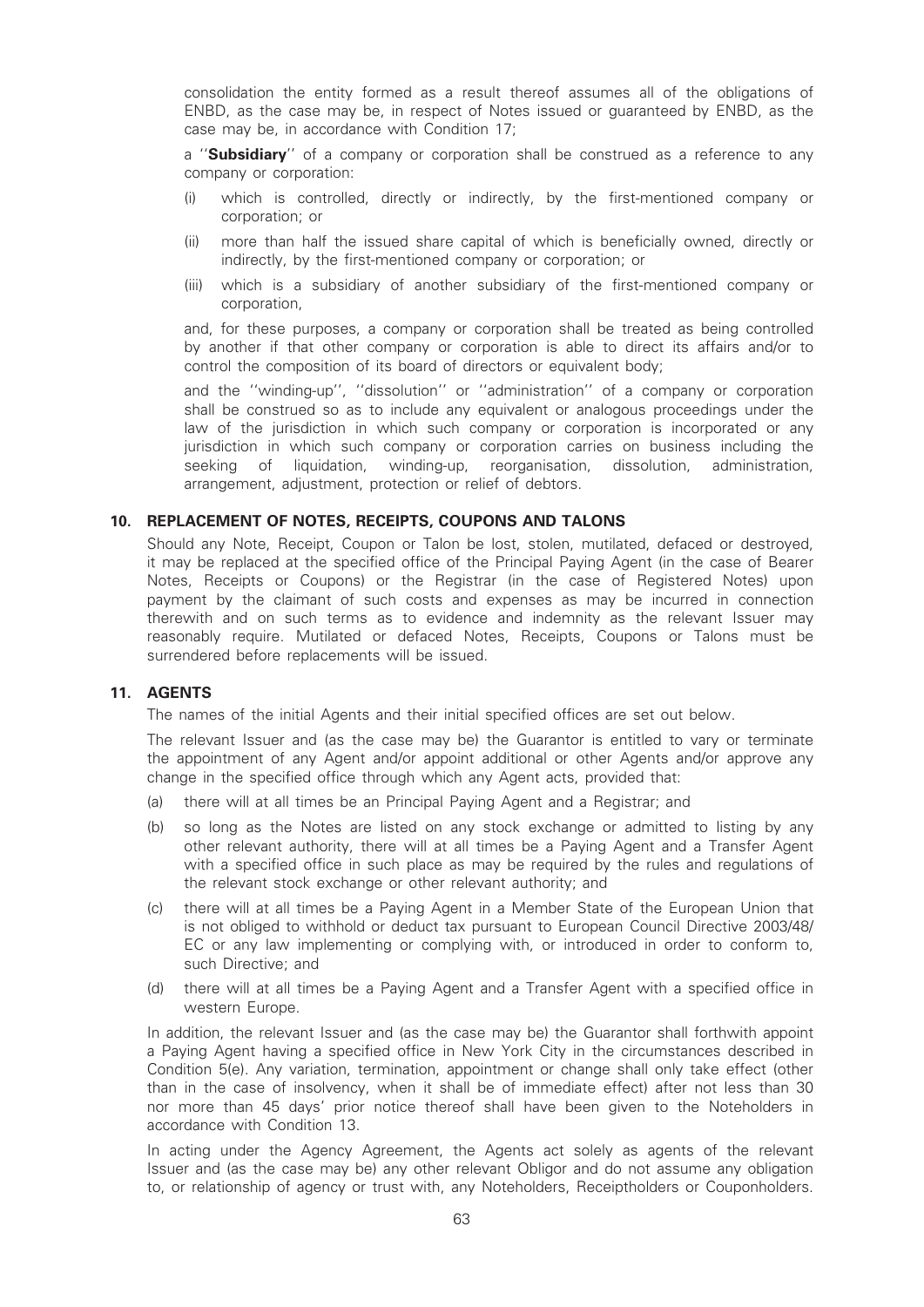consolidation the entity formed as a result thereof assumes all of the obligations of ENBD, as the case may be, in respect of Notes issued or guaranteed by ENBD, as the case may be, in accordance with Condition 17;

a ''**Subsidiary**'' of a company or corporation shall be construed as a reference to any company or corporation:

(i) which is controlled, directly or indirectly, by the first-mentioned company or corporation; or

(ii) more than half the issued share capital of which is beneficially owned, directly or indirectly, by the first-mentioned company or corporation; or

(iii) which is a subsidiary of another subsidiary of the first-mentioned company or corporation,

and, for these purposes, a company or corporation shall be treated as being controlled by another if that other company or corporation is able to direct its affairs and/or to control the composition of its board of directors or equivalent body;

and the ''winding-up'', ''dissolution'' or ''administration'' of a company or corporation shall be construed so as to include any equivalent or analogous proceedings under the law of the jurisdiction in which such company or corporation is incorporated or any jurisdiction in which such company or corporation carries on business including the seeking of liquidation, winding-up, reorganisation, dissolution, administration, arrangement, adjustment, protection or relief of debtors.

## 10. REPLACEMENT OF NOTES, RECEIPTS, COUPONS AND TALONS

Should any Note, Receipt, Coupon or Talon be lost, stolen, mutilated, defaced or destroyed, it may be replaced at the specified office of the Principal Paying Agent (in the case of Bearer Notes, Receipts or Coupons) or the Registrar (in the case of Registered Notes) upon payment by the claimant of such costs and expenses as may be incurred in connection therewith and on such terms as to evidence and indemnity as the relevant Issuer may reasonably require. Mutilated or defaced Notes, Receipts, Coupons or Talons must be surrendered before replacements will be issued.

## 11. AGENTS

The names of the initial Agents and their initial specified offices are set out below.

The relevant Issuer and (as the case may be) the Guarantor is entitled to vary or terminate the appointment of any Agent and/or appoint additional or other Agents and/or approve any change in the specified office through which any Agent acts, provided that:

(a) there will at all times be an Principal Paying Agent and a Registrar; and

(b) so long as the Notes are listed on any stock exchange or admitted to listing by any other relevant authority, there will at all times be a Paying Agent and a Transfer Agent with a specified office in such place as may be required by the rules and regulations of the relevant stock exchange or other relevant authority; and

(c) there will at all times be a Paying Agent in a Member State of the European Union that is not obliged to withhold or deduct tax pursuant to European Council Directive 2003/48/EC or any law implementing or complying with, or introduced in order to conform to, such Directive; and

(d) there will at all times be a Paying Agent and a Transfer Agent with a specified office in western Europe.

In addition, the relevant Issuer and (as the case may be) the Guarantor shall forthwith appoint a Paying Agent having a specified office in New York City in the circumstances described in Condition 5(e). Any variation, termination, appointment or change shall only take effect (other than in the case of insolvency, when it shall be of immediate effect) after not less than 30 nor more than 45 days' prior notice thereof shall have been given to the Noteholders in accordance with Condition 13.

In acting under the Agency Agreement, the Agents act solely as agents of the relevant Issuer and (as the case may be) any other relevant Obligor and do not assume any obligation to, or relationship of agency or trust with, any Noteholders, Receiptholders or Couponholders.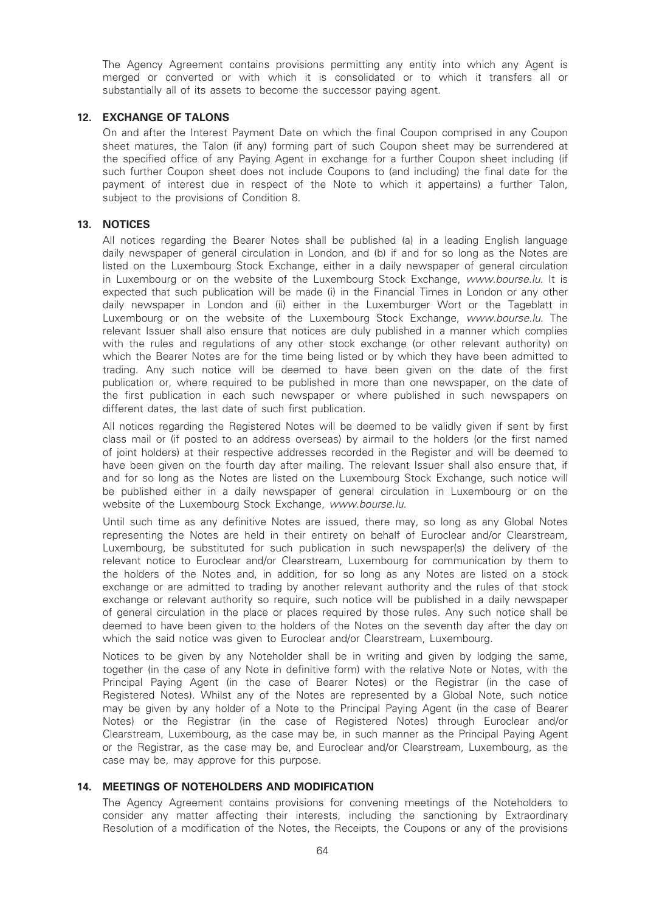The Agency Agreement contains provisions permitting any entity into which any Agent is merged or converted or with which it is consolidated or to which it transfers all or substantially all of its assets to become the successor paying agent.

## 12. EXCHANGE OF TALONS

On and after the Interest Payment Date on which the final Coupon comprised in any Coupon sheet matures, the Talon (if any) forming part of such Coupon sheet may be surrendered at the specified office of any Paying Agent in exchange for a further Coupon sheet including (if such further Coupon sheet does not include Coupons to (and including) the final date for the payment of interest due in respect of the Note to which it appertains) a further Talon, subject to the provisions of Condition 8.

## 13. NOTICES

All notices regarding the Bearer Notes shall be published (a) in a leading English language daily newspaper of general circulation in London, and (b) if and for so long as the Notes are listed on the Luxembourg Stock Exchange, either in a daily newspaper of general circulation in Luxembourg or on the website of the Luxembourg Stock Exchange, *www.bourse.lu*. It is expected that such publication will be made (i) in the Financial Times in London or any other daily newspaper in London and (ii) either in the Luxemburger Wort or the Tageblatt in Luxembourg or on the website of the Luxembourg Stock Exchange, *www.bourse.lu*. The relevant Issuer shall also ensure that notices are duly published in a manner which complies with the rules and regulations of any other stock exchange (or other relevant authority) on which the Bearer Notes are for the time being listed or by which they have been admitted to trading. Any such notice will be deemed to have been given on the date of the first publication or, where required to be published in more than one newspaper, on the date of the first publication in each such newspaper or where published in such newspapers on different dates, the last date of such first publication.

All notices regarding the Registered Notes will be deemed to be validly given if sent by first class mail or (if posted to an address overseas) by airmail to the holders (or the first named of joint holders) at their respective addresses recorded in the Register and will be deemed to have been given on the fourth day after mailing. The relevant Issuer shall also ensure that, if and for so long as the Notes are listed on the Luxembourg Stock Exchange, such notice will be published either in a daily newspaper of general circulation in Luxembourg or on the website of the Luxembourg Stock Exchange, *www.bourse.lu*.

Until such time as any definitive Notes are issued, there may, so long as any Global Notes representing the Notes are held in their entirety on behalf of Euroclear and/or Clearstream, Luxembourg, be substituted for such publication in such newspaper(s) the delivery of the relevant notice to Euroclear and/or Clearstream, Luxembourg for communication by them to the holders of the Notes and, in addition, for so long as any Notes are listed on a stock exchange or are admitted to trading by another relevant authority and the rules of that stock exchange or relevant authority so require, such notice will be published in a daily newspaper of general circulation in the place or places required by those rules. Any such notice shall be deemed to have been given to the holders of the Notes on the seventh day after the day on which the said notice was given to Euroclear and/or Clearstream, Luxembourg.

Notices to be given by any Noteholder shall be in writing and given by lodging the same, together (in the case of any Note in definitive form) with the relative Note or Notes, with the Principal Paying Agent (in the case of Bearer Notes) or the Registrar (in the case of Registered Notes). Whilst any of the Notes are represented by a Global Note, such notice may be given by any holder of a Note to the Principal Paying Agent (in the case of Bearer Notes) or the Registrar (in the case of Registered Notes) through Euroclear and/or Clearstream, Luxembourg, as the case may be, in such manner as the Principal Paying Agent or the Registrar, as the case may be, and Euroclear and/or Clearstream, Luxembourg, as the case may be, may approve for this purpose.

## 14. MEETINGS OF NOTEHOLDERS AND MODIFICATION

The Agency Agreement contains provisions for convening meetings of the Noteholders to consider any matter affecting their interests, including the sanctioning by Extraordinary Resolution of a modification of the Notes, the Receipts, the Coupons or any of the provisions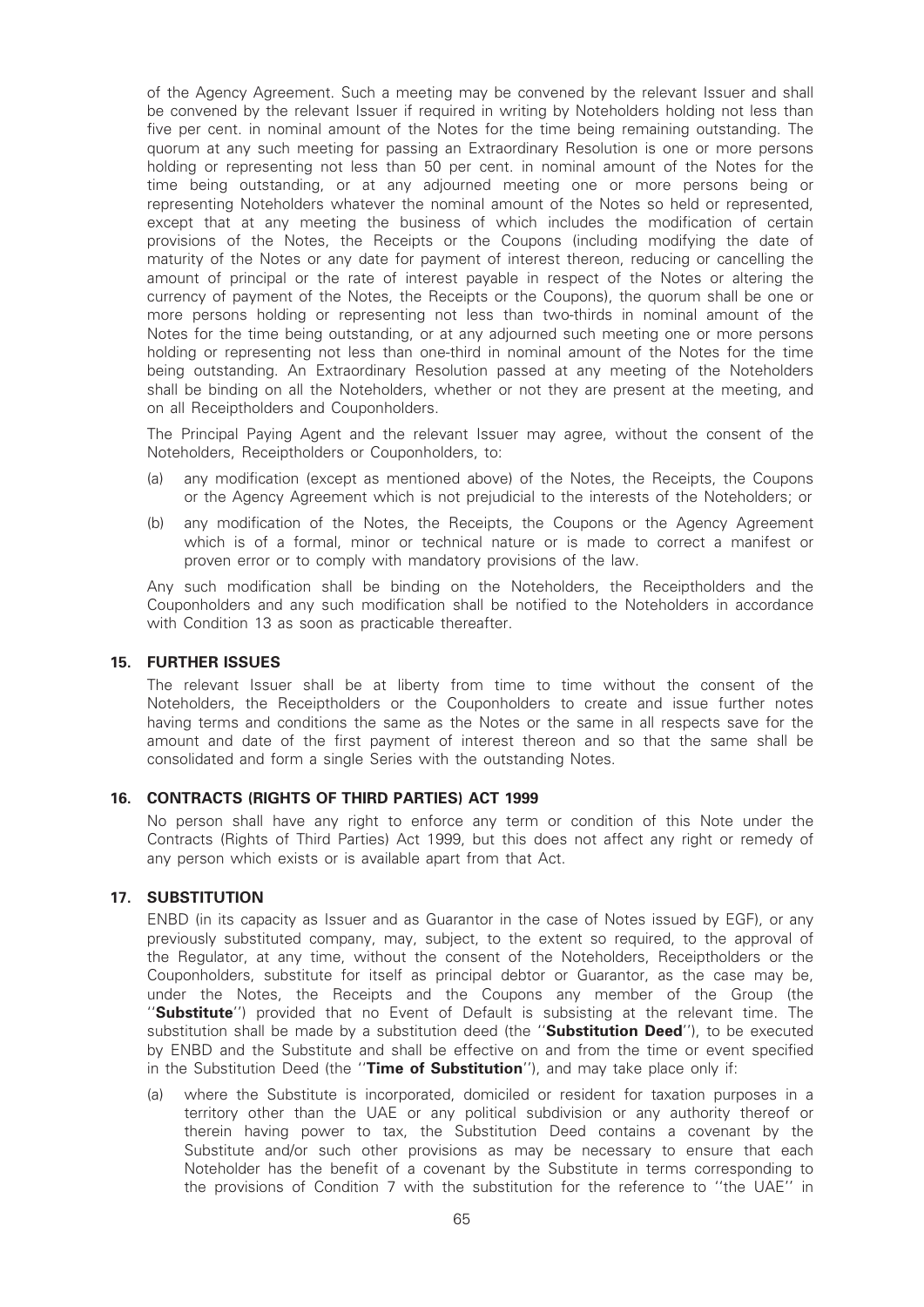of the Agency Agreement. Such a meeting may be convened by the relevant Issuer and shall be convened by the relevant Issuer if required in writing by Noteholders holding not less than five per cent. in nominal amount of the Notes for the time being remaining outstanding. The quorum at any such meeting for passing an Extraordinary Resolution is one or more persons holding or representing not less than 50 per cent. in nominal amount of the Notes for the time being outstanding, or at any adjourned meeting one or more persons being or representing Noteholders whatever the nominal amount of the Notes so held or represented, except that at any meeting the business of which includes the modification of certain provisions of the Notes, the Receipts or the Coupons (including modifying the date of maturity of the Notes or any date for payment of interest thereon, reducing or cancelling the amount of principal or the rate of interest payable in respect of the Notes or altering the currency of payment of the Notes, the Receipts or the Coupons), the quorum shall be one or more persons holding or representing not less than two-thirds in nominal amount of the Notes for the time being outstanding, or at any adjourned such meeting one or more persons holding or representing not less than one-third in nominal amount of the Notes for the time being outstanding. An Extraordinary Resolution passed at any meeting of the Noteholders shall be binding on all the Noteholders, whether or not they are present at the meeting, and on all Receiptholders and Couponholders.

The Principal Paying Agent and the relevant Issuer may agree, without the consent of the Noteholders, Receiptholders or Couponholders, to:

(a) any modification (except as mentioned above) of the Notes, the Receipts, the Coupons or the Agency Agreement which is not prejudicial to the interests of the Noteholders; or

(b) any modification of the Notes, the Receipts, the Coupons or the Agency Agreement which is of a formal, minor or technical nature or is made to correct a manifest or proven error or to comply with mandatory provisions of the law.

Any such modification shall be binding on the Noteholders, the Receiptholders and the Couponholders and any such modification shall be notified to the Noteholders in accordance with Condition 13 as soon as practicable thereafter.

## 15. FURTHER ISSUES

The relevant Issuer shall be at liberty from time to time without the consent of the Noteholders, the Receiptholders or the Couponholders to create and issue further notes having terms and conditions the same as the Notes or the same in all respects save for the amount and date of the first payment of interest thereon and so that the same shall be consolidated and form a single Series with the outstanding Notes.

## 16. CONTRACTS (RIGHTS OF THIRD PARTIES) ACT 1999

No person shall have any right to enforce any term or condition of this Note under the Contracts (Rights of Third Parties) Act 1999, but this does not affect any right or remedy of any person which exists or is available apart from that Act.

## 17. SUBSTITUTION

ENBD (in its capacity as Issuer and as Guarantor in the case of Notes issued by EGF), or any previously substituted company, may, subject, to the extent so required, to the approval of the Regulator, at any time, without the consent of the Noteholders, Receiptholders or the Couponholders, substitute for itself as principal debtor or Guarantor, as the case may be, under the Notes, the Receipts and the Coupons any member of the Group (the "**Substitute**") provided that no Event of Default is subsisting at the relevant time. The substitution shall be made by a substitution deed (the "**Substitution Deed**"), to be executed by ENBD and the Substitute and shall be effective on and from the time or event specified in the Substitution Deed (the "**Time of Substitution**"), and may take place only if:

(a) where the Substitute is incorporated, domiciled or resident for taxation purposes in a territory other than the UAE or any political subdivision or any authority thereof or therein having power to tax, the Substitution Deed contains a covenant by the Substitute and/or such other provisions as may be necessary to ensure that each Noteholder has the benefit of a covenant by the Substitute in terms corresponding to the provisions of Condition 7 with the substitution for the reference to "the UAE" in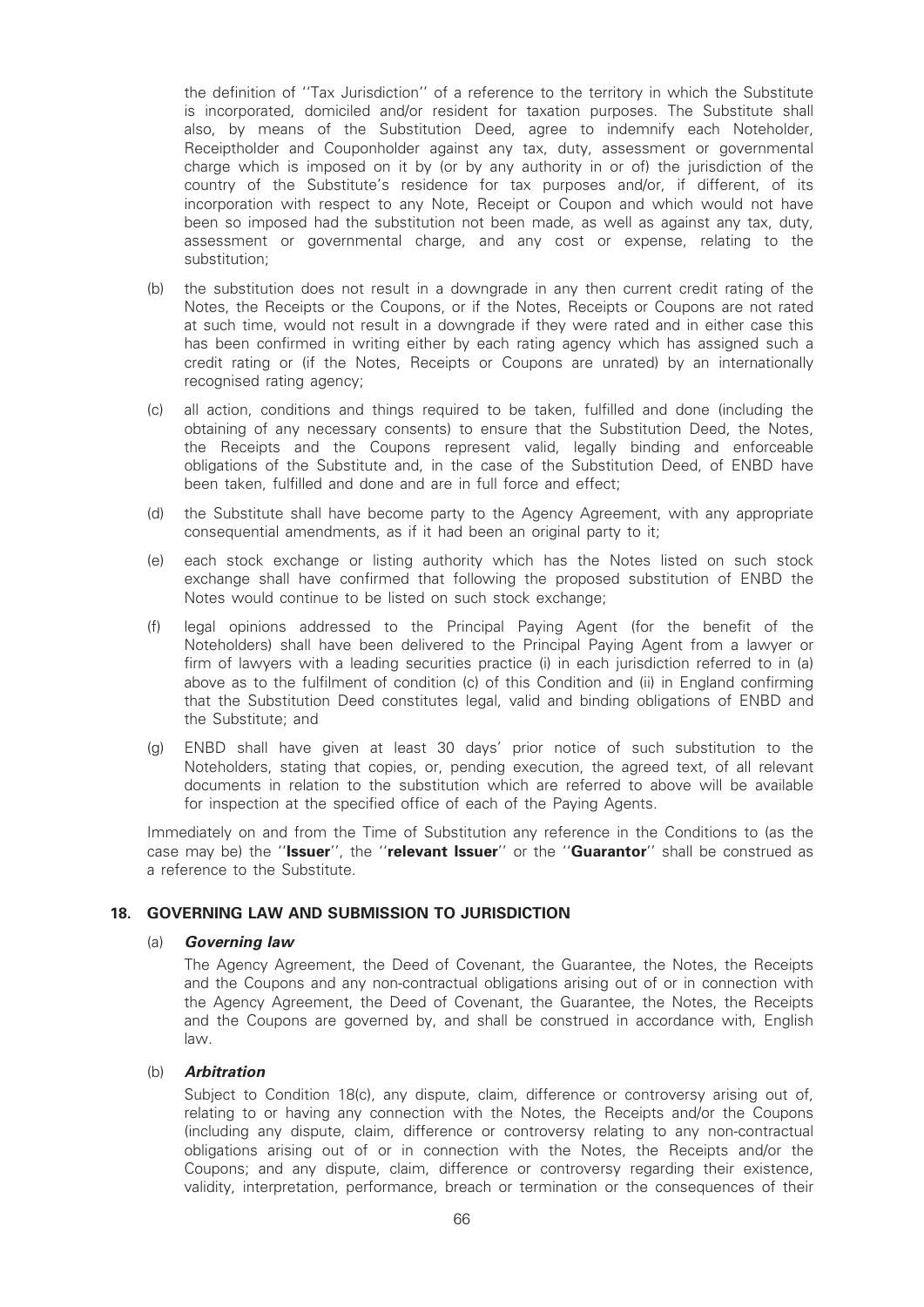the definition of ''Tax Jurisdiction'' of a reference to the territory in which the Substitute is incorporated, domiciled and/or resident for taxation purposes. The Substitute shall also, by means of the Substitution Deed, agree to indemnify each Noteholder, Receiptholder and Couponholder against any tax, duty, assessment or governmental charge which is imposed on it by (or by any authority in or of) the jurisdiction of the country of the Substitute's residence for tax purposes and/or, if different, of its incorporation with respect to any Note, Receipt or Coupon and which would not have been so imposed had the substitution not been made, as well as against any tax, duty, assessment or governmental charge, and any cost or expense, relating to the substitution;

(b) the substitution does not result in a downgrade in any then current credit rating of the Notes, the Receipts or the Coupons, or if the Notes, Receipts or Coupons are not rated at such time, would not result in a downgrade if they were rated and in either case this has been confirmed in writing either by each rating agency which has assigned such a credit rating or (if the Notes, Receipts or Coupons are unrated) by an internationally recognised rating agency;

(c) all action, conditions and things required to be taken, fulfilled and done (including the obtaining of any necessary consents) to ensure that the Substitution Deed, the Notes, the Receipts and the Coupons represent valid, legally binding and enforceable obligations of the Substitute and, in the case of the Substitution Deed, of ENBD have been taken, fulfilled and done and are in full force and effect;

(d) the Substitute shall have become party to the Agency Agreement, with any appropriate consequential amendments, as if it had been an original party to it;

(e) each stock exchange or listing authority which has the Notes listed on such stock exchange shall have confirmed that following the proposed substitution of ENBD the Notes would continue to be listed on such stock exchange;

(f) legal opinions addressed to the Principal Paying Agent (for the benefit of the Noteholders) shall have been delivered to the Principal Paying Agent from a lawyer or firm of lawyers with a leading securities practice (i) in each jurisdiction referred to in (a) above as to the fulfilment of condition (c) of this Condition and (ii) in England confirming that the Substitution Deed constitutes legal, valid and binding obligations of ENBD and the Substitute; and

(g) ENBD shall have given at least 30 days' prior notice of such substitution to the Noteholders, stating that copies, or, pending execution, the agreed text, of all relevant documents in relation to the substitution which are referred to above will be available for inspection at the specified office of each of the Paying Agents.

Immediately on and from the Time of Substitution any reference in the Conditions to (as the case may be) the ''**Issuer**'', the ''**relevant Issuer**'' or the ''**Guarantor**'' shall be construed as a reference to the Substitute.

## 18. GOVERNING LAW AND SUBMISSION TO JURISDICTION

(a) ***Governing law***

The Agency Agreement, the Deed of Covenant, the Guarantee, the Notes, the Receipts and the Coupons and any non-contractual obligations arising out of or in connection with the Agency Agreement, the Deed of Covenant, the Guarantee, the Notes, the Receipts and the Coupons are governed by, and shall be construed in accordance with, English law.

(b) ***Arbitration***

Subject to Condition 18(c), any dispute, claim, difference or controversy arising out of, relating to or having any connection with the Notes, the Receipts and/or the Coupons (including any dispute, claim, difference or controversy relating to any non-contractual obligations arising out of or in connection with the Notes, the Receipts and/or the Coupons; and any dispute, claim, difference or controversy regarding their existence, validity, interpretation, performance, breach or termination or the consequences of their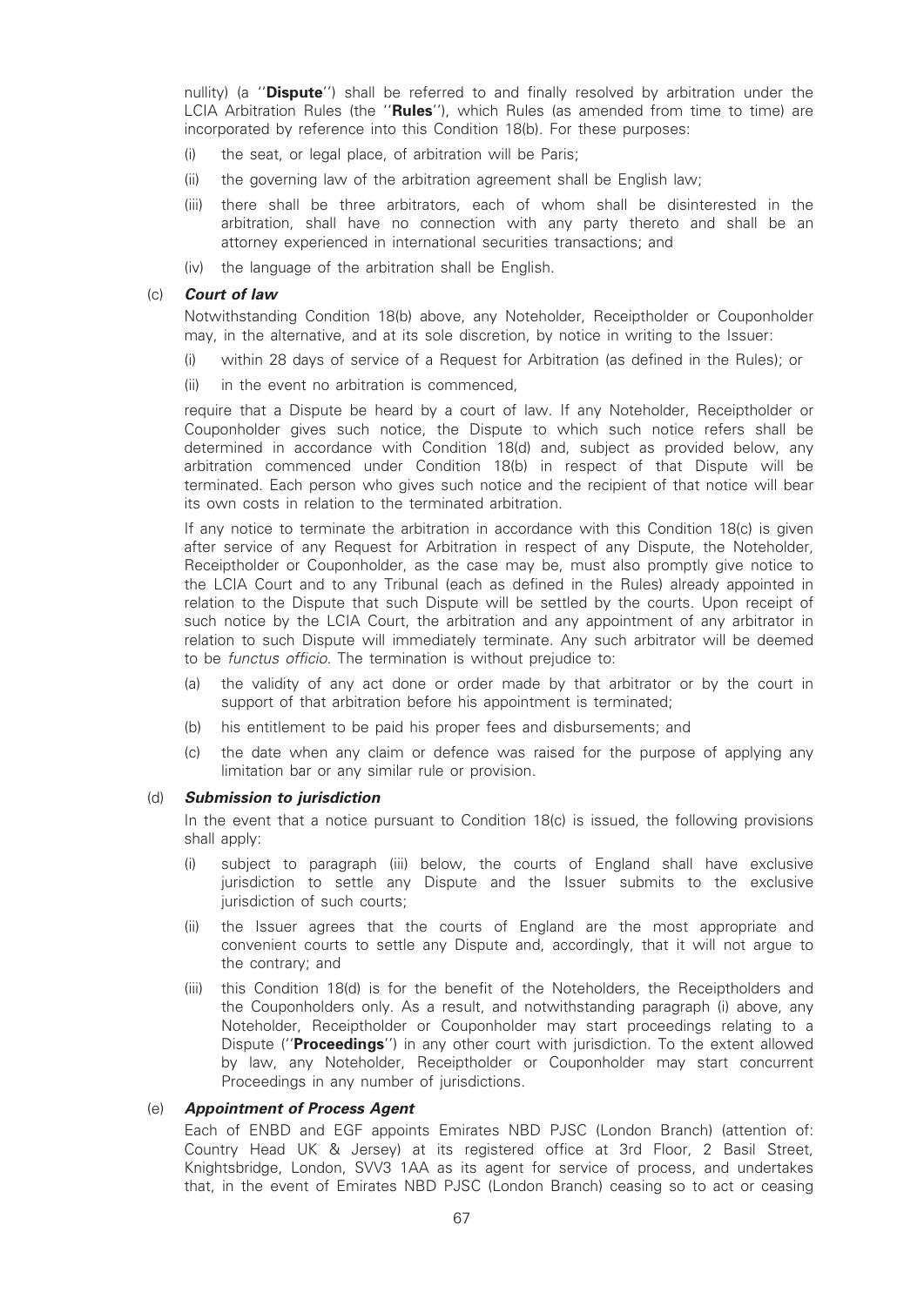nullity) (a ''**Dispute**'') shall be referred to and finally resolved by arbitration under the LCIA Arbitration Rules (the ''**Rules**''), which Rules (as amended from time to time) are incorporated by reference into this Condition 18(b). For these purposes:

(i) the seat, or legal place, of arbitration will be Paris;

(ii) the governing law of the arbitration agreement shall be English law;

(iii) there shall be three arbitrators, each of whom shall be disinterested in the arbitration, shall have no connection with any party thereto and shall be an attorney experienced in international securities transactions; and

(iv) the language of the arbitration shall be English.

(c) ***Court of law***

Notwithstanding Condition 18(b) above, any Noteholder, Receiptholder or Couponholder may, in the alternative, and at its sole discretion, by notice in writing to the Issuer:

(i) within 28 days of service of a Request for Arbitration (as defined in the Rules); or

(ii) in the event no arbitration is commenced,

require that a Dispute be heard by a court of law. If any Noteholder, Receiptholder or Couponholder gives such notice, the Dispute to which such notice refers shall be determined in accordance with Condition 18(d) and, subject as provided below, any arbitration commenced under Condition 18(b) in respect of that Dispute will be terminated. Each person who gives such notice and the recipient of that notice will bear its own costs in relation to the terminated arbitration.

If any notice to terminate the arbitration in accordance with this Condition 18(c) is given after service of any Request for Arbitration in respect of any Dispute, the Noteholder, Receiptholder or Couponholder, as the case may be, must also promptly give notice to the LCIA Court and to any Tribunal (each as defined in the Rules) already appointed in relation to the Dispute that such Dispute will be settled by the courts. Upon receipt of such notice by the LCIA Court, the arbitration and any appointment of any arbitrator in relation to such Dispute will immediately terminate. Any such arbitrator will be deemed to be *functus officio*. The termination is without prejudice to:

(a) the validity of any act done or order made by that arbitrator or by the court in support of that arbitration before his appointment is terminated;

(b) his entitlement to be paid his proper fees and disbursements; and

(c) the date when any claim or defence was raised for the purpose of applying any limitation bar or any similar rule or provision.

(d) ***Submission to jurisdiction***

In the event that a notice pursuant to Condition 18(c) is issued, the following provisions shall apply:

(i) subject to paragraph (iii) below, the courts of England shall have exclusive jurisdiction to settle any Dispute and the Issuer submits to the exclusive jurisdiction of such courts;

(ii) the Issuer agrees that the courts of England are the most appropriate and convenient courts to settle any Dispute and, accordingly, that it will not argue to the contrary; and

(iii) this Condition 18(d) is for the benefit of the Noteholders, the Receiptholders and the Couponholders only. As a result, and notwithstanding paragraph (i) above, any Noteholder, Receiptholder or Couponholder may start proceedings relating to a Dispute (''**Proceedings**'') in any other court with jurisdiction. To the extent allowed by law, any Noteholder, Receiptholder or Couponholder may start concurrent Proceedings in any number of jurisdictions.

(e) ***Appointment of Process Agent***

Each of ENBD and EGF appoints Emirates NBD PJSC (London Branch) (attention of: Country Head UK & Jersey) at its registered office at 3rd Floor, 2 Basil Street, Knightsbridge, London, SW3 1AA as its agent for service of process, and undertakes that, in the event of Emirates NBD PJSC (London Branch) ceasing so to act or ceasing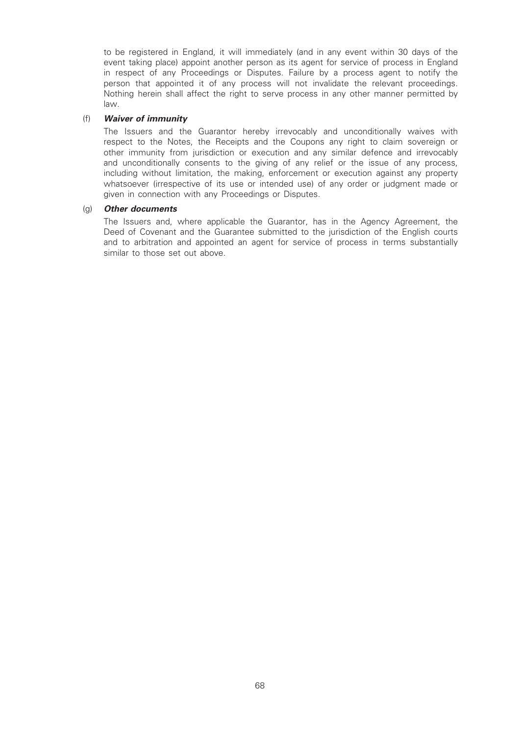to be registered in England, it will immediately (and in any event within 30 days of the event taking place) appoint another person as its agent for service of process in England in respect of any Proceedings or Disputes. Failure by a process agent to notify the person that appointed it of any process will not invalidate the relevant proceedings. Nothing herein shall affect the right to serve process in any other manner permitted by law.

(f) ***Waiver of immunity***

The Issuers and the Guarantor hereby irrevocably and unconditionally waives with respect to the Notes, the Receipts and the Coupons any right to claim sovereign or other immunity from jurisdiction or execution and any similar defence and irrevocably and unconditionally consents to the giving of any relief or the issue of any process, including without limitation, the making, enforcement or execution against any property whatsoever (irrespective of its use or intended use) of any order or judgment made or given in connection with any Proceedings or Disputes.

(g) ***Other documents***

The Issuers and, where applicable the Guarantor, has in the Agency Agreement, the Deed of Covenant and the Guarantee submitted to the jurisdiction of the English courts and to arbitration and appointed an agent for service of process in terms substantially similar to those set out above.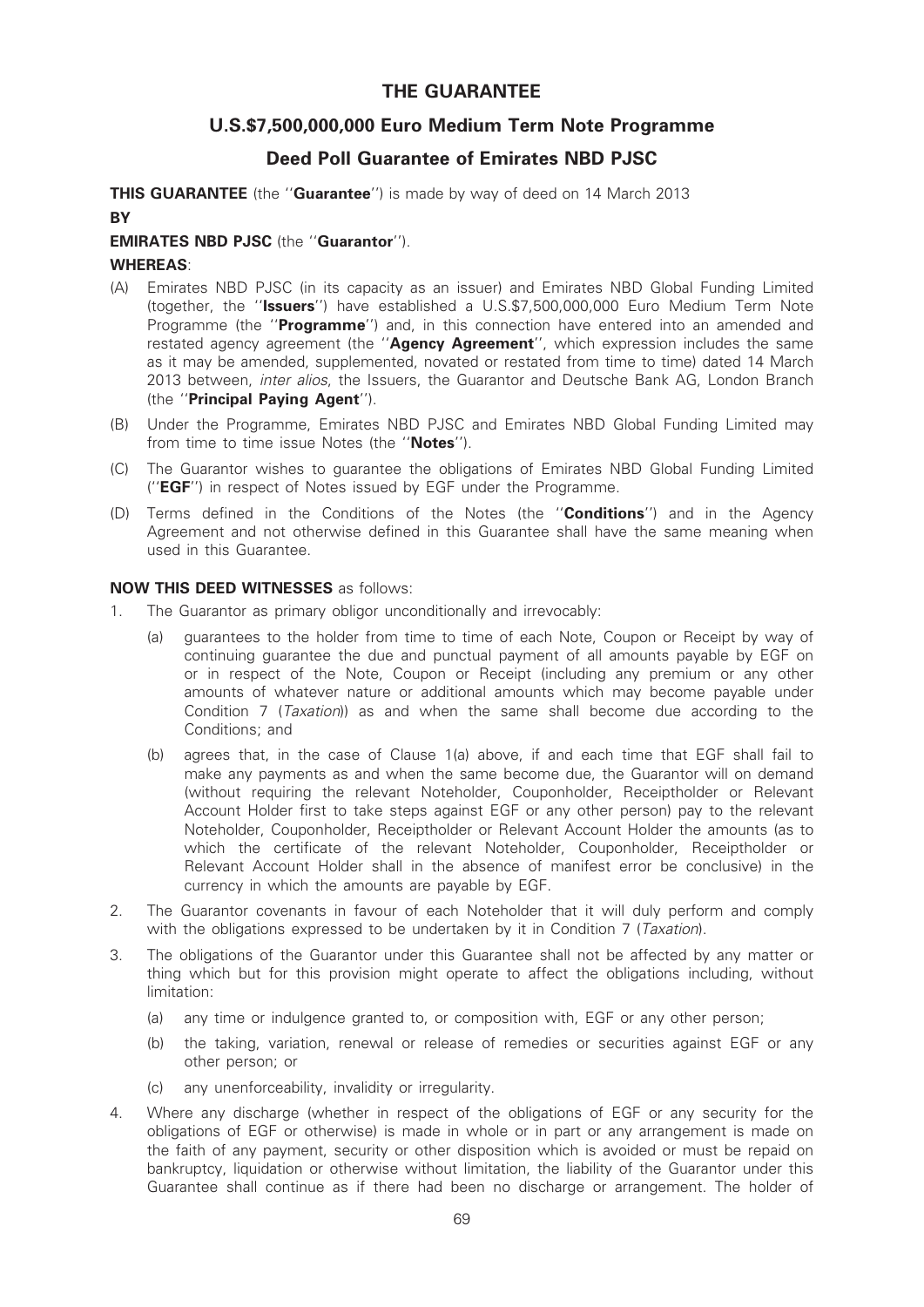# THE GUARANTEE

## U.S.$7,500,000,000 Euro Medium Term Note Programme

## Deed Poll Guarantee of Emirates NBD PJSC

**THIS GUARANTEE** (the ''**Guarantee**'') is made by way of deed on 14 March 2013

**BY**

**EMIRATES NBD PJSC** (the ''**Guarantor**'').

**WHEREAS**:

(A) Emirates NBD PJSC (in its capacity as an issuer) and Emirates NBD Global Funding Limited (together, the ''**Issuers**'') have established a U.S.$7,500,000,000 Euro Medium Term Note Programme (the ''**Programme**'') and, in this connection have entered into an amended and restated agency agreement (the ''**Agency Agreement**'', which expression includes the same as it may be amended, supplemented, novated or restated from time to time) dated 14 March 2013 between, *inter alios*, the Issuers, the Guarantor and Deutsche Bank AG, London Branch (the ''**Principal Paying Agent**'').

(B) Under the Programme, Emirates NBD PJSC and Emirates NBD Global Funding Limited may from time to time issue Notes (the ''**Notes**'').

(C) The Guarantor wishes to guarantee the obligations of Emirates NBD Global Funding Limited (''**EGF**'') in respect of Notes issued by EGF under the Programme.

(D) Terms defined in the Conditions of the Notes (the ''**Conditions**'') and in the Agency Agreement and not otherwise defined in this Guarantee shall have the same meaning when used in this Guarantee.

**NOW THIS DEED WITNESSES** as follows:

1. The Guarantor as primary obligor unconditionally and irrevocably:

   (a) guarantees to the holder from time to time of each Note, Coupon or Receipt by way of continuing guarantee the due and punctual payment of all amounts payable by EGF on or in respect of the Note, Coupon or Receipt (including any premium or any other amounts of whatever nature or additional amounts which may become payable under Condition 7 (*Taxation*)) as and when the same shall become due according to the Conditions; and

   (b) agrees that, in the case of Clause 1(a) above, if and each time that EGF shall fail to make any payments as and when the same become due, the Guarantor will on demand (without requiring the relevant Noteholder, Couponholder, Receiptholder or Relevant Account Holder first to take steps against EGF or any other person) pay to the relevant Noteholder, Couponholder, Receiptholder or Relevant Account Holder the amounts (as to which the certificate of the relevant Noteholder, Couponholder, Receiptholder or Relevant Account Holder shall in the absence of manifest error be conclusive) in the currency in which the amounts are payable by EGF.

2. The Guarantor covenants in favour of each Noteholder that it will duly perform and comply with the obligations expressed to be undertaken by it in Condition 7 (*Taxation*).

3. The obligations of the Guarantor under this Guarantee shall not be affected by any matter or thing which but for this provision might operate to affect the obligations including, without limitation:

   (a) any time or indulgence granted to, or composition with, EGF or any other person;

   (b) the taking, variation, renewal or release of remedies or securities against EGF or any other person; or

   (c) any unenforceability, invalidity or irregularity.

4. Where any discharge (whether in respect of the obligations of EGF or any security for the obligations of EGF or otherwise) is made in whole or in part or any arrangement is made on the faith of any payment, security or other disposition which is avoided or must be repaid on bankruptcy, liquidation or otherwise without limitation, the liability of the Guarantor under this Guarantee shall continue as if there had been no discharge or arrangement. The holder of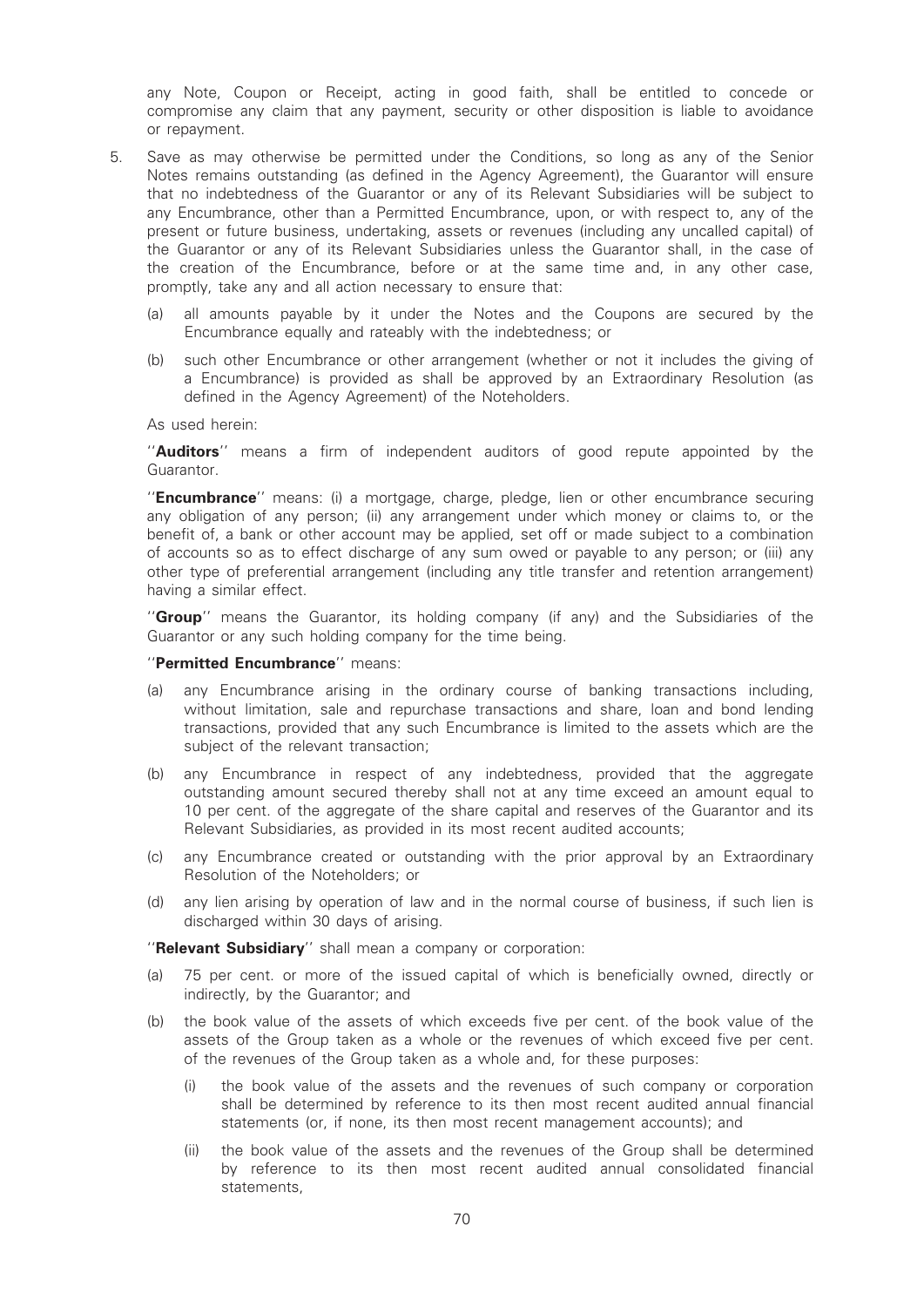any Note, Coupon or Receipt, acting in good faith, shall be entitled to concede or compromise any claim that any payment, security or other disposition is liable to avoidance or repayment.

5. Save as may otherwise be permitted under the Conditions, so long as any of the Senior Notes remains outstanding (as defined in the Agency Agreement), the Guarantor will ensure that no indebtedness of the Guarantor or any of its Relevant Subsidiaries will be subject to any Encumbrance, other than a Permitted Encumbrance, upon, or with respect to, any of the present or future business, undertaking, assets or revenues (including any uncalled capital) of the Guarantor or any of its Relevant Subsidiaries unless the Guarantor shall, in the case of the creation of the Encumbrance, before or at the same time and, in any other case, promptly, take any and all action necessary to ensure that:

   (a) all amounts payable by it under the Notes and the Coupons are secured by the Encumbrance equally and rateably with the indebtedness; or

   (b) such other Encumbrance or other arrangement (whether or not it includes the giving of a Encumbrance) is provided as shall be approved by an Extraordinary Resolution (as defined in the Agency Agreement) of the Noteholders.

   As used herein:

   ''**Auditors**'' means a firm of independent auditors of good repute appointed by the Guarantor.

   ''**Encumbrance**'' means: (i) a mortgage, charge, pledge, lien or other encumbrance securing any obligation of any person; (ii) any arrangement under which money or claims to, or the benefit of, a bank or other account may be applied, set off or made subject to a combination of accounts so as to effect discharge of any sum owed or payable to any person; or (iii) any other type of preferential arrangement (including any title transfer and retention arrangement) having a similar effect.

   ''**Group**'' means the Guarantor, its holding company (if any) and the Subsidiaries of the Guarantor or any such holding company for the time being.

   ''**Permitted Encumbrance**'' means:

   (a) any Encumbrance arising in the ordinary course of banking transactions including, without limitation, sale and repurchase transactions and share, loan and bond lending transactions, provided that any such Encumbrance is limited to the assets which are the subject of the relevant transaction;

   (b) any Encumbrance in respect of any indebtedness, provided that the aggregate outstanding amount secured thereby shall not at any time exceed an amount equal to 10 per cent. of the aggregate of the share capital and reserves of the Guarantor and its Relevant Subsidiaries, as provided in its most recent audited accounts;

   (c) any Encumbrance created or outstanding with the prior approval by an Extraordinary Resolution of the Noteholders; or

   (d) any lien arising by operation of law and in the normal course of business, if such lien is discharged within 30 days of arising.

   ''**Relevant Subsidiary**'' shall mean a company or corporation:

   (a) 75 per cent. or more of the issued capital of which is beneficially owned, directly or indirectly, by the Guarantor; and

   (b) the book value of the assets of which exceeds five per cent. of the book value of the assets of the Group taken as a whole or the revenues of which exceed five per cent. of the revenues of the Group taken as a whole and, for these purposes:

      (i) the book value of the assets and the revenues of such company or corporation shall be determined by reference to its then most recent audited annual financial statements (or, if none, its then most recent management accounts); and

      (ii) the book value of the assets and the revenues of the Group shall be determined by reference to its then most recent audited annual consolidated financial statements,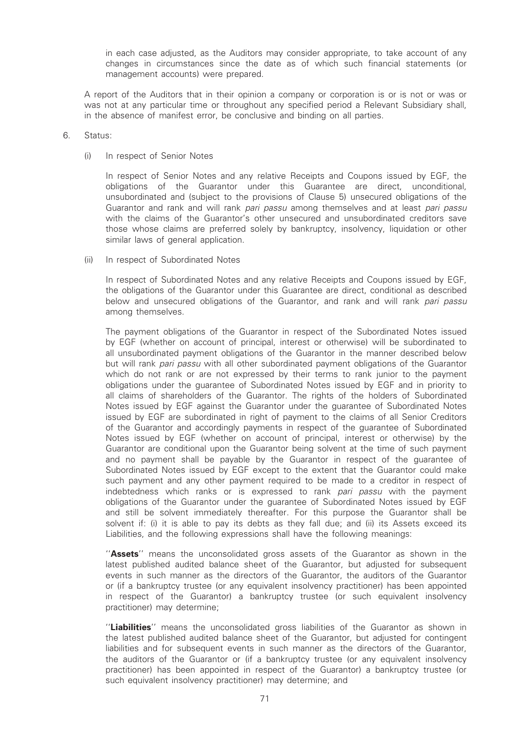in each case adjusted, as the Auditors may consider appropriate, to take account of any changes in circumstances since the date as of which such financial statements (or management accounts) were prepared.

A report of the Auditors that in their opinion a company or corporation is or is not or was or was not at any particular time or throughout any specified period a Relevant Subsidiary shall, in the absence of manifest error, be conclusive and binding on all parties.

6. Status:

   (i) In respect of Senior Notes

   In respect of Senior Notes and any relative Receipts and Coupons issued by EGF, the obligations of the Guarantor under this Guarantee are direct, unconditional, unsubordinated and (subject to the provisions of Clause 5) unsecured obligations of the Guarantor and rank and will rank *pari passu* among themselves and at least *pari passu* with the claims of the Guarantor's other unsecured and unsubordinated creditors save those whose claims are preferred solely by bankruptcy, insolvency, liquidation or other similar laws of general application.

   (ii) In respect of Subordinated Notes

   In respect of Subordinated Notes and any relative Receipts and Coupons issued by EGF, the obligations of the Guarantor under this Guarantee are direct, conditional as described below and unsecured obligations of the Guarantor, and rank and will rank *pari passu* among themselves.

   The payment obligations of the Guarantor in respect of the Subordinated Notes issued by EGF (whether on account of principal, interest or otherwise) will be subordinated to all unsubordinated payment obligations of the Guarantor in the manner described below but will rank *pari passu* with all other subordinated payment obligations of the Guarantor which do not rank or are not expressed by their terms to rank junior to the payment obligations under the guarantee of Subordinated Notes issued by EGF and in priority to all claims of shareholders of the Guarantor. The rights of the holders of Subordinated Notes issued by EGF against the Guarantor under the guarantee of Subordinated Notes issued by EGF are subordinated in right of payment to the claims of all Senior Creditors of the Guarantor and accordingly payments in respect of the guarantee of Subordinated Notes issued by EGF (whether on account of principal, interest or otherwise) by the Guarantor are conditional upon the Guarantor being solvent at the time of such payment and no payment shall be payable by the Guarantor in respect of the guarantee of Subordinated Notes issued by EGF except to the extent that the Guarantor could make such payment and any other payment required to be made to a creditor in respect of indebtedness which ranks or is expressed to rank *pari passu* with the payment obligations of the Guarantor under the guarantee of Subordinated Notes issued by EGF and still be solvent immediately thereafter. For this purpose the Guarantor shall be solvent if: (i) it is able to pay its debts as they fall due; and (ii) its Assets exceed its Liabilities, and the following expressions shall have the following meanings:

   "**Assets**" means the unconsolidated gross assets of the Guarantor as shown in the latest published audited balance sheet of the Guarantor, but adjusted for subsequent events in such manner as the directors of the Guarantor, the auditors of the Guarantor or (if a bankruptcy trustee (or any equivalent insolvency practitioner) has been appointed in respect of the Guarantor) a bankruptcy trustee (or such equivalent insolvency practitioner) may determine;

   "**Liabilities**" means the unconsolidated gross liabilities of the Guarantor as shown in the latest published audited balance sheet of the Guarantor, but adjusted for contingent liabilities and for subsequent events in such manner as the directors of the Guarantor, the auditors of the Guarantor or (if a bankruptcy trustee (or any equivalent insolvency practitioner) has been appointed in respect of the Guarantor) a bankruptcy trustee (or such equivalent insolvency practitioner) may determine; and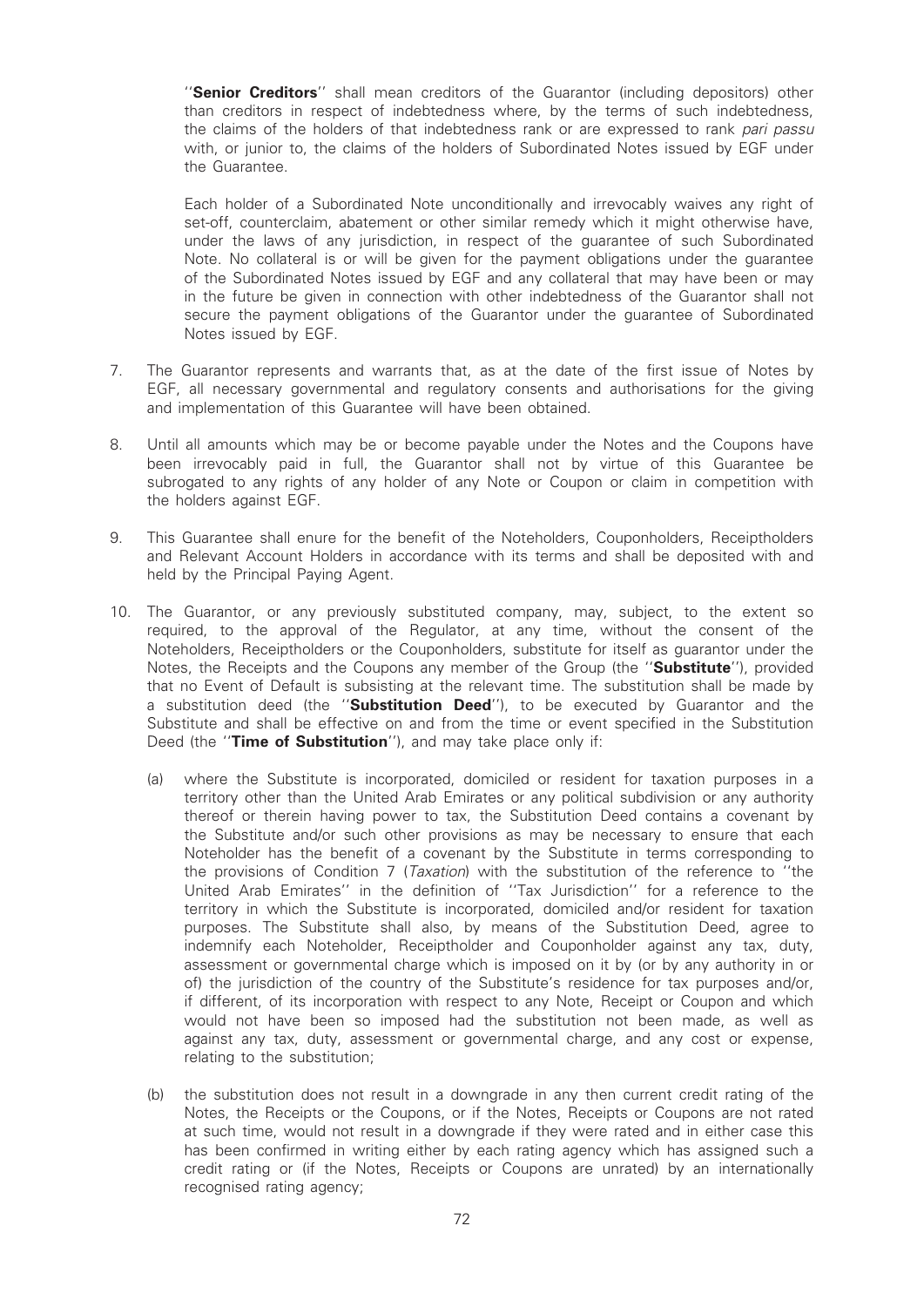"**Senior Creditors**" shall mean creditors of the Guarantor (including depositors) other than creditors in respect of indebtedness where, by the terms of such indebtedness, the claims of the holders of that indebtedness rank or are expressed to rank *pari passu* with, or junior to, the claims of the holders of Subordinated Notes issued by EGF under the Guarantee.

Each holder of a Subordinated Note unconditionally and irrevocably waives any right of set-off, counterclaim, abatement or other similar remedy which it might otherwise have, under the laws of any jurisdiction, in respect of the guarantee of such Subordinated Note. No collateral is or will be given for the payment obligations under the guarantee of the Subordinated Notes issued by EGF and any collateral that may have been or may in the future be given in connection with other indebtedness of the Guarantor shall not secure the payment obligations of the Guarantor under the guarantee of Subordinated Notes issued by EGF.

7. The Guarantor represents and warrants that, as at the date of the first issue of Notes by EGF, all necessary governmental and regulatory consents and authorisations for the giving and implementation of this Guarantee will have been obtained.

8. Until all amounts which may be or become payable under the Notes and the Coupons have been irrevocably paid in full, the Guarantor shall not by virtue of this Guarantee be subrogated to any rights of any holder of any Note or Coupon or claim in competition with the holders against EGF.

9. This Guarantee shall enure for the benefit of the Noteholders, Couponholders, Receiptholders and Relevant Account Holders in accordance with its terms and shall be deposited with and held by the Principal Paying Agent.

10. The Guarantor, or any previously substituted company, may, subject, to the extent so required, to the approval of the Regulator, at any time, without the consent of the Noteholders, Receiptholders or the Couponholders, substitute for itself as guarantor under the Notes, the Receipts and the Coupons any member of the Group (the "**Substitute**"), provided that no Event of Default is subsisting at the relevant time. The substitution shall be made by a substitution deed (the "**Substitution Deed**"), to be executed by Guarantor and the Substitute and shall be effective on and from the time or event specified in the Substitution Deed (the "**Time of Substitution**"), and may take place only if:

    (a) where the Substitute is incorporated, domiciled or resident for taxation purposes in a territory other than the United Arab Emirates or any political subdivision or any authority thereof or therein having power to tax, the Substitution Deed contains a covenant by the Substitute and/or such other provisions as may be necessary to ensure that each Noteholder has the benefit of a covenant by the Substitute in terms corresponding to the provisions of Condition 7 (*Taxation*) with the substitution of the reference to "the United Arab Emirates" in the definition of "Tax Jurisdiction" for a reference to the territory in which the Substitute is incorporated, domiciled and/or resident for taxation purposes. The Substitute shall also, by means of the Substitution Deed, agree to indemnify each Noteholder, Receiptholder and Couponholder against any tax, duty, assessment or governmental charge which is imposed on it by (or by any authority in or of) the jurisdiction of the country of the Substitute's residence for tax purposes and/or, if different, of its incorporation with respect to any Note, Receipt or Coupon and which would not have been so imposed had the substitution not been made, as well as against any tax, duty, assessment or governmental charge, and any cost or expense, relating to the substitution;

    (b) the substitution does not result in a downgrade in any then current credit rating of the Notes, the Receipts or the Coupons, or if the Notes, Receipts or Coupons are not rated at such time, would not result in a downgrade if they were rated and in either case this has been confirmed in writing either by each rating agency which has assigned such a credit rating or (if the Notes, Receipts or Coupons are unrated) by an internationally recognised rating agency;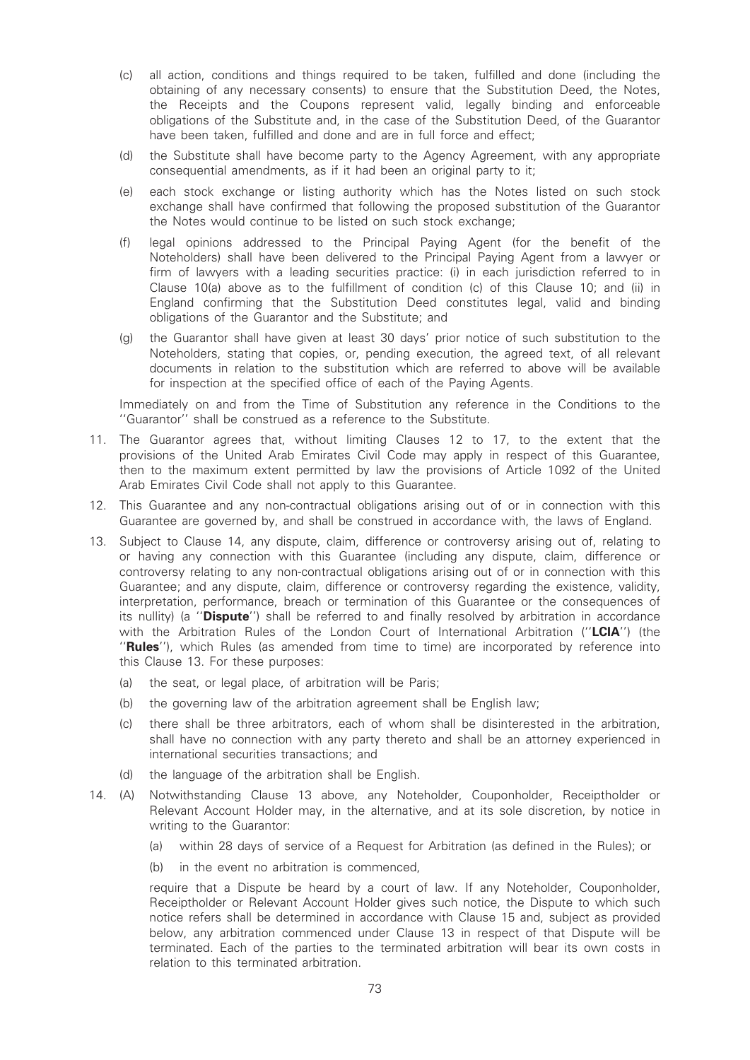(c) all action, conditions and things required to be taken, fulfilled and done (including the obtaining of any necessary consents) to ensure that the Substitution Deed, the Notes, the Receipts and the Coupons represent valid, legally binding and enforceable obligations of the Substitute and, in the case of the Substitution Deed, of the Guarantor have been taken, fulfilled and done and are in full force and effect;

(d) the Substitute shall have become party to the Agency Agreement, with any appropriate consequential amendments, as if it had been an original party to it;

(e) each stock exchange or listing authority which has the Notes listed on such stock exchange shall have confirmed that following the proposed substitution of the Guarantor the Notes would continue to be listed on such stock exchange;

(f) legal opinions addressed to the Principal Paying Agent (for the benefit of the Noteholders) shall have been delivered to the Principal Paying Agent from a lawyer or firm of lawyers with a leading securities practice: (i) in each jurisdiction referred to in Clause 10(a) above as to the fulfillment of condition (c) of this Clause 10; and (ii) in England confirming that the Substitution Deed constitutes legal, valid and binding obligations of the Guarantor and the Substitute; and

(g) the Guarantor shall have given at least 30 days' prior notice of such substitution to the Noteholders, stating that copies, or, pending execution, the agreed text, of all relevant documents in relation to the substitution which are referred to above will be available for inspection at the specified office of each of the Paying Agents.

Immediately on and from the Time of Substitution any reference in the Conditions to the ''Guarantor'' shall be construed as a reference to the Substitute.

11. The Guarantor agrees that, without limiting Clauses 12 to 17, to the extent that the provisions of the United Arab Emirates Civil Code may apply in respect of this Guarantee, then to the maximum extent permitted by law the provisions of Article 1092 of the United Arab Emirates Civil Code shall not apply to this Guarantee.

12. This Guarantee and any non-contractual obligations arising out of or in connection with this Guarantee are governed by, and shall be construed in accordance with, the laws of England.

13. Subject to Clause 14, any dispute, claim, difference or controversy arising out of, relating to or having any connection with this Guarantee (including any dispute, claim, difference or controversy relating to any non-contractual obligations arising out of or in connection with this Guarantee; and any dispute, claim, difference or controversy regarding the existence, validity, interpretation, performance, breach or termination of this Guarantee or the consequences of its nullity) (a ''**Dispute**'') shall be referred to and finally resolved by arbitration in accordance with the Arbitration Rules of the London Court of International Arbitration (''**LCIA**'') (the ''**Rules**''), which Rules (as amended from time to time) are incorporated by reference into this Clause 13. For these purposes:

    (a) the seat, or legal place, of arbitration will be Paris;

    (b) the governing law of the arbitration agreement shall be English law;

    (c) there shall be three arbitrators, each of whom shall be disinterested in the arbitration, shall have no connection with any party thereto and shall be an attorney experienced in international securities transactions; and

    (d) the language of the arbitration shall be English.

14. (A) Notwithstanding Clause 13 above, any Noteholder, Couponholder, Receiptholder or Relevant Account Holder may, in the alternative, and at its sole discretion, by notice in writing to the Guarantor:

    (a) within 28 days of service of a Request for Arbitration (as defined in the Rules); or

    (b) in the event no arbitration is commenced,

    require that a Dispute be heard by a court of law. If any Noteholder, Couponholder, Receiptholder or Relevant Account Holder gives such notice, the Dispute to which such notice refers shall be determined in accordance with Clause 15 and, subject as provided below, any arbitration commenced under Clause 13 in respect of that Dispute will be terminated. Each of the parties to the terminated arbitration will bear its own costs in relation to this terminated arbitration.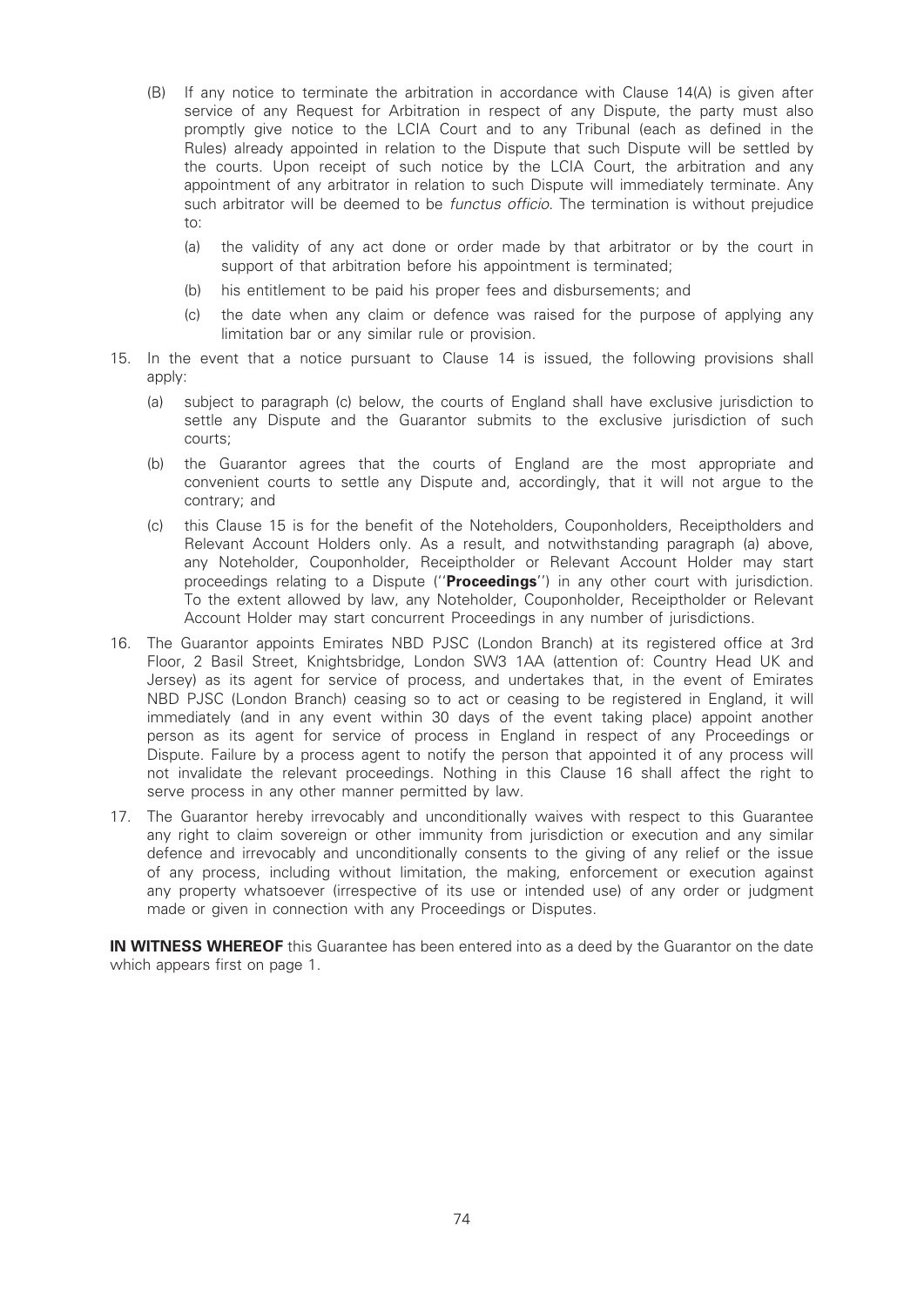(B) If any notice to terminate the arbitration in accordance with Clause 14(A) is given after service of any Request for Arbitration in respect of any Dispute, the party must also promptly give notice to the LCIA Court and to any Tribunal (each as defined in the Rules) already appointed in relation to the Dispute that such Dispute will be settled by the courts. Upon receipt of such notice by the LCIA Court, the arbitration and any appointment of any arbitrator in relation to such Dispute will immediately terminate. Any such arbitrator will be deemed to be *functus officio*. The termination is without prejudice to:

   (a) the validity of any act done or order made by that arbitrator or by the court in support of that arbitration before his appointment is terminated;

   (b) his entitlement to be paid his proper fees and disbursements; and

   (c) the date when any claim or defence was raised for the purpose of applying any limitation bar or any similar rule or provision.

15. In the event that a notice pursuant to Clause 14 is issued, the following provisions shall apply:

   (a) subject to paragraph (c) below, the courts of England shall have exclusive jurisdiction to settle any Dispute and the Guarantor submits to the exclusive jurisdiction of such courts;

   (b) the Guarantor agrees that the courts of England are the most appropriate and convenient courts to settle any Dispute and, accordingly, that it will not argue to the contrary; and

   (c) this Clause 15 is for the benefit of the Noteholders, Couponholders, Receiptholders and Relevant Account Holders only. As a result, and notwithstanding paragraph (a) above, any Noteholder, Couponholder, Receiptholder or Relevant Account Holder may start proceedings relating to a Dispute (''**Proceedings**'') in any other court with jurisdiction. To the extent allowed by law, any Noteholder, Couponholder, Receiptholder or Relevant Account Holder may start concurrent Proceedings in any number of jurisdictions.

16. The Guarantor appoints Emirates NBD PJSC (London Branch) at its registered office at 3rd Floor, 2 Basil Street, Knightsbridge, London SW3 1AA (attention of: Country Head UK and Jersey) as its agent for service of process, and undertakes that, in the event of Emirates NBD PJSC (London Branch) ceasing so to act or ceasing to be registered in England, it will immediately (and in any event within 30 days of the event taking place) appoint another person as its agent for service of process in England in respect of any Proceedings or Dispute. Failure by a process agent to notify the person that appointed it of any process will not invalidate the relevant proceedings. Nothing in this Clause 16 shall affect the right to serve process in any other manner permitted by law.

17. The Guarantor hereby irrevocably and unconditionally waives with respect to this Guarantee any right to claim sovereign or other immunity from jurisdiction or execution and any similar defence and irrevocably and unconditionally consents to the giving of any relief or the issue of any process, including without limitation, the making, enforcement or execution against any property whatsoever (irrespective of its use or intended use) of any order or judgment made or given in connection with any Proceedings or Disputes.

**IN WITNESS WHEREOF** this Guarantee has been entered into as a deed by the Guarantor on the date which appears first on page 1.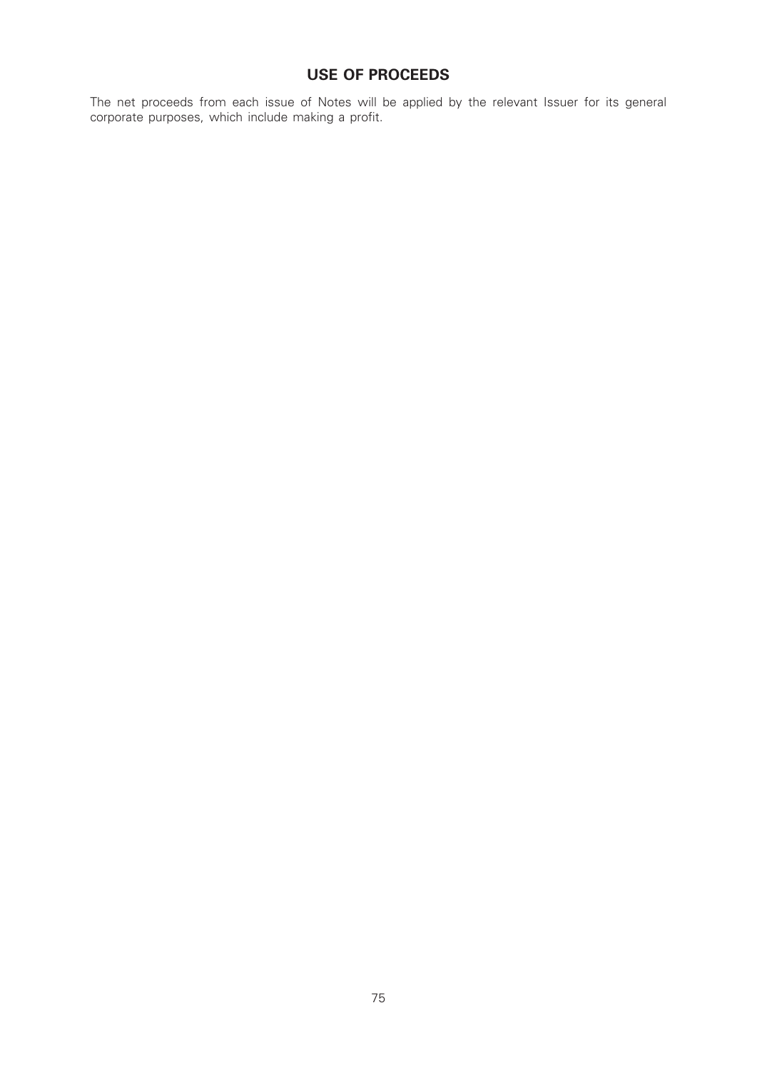# USE OF PROCEEDS

The net proceeds from each issue of Notes will be applied by the relevant Issuer for its general corporate purposes, which include making a profit.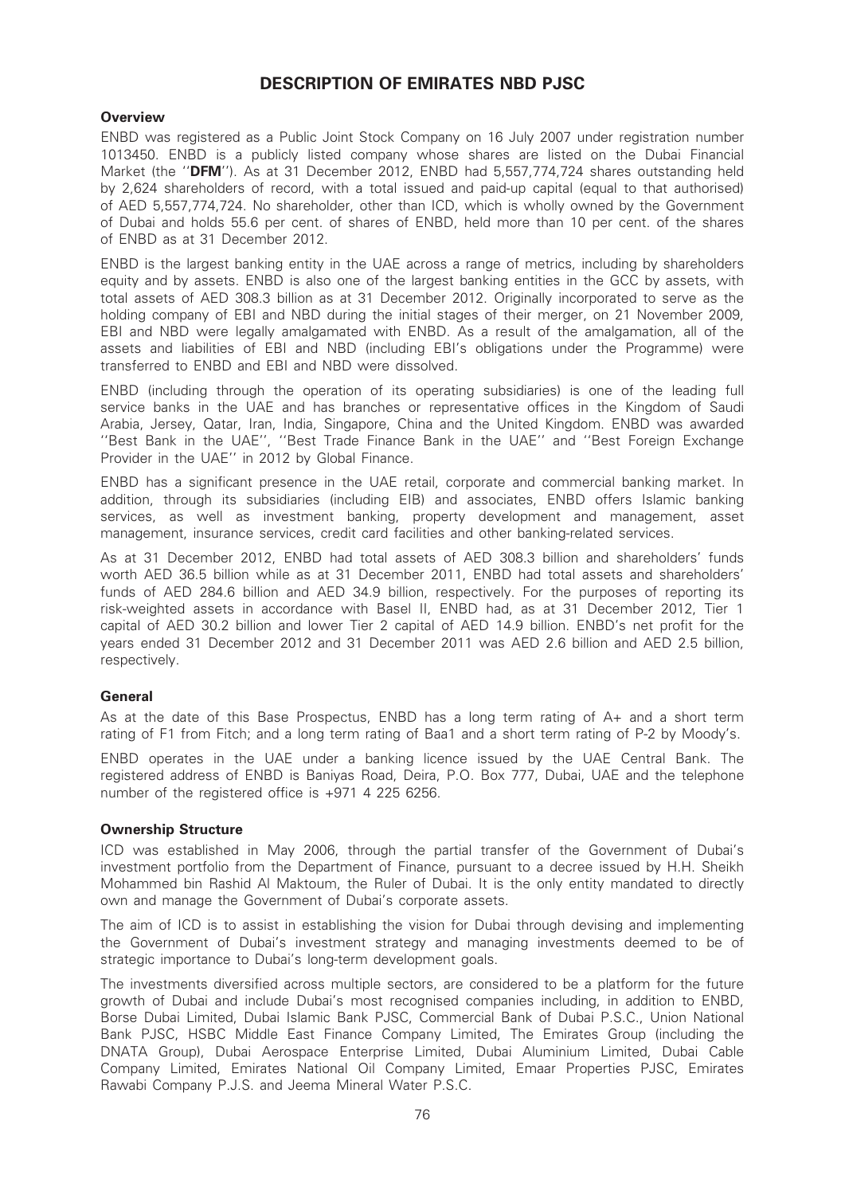# DESCRIPTION OF EMIRATES NBD PJSC

## Overview

ENBD was registered as a Public Joint Stock Company on 16 July 2007 under registration number 1013450. ENBD is a publicly listed company whose shares are listed on the Dubai Financial Market (the ''**DFM**''). As at 31 December 2012, ENBD had 5,557,774,724 shares outstanding held by 2,624 shareholders of record, with a total issued and paid-up capital (equal to that authorised) of AED 5,557,774,724. No shareholder, other than ICD, which is wholly owned by the Government of Dubai and holds 55.6 per cent. of shares of ENBD, held more than 10 per cent. of the shares of ENBD as at 31 December 2012.

ENBD is the largest banking entity in the UAE across a range of metrics, including by shareholders equity and by assets. ENBD is also one of the largest banking entities in the GCC by assets, with total assets of AED 308.3 billion as at 31 December 2012. Originally incorporated to serve as the holding company of EBI and NBD during the initial stages of their merger, on 21 November 2009, EBI and NBD were legally amalgamated with ENBD. As a result of the amalgamation, all of the assets and liabilities of EBI and NBD (including EBI's obligations under the Programme) were transferred to ENBD and EBI and NBD were dissolved.

ENBD (including through the operation of its operating subsidiaries) is one of the leading full service banks in the UAE and has branches or representative offices in the Kingdom of Saudi Arabia, Jersey, Qatar, Iran, India, Singapore, China and the United Kingdom. ENBD was awarded ''Best Bank in the UAE'', ''Best Trade Finance Bank in the UAE'' and ''Best Foreign Exchange Provider in the UAE'' in 2012 by Global Finance.

ENBD has a significant presence in the UAE retail, corporate and commercial banking market. In addition, through its subsidiaries (including EIB) and associates, ENBD offers Islamic banking services, as well as investment banking, property development and management, asset management, insurance services, credit card facilities and other banking-related services.

As at 31 December 2012, ENBD had total assets of AED 308.3 billion and shareholders' funds worth AED 36.5 billion while as at 31 December 2011, ENBD had total assets and shareholders' funds of AED 284.6 billion and AED 34.9 billion, respectively. For the purposes of reporting its risk-weighted assets in accordance with Basel II, ENBD had, as at 31 December 2012, Tier 1 capital of AED 30.2 billion and lower Tier 2 capital of AED 14.9 billion. ENBD's net profit for the years ended 31 December 2012 and 31 December 2011 was AED 2.6 billion and AED 2.5 billion, respectively.

## General

As at the date of this Base Prospectus, ENBD has a long term rating of A+ and a short term rating of F1 from Fitch; and a long term rating of Baa1 and a short term rating of P-2 by Moody's.

ENBD operates in the UAE under a banking licence issued by the UAE Central Bank. The registered address of ENBD is Baniyas Road, Deira, P.O. Box 777, Dubai, UAE and the telephone number of the registered office is +971 4 225 6256.

## Ownership Structure

ICD was established in May 2006, through the partial transfer of the Government of Dubai's investment portfolio from the Department of Finance, pursuant to a decree issued by H.H. Sheikh Mohammed bin Rashid Al Maktoum, the Ruler of Dubai. It is the only entity mandated to directly own and manage the Government of Dubai's corporate assets.

The aim of ICD is to assist in establishing the vision for Dubai through devising and implementing the Government of Dubai's investment strategy and managing investments deemed to be of strategic importance to Dubai's long-term development goals.

The investments diversified across multiple sectors, are considered to be a platform for the future growth of Dubai and include Dubai's most recognised companies including, in addition to ENBD, Borse Dubai Limited, Dubai Islamic Bank PJSC, Commercial Bank of Dubai P.S.C., Union National Bank PJSC, HSBC Middle East Finance Company Limited, The Emirates Group (including the DNATA Group), Dubai Aerospace Enterprise Limited, Dubai Aluminium Limited, Dubai Cable Company Limited, Emirates National Oil Company Limited, Emaar Properties PJSC, Emirates Rawabi Company P.J.S. and Jeema Mineral Water P.S.C.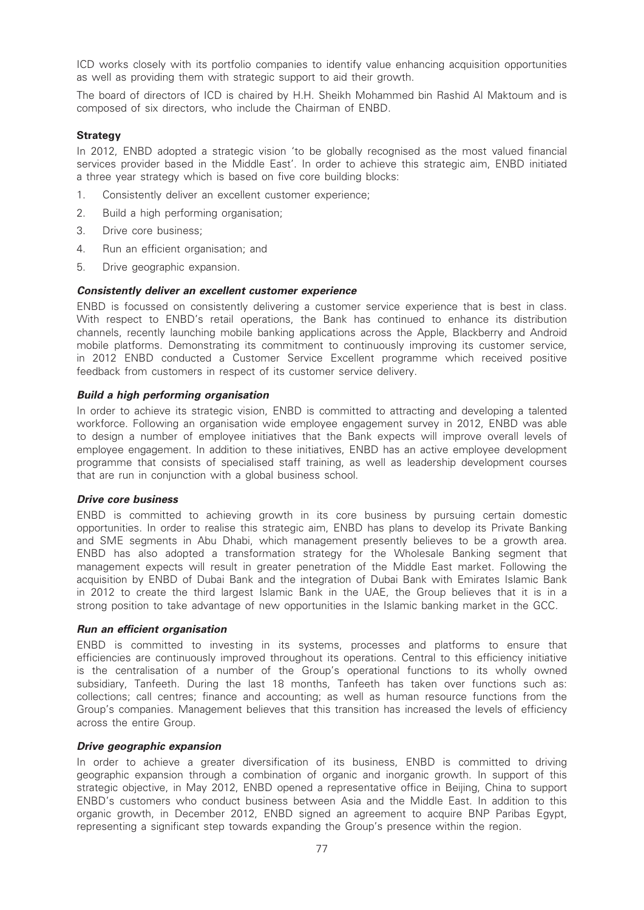ICD works closely with its portfolio companies to identify value enhancing acquisition opportunities as well as providing them with strategic support to aid their growth.

The board of directors of ICD is chaired by H.H. Sheikh Mohammed bin Rashid Al Maktoum and is composed of six directors, who include the Chairman of ENBD.

### Strategy

In 2012, ENBD adopted a strategic vision 'to be globally recognised as the most valued financial services provider based in the Middle East'. In order to achieve this strategic aim, ENBD initiated a three year strategy which is based on five core building blocks:

1. Consistently deliver an excellent customer experience;
2. Build a high performing organisation;
3. Drive core business;
4. Run an efficient organisation; and
5. Drive geographic expansion.

#### *Consistently deliver an excellent customer experience*

ENBD is focussed on consistently delivering a customer service experience that is best in class. With respect to ENBD's retail operations, the Bank has continued to enhance its distribution channels, recently launching mobile banking applications across the Apple, Blackberry and Android mobile platforms. Demonstrating its commitment to continuously improving its customer service, in 2012 ENBD conducted a Customer Service Excellent programme which received positive feedback from customers in respect of its customer service delivery.

#### *Build a high performing organisation*

In order to achieve its strategic vision, ENBD is committed to attracting and developing a talented workforce. Following an organisation wide employee engagement survey in 2012, ENBD was able to design a number of employee initiatives that the Bank expects will improve overall levels of employee engagement. In addition to these initiatives, ENBD has an active employee development programme that consists of specialised staff training, as well as leadership development courses that are run in conjunction with a global business school.

#### *Drive core business*

ENBD is committed to achieving growth in its core business by pursuing certain domestic opportunities. In order to realise this strategic aim, ENBD has plans to develop its Private Banking and SME segments in Abu Dhabi, which management presently believes to be a growth area. ENBD has also adopted a transformation strategy for the Wholesale Banking segment that management expects will result in greater penetration of the Middle East market. Following the acquisition by ENBD of Dubai Bank and the integration of Dubai Bank with Emirates Islamic Bank in 2012 to create the third largest Islamic Bank in the UAE, the Group believes that it is in a strong position to take advantage of new opportunities in the Islamic banking market in the GCC.

#### *Run an efficient organisation*

ENBD is committed to investing in its systems, processes and platforms to ensure that efficiencies are continuously improved throughout its operations. Central to this efficiency initiative is the centralisation of a number of the Group's operational functions to its wholly owned subsidiary, Tanfeeth. During the last 18 months, Tanfeeth has taken over functions such as: collections; call centres; finance and accounting; as well as human resource functions from the Group's companies. Management believes that this transition has increased the levels of efficiency across the entire Group.

#### *Drive geographic expansion*

In order to achieve a greater diversification of its business, ENBD is committed to driving geographic expansion through a combination of organic and inorganic growth. In support of this strategic objective, in May 2012, ENBD opened a representative office in Beijing, China to support ENBD's customers who conduct business between Asia and the Middle East. In addition to this organic growth, in December 2012, ENBD signed an agreement to acquire BNP Paribas Egypt, representing a significant step towards expanding the Group's presence within the region.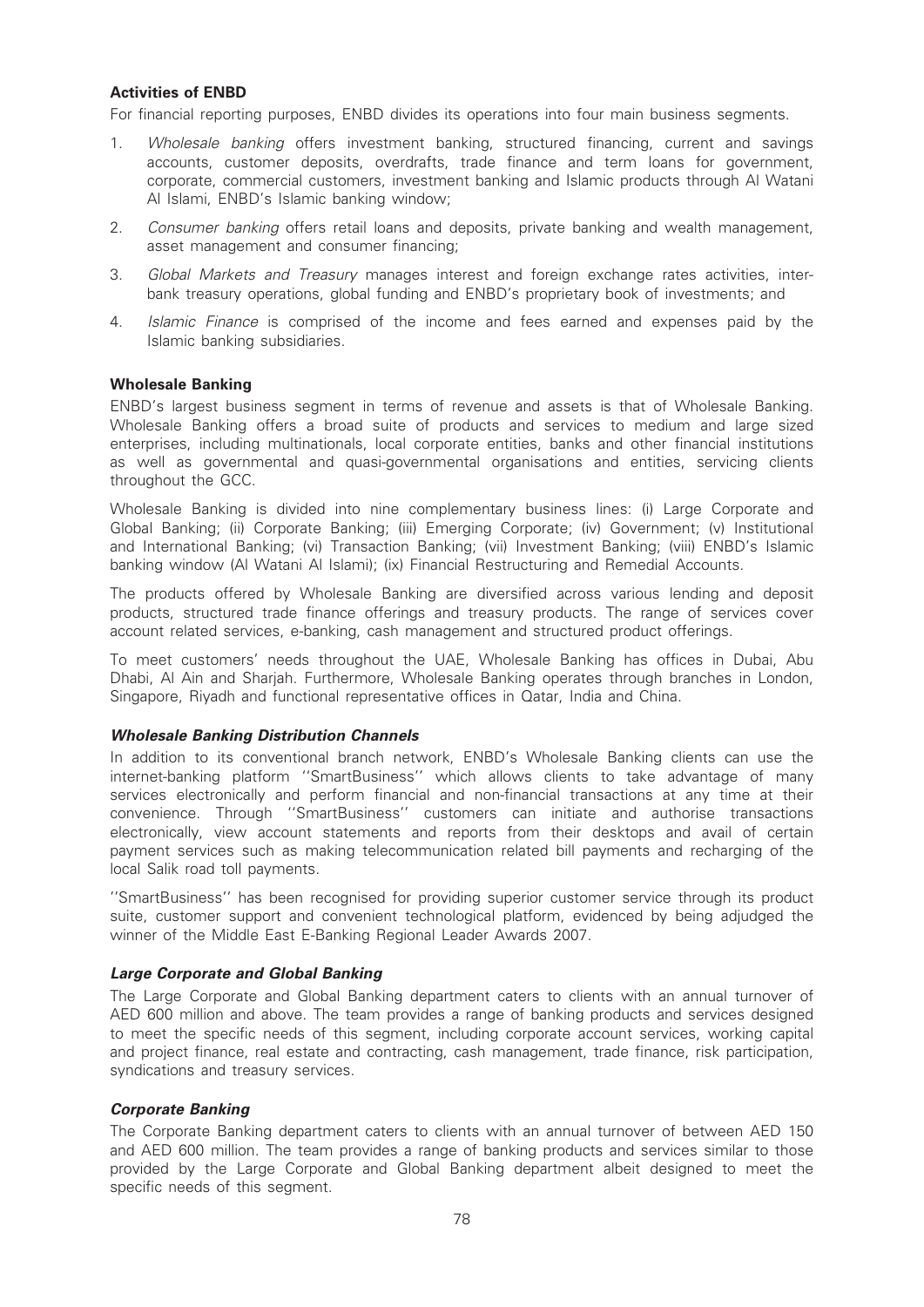### Activities of ENBD

For financial reporting purposes, ENBD divides its operations into four main business segments.

1. *Wholesale banking* offers investment banking, structured financing, current and savings accounts, customer deposits, overdrafts, trade finance and term loans for government, corporate, commercial customers, investment banking and Islamic products through Al Watani Al Islami, ENBD's Islamic banking window;
2. *Consumer banking* offers retail loans and deposits, private banking and wealth management, asset management and consumer financing;
3. *Global Markets and Treasury* manages interest and foreign exchange rates activities, inter-bank treasury operations, global funding and ENBD's proprietary book of investments; and
4. *Islamic Finance* is comprised of the income and fees earned and expenses paid by the Islamic banking subsidiaries.

### Wholesale Banking

ENBD's largest business segment in terms of revenue and assets is that of Wholesale Banking. Wholesale Banking offers a broad suite of products and services to medium and large sized enterprises, including multinationals, local corporate entities, banks and other financial institutions as well as governmental and quasi-governmental organisations and entities, servicing clients throughout the GCC.

Wholesale Banking is divided into nine complementary business lines: (i) Large Corporate and Global Banking; (ii) Corporate Banking; (iii) Emerging Corporate; (iv) Government; (v) Institutional and International Banking; (vi) Transaction Banking; (vii) Investment Banking; (viii) ENBD's Islamic banking window (Al Watani Al Islami); (ix) Financial Restructuring and Remedial Accounts.

The products offered by Wholesale Banking are diversified across various lending and deposit products, structured trade finance offerings and treasury products. The range of services cover account related services, e-banking, cash management and structured product offerings.

To meet customers' needs throughout the UAE, Wholesale Banking has offices in Dubai, Abu Dhabi, Al Ain and Sharjah. Furthermore, Wholesale Banking operates through branches in London, Singapore, Riyadh and functional representative offices in Qatar, India and China.

#### *Wholesale Banking Distribution Channels*

In addition to its conventional branch network, ENBD's Wholesale Banking clients can use the internet-banking platform ''SmartBusiness'' which allows clients to take advantage of many services electronically and perform financial and non-financial transactions at any time at their convenience. Through ''SmartBusiness'' customers can initiate and authorise transactions electronically, view account statements and reports from their desktops and avail of certain payment services such as making telecommunication related bill payments and recharging of the local Salik road toll payments.

''SmartBusiness'' has been recognised for providing superior customer service through its product suite, customer support and convenient technological platform, evidenced by being adjudged the winner of the Middle East E-Banking Regional Leader Awards 2007.

#### *Large Corporate and Global Banking*

The Large Corporate and Global Banking department caters to clients with an annual turnover of AED 600 million and above. The team provides a range of banking products and services designed to meet the specific needs of this segment, including corporate account services, working capital and project finance, real estate and contracting, cash management, trade finance, risk participation, syndications and treasury services.

#### *Corporate Banking*

The Corporate Banking department caters to clients with an annual turnover of between AED 150 and AED 600 million. The team provides a range of banking products and services similar to those provided by the Large Corporate and Global Banking department albeit designed to meet the specific needs of this segment.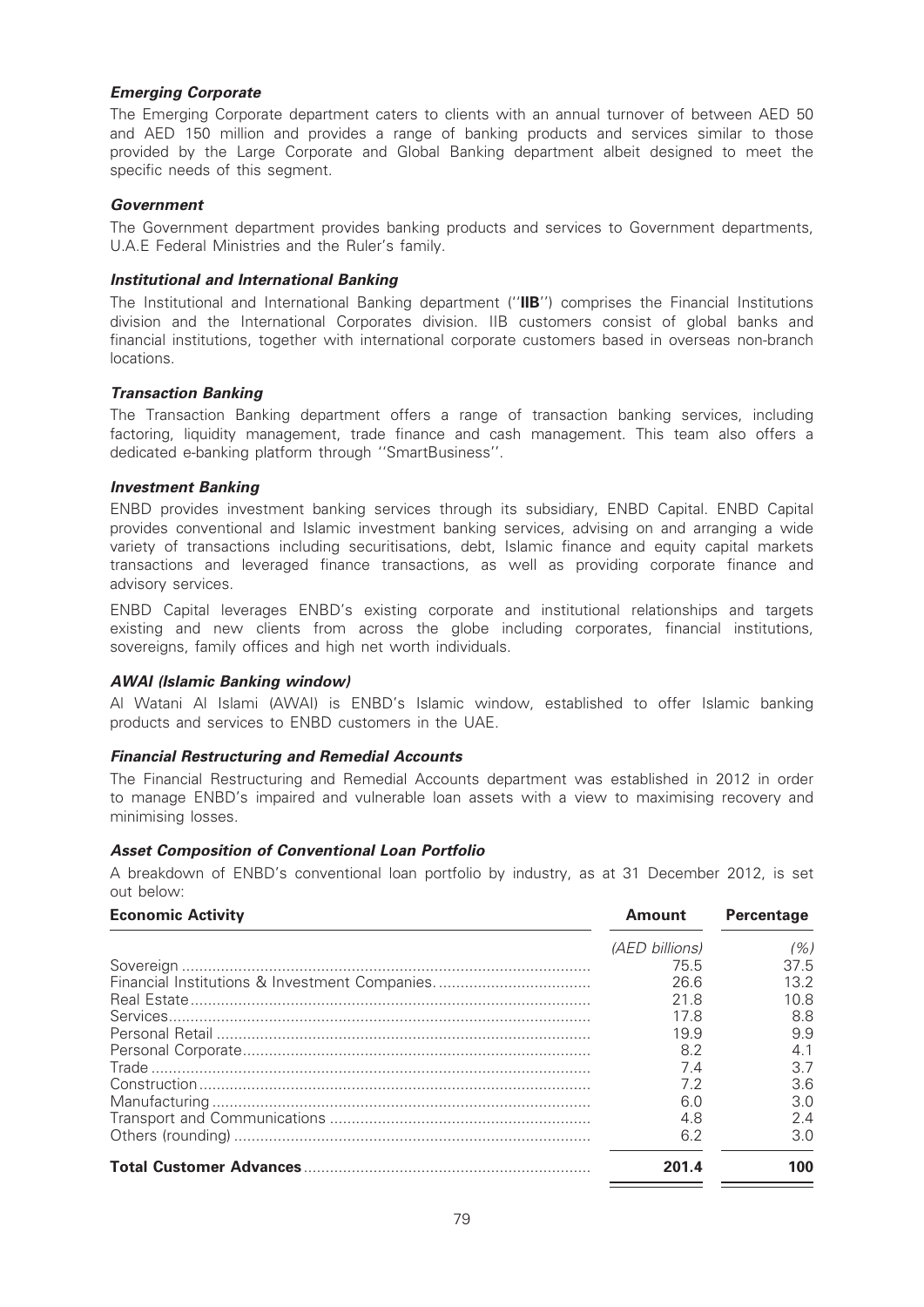### *Emerging Corporate*

The Emerging Corporate department caters to clients with an annual turnover of between AED 50 and AED 150 million and provides a range of banking products and services similar to those provided by the Large Corporate and Global Banking department albeit designed to meet the specific needs of this segment.

### *Government*

The Government department provides banking products and services to Government departments, U.A.E Federal Ministries and the Ruler's family.

### *Institutional and International Banking*

The Institutional and International Banking department (''**IIB**'') comprises the Financial Institutions division and the International Corporates division. IIB customers consist of global banks and financial institutions, together with international corporate customers based in overseas non-branch locations.

### *Transaction Banking*

The Transaction Banking department offers a range of transaction banking services, including factoring, liquidity management, trade finance and cash management. This team also offers a dedicated e-banking platform through ''SmartBusiness''.

### *Investment Banking*

ENBD provides investment banking services through its subsidiary, ENBD Capital. ENBD Capital provides conventional and Islamic investment banking services, advising on and arranging a wide variety of transactions including securitisations, debt, Islamic finance and equity capital markets transactions and leveraged finance transactions, as well as providing corporate finance and advisory services.

ENBD Capital leverages ENBD's existing corporate and institutional relationships and targets existing and new clients from across the globe including corporates, financial institutions, sovereigns, family offices and high net worth individuals.

### *AWAI (Islamic Banking window)*

Al Watani Al Islami (AWAI) is ENBD's Islamic window, established to offer Islamic banking products and services to ENBD customers in the UAE.

### *Financial Restructuring and Remedial Accounts*

The Financial Restructuring and Remedial Accounts department was established in 2012 in order to manage ENBD's impaired and vulnerable loan assets with a view to maximising recovery and minimising losses.

### *Asset Composition of Conventional Loan Portfolio*

A breakdown of ENBD's conventional loan portfolio by industry, as at 31 December 2012, is set out below:

| Economic Activity | Amount | Percentage |
|---|---|---|
| | *(AED billions)* | *(%)* |
| Sovereign | 75.5 | 37.5 |
| Financial Institutions & Investment Companies | 26.6 | 13.2 |
| Real Estate | 21.8 | 10.8 |
| Services | 17.8 | 8.8 |
| Personal Retail | 19.9 | 9.9 |
| Personal Corporate | 8.2 | 4.1 |
| Trade | 7.4 | 3.7 |
| Construction | 7.2 | 3.6 |
| Manufacturing | 6.0 | 3.0 |
| Transport and Communications | 4.8 | 2.4 |
| Others (rounding) | 6.2 | 3.0 |
| **Total Customer Advances** | **201.4** | **100** |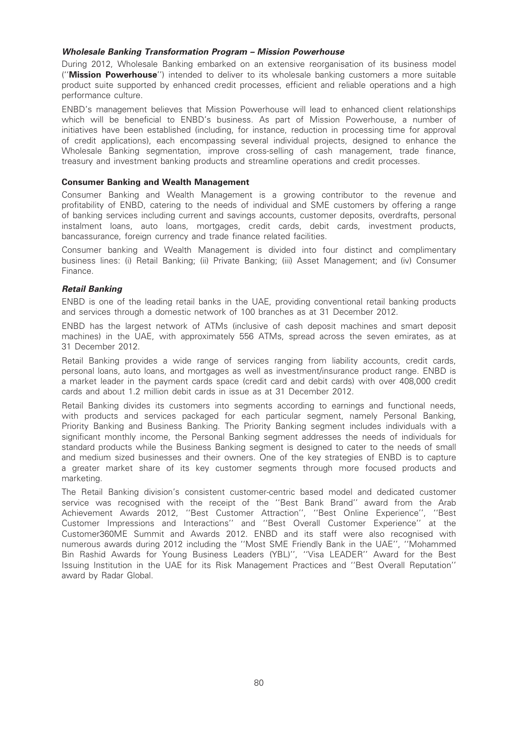### *Wholesale Banking Transformation Program – Mission Powerhouse*

During 2012, Wholesale Banking embarked on an extensive reorganisation of its business model (''**Mission Powerhouse**'') intended to deliver to its wholesale banking customers a more suitable product suite supported by enhanced credit processes, efficient and reliable operations and a high performance culture.

ENBD's management believes that Mission Powerhouse will lead to enhanced client relationships which will be beneficial to ENBD's business. As part of Mission Powerhouse, a number of initiatives have been established (including, for instance, reduction in processing time for approval of credit applications), each encompassing several individual projects, designed to enhance the Wholesale Banking segmentation, improve cross-selling of cash management, trade finance, treasury and investment banking products and streamline operations and credit processes.

## Consumer Banking and Wealth Management

Consumer Banking and Wealth Management is a growing contributor to the revenue and profitability of ENBD, catering to the needs of individual and SME customers by offering a range of banking services including current and savings accounts, customer deposits, overdrafts, personal instalment loans, auto loans, mortgages, credit cards, debit cards, investment products, bancassurance, foreign currency and trade finance related facilities.

Consumer banking and Wealth Management is divided into four distinct and complimentary business lines: (i) Retail Banking; (ii) Private Banking; (iii) Asset Management; and (iv) Consumer Finance.

### *Retail Banking*

ENBD is one of the leading retail banks in the UAE, providing conventional retail banking products and services through a domestic network of 100 branches as at 31 December 2012.

ENBD has the largest network of ATMs (inclusive of cash deposit machines and smart deposit machines) in the UAE, with approximately 556 ATMs, spread across the seven emirates, as at 31 December 2012.

Retail Banking provides a wide range of services ranging from liability accounts, credit cards, personal loans, auto loans, and mortgages as well as investment/insurance product range. ENBD is a market leader in the payment cards space (credit card and debit cards) with over 408,000 credit cards and about 1.2 million debit cards in issue as at 31 December 2012.

Retail Banking divides its customers into segments according to earnings and functional needs, with products and services packaged for each particular segment, namely Personal Banking, Priority Banking and Business Banking. The Priority Banking segment includes individuals with a significant monthly income, the Personal Banking segment addresses the needs of individuals for standard products while the Business Banking segment is designed to cater to the needs of small and medium sized businesses and their owners. One of the key strategies of ENBD is to capture a greater market share of its key customer segments through more focused products and marketing.

The Retail Banking division's consistent customer-centric based model and dedicated customer service was recognised with the receipt of the ''Best Bank Brand'' award from the Arab Achievement Awards 2012, ''Best Customer Attraction'', ''Best Online Experience'', ''Best Customer Impressions and Interactions'' and ''Best Overall Customer Experience'' at the Customer360ME Summit and Awards 2012. ENBD and its staff were also recognised with numerous awards during 2012 including the ''Most SME Friendly Bank in the UAE'', ''Mohammed Bin Rashid Awards for Young Business Leaders (YBL)'', ''Visa LEADER'' Award for the Best Issuing Institution in the UAE for its Risk Management Practices and ''Best Overall Reputation'' award by Radar Global.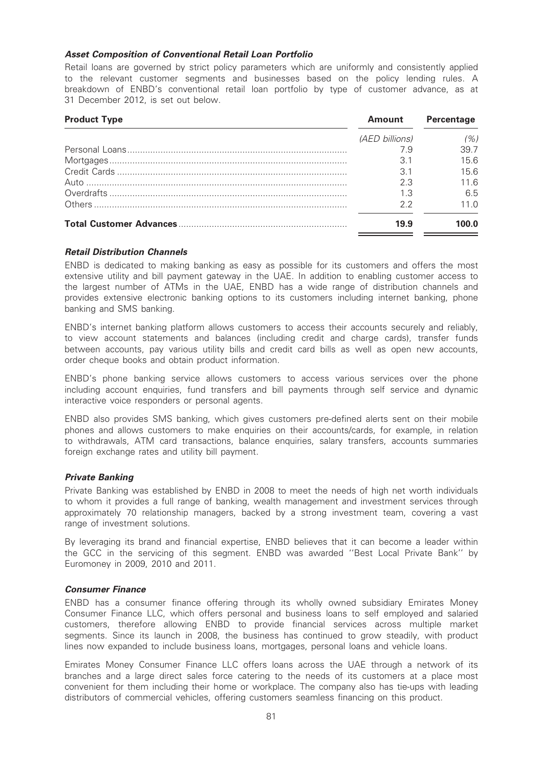### *Asset Composition of Conventional Retail Loan Portfolio*

Retail loans are governed by strict policy parameters which are uniformly and consistently applied to the relevant customer segments and businesses based on the policy lending rules. A breakdown of ENBD's conventional retail loan portfolio by type of customer advance, as at 31 December 2012, is set out below.

| Product Type | Amount | Percentage |
|---|---|---|
| | *(AED billions)* | *(%)* |
| Personal Loans | 7.9 | 39.7 |
| Mortgages | 3.1 | 15.6 |
| Credit Cards | 3.1 | 15.6 |
| Auto | 2.3 | 11.6 |
| Overdrafts | 1.3 | 6.5 |
| Others | 2.2 | 11.0 |
| **Total Customer Advances** | **19.9** | **100.0** |

### *Retail Distribution Channels*

ENBD is dedicated to making banking as easy as possible for its customers and offers the most extensive utility and bill payment gateway in the UAE. In addition to enabling customer access to the largest number of ATMs in the UAE, ENBD has a wide range of distribution channels and provides extensive electronic banking options to its customers including internet banking, phone banking and SMS banking.

ENBD's internet banking platform allows customers to access their accounts securely and reliably, to view account statements and balances (including credit and charge cards), transfer funds between accounts, pay various utility bills and credit card bills as well as open new accounts, order cheque books and obtain product information.

ENBD's phone banking service allows customers to access various services over the phone including account enquiries, fund transfers and bill payments through self service and dynamic interactive voice responders or personal agents.

ENBD also provides SMS banking, which gives customers pre-defined alerts sent on their mobile phones and allows customers to make enquiries on their accounts/cards, for example, in relation to withdrawals, ATM card transactions, balance enquiries, salary transfers, accounts summaries foreign exchange rates and utility bill payment.

### *Private Banking*

Private Banking was established by ENBD in 2008 to meet the needs of high net worth individuals to whom it provides a full range of banking, wealth management and investment services through approximately 70 relationship managers, backed by a strong investment team, covering a vast range of investment solutions.

By leveraging its brand and financial expertise, ENBD believes that it can become a leader within the GCC in the servicing of this segment. ENBD was awarded ''Best Local Private Bank'' by Euromoney in 2009, 2010 and 2011.

### *Consumer Finance*

ENBD has a consumer finance offering through its wholly owned subsidiary Emirates Money Consumer Finance LLC, which offers personal and business loans to self employed and salaried customers, therefore allowing ENBD to provide financial services across multiple market segments. Since its launch in 2008, the business has continued to grow steadily, with product lines now expanded to include business loans, mortgages, personal loans and vehicle loans.

Emirates Money Consumer Finance LLC offers loans across the UAE through a network of its branches and a large direct sales force catering to the needs of its customers at a place most convenient for them including their home or workplace. The company also has tie-ups with leading distributors of commercial vehicles, offering customers seamless financing on this product.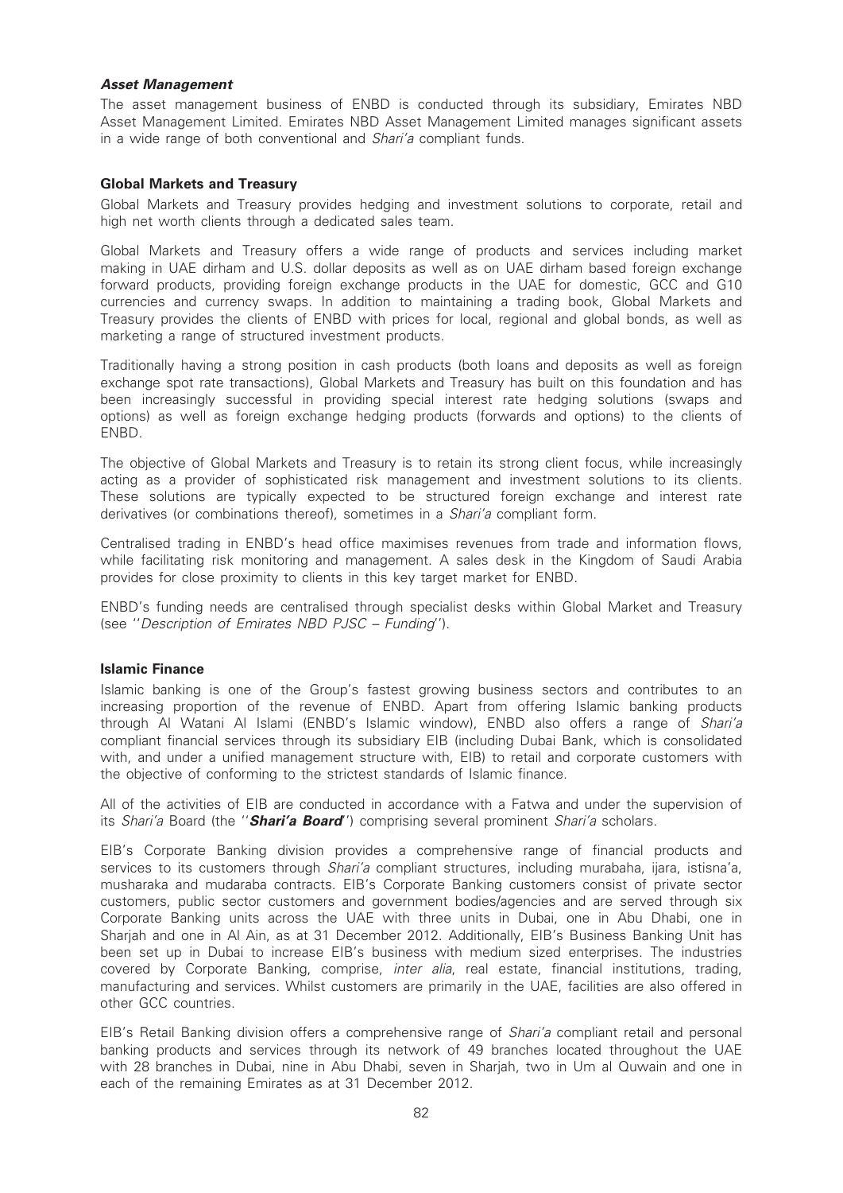#### *Asset Management*

The asset management business of ENBD is conducted through its subsidiary, Emirates NBD Asset Management Limited. Emirates NBD Asset Management Limited manages significant assets in a wide range of both conventional and *Shari'a* compliant funds.

### Global Markets and Treasury

Global Markets and Treasury provides hedging and investment solutions to corporate, retail and high net worth clients through a dedicated sales team.

Global Markets and Treasury offers a wide range of products and services including market making in UAE dirham and U.S. dollar deposits as well as on UAE dirham based foreign exchange forward products, providing foreign exchange products in the UAE for domestic, GCC and G10 currencies and currency swaps. In addition to maintaining a trading book, Global Markets and Treasury provides the clients of ENBD with prices for local, regional and global bonds, as well as marketing a range of structured investment products.

Traditionally having a strong position in cash products (both loans and deposits as well as foreign exchange spot rate transactions), Global Markets and Treasury has built on this foundation and has been increasingly successful in providing special interest rate hedging solutions (swaps and options) as well as foreign exchange hedging products (forwards and options) to the clients of ENBD.

The objective of Global Markets and Treasury is to retain its strong client focus, while increasingly acting as a provider of sophisticated risk management and investment solutions to its clients. These solutions are typically expected to be structured foreign exchange and interest rate derivatives (or combinations thereof), sometimes in a *Shari'a* compliant form.

Centralised trading in ENBD's head office maximises revenues from trade and information flows, while facilitating risk monitoring and management. A sales desk in the Kingdom of Saudi Arabia provides for close proximity to clients in this key target market for ENBD.

ENBD's funding needs are centralised through specialist desks within Global Market and Treasury (see ''*Description of Emirates NBD PJSC – Funding*'').

### Islamic Finance

Islamic banking is one of the Group's fastest growing business sectors and contributes to an increasing proportion of the revenue of ENBD. Apart from offering Islamic banking products through Al Watani Al Islami (ENBD's Islamic window), ENBD also offers a range of *Shari'a* compliant financial services through its subsidiary EIB (including Dubai Bank, which is consolidated with, and under a unified management structure with, EIB) to retail and corporate customers with the objective of conforming to the strictest standards of Islamic finance.

All of the activities of EIB are conducted in accordance with a Fatwa and under the supervision of its *Shari'a* Board (the ''***Shari'a Board***'') comprising several prominent *Shari'a* scholars.

EIB's Corporate Banking division provides a comprehensive range of financial products and services to its customers through *Shari'a* compliant structures, including murabaha, ijara, istisna'a, musharaka and mudaraba contracts. EIB's Corporate Banking customers consist of private sector customers, public sector customers and government bodies/agencies and are served through six Corporate Banking units across the UAE with three units in Dubai, one in Abu Dhabi, one in Sharjah and one in Al Ain, as at 31 December 2012. Additionally, EIB's Business Banking Unit has been set up in Dubai to increase EIB's business with medium sized enterprises. The industries covered by Corporate Banking, comprise, *inter alia*, real estate, financial institutions, trading, manufacturing and services. Whilst customers are primarily in the UAE, facilities are also offered in other GCC countries.

EIB's Retail Banking division offers a comprehensive range of *Shari'a* compliant retail and personal banking products and services through its network of 49 branches located throughout the UAE with 28 branches in Dubai, nine in Abu Dhabi, seven in Sharjah, two in Um al Quwain and one in each of the remaining Emirates as at 31 December 2012.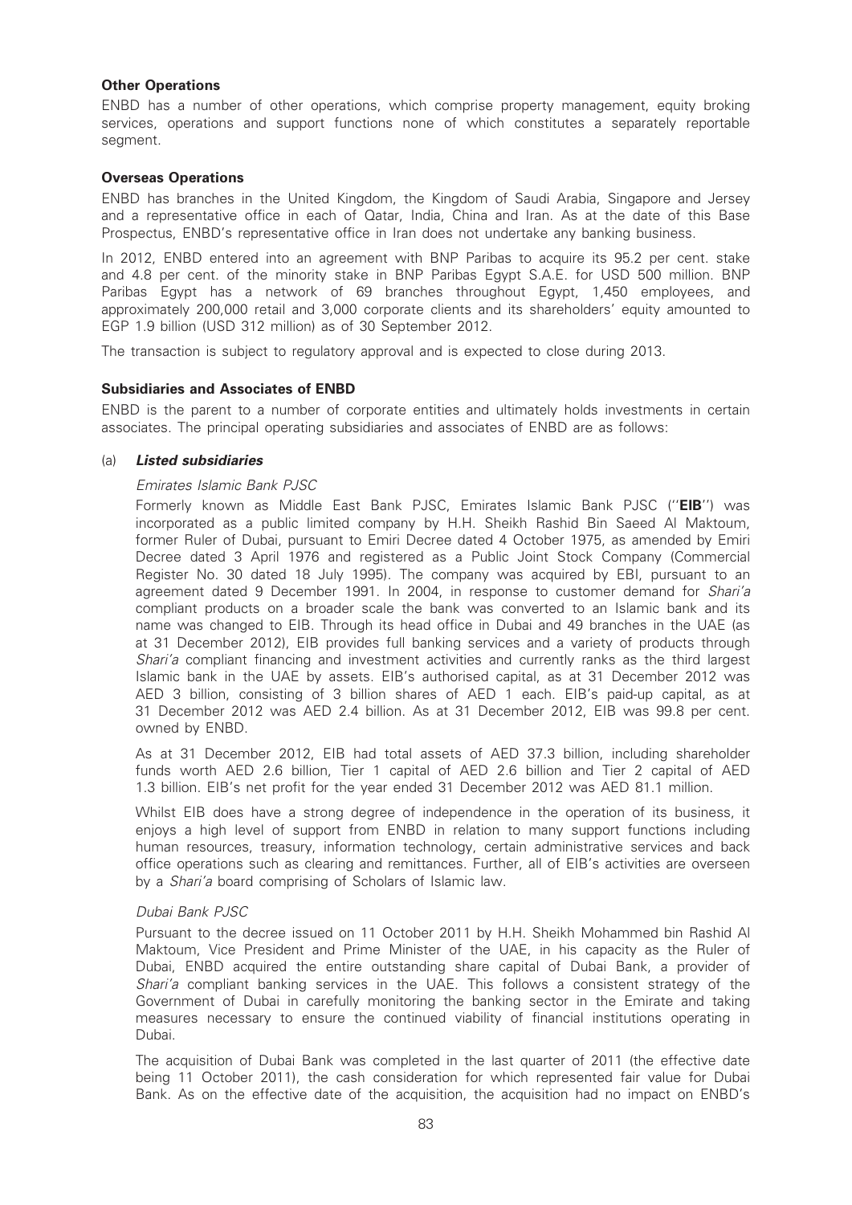### Other Operations

ENBD has a number of other operations, which comprise property management, equity broking services, operations and support functions none of which constitutes a separately reportable segment.

### Overseas Operations

ENBD has branches in the United Kingdom, the Kingdom of Saudi Arabia, Singapore and Jersey and a representative office in each of Qatar, India, China and Iran. As at the date of this Base Prospectus, ENBD's representative office in Iran does not undertake any banking business.

In 2012, ENBD entered into an agreement with BNP Paribas to acquire its 95.2 per cent. stake and 4.8 per cent. of the minority stake in BNP Paribas Egypt S.A.E. for USD 500 million. BNP Paribas Egypt has a network of 69 branches throughout Egypt, 1,450 employees, and approximately 200,000 retail and 3,000 corporate clients and its shareholders' equity amounted to EGP 1.9 billion (USD 312 million) as of 30 September 2012.

The transaction is subject to regulatory approval and is expected to close during 2013.

### Subsidiaries and Associates of ENBD

ENBD is the parent to a number of corporate entities and ultimately holds investments in certain associates. The principal operating subsidiaries and associates of ENBD are as follows:

(a) ***Listed subsidiaries***

*Emirates Islamic Bank PJSC*

Formerly known as Middle East Bank PJSC, Emirates Islamic Bank PJSC (''**EIB**'') was incorporated as a public limited company by H.H. Sheikh Rashid Bin Saeed Al Maktoum, former Ruler of Dubai, pursuant to Emiri Decree dated 4 October 1975, as amended by Emiri Decree dated 3 April 1976 and registered as a Public Joint Stock Company (Commercial Register No. 30 dated 18 July 1995). The company was acquired by EBI, pursuant to an agreement dated 9 December 1991. In 2004, in response to customer demand for *Shari'a* compliant products on a broader scale the bank was converted to an Islamic bank and its name was changed to EIB. Through its head office in Dubai and 49 branches in the UAE (as at 31 December 2012), EIB provides full banking services and a variety of products through *Shari'a* compliant financing and investment activities and currently ranks as the third largest Islamic bank in the UAE by assets. EIB's authorised capital, as at 31 December 2012 was AED 3 billion, consisting of 3 billion shares of AED 1 each. EIB's paid-up capital, as at 31 December 2012 was AED 2.4 billion. As at 31 December 2012, EIB was 99.8 per cent. owned by ENBD.

As at 31 December 2012, EIB had total assets of AED 37.3 billion, including shareholder funds worth AED 2.6 billion, Tier 1 capital of AED 2.6 billion and Tier 2 capital of AED 1.3 billion. EIB's net profit for the year ended 31 December 2012 was AED 81.1 million.

Whilst EIB does have a strong degree of independence in the operation of its business, it enjoys a high level of support from ENBD in relation to many support functions including human resources, treasury, information technology, certain administrative services and back office operations such as clearing and remittances. Further, all of EIB's activities are overseen by a *Shari'a* board comprising of Scholars of Islamic law.

*Dubai Bank PJSC*

Pursuant to the decree issued on 11 October 2011 by H.H. Sheikh Mohammed bin Rashid Al Maktoum, Vice President and Prime Minister of the UAE, in his capacity as the Ruler of Dubai, ENBD acquired the entire outstanding share capital of Dubai Bank, a provider of *Shari'a* compliant banking services in the UAE. This follows a consistent strategy of the Government of Dubai in carefully monitoring the banking sector in the Emirate and taking measures necessary to ensure the continued viability of financial institutions operating in Dubai.

The acquisition of Dubai Bank was completed in the last quarter of 2011 (the effective date being 11 October 2011), the cash consideration for which represented fair value for Dubai Bank. As on the effective date of the acquisition, the acquisition had no impact on ENBD's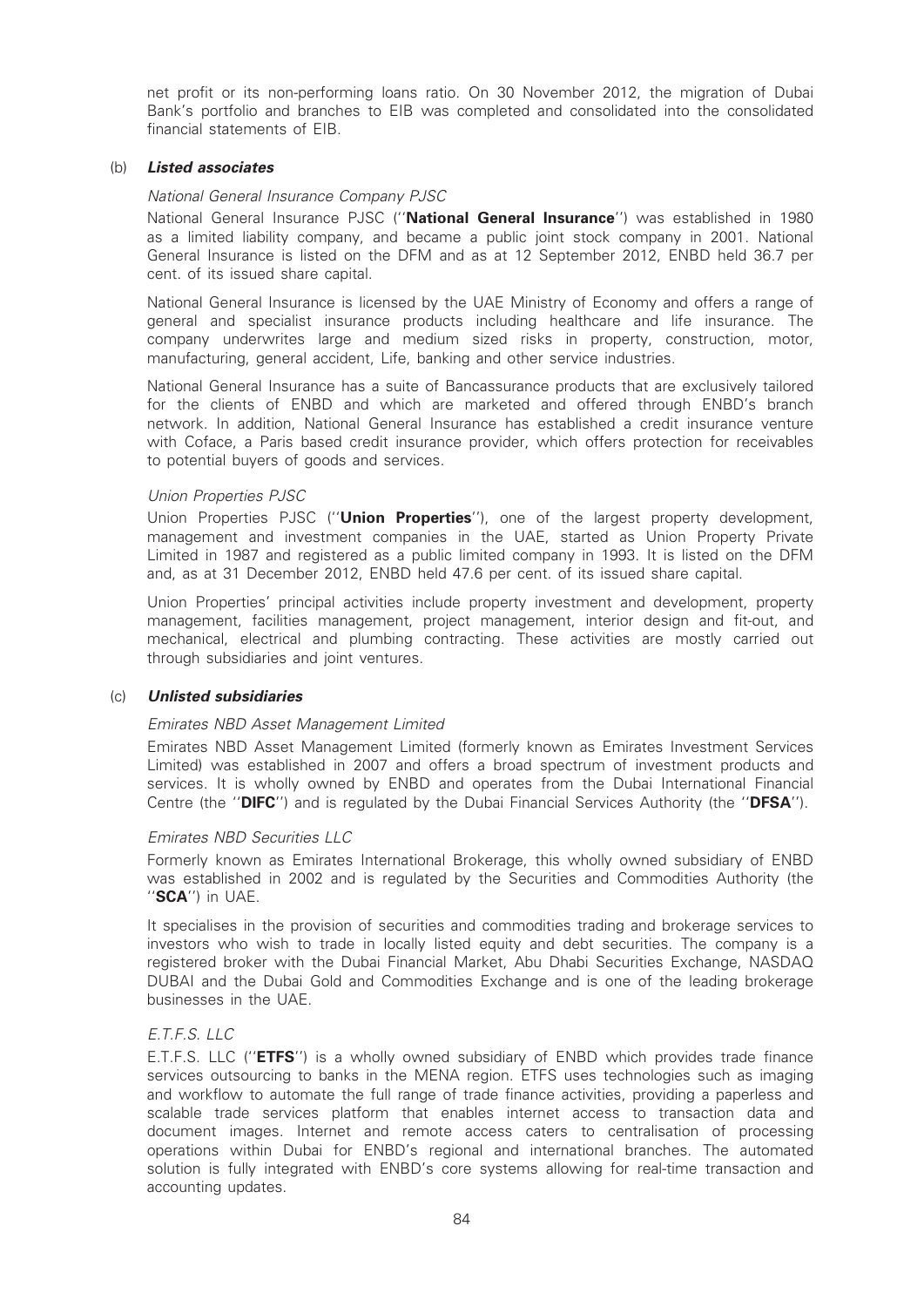net profit or its non-performing loans ratio. On 30 November 2012, the migration of Dubai Bank's portfolio and branches to EIB was completed and consolidated into the consolidated financial statements of EIB.

(b) ***Listed associates***

*National General Insurance Company PJSC*

National General Insurance PJSC (''**National General Insurance**'') was established in 1980 as a limited liability company, and became a public joint stock company in 2001. National General Insurance is listed on the DFM and as at 12 September 2012, ENBD held 36.7 per cent. of its issued share capital.

National General Insurance is licensed by the UAE Ministry of Economy and offers a range of general and specialist insurance products including healthcare and life insurance. The company underwrites large and medium sized risks in property, construction, motor, manufacturing, general accident, Life, banking and other service industries.

National General Insurance has a suite of Bancassurance products that are exclusively tailored for the clients of ENBD and which are marketed and offered through ENBD's branch network. In addition, National General Insurance has established a credit insurance venture with Coface, a Paris based credit insurance provider, which offers protection for receivables to potential buyers of goods and services.

*Union Properties PJSC*

Union Properties PJSC (''**Union Properties**''), one of the largest property development, management and investment companies in the UAE, started as Union Property Private Limited in 1987 and registered as a public limited company in 1993. It is listed on the DFM and, as at 31 December 2012, ENBD held 47.6 per cent. of its issued share capital.

Union Properties' principal activities include property investment and development, property management, facilities management, project management, interior design and fit-out, and mechanical, electrical and plumbing contracting. These activities are mostly carried out through subsidiaries and joint ventures.

(c) ***Unlisted subsidiaries***

*Emirates NBD Asset Management Limited*

Emirates NBD Asset Management Limited (formerly known as Emirates Investment Services Limited) was established in 2007 and offers a broad spectrum of investment products and services. It is wholly owned by ENBD and operates from the Dubai International Financial Centre (the ''**DIFC**'') and is regulated by the Dubai Financial Services Authority (the ''**DFSA**'').

*Emirates NBD Securities LLC*

Formerly known as Emirates International Brokerage, this wholly owned subsidiary of ENBD was established in 2002 and is regulated by the Securities and Commodities Authority (the ''**SCA**'') in UAE.

It specialises in the provision of securities and commodities trading and brokerage services to investors who wish to trade in locally listed equity and debt securities. The company is a registered broker with the Dubai Financial Market, Abu Dhabi Securities Exchange, NASDAQ DUBAI and the Dubai Gold and Commodities Exchange and is one of the leading brokerage businesses in the UAE.

*E.T.F.S. LLC*

E.T.F.S. LLC (''**ETFS**'') is a wholly owned subsidiary of ENBD which provides trade finance services outsourcing to banks in the MENA region. ETFS uses technologies such as imaging and workflow to automate the full range of trade finance activities, providing a paperless and scalable trade services platform that enables internet access to transaction data and document images. Internet and remote access caters to centralisation of processing operations within Dubai for ENBD's regional and international branches. The automated solution is fully integrated with ENBD's core systems allowing for real-time transaction and accounting updates.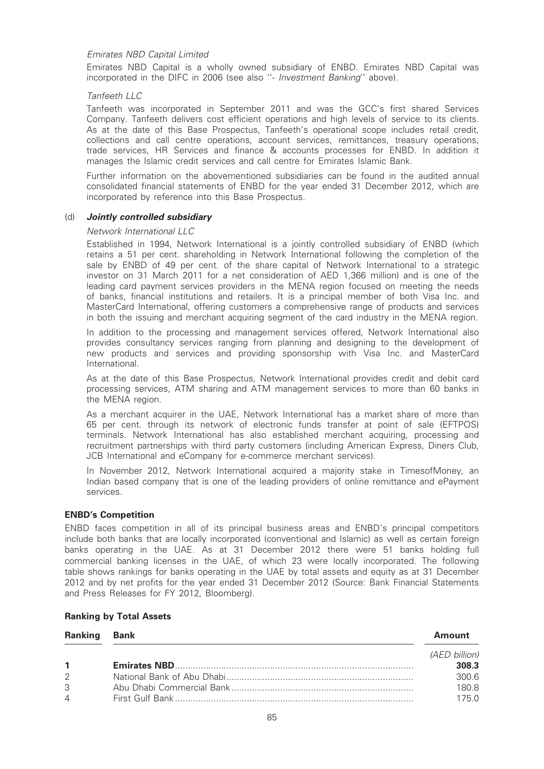*Emirates NBD Capital Limited*

Emirates NBD Capital is a wholly owned subsidiary of ENBD. Emirates NBD Capital was incorporated in the DIFC in 2006 (see also ''- *Investment Banking*'' above).

*Tanfeeth LLC*

Tanfeeth was incorporated in September 2011 and was the GCC's first shared Services Company. Tanfeeth delivers cost efficient operations and high levels of service to its clients. As at the date of this Base Prospectus, Tanfeeth's operational scope includes retail credit, collections and call centre operations, account services, remittances, treasury operations, trade services, HR Services and finance & accounts processes for ENBD. In addition it manages the Islamic credit services and call centre for Emirates Islamic Bank.

Further information on the abovementioned subsidiaries can be found in the audited annual consolidated financial statements of ENBD for the year ended 31 December 2012, which are incorporated by reference into this Base Prospectus.

(d) ***Jointly controlled subsidiary***

*Network International LLC*

Established in 1994, Network International is a jointly controlled subsidiary of ENBD (which retains a 51 per cent. shareholding in Network International following the completion of the sale by ENBD of 49 per cent. of the share capital of Network International to a strategic investor on 31 March 2011 for a net consideration of AED 1,366 million) and is one of the leading card payment services providers in the MENA region focused on meeting the needs of banks, financial institutions and retailers. It is a principal member of both Visa Inc. and MasterCard International, offering customers a comprehensive range of products and services in both the issuing and merchant acquiring segment of the card industry in the MENA region.

In addition to the processing and management services offered, Network International also provides consultancy services ranging from planning and designing to the development of new products and services and providing sponsorship with Visa Inc. and MasterCard International.

As at the date of this Base Prospectus, Network International provides credit and debit card processing services, ATM sharing and ATM management services to more than 60 banks in the MENA region.

As a merchant acquirer in the UAE, Network International has a market share of more than 65 per cent. through its network of electronic funds transfer at point of sale (EFTPOS) terminals. Network International has also established merchant acquiring, processing and recruitment partnerships with third party customers (including American Express, Diners Club, JCB International and eCompany for e-commerce merchant services).

In November 2012, Network International acquired a majority stake in TimesofMoney, an Indian based company that is one of the leading providers of online remittance and ePayment services.

**ENBD's Competition**

ENBD faces competition in all of its principal business areas and ENBD's principal competitors include both banks that are locally incorporated (conventional and Islamic) as well as certain foreign banks operating in the UAE. As at 31 December 2012 there were 51 banks holding full commercial banking licenses in the UAE, of which 23 were locally incorporated. The following table shows rankings for banks operating in the UAE by total assets and equity as at 31 December 2012 and by net profits for the year ended 31 December 2012 (Source: Bank Financial Statements and Press Releases for FY 2012, Bloomberg).

**Ranking by Total Assets**

| Ranking | Bank | Amount |
|---|---|---|
| | | *(AED billion)* |
| **1** | **Emirates NBD** | **308.3** |
| 2 | National Bank of Abu Dhabi | 300.6 |
| 3 | Abu Dhabi Commercial Bank | 180.8 |
| 4 | First Gulf Bank | 175.0 |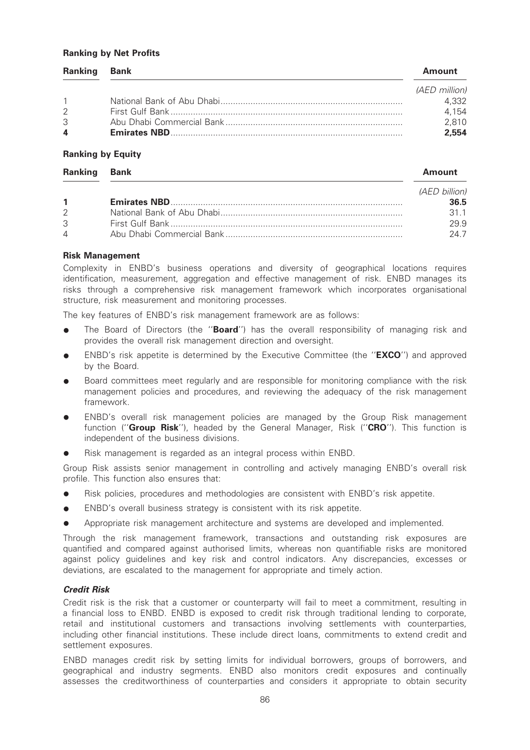**Ranking by Net Profits**

| Ranking | Bank | Amount |
|---|---|---|
| | | *(AED million)* |
| 1 | National Bank of Abu Dhabi | 4,332 |
| 2 | First Gulf Bank | 4,154 |
| 3 | Abu Dhabi Commercial Bank | 2,810 |
| **4** | **Emirates NBD** | **2,554** |

**Ranking by Equity**

| Ranking | Bank | Amount |
|---|---|---|
| | | *(AED billion)* |
| **1** | **Emirates NBD** | **36.5** |
| 2 | National Bank of Abu Dhabi | 31.1 |
| 3 | First Gulf Bank | 29.9 |
| 4 | Abu Dhabi Commercial Bank | 24.7 |

**Risk Management**

Complexity in ENBD's business operations and diversity of geographical locations requires identification, measurement, aggregation and effective management of risk. ENBD manages its risks through a comprehensive risk management framework which incorporates organisational structure, risk measurement and monitoring processes.

The key features of ENBD's risk management framework are as follows:

- The Board of Directors (the ''**Board**'') has the overall responsibility of managing risk and provides the overall risk management direction and oversight.
- ENBD's risk appetite is determined by the Executive Committee (the ''**EXCO**'') and approved by the Board.
- Board committees meet regularly and are responsible for monitoring compliance with the risk management policies and procedures, and reviewing the adequacy of the risk management framework.
- ENBD's overall risk management policies are managed by the Group Risk management function (''**Group Risk**''), headed by the General Manager, Risk (''**CRO**''). This function is independent of the business divisions.
- Risk management is regarded as an integral process within ENBD.

Group Risk assists senior management in controlling and actively managing ENBD's overall risk profile. This function also ensures that:

- Risk policies, procedures and methodologies are consistent with ENBD's risk appetite.
- ENBD's overall business strategy is consistent with its risk appetite.
- Appropriate risk management architecture and systems are developed and implemented.

Through the risk management framework, transactions and outstanding risk exposures are quantified and compared against authorised limits, whereas non quantifiable risks are monitored against policy guidelines and key risk and control indicators. Any discrepancies, excesses or deviations, are escalated to the management for appropriate and timely action.

***Credit Risk***

Credit risk is the risk that a customer or counterparty will fail to meet a commitment, resulting in a financial loss to ENBD. ENBD is exposed to credit risk through traditional lending to corporate, retail and institutional customers and transactions involving settlements with counterparties, including other financial institutions. These include direct loans, commitments to extend credit and settlement exposures.

ENBD manages credit risk by setting limits for individual borrowers, groups of borrowers, and geographical and industry segments. ENBD also monitors credit exposures and continually assesses the creditworthiness of counterparties and considers it appropriate to obtain security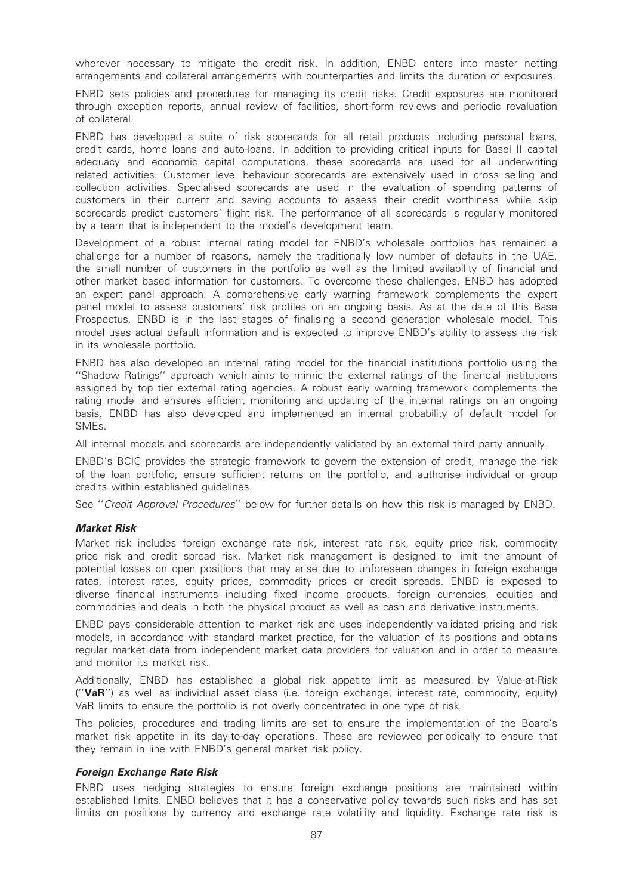wherever necessary to mitigate the credit risk. In addition, ENBD enters into master netting arrangements and collateral arrangements with counterparties and limits the duration of exposures.

ENBD sets policies and procedures for managing its credit risks. Credit exposures are monitored through exception reports, annual review of facilities, short-form reviews and periodic revaluation of collateral.

ENBD has developed a suite of risk scorecards for all retail products including personal loans, credit cards, home loans and auto-loans. In addition to providing critical inputs for Basel II capital adequacy and economic capital computations, these scorecards are used for all underwriting related activities. Customer level behaviour scorecards are extensively used in cross selling and collection activities. Specialised scorecards are used in the evaluation of spending patterns of customers in their current and saving accounts to assess their credit worthiness while skip scorecards predict customers' flight risk. The performance of all scorecards is regularly monitored by a team that is independent to the model's development team.

Development of a robust internal rating model for ENBD's wholesale portfolios has remained a challenge for a number of reasons, namely the traditionally low number of defaults in the UAE, the small number of customers in the portfolio as well as the limited availability of financial and other market based information for customers. To overcome these challenges, ENBD has adopted an expert panel approach. A comprehensive early warning framework complements the expert panel model to assess customers' risk profiles on an ongoing basis. As at the date of this Base Prospectus, ENBD is in the last stages of finalising a second generation wholesale model. This model uses actual default information and is expected to improve ENBD's ability to assess the risk in its wholesale portfolio.

ENBD has also developed an internal rating model for the financial institutions portfolio using the ''Shadow Ratings'' approach which aims to mimic the external ratings of the financial institutions assigned by top tier external rating agencies. A robust early warning framework complements the rating model and ensures efficient monitoring and updating of the internal ratings on an ongoing basis. ENBD has also developed and implemented an internal probability of default model for SMEs.

All internal models and scorecards are independently validated by an external third party annually.

ENBD's BCIC provides the strategic framework to govern the extension of credit, manage the risk of the loan portfolio, ensure sufficient returns on the portfolio, and authorise individual or group credits within established guidelines.

See ''*Credit Approval Procedures*'' below for further details on how this risk is managed by ENBD.

### *Market Risk*

Market risk includes foreign exchange rate risk, interest rate risk, equity price risk, commodity price risk and credit spread risk. Market risk management is designed to limit the amount of potential losses on open positions that may arise due to unforeseen changes in foreign exchange rates, interest rates, equity prices, commodity prices or credit spreads. ENBD is exposed to diverse financial instruments including fixed income products, foreign currencies, equities and commodities and deals in both the physical product as well as cash and derivative instruments.

ENBD pays considerable attention to market risk and uses independently validated pricing and risk models, in accordance with standard market practice, for the valuation of its positions and obtains regular market data from independent market data providers for valuation and in order to measure and monitor its market risk.

Additionally, ENBD has established a global risk appetite limit as measured by Value-at-Risk (''**VaR**'') as well as individual asset class (i.e. foreign exchange, interest rate, commodity, equity) VaR limits to ensure the portfolio is not overly concentrated in one type of risk.

The policies, procedures and trading limits are set to ensure the implementation of the Board's market risk appetite in its day-to-day operations. These are reviewed periodically to ensure that they remain in line with ENBD's general market risk policy.

### *Foreign Exchange Rate Risk*

ENBD uses hedging strategies to ensure foreign exchange positions are maintained within established limits. ENBD believes that it has a conservative policy towards such risks and has set limits on positions by currency and exchange rate volatility and liquidity. Exchange rate risk is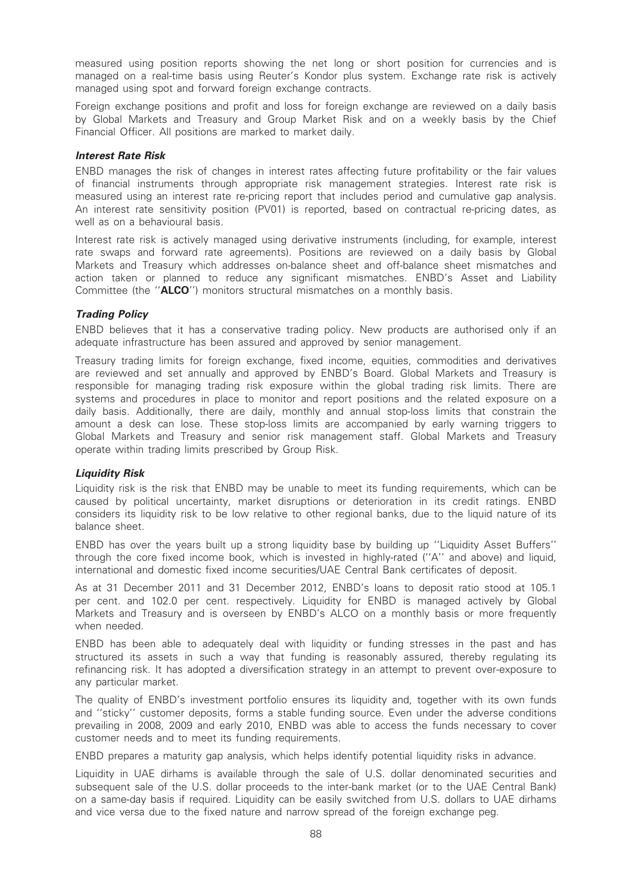measured using position reports showing the net long or short position for currencies and is managed on a real-time basis using Reuter's Kondor plus system. Exchange rate risk is actively managed using spot and forward foreign exchange contracts.

Foreign exchange positions and profit and loss for foreign exchange are reviewed on a daily basis by Global Markets and Treasury and Group Market Risk and on a weekly basis by the Chief Financial Officer. All positions are marked to market daily.

***Interest Rate Risk***

ENBD manages the risk of changes in interest rates affecting future profitability or the fair values of financial instruments through appropriate risk management strategies. Interest rate risk is measured using an interest rate re-pricing report that includes period and cumulative gap analysis. An interest rate sensitivity position (PV01) is reported, based on contractual re-pricing dates, as well as on a behavioural basis.

Interest rate risk is actively managed using derivative instruments (including, for example, interest rate swaps and forward rate agreements). Positions are reviewed on a daily basis by Global Markets and Treasury which addresses on-balance sheet and off-balance sheet mismatches and action taken or planned to reduce any significant mismatches. ENBD's Asset and Liability Committee (the ''**ALCO**'') monitors structural mismatches on a monthly basis.

***Trading Policy***

ENBD believes that it has a conservative trading policy. New products are authorised only if an adequate infrastructure has been assured and approved by senior management.

Treasury trading limits for foreign exchange, fixed income, equities, commodities and derivatives are reviewed and set annually and approved by ENBD's Board. Global Markets and Treasury is responsible for managing trading risk exposure within the global trading risk limits. There are systems and procedures in place to monitor and report positions and the related exposure on a daily basis. Additionally, there are daily, monthly and annual stop-loss limits that constrain the amount a desk can lose. These stop-loss limits are accompanied by early warning triggers to Global Markets and Treasury and senior risk management staff. Global Markets and Treasury operate within trading limits prescribed by Group Risk.

***Liquidity Risk***

Liquidity risk is the risk that ENBD may be unable to meet its funding requirements, which can be caused by political uncertainty, market disruptions or deterioration in its credit ratings. ENBD considers its liquidity risk to be low relative to other regional banks, due to the liquid nature of its balance sheet.

ENBD has over the years built up a strong liquidity base by building up ''Liquidity Asset Buffers'' through the core fixed income book, which is invested in highly-rated (''A'' and above) and liquid, international and domestic fixed income securities/UAE Central Bank certificates of deposit.

As at 31 December 2011 and 31 December 2012, ENBD's loans to deposit ratio stood at 105.1 per cent. and 102.0 per cent. respectively. Liquidity for ENBD is managed actively by Global Markets and Treasury and is overseen by ENBD's ALCO on a monthly basis or more frequently when needed.

ENBD has been able to adequately deal with liquidity or funding stresses in the past and has structured its assets in such a way that funding is reasonably assured, thereby regulating its refinancing risk. It has adopted a diversification strategy in an attempt to prevent over-exposure to any particular market.

The quality of ENBD's investment portfolio ensures its liquidity and, together with its own funds and ''sticky'' customer deposits, forms a stable funding source. Even under the adverse conditions prevailing in 2008, 2009 and early 2010, ENBD was able to access the funds necessary to cover customer needs and to meet its funding requirements.

ENBD prepares a maturity gap analysis, which helps identify potential liquidity risks in advance.

Liquidity in UAE dirhams is available through the sale of U.S. dollar denominated securities and subsequent sale of the U.S. dollar proceeds to the inter-bank market (or to the UAE Central Bank) on a same-day basis if required. Liquidity can be easily switched from U.S. dollars to UAE dirhams and vice versa due to the fixed nature and narrow spread of the foreign exchange peg.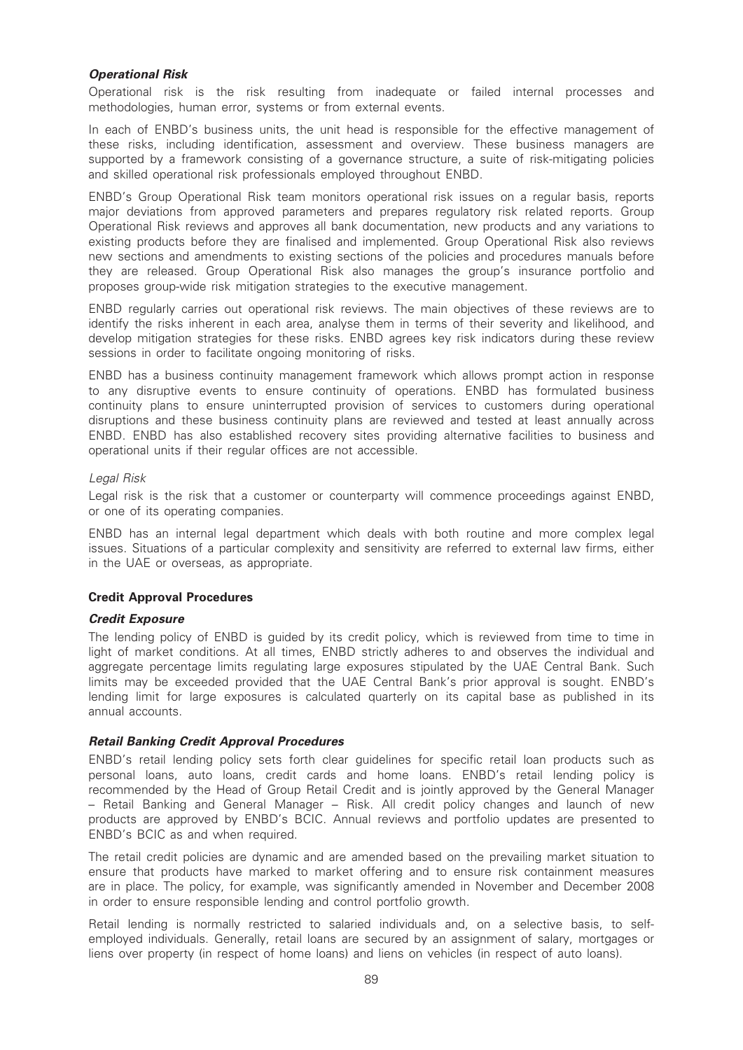### *Operational Risk*

Operational risk is the risk resulting from inadequate or failed internal processes and methodologies, human error, systems or from external events.

In each of ENBD's business units, the unit head is responsible for the effective management of these risks, including identification, assessment and overview. These business managers are supported by a framework consisting of a governance structure, a suite of risk-mitigating policies and skilled operational risk professionals employed throughout ENBD.

ENBD's Group Operational Risk team monitors operational risk issues on a regular basis, reports major deviations from approved parameters and prepares regulatory risk related reports. Group Operational Risk reviews and approves all bank documentation, new products and any variations to existing products before they are finalised and implemented. Group Operational Risk also reviews new sections and amendments to existing sections of the policies and procedures manuals before they are released. Group Operational Risk also manages the group's insurance portfolio and proposes group-wide risk mitigation strategies to the executive management.

ENBD regularly carries out operational risk reviews. The main objectives of these reviews are to identify the risks inherent in each area, analyse them in terms of their severity and likelihood, and develop mitigation strategies for these risks. ENBD agrees key risk indicators during these review sessions in order to facilitate ongoing monitoring of risks.

ENBD has a business continuity management framework which allows prompt action in response to any disruptive events to ensure continuity of operations. ENBD has formulated business continuity plans to ensure uninterrupted provision of services to customers during operational disruptions and these business continuity plans are reviewed and tested at least annually across ENBD. ENBD has also established recovery sites providing alternative facilities to business and operational units if their regular offices are not accessible.

*Legal Risk*

Legal risk is the risk that a customer or counterparty will commence proceedings against ENBD, or one of its operating companies.

ENBD has an internal legal department which deals with both routine and more complex legal issues. Situations of a particular complexity and sensitivity are referred to external law firms, either in the UAE or overseas, as appropriate.

### **Credit Approval Procedures**

### *Credit Exposure*

The lending policy of ENBD is guided by its credit policy, which is reviewed from time to time in light of market conditions. At all times, ENBD strictly adheres to and observes the individual and aggregate percentage limits regulating large exposures stipulated by the UAE Central Bank. Such limits may be exceeded provided that the UAE Central Bank's prior approval is sought. ENBD's lending limit for large exposures is calculated quarterly on its capital base as published in its annual accounts.

### *Retail Banking Credit Approval Procedures*

ENBD's retail lending policy sets forth clear guidelines for specific retail loan products such as personal loans, auto loans, credit cards and home loans. ENBD's retail lending policy is recommended by the Head of Group Retail Credit and is jointly approved by the General Manager – Retail Banking and General Manager – Risk. All credit policy changes and launch of new products are approved by ENBD's BCIC. Annual reviews and portfolio updates are presented to ENBD's BCIC as and when required.

The retail credit policies are dynamic and are amended based on the prevailing market situation to ensure that products have marked to market offering and to ensure risk containment measures are in place. The policy, for example, was significantly amended in November and December 2008 in order to ensure responsible lending and control portfolio growth.

Retail lending is normally restricted to salaried individuals and, on a selective basis, to self-employed individuals. Generally, retail loans are secured by an assignment of salary, mortgages or liens over property (in respect of home loans) and liens on vehicles (in respect of auto loans).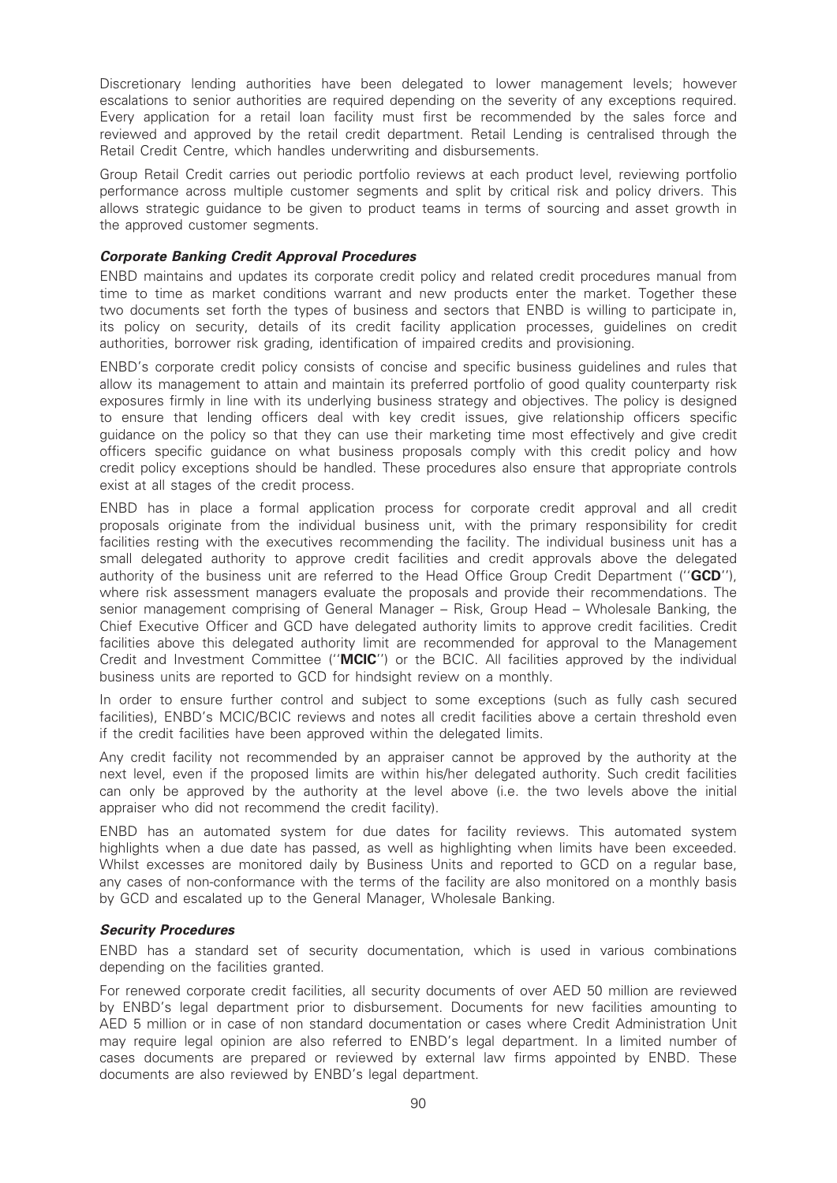Discretionary lending authorities have been delegated to lower management levels; however escalations to senior authorities are required depending on the severity of any exceptions required. Every application for a retail loan facility must first be recommended by the sales force and reviewed and approved by the retail credit department. Retail Lending is centralised through the Retail Credit Centre, which handles underwriting and disbursements.

Group Retail Credit carries out periodic portfolio reviews at each product level, reviewing portfolio performance across multiple customer segments and split by critical risk and policy drivers. This allows strategic guidance to be given to product teams in terms of sourcing and asset growth in the approved customer segments.

***Corporate Banking Credit Approval Procedures***

ENBD maintains and updates its corporate credit policy and related credit procedures manual from time to time as market conditions warrant and new products enter the market. Together these two documents set forth the types of business and sectors that ENBD is willing to participate in, its policy on security, details of its credit facility application processes, guidelines on credit authorities, borrower risk grading, identification of impaired credits and provisioning.

ENBD's corporate credit policy consists of concise and specific business guidelines and rules that allow its management to attain and maintain its preferred portfolio of good quality counterparty risk exposures firmly in line with its underlying business strategy and objectives. The policy is designed to ensure that lending officers deal with key credit issues, give relationship officers specific guidance on the policy so that they can use their marketing time most effectively and give credit officers specific guidance on what business proposals comply with this credit policy and how credit policy exceptions should be handled. These procedures also ensure that appropriate controls exist at all stages of the credit process.

ENBD has in place a formal application process for corporate credit approval and all credit proposals originate from the individual business unit, with the primary responsibility for credit facilities resting with the executives recommending the facility. The individual business unit has a small delegated authority to approve credit facilities and credit approvals above the delegated authority of the business unit are referred to the Head Office Group Credit Department (''**GCD**''), where risk assessment managers evaluate the proposals and provide their recommendations. The senior management comprising of General Manager – Risk, Group Head – Wholesale Banking, the Chief Executive Officer and GCD have delegated authority limits to approve credit facilities. Credit facilities above this delegated authority limit are recommended for approval to the Management Credit and Investment Committee (''**MCIC**'') or the BCIC. All facilities approved by the individual business units are reported to GCD for hindsight review on a monthly.

In order to ensure further control and subject to some exceptions (such as fully cash secured facilities), ENBD's MCIC/BCIC reviews and notes all credit facilities above a certain threshold even if the credit facilities have been approved within the delegated limits.

Any credit facility not recommended by an appraiser cannot be approved by the authority at the next level, even if the proposed limits are within his/her delegated authority. Such credit facilities can only be approved by the authority at the level above (i.e. the two levels above the initial appraiser who did not recommend the credit facility).

ENBD has an automated system for due dates for facility reviews. This automated system highlights when a due date has passed, as well as highlighting when limits have been exceeded. Whilst excesses are monitored daily by Business Units and reported to GCD on a regular base, any cases of non-conformance with the terms of the facility are also monitored on a monthly basis by GCD and escalated up to the General Manager, Wholesale Banking.

***Security Procedures***

ENBD has a standard set of security documentation, which is used in various combinations depending on the facilities granted.

For renewed corporate credit facilities, all security documents of over AED 50 million are reviewed by ENBD's legal department prior to disbursement. Documents for new facilities amounting to AED 5 million or in case of non standard documentation or cases where Credit Administration Unit may require legal opinion are also referred to ENBD's legal department. In a limited number of cases documents are prepared or reviewed by external law firms appointed by ENBD. These documents are also reviewed by ENBD's legal department.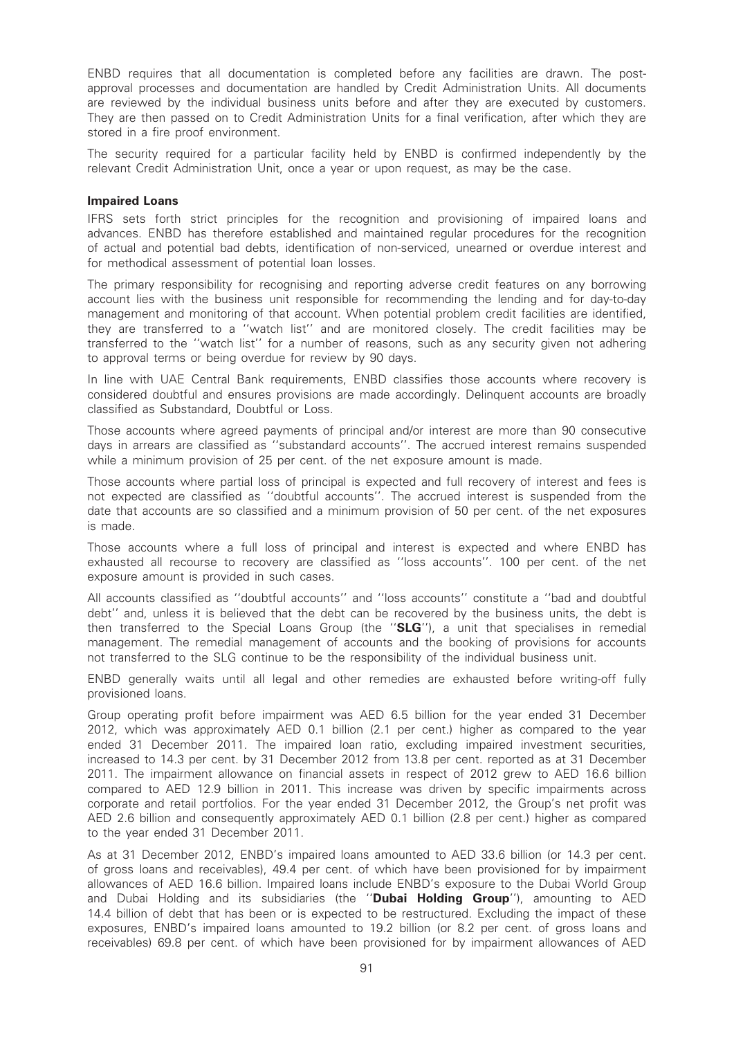ENBD requires that all documentation is completed before any facilities are drawn. The post-approval processes and documentation are handled by Credit Administration Units. All documents are reviewed by the individual business units before and after they are executed by customers. They are then passed on to Credit Administration Units for a final verification, after which they are stored in a fire proof environment.

The security required for a particular facility held by ENBD is confirmed independently by the relevant Credit Administration Unit, once a year or upon request, as may be the case.

**Impaired Loans**

IFRS sets forth strict principles for the recognition and provisioning of impaired loans and advances. ENBD has therefore established and maintained regular procedures for the recognition of actual and potential bad debts, identification of non-serviced, unearned or overdue interest and for methodical assessment of potential loan losses.

The primary responsibility for recognising and reporting adverse credit features on any borrowing account lies with the business unit responsible for recommending the lending and for day-to-day management and monitoring of that account. When potential problem credit facilities are identified, they are transferred to a ''watch list'' and are monitored closely. The credit facilities may be transferred to the ''watch list'' for a number of reasons, such as any security given not adhering to approval terms or being overdue for review by 90 days.

In line with UAE Central Bank requirements, ENBD classifies those accounts where recovery is considered doubtful and ensures provisions are made accordingly. Delinquent accounts are broadly classified as Substandard, Doubtful or Loss.

Those accounts where agreed payments of principal and/or interest are more than 90 consecutive days in arrears are classified as ''substandard accounts''. The accrued interest remains suspended while a minimum provision of 25 per cent. of the net exposure amount is made.

Those accounts where partial loss of principal is expected and full recovery of interest and fees is not expected are classified as ''doubtful accounts''. The accrued interest is suspended from the date that accounts are so classified and a minimum provision of 50 per cent. of the net exposures is made.

Those accounts where a full loss of principal and interest is expected and where ENBD has exhausted all recourse to recovery are classified as ''loss accounts''. 100 per cent. of the net exposure amount is provided in such cases.

All accounts classified as ''doubtful accounts'' and ''loss accounts'' constitute a ''bad and doubtful debt'' and, unless it is believed that the debt can be recovered by the business units, the debt is then transferred to the Special Loans Group (the ''**SLG**''), a unit that specialises in remedial management. The remedial management of accounts and the booking of provisions for accounts not transferred to the SLG continue to be the responsibility of the individual business unit.

ENBD generally waits until all legal and other remedies are exhausted before writing-off fully provisioned loans.

Group operating profit before impairment was AED 6.5 billion for the year ended 31 December 2012, which was approximately AED 0.1 billion (2.1 per cent.) higher as compared to the year ended 31 December 2011. The impaired loan ratio, excluding impaired investment securities, increased to 14.3 per cent. by 31 December 2012 from 13.8 per cent. reported as at 31 December 2011. The impairment allowance on financial assets in respect of 2012 grew to AED 16.6 billion compared to AED 12.9 billion in 2011. This increase was driven by specific impairments across corporate and retail portfolios. For the year ended 31 December 2012, the Group's net profit was AED 2.6 billion and consequently approximately AED 0.1 billion (2.8 per cent.) higher as compared to the year ended 31 December 2011.

As at 31 December 2012, ENBD's impaired loans amounted to AED 33.6 billion (or 14.3 per cent. of gross loans and receivables), 49.4 per cent. of which have been provisioned for by impairment allowances of AED 16.6 billion. Impaired loans include ENBD's exposure to the Dubai World Group and Dubai Holding and its subsidiaries (the ''**Dubai Holding Group**''), amounting to AED 14.4 billion of debt that has been or is expected to be restructured. Excluding the impact of these exposures, ENBD's impaired loans amounted to 19.2 billion (or 8.2 per cent. of gross loans and receivables) 69.8 per cent. of which have been provisioned for by impairment allowances of AED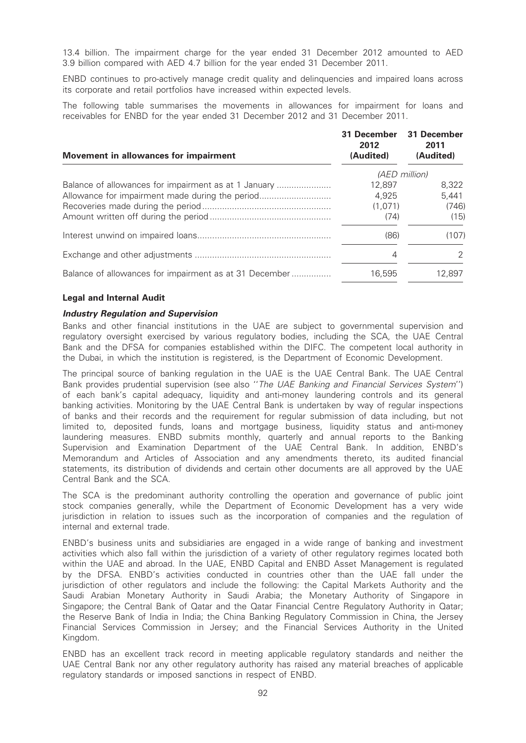13.4 billion. The impairment charge for the year ended 31 December 2012 amounted to AED 3.9 billion compared with AED 4.7 billion for the year ended 31 December 2011.

ENBD continues to pro-actively manage credit quality and delinquencies and impaired loans across its corporate and retail portfolios have increased within expected levels.

The following table summarises the movements in allowances for impairment for loans and receivables for ENBD for the year ended 31 December 2012 and 31 December 2011.

| Movement in allowances for impairment | 31 December 2012 (Audited) | 31 December 2011 (Audited) |
|---|---|---|
| | (AED million) | |
| Balance of allowances for impairment as at 1 January | 12,897 | 8,322 |
| Allowance for impairment made during the period | 4,925 | 5,441 |
| Recoveries made during the period | (1,071) | (746) |
| Amount written off during the period | (74) | (15) |
| Interest unwind on impaired loans | (86) | (107) |
| Exchange and other adjustments | 4 | 2 |
| Balance of allowances for impairment as at 31 December | 16,595 | 12,897 |

### Legal and Internal Audit

#### *Industry Regulation and Supervision*

Banks and other financial institutions in the UAE are subject to governmental supervision and regulatory oversight exercised by various regulatory bodies, including the SCA, the UAE Central Bank and the DFSA for companies established within the DIFC. The competent local authority in the Dubai, in which the institution is registered, is the Department of Economic Development.

The principal source of banking regulation in the UAE is the UAE Central Bank. The UAE Central Bank provides prudential supervision (see also ''*The UAE Banking and Financial Services System*'') of each bank's capital adequacy, liquidity and anti-money laundering controls and its general banking activities. Monitoring by the UAE Central Bank is undertaken by way of regular inspections of banks and their records and the requirement for regular submission of data including, but not limited to, deposited funds, loans and mortgage business, liquidity status and anti-money laundering measures. ENBD submits monthly, quarterly and annual reports to the Banking Supervision and Examination Department of the UAE Central Bank. In addition, ENBD's Memorandum and Articles of Association and any amendments thereto, its audited financial statements, its distribution of dividends and certain other documents are all approved by the UAE Central Bank and the SCA.

The SCA is the predominant authority controlling the operation and governance of public joint stock companies generally, while the Department of Economic Development has a very wide jurisdiction in relation to issues such as the incorporation of companies and the regulation of internal and external trade.

ENBD's business units and subsidiaries are engaged in a wide range of banking and investment activities which also fall within the jurisdiction of a variety of other regulatory regimes located both within the UAE and abroad. In the UAE, ENBD Capital and ENBD Asset Management is regulated by the DFSA. ENBD's activities conducted in countries other than the UAE fall under the jurisdiction of other regulators and include the following: the Capital Markets Authority and the Saudi Arabian Monetary Authority in Saudi Arabia; the Monetary Authority of Singapore in Singapore; the Central Bank of Qatar and the Qatar Financial Centre Regulatory Authority in Qatar; the Reserve Bank of India in India; the China Banking Regulatory Commission in China, the Jersey Financial Services Commission in Jersey; and the Financial Services Authority in the United Kingdom.

ENBD has an excellent track record in meeting applicable regulatory standards and neither the UAE Central Bank nor any other regulatory authority has raised any material breaches of applicable regulatory standards or imposed sanctions in respect of ENBD.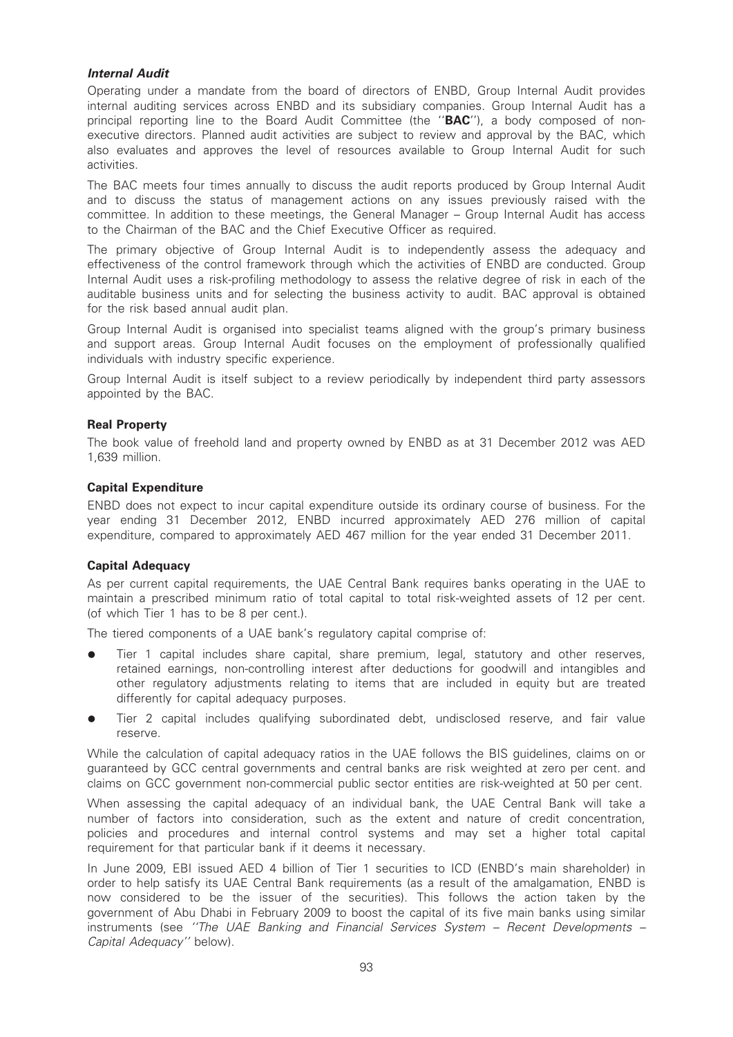### *Internal Audit*

Operating under a mandate from the board of directors of ENBD, Group Internal Audit provides internal auditing services across ENBD and its subsidiary companies. Group Internal Audit has a principal reporting line to the Board Audit Committee (the ''**BAC**''), a body composed of non-executive directors. Planned audit activities are subject to review and approval by the BAC, which also evaluates and approves the level of resources available to Group Internal Audit for such activities.

The BAC meets four times annually to discuss the audit reports produced by Group Internal Audit and to discuss the status of management actions on any issues previously raised with the committee. In addition to these meetings, the General Manager – Group Internal Audit has access to the Chairman of the BAC and the Chief Executive Officer as required.

The primary objective of Group Internal Audit is to independently assess the adequacy and effectiveness of the control framework through which the activities of ENBD are conducted. Group Internal Audit uses a risk-profiling methodology to assess the relative degree of risk in each of the auditable business units and for selecting the business activity to audit. BAC approval is obtained for the risk based annual audit plan.

Group Internal Audit is organised into specialist teams aligned with the group's primary business and support areas. Group Internal Audit focuses on the employment of professionally qualified individuals with industry specific experience.

Group Internal Audit is itself subject to a review periodically by independent third party assessors appointed by the BAC.

### Real Property

The book value of freehold land and property owned by ENBD as at 31 December 2012 was AED 1,639 million.

### Capital Expenditure

ENBD does not expect to incur capital expenditure outside its ordinary course of business. For the year ending 31 December 2012, ENBD incurred approximately AED 276 million of capital expenditure, compared to approximately AED 467 million for the year ended 31 December 2011.

### Capital Adequacy

As per current capital requirements, the UAE Central Bank requires banks operating in the UAE to maintain a prescribed minimum ratio of total capital to total risk-weighted assets of 12 per cent. (of which Tier 1 has to be 8 per cent.).

The tiered components of a UAE bank's regulatory capital comprise of:

- Tier 1 capital includes share capital, share premium, legal, statutory and other reserves, retained earnings, non-controlling interest after deductions for goodwill and intangibles and other regulatory adjustments relating to items that are included in equity but are treated differently for capital adequacy purposes.
- Tier 2 capital includes qualifying subordinated debt, undisclosed reserve, and fair value reserve.

While the calculation of capital adequacy ratios in the UAE follows the BIS guidelines, claims on or guaranteed by GCC central governments and central banks are risk weighted at zero per cent. and claims on GCC government non-commercial public sector entities are risk-weighted at 50 per cent.

When assessing the capital adequacy of an individual bank, the UAE Central Bank will take a number of factors into consideration, such as the extent and nature of credit concentration, policies and procedures and internal control systems and may set a higher total capital requirement for that particular bank if it deems it necessary.

In June 2009, EBI issued AED 4 billion of Tier 1 securities to ICD (ENBD's main shareholder) in order to help satisfy its UAE Central Bank requirements (as a result of the amalgamation, ENBD is now considered to be the issuer of the securities). This follows the action taken by the government of Abu Dhabi in February 2009 to boost the capital of its five main banks using similar instruments (see *''The UAE Banking and Financial Services System – Recent Developments – Capital Adequacy''* below).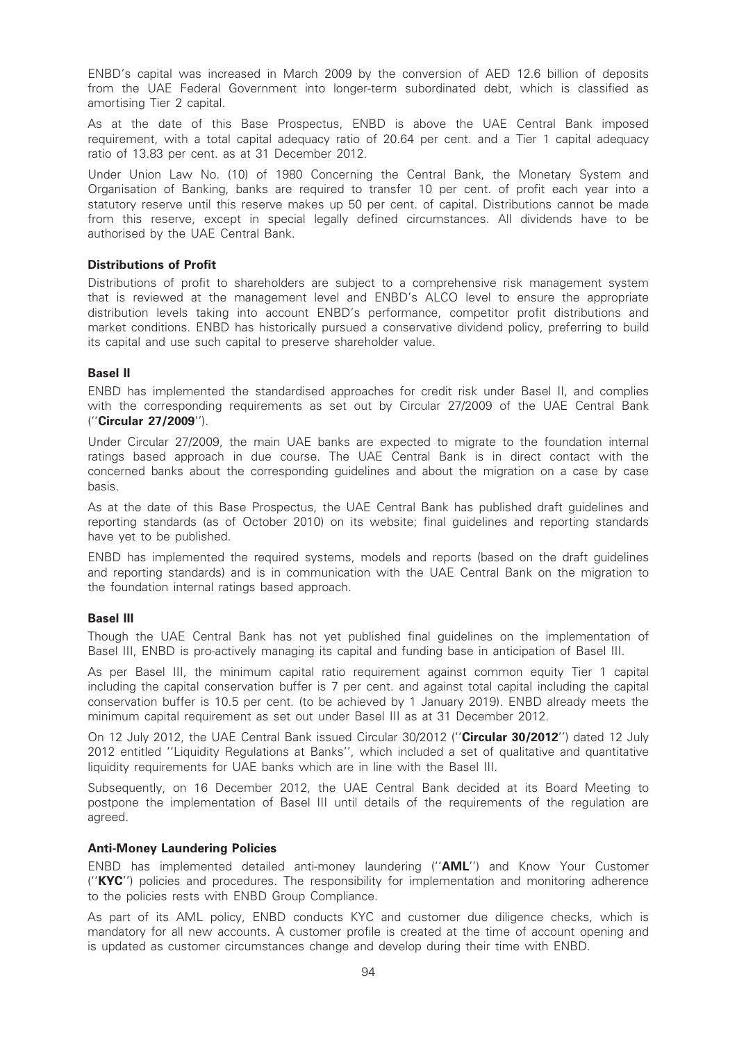ENBD's capital was increased in March 2009 by the conversion of AED 12.6 billion of deposits from the UAE Federal Government into longer-term subordinated debt, which is classified as amortising Tier 2 capital.

As at the date of this Base Prospectus, ENBD is above the UAE Central Bank imposed requirement, with a total capital adequacy ratio of 20.64 per cent. and a Tier 1 capital adequacy ratio of 13.83 per cent. as at 31 December 2012.

Under Union Law No. (10) of 1980 Concerning the Central Bank, the Monetary System and Organisation of Banking, banks are required to transfer 10 per cent. of profit each year into a statutory reserve until this reserve makes up 50 per cent. of capital. Distributions cannot be made from this reserve, except in special legally defined circumstances. All dividends have to be authorised by the UAE Central Bank.

### Distributions of Profit

Distributions of profit to shareholders are subject to a comprehensive risk management system that is reviewed at the management level and ENBD's ALCO level to ensure the appropriate distribution levels taking into account ENBD's performance, competitor profit distributions and market conditions. ENBD has historically pursued a conservative dividend policy, preferring to build its capital and use such capital to preserve shareholder value.

### Basel II

ENBD has implemented the standardised approaches for credit risk under Basel II, and complies with the corresponding requirements as set out by Circular 27/2009 of the UAE Central Bank (''**Circular 27/2009**'').

Under Circular 27/2009, the main UAE banks are expected to migrate to the foundation internal ratings based approach in due course. The UAE Central Bank is in direct contact with the concerned banks about the corresponding guidelines and about the migration on a case by case basis.

As at the date of this Base Prospectus, the UAE Central Bank has published draft guidelines and reporting standards (as of October 2010) on its website; final guidelines and reporting standards have yet to be published.

ENBD has implemented the required systems, models and reports (based on the draft guidelines and reporting standards) and is in communication with the UAE Central Bank on the migration to the foundation internal ratings based approach.

### Basel III

Though the UAE Central Bank has not yet published final guidelines on the implementation of Basel III, ENBD is pro-actively managing its capital and funding base in anticipation of Basel III.

As per Basel III, the minimum capital ratio requirement against common equity Tier 1 capital including the capital conservation buffer is 7 per cent. and against total capital including the capital conservation buffer is 10.5 per cent. (to be achieved by 1 January 2019). ENBD already meets the minimum capital requirement as set out under Basel III as at 31 December 2012.

On 12 July 2012, the UAE Central Bank issued Circular 30/2012 (''**Circular 30/2012**'') dated 12 July 2012 entitled ''Liquidity Regulations at Banks'', which included a set of qualitative and quantitative liquidity requirements for UAE banks which are in line with the Basel III.

Subsequently, on 16 December 2012, the UAE Central Bank decided at its Board Meeting to postpone the implementation of Basel III until details of the requirements of the regulation are agreed.

### Anti-Money Laundering Policies

ENBD has implemented detailed anti-money laundering (''**AML**'') and Know Your Customer (''**KYC**'') policies and procedures. The responsibility for implementation and monitoring adherence to the policies rests with ENBD Group Compliance.

As part of its AML policy, ENBD conducts KYC and customer due diligence checks, which is mandatory for all new accounts. A customer profile is created at the time of account opening and is updated as customer circumstances change and develop during their time with ENBD.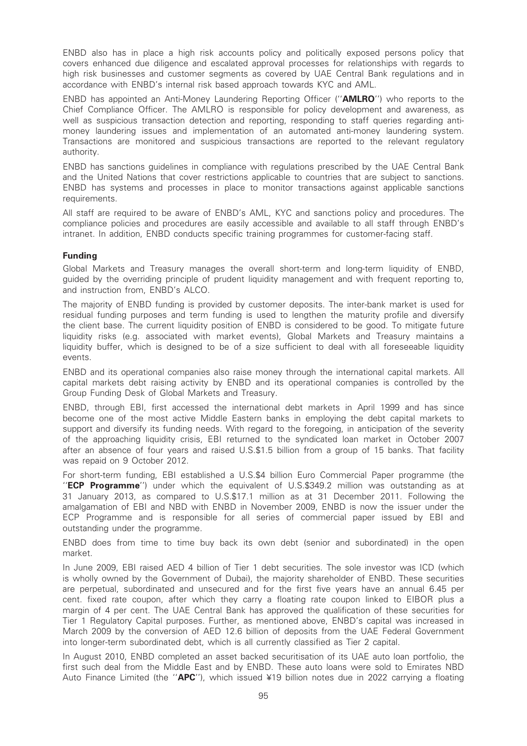ENBD also has in place a high risk accounts policy and politically exposed persons policy that covers enhanced due diligence and escalated approval processes for relationships with regards to high risk businesses and customer segments as covered by UAE Central Bank regulations and in accordance with ENBD's internal risk based approach towards KYC and AML.

ENBD has appointed an Anti-Money Laundering Reporting Officer (''**AMLRO**'') who reports to the Chief Compliance Officer. The AMLRO is responsible for policy development and awareness, as well as suspicious transaction detection and reporting, responding to staff queries regarding anti-money laundering issues and implementation of an automated anti-money laundering system. Transactions are monitored and suspicious transactions are reported to the relevant regulatory authority.

ENBD has sanctions guidelines in compliance with regulations prescribed by the UAE Central Bank and the United Nations that cover restrictions applicable to countries that are subject to sanctions. ENBD has systems and processes in place to monitor transactions against applicable sanctions requirements.

All staff are required to be aware of ENBD's AML, KYC and sanctions policy and procedures. The compliance policies and procedures are easily accessible and available to all staff through ENBD's intranet. In addition, ENBD conducts specific training programmes for customer-facing staff.

## Funding

Global Markets and Treasury manages the overall short-term and long-term liquidity of ENBD, guided by the overriding principle of prudent liquidity management and with frequent reporting to, and instruction from, ENBD's ALCO.

The majority of ENBD funding is provided by customer deposits. The inter-bank market is used for residual funding purposes and term funding is used to lengthen the maturity profile and diversify the client base. The current liquidity position of ENBD is considered to be good. To mitigate future liquidity risks (e.g. associated with market events), Global Markets and Treasury maintains a liquidity buffer, which is designed to be of a size sufficient to deal with all foreseeable liquidity events.

ENBD and its operational companies also raise money through the international capital markets. All capital markets debt raising activity by ENBD and its operational companies is controlled by the Group Funding Desk of Global Markets and Treasury.

ENBD, through EBI, first accessed the international debt markets in April 1999 and has since become one of the most active Middle Eastern banks in employing the debt capital markets to support and diversify its funding needs. With regard to the foregoing, in anticipation of the severity of the approaching liquidity crisis, EBI returned to the syndicated loan market in October 2007 after an absence of four years and raised U.S.$1.5 billion from a group of 15 banks. That facility was repaid on 9 October 2012.

For short-term funding, EBI established a U.S.$4 billion Euro Commercial Paper programme (the ''**ECP Programme**'') under which the equivalent of U.S.$349.2 million was outstanding as at 31 January 2013, as compared to U.S.$17.1 million as at 31 December 2011. Following the amalgamation of EBI and NBD with ENBD in November 2009, ENBD is now the issuer under the ECP Programme and is responsible for all series of commercial paper issued by EBI and outstanding under the programme.

ENBD does from time to time buy back its own debt (senior and subordinated) in the open market.

In June 2009, EBI raised AED 4 billion of Tier 1 debt securities. The sole investor was ICD (which is wholly owned by the Government of Dubai), the majority shareholder of ENBD. These securities are perpetual, subordinated and unsecured and for the first five years have an annual 6.45 per cent. fixed rate coupon, after which they carry a floating rate coupon linked to EIBOR plus a margin of 4 per cent. The UAE Central Bank has approved the qualification of these securities for Tier 1 Regulatory Capital purposes. Further, as mentioned above, ENBD's capital was increased in March 2009 by the conversion of AED 12.6 billion of deposits from the UAE Federal Government into longer-term subordinated debt, which is all currently classified as Tier 2 capital.

In August 2010, ENBD completed an asset backed securitisation of its UAE auto loan portfolio, the first such deal from the Middle East and by ENBD. These auto loans were sold to Emirates NBD Auto Finance Limited (the ''**APC**''), which issued ¥19 billion notes due in 2022 carrying a floating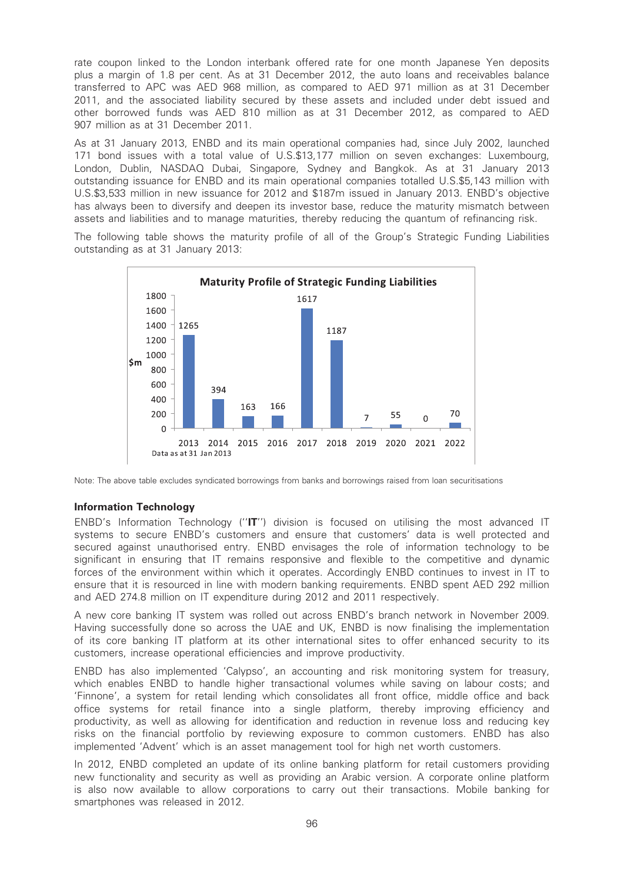rate coupon linked to the London interbank offered rate for one month Japanese Yen deposits plus a margin of 1.8 per cent. As at 31 December 2012, the auto loans and receivables balance transferred to APC was AED 968 million, as compared to AED 971 million as at 31 December 2011, and the associated liability secured by these assets and included under debt issued and other borrowed funds was AED 810 million as at 31 December 2012, as compared to AED 907 million as at 31 December 2011.

As at 31 January 2013, ENBD and its main operational companies had, since July 2002, launched 171 bond issues with a total value of U.S.$13,177 million on seven exchanges: Luxembourg, London, Dublin, NASDAQ Dubai, Singapore, Sydney and Bangkok. As at 31 January 2013 outstanding issuance for ENBD and its main operational companies totalled U.S.$5,143 million with U.S.$3,533 million in new issuance for 2012 and $187m issued in January 2013. ENBD's objective has always been to diversify and deepen its investor base, reduce the maturity mismatch between assets and liabilities and to manage maturities, thereby reducing the quantum of refinancing risk.

The following table shows the maturity profile of all of the Group's Strategic Funding Liabilities outstanding as at 31 January 2013:

**Maturity Profile of Strategic Funding Liabilities**

| Year | $m |
|---|---|
| 2013 | 1265 |
| 2014 | 394 |
| 2015 | 163 |
| 2016 | 166 |
| 2017 | 1617 |
| 2018 | 1187 |
| 2019 | 7 |
| 2020 | 55 |
| 2021 | 0 |
| 2022 | 70 |

Data as at 31 Jan 2013

Note: The above table excludes syndicated borrowings from banks and borrowings raised from loan securitisations

### Information Technology

ENBD's Information Technology (''**IT**'') division is focused on utilising the most advanced IT systems to secure ENBD's customers and ensure that customers' data is well protected and secured against unauthorised entry. ENBD envisages the role of information technology to be significant in ensuring that IT remains responsive and flexible to the competitive and dynamic forces of the environment within which it operates. Accordingly ENBD continues to invest in IT to ensure that it is resourced in line with modern banking requirements. ENBD spent AED 292 million and AED 274.8 million on IT expenditure during 2012 and 2011 respectively.

A new core banking IT system was rolled out across ENBD's branch network in November 2009. Having successfully done so across the UAE and UK, ENBD is now finalising the implementation of its core banking IT platform at its other international sites to offer enhanced security to its customers, increase operational efficiencies and improve productivity.

ENBD has also implemented 'Calypso', an accounting and risk monitoring system for treasury, which enables ENBD to handle higher transactional volumes while saving on labour costs; and 'Finnone', a system for retail lending which consolidates all front office, middle office and back office systems for retail finance into a single platform, thereby improving efficiency and productivity, as well as allowing for identification and reduction in revenue loss and reducing key risks on the financial portfolio by reviewing exposure to common customers. ENBD has also implemented 'Advent' which is an asset management tool for high net worth customers.

In 2012, ENBD completed an update of its online banking platform for retail customers providing new functionality and security as well as providing an Arabic version. A corporate online platform is also now available to allow corporations to carry out their transactions. Mobile banking for smartphones was released in 2012.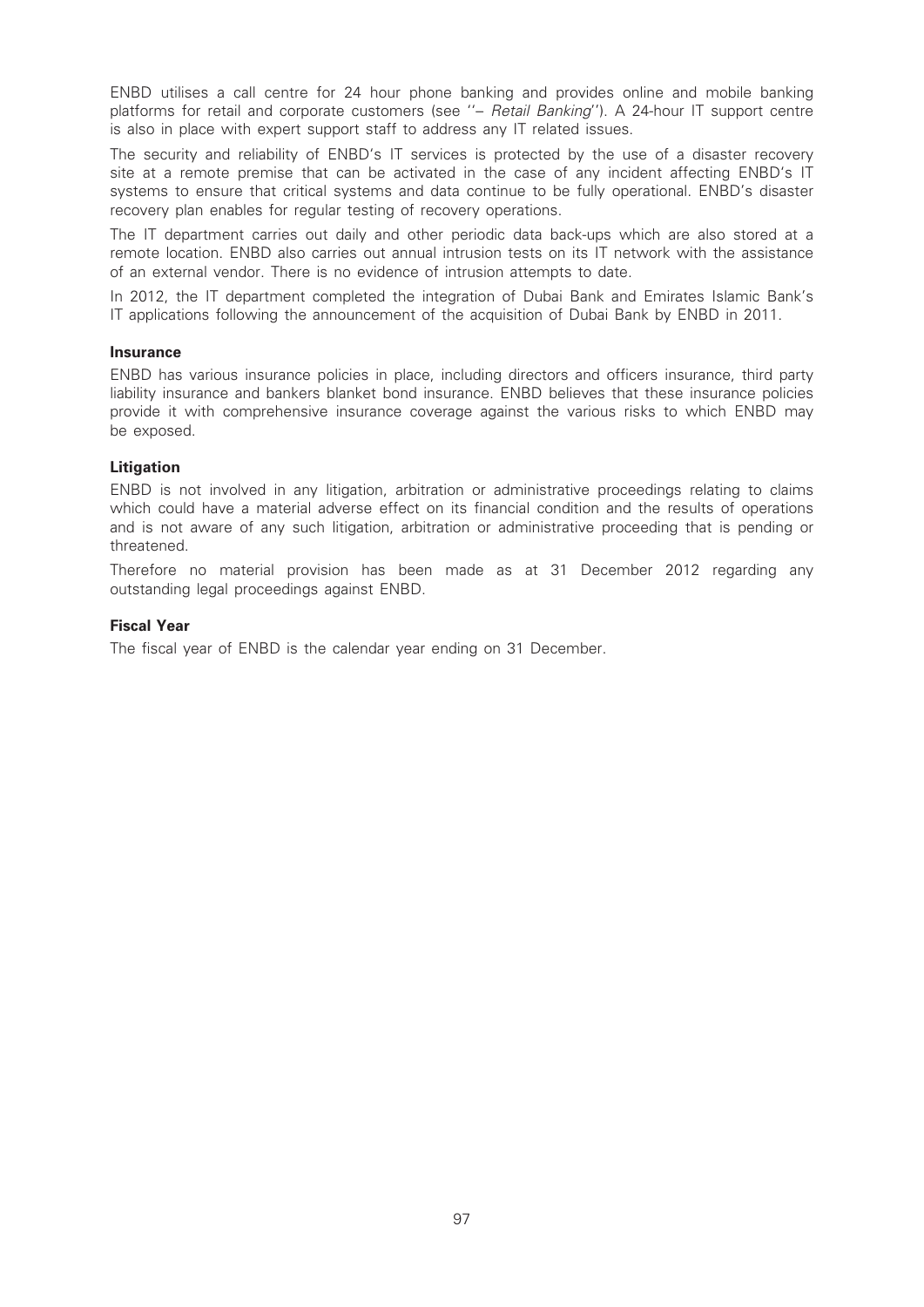ENBD utilises a call centre for 24 hour phone banking and provides online and mobile banking platforms for retail and corporate customers (see ''– *Retail Banking*''). A 24-hour IT support centre is also in place with expert support staff to address any IT related issues.

The security and reliability of ENBD's IT services is protected by the use of a disaster recovery site at a remote premise that can be activated in the case of any incident affecting ENBD's IT systems to ensure that critical systems and data continue to be fully operational. ENBD's disaster recovery plan enables for regular testing of recovery operations.

The IT department carries out daily and other periodic data back-ups which are also stored at a remote location. ENBD also carries out annual intrusion tests on its IT network with the assistance of an external vendor. There is no evidence of intrusion attempts to date.

In 2012, the IT department completed the integration of Dubai Bank and Emirates Islamic Bank's IT applications following the announcement of the acquisition of Dubai Bank by ENBD in 2011.

**Insurance**

ENBD has various insurance policies in place, including directors and officers insurance, third party liability insurance and bankers blanket bond insurance. ENBD believes that these insurance policies provide it with comprehensive insurance coverage against the various risks to which ENBD may be exposed.

**Litigation**

ENBD is not involved in any litigation, arbitration or administrative proceedings relating to claims which could have a material adverse effect on its financial condition and the results of operations and is not aware of any such litigation, arbitration or administrative proceeding that is pending or threatened.

Therefore no material provision has been made as at 31 December 2012 regarding any outstanding legal proceedings against ENBD.

**Fiscal Year**

The fiscal year of ENBD is the calendar year ending on 31 December.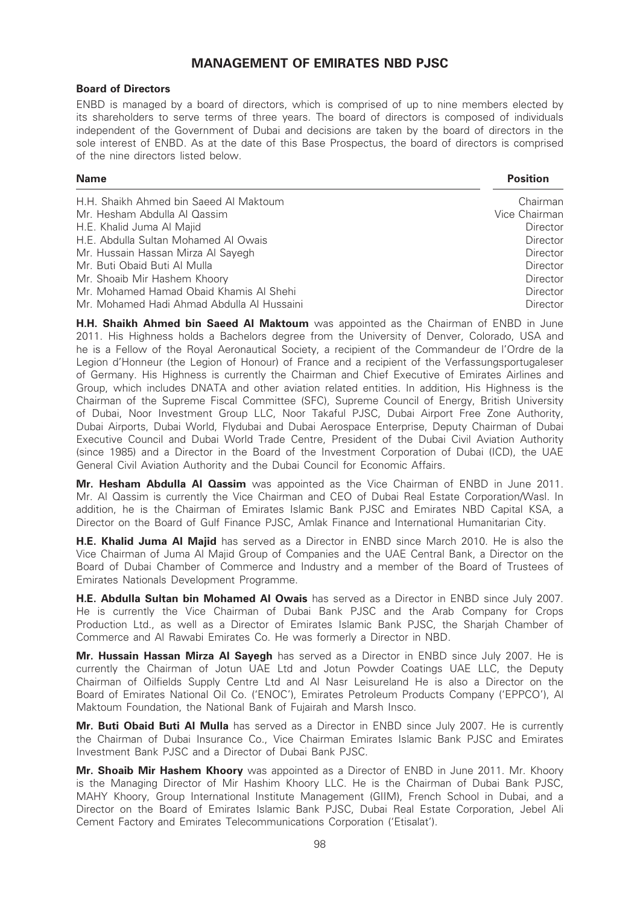# MANAGEMENT OF EMIRATES NBD PJSC

## Board of Directors

ENBD is managed by a board of directors, which is comprised of up to nine members elected by its shareholders to serve terms of three years. The board of directors is composed of individuals independent of the Government of Dubai and decisions are taken by the board of directors in the sole interest of ENBD. As at the date of this Base Prospectus, the board of directors is comprised of the nine directors listed below.

| Name | Position |
|---|---|
| H.H. Shaikh Ahmed bin Saeed Al Maktoum | Chairman |
| Mr. Hesham Abdulla Al Qassim | Vice Chairman |
| H.E. Khalid Juma Al Majid | Director |
| H.E. Abdulla Sultan Mohamed Al Owais | Director |
| Mr. Hussain Hassan Mirza Al Sayegh | Director |
| Mr. Buti Obaid Buti Al Mulla | Director |
| Mr. Shoaib Mir Hashem Khoory | Director |
| Mr. Mohamed Hamad Obaid Khamis Al Shehi | Director |
| Mr. Mohamed Hadi Ahmad Abdulla Al Hussaini | Director |

**H.H. Shaikh Ahmed bin Saeed Al Maktoum** was appointed as the Chairman of ENBD in June 2011. His Highness holds a Bachelors degree from the University of Denver, Colorado, USA and he is a Fellow of the Royal Aeronautical Society, a recipient of the Commandeur de l'Ordre de la Legion d'Honneur (the Legion of Honour) of France and a recipient of the Verfassungsportugaleser of Germany. His Highness is currently the Chairman and Chief Executive of Emirates Airlines and Group, which includes DNATA and other aviation related entities. In addition, His Highness is the Chairman of the Supreme Fiscal Committee (SFC), Supreme Council of Energy, British University of Dubai, Noor Investment Group LLC, Noor Takaful PJSC, Dubai Airport Free Zone Authority, Dubai Airports, Dubai World, Flydubai and Dubai Aerospace Enterprise, Deputy Chairman of Dubai Executive Council and Dubai World Trade Centre, President of the Dubai Civil Aviation Authority (since 1985) and a Director in the Board of the Investment Corporation of Dubai (ICD), the UAE General Civil Aviation Authority and the Dubai Council for Economic Affairs.

**Mr. Hesham Abdulla Al Qassim** was appointed as the Vice Chairman of ENBD in June 2011. Mr. Al Qassim is currently the Vice Chairman and CEO of Dubai Real Estate Corporation/Wasl. In addition, he is the Chairman of Emirates Islamic Bank PJSC and Emirates NBD Capital KSA, a Director on the Board of Gulf Finance PJSC, Amlak Finance and International Humanitarian City.

**H.E. Khalid Juma Al Majid** has served as a Director in ENBD since March 2010. He is also the Vice Chairman of Juma Al Majid Group of Companies and the UAE Central Bank, a Director on the Board of Dubai Chamber of Commerce and Industry and a member of the Board of Trustees of Emirates Nationals Development Programme.

**H.E. Abdulla Sultan bin Mohamed Al Owais** has served as a Director in ENBD since July 2007. He is currently the Vice Chairman of Dubai Bank PJSC and the Arab Company for Crops Production Ltd., as well as a Director of Emirates Islamic Bank PJSC, the Sharjah Chamber of Commerce and Al Rawabi Emirates Co. He was formerly a Director in NBD.

**Mr. Hussain Hassan Mirza Al Sayegh** has served as a Director in ENBD since July 2007. He is currently the Chairman of Jotun UAE Ltd and Jotun Powder Coatings UAE LLC, the Deputy Chairman of Oilfields Supply Centre Ltd and Al Nasr Leisureland He is also a Director on the Board of Emirates National Oil Co. ('ENOC'), Emirates Petroleum Products Company ('EPPCO'), Al Maktoum Foundation, the National Bank of Fujairah and Marsh Insco.

**Mr. Buti Obaid Buti Al Mulla** has served as a Director in ENBD since July 2007. He is currently the Chairman of Dubai Insurance Co., Vice Chairman Emirates Islamic Bank PJSC and Emirates Investment Bank PJSC and a Director of Dubai Bank PJSC.

**Mr. Shoaib Mir Hashem Khoory** was appointed as a Director of ENBD in June 2011. Mr. Khoory is the Managing Director of Mir Hashim Khoory LLC. He is the Chairman of Dubai Bank PJSC, MAHY Khoory, Group International Institute Management (GIIM), French School in Dubai, and a Director on the Board of Emirates Islamic Bank PJSC, Dubai Real Estate Corporation, Jebel Ali Cement Factory and Emirates Telecommunications Corporation ('Etisalat').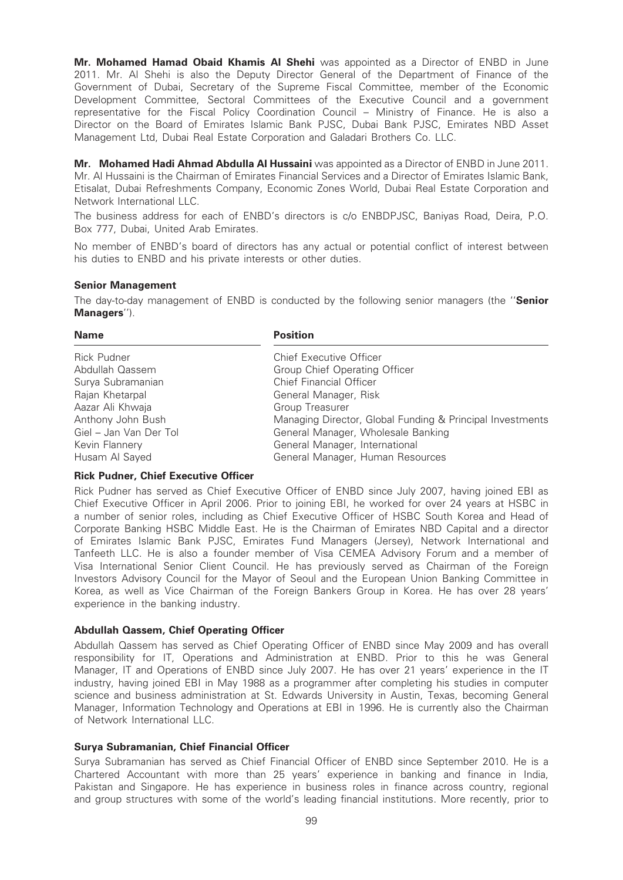**Mr. Mohamed Hamad Obaid Khamis Al Shehi** was appointed as a Director of ENBD in June 2011. Mr. Al Shehi is also the Deputy Director General of the Department of Finance of the Government of Dubai, Secretary of the Supreme Fiscal Committee, member of the Economic Development Committee, Sectoral Committees of the Executive Council and a government representative for the Fiscal Policy Coordination Council – Ministry of Finance. He is also a Director on the Board of Emirates Islamic Bank PJSC, Dubai Bank PJSC, Emirates NBD Asset Management Ltd, Dubai Real Estate Corporation and Galadari Brothers Co. LLC.

**Mr. Mohamed Hadi Ahmad Abdulla Al Hussaini** was appointed as a Director of ENBD in June 2011. Mr. Al Hussaini is the Chairman of Emirates Financial Services and a Director of Emirates Islamic Bank, Etisalat, Dubai Refreshments Company, Economic Zones World, Dubai Real Estate Corporation and Network International LLC.

The business address for each of ENBD's directors is c/o ENBDPJSC, Baniyas Road, Deira, P.O. Box 777, Dubai, United Arab Emirates.

No member of ENBD's board of directors has any actual or potential conflict of interest between his duties to ENBD and his private interests or other duties.

### Senior Management

The day-to-day management of ENBD is conducted by the following senior managers (the ''**Senior Managers**'').

| Name | Position |
|---|---|
| Rick Pudner | Chief Executive Officer |
| Abdullah Qassem | Group Chief Operating Officer |
| Surya Subramanian | Chief Financial Officer |
| Rajan Khetarpal | General Manager, Risk |
| Aazar Ali Khwaja | Group Treasurer |
| Anthony John Bush | Managing Director, Global Funding & Principal Investments |
| Giel – Jan Van Der Tol | General Manager, Wholesale Banking |
| Kevin Flannery | General Manager, International |
| Husam Al Sayed | General Manager, Human Resources |

### Rick Pudner, Chief Executive Officer

Rick Pudner has served as Chief Executive Officer of ENBD since July 2007, having joined EBI as Chief Executive Officer in April 2006. Prior to joining EBI, he worked for over 24 years at HSBC in a number of senior roles, including as Chief Executive Officer of HSBC South Korea and Head of Corporate Banking HSBC Middle East. He is the Chairman of Emirates NBD Capital and a director of Emirates Islamic Bank PJSC, Emirates Fund Managers (Jersey), Network International and Tanfeeth LLC. He is also a founder member of Visa CEMEA Advisory Forum and a member of Visa International Senior Client Council. He has previously served as Chairman of the Foreign Investors Advisory Council for the Mayor of Seoul and the European Union Banking Committee in Korea, as well as Vice Chairman of the Foreign Bankers Group in Korea. He has over 28 years' experience in the banking industry.

### Abdullah Qassem, Chief Operating Officer

Abdullah Qassem has served as Chief Operating Officer of ENBD since May 2009 and has overall responsibility for IT, Operations and Administration at ENBD. Prior to this he was General Manager, IT and Operations of ENBD since July 2007. He has over 21 years' experience in the IT industry, having joined EBI in May 1988 as a programmer after completing his studies in computer science and business administration at St. Edwards University in Austin, Texas, becoming General Manager, Information Technology and Operations at EBI in 1996. He is currently also the Chairman of Network International LLC.

### Surya Subramanian, Chief Financial Officer

Surya Subramanian has served as Chief Financial Officer of ENBD since September 2010. He is a Chartered Accountant with more than 25 years' experience in banking and finance in India, Pakistan and Singapore. He has experience in business roles in finance across country, regional and group structures with some of the world's leading financial institutions. More recently, prior to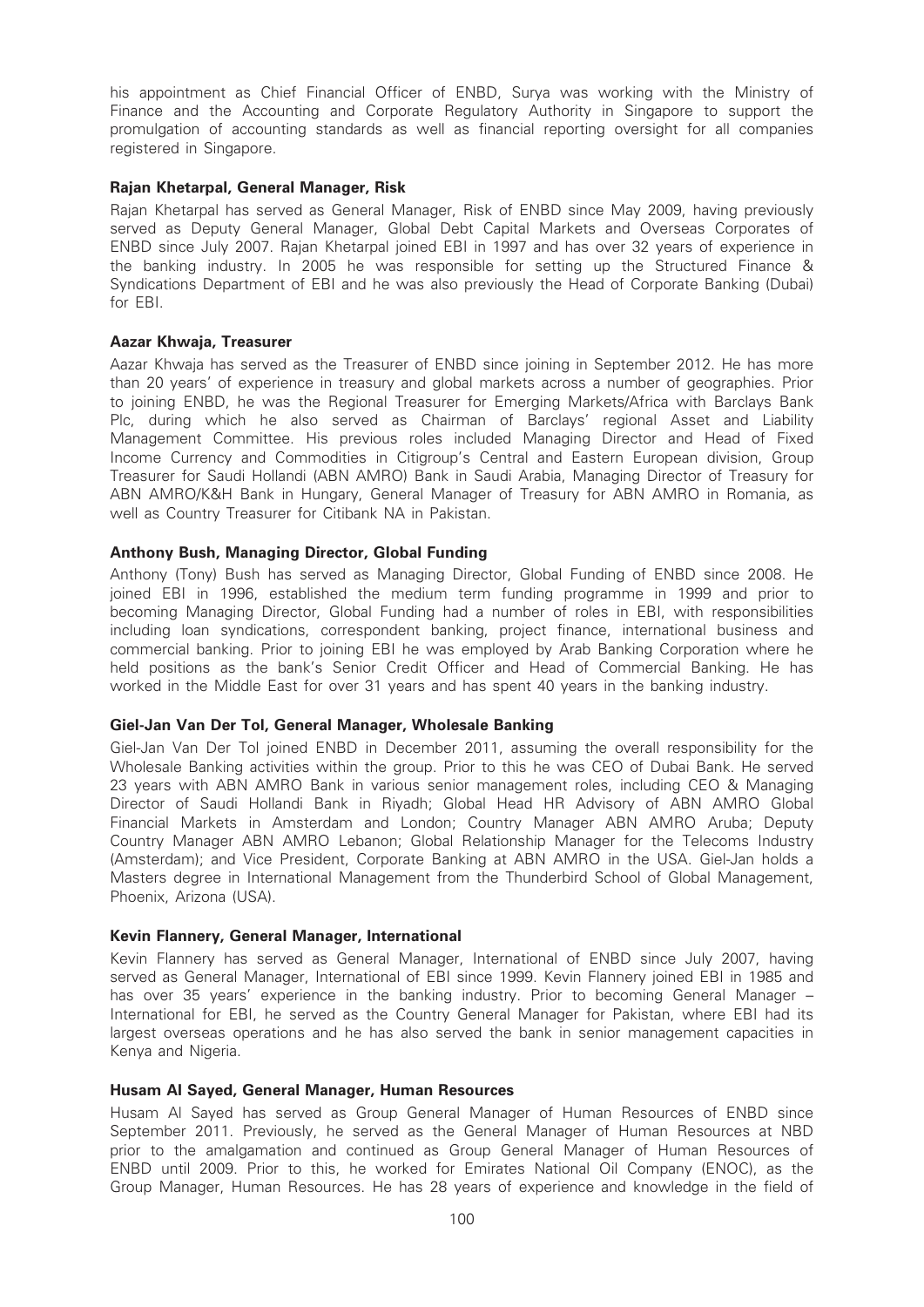his appointment as Chief Financial Officer of ENBD, Surya was working with the Ministry of Finance and the Accounting and Corporate Regulatory Authority in Singapore to support the promulgation of accounting standards as well as financial reporting oversight for all companies registered in Singapore.

**Rajan Khetarpal, General Manager, Risk**

Rajan Khetarpal has served as General Manager, Risk of ENBD since May 2009, having previously served as Deputy General Manager, Global Debt Capital Markets and Overseas Corporates of ENBD since July 2007. Rajan Khetarpal joined EBI in 1997 and has over 32 years of experience in the banking industry. In 2005 he was responsible for setting up the Structured Finance & Syndications Department of EBI and he was also previously the Head of Corporate Banking (Dubai) for EBI.

**Aazar Khwaja, Treasurer**

Aazar Khwaja has served as the Treasurer of ENBD since joining in September 2012. He has more than 20 years' of experience in treasury and global markets across a number of geographies. Prior to joining ENBD, he was the Regional Treasurer for Emerging Markets/Africa with Barclays Bank Plc, during which he also served as Chairman of Barclays' regional Asset and Liability Management Committee. His previous roles included Managing Director and Head of Fixed Income Currency and Commodities in Citigroup's Central and Eastern European division, Group Treasurer for Saudi Hollandi (ABN AMRO) Bank in Saudi Arabia, Managing Director of Treasury for ABN AMRO/K&H Bank in Hungary, General Manager of Treasury for ABN AMRO in Romania, as well as Country Treasurer for Citibank NA in Pakistan.

**Anthony Bush, Managing Director, Global Funding**

Anthony (Tony) Bush has served as Managing Director, Global Funding of ENBD since 2008. He joined EBI in 1996, established the medium term funding programme in 1999 and prior to becoming Managing Director, Global Funding had a number of roles in EBI, with responsibilities including loan syndications, correspondent banking, project finance, international business and commercial banking. Prior to joining EBI he was employed by Arab Banking Corporation where he held positions as the bank's Senior Credit Officer and Head of Commercial Banking. He has worked in the Middle East for over 31 years and has spent 40 years in the banking industry.

**Giel-Jan Van Der Tol, General Manager, Wholesale Banking**

Giel-Jan Van Der Tol joined ENBD in December 2011, assuming the overall responsibility for the Wholesale Banking activities within the group. Prior to this he was CEO of Dubai Bank. He served 23 years with ABN AMRO Bank in various senior management roles, including CEO & Managing Director of Saudi Hollandi Bank in Riyadh; Global Head HR Advisory of ABN AMRO Global Financial Markets in Amsterdam and London; Country Manager ABN AMRO Aruba; Deputy Country Manager ABN AMRO Lebanon; Global Relationship Manager for the Telecoms Industry (Amsterdam); and Vice President, Corporate Banking at ABN AMRO in the USA. Giel-Jan holds a Masters degree in International Management from the Thunderbird School of Global Management, Phoenix, Arizona (USA).

**Kevin Flannery, General Manager, International**

Kevin Flannery has served as General Manager, International of ENBD since July 2007, having served as General Manager, International of EBI since 1999. Kevin Flannery joined EBI in 1985 and has over 35 years' experience in the banking industry. Prior to becoming General Manager – International for EBI, he served as the Country General Manager for Pakistan, where EBI had its largest overseas operations and he has also served the bank in senior management capacities in Kenya and Nigeria.

**Husam Al Sayed, General Manager, Human Resources**

Husam Al Sayed has served as Group General Manager of Human Resources of ENBD since September 2011. Previously, he served as the General Manager of Human Resources at NBD prior to the amalgamation and continued as Group General Manager of Human Resources of ENBD until 2009. Prior to this, he worked for Emirates National Oil Company (ENOC), as the Group Manager, Human Resources. He has 28 years of experience and knowledge in the field of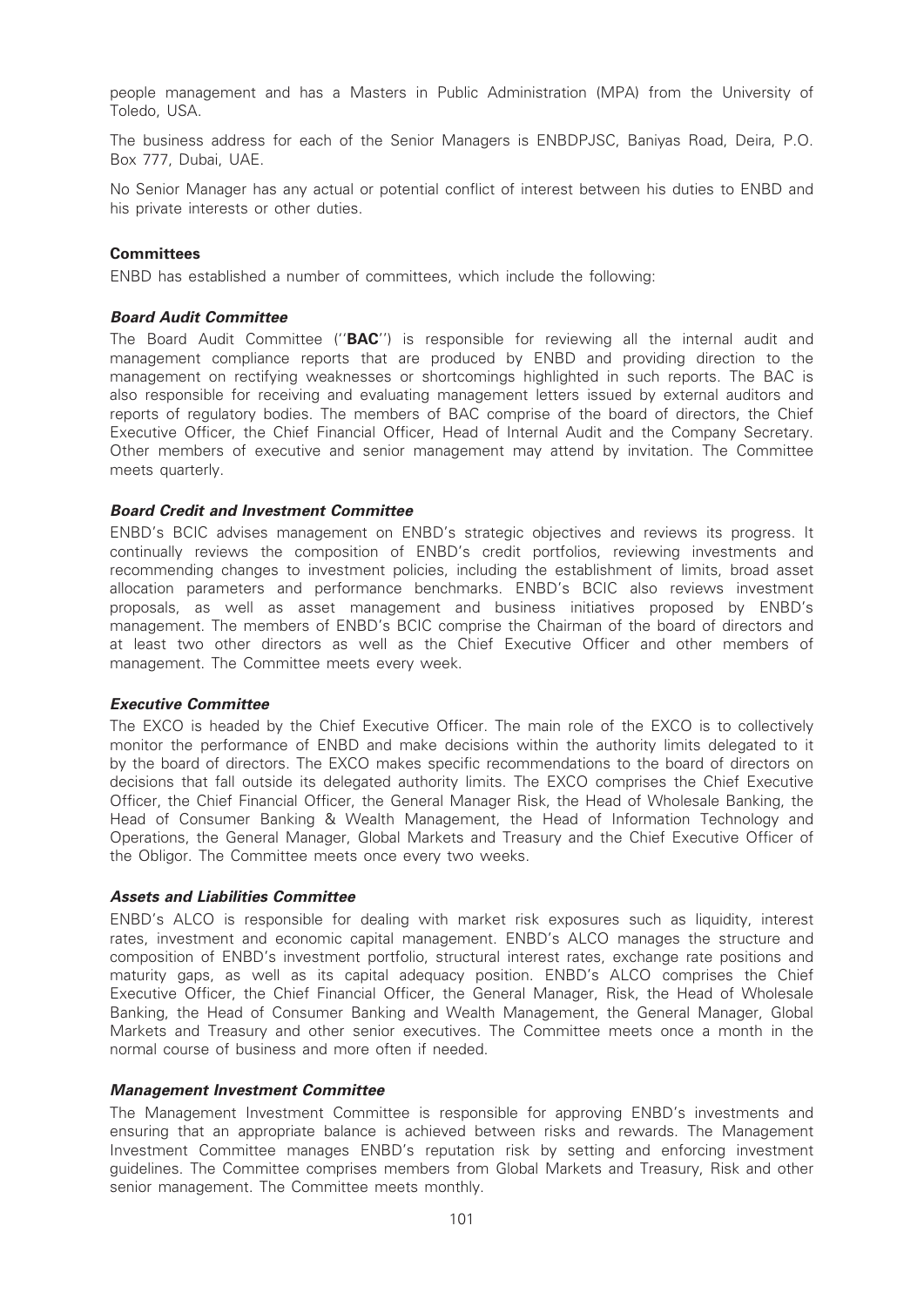people management and has a Masters in Public Administration (MPA) from the University of Toledo, USA.

The business address for each of the Senior Managers is ENBDPJSC, Baniyas Road, Deira, P.O. Box 777, Dubai, UAE.

No Senior Manager has any actual or potential conflict of interest between his duties to ENBD and his private interests or other duties.

### Committees

ENBD has established a number of committees, which include the following:

#### *Board Audit Committee*

The Board Audit Committee (''**BAC**'') is responsible for reviewing all the internal audit and management compliance reports that are produced by ENBD and providing direction to the management on rectifying weaknesses or shortcomings highlighted in such reports. The BAC is also responsible for receiving and evaluating management letters issued by external auditors and reports of regulatory bodies. The members of BAC comprise of the board of directors, the Chief Executive Officer, the Chief Financial Officer, Head of Internal Audit and the Company Secretary. Other members of executive and senior management may attend by invitation. The Committee meets quarterly.

#### *Board Credit and Investment Committee*

ENBD's BCIC advises management on ENBD's strategic objectives and reviews its progress. It continually reviews the composition of ENBD's credit portfolios, reviewing investments and recommending changes to investment policies, including the establishment of limits, broad asset allocation parameters and performance benchmarks. ENBD's BCIC also reviews investment proposals, as well as asset management and business initiatives proposed by ENBD's management. The members of ENBD's BCIC comprise the Chairman of the board of directors and at least two other directors as well as the Chief Executive Officer and other members of management. The Committee meets every week.

#### *Executive Committee*

The EXCO is headed by the Chief Executive Officer. The main role of the EXCO is to collectively monitor the performance of ENBD and make decisions within the authority limits delegated to it by the board of directors. The EXCO makes specific recommendations to the board of directors on decisions that fall outside its delegated authority limits. The EXCO comprises the Chief Executive Officer, the Chief Financial Officer, the General Manager Risk, the Head of Wholesale Banking, the Head of Consumer Banking & Wealth Management, the Head of Information Technology and Operations, the General Manager, Global Markets and Treasury and the Chief Executive Officer of the Obligor. The Committee meets once every two weeks.

#### *Assets and Liabilities Committee*

ENBD's ALCO is responsible for dealing with market risk exposures such as liquidity, interest rates, investment and economic capital management. ENBD's ALCO manages the structure and composition of ENBD's investment portfolio, structural interest rates, exchange rate positions and maturity gaps, as well as its capital adequacy position. ENBD's ALCO comprises the Chief Executive Officer, the Chief Financial Officer, the General Manager, Risk, the Head of Wholesale Banking, the Head of Consumer Banking and Wealth Management, the General Manager, Global Markets and Treasury and other senior executives. The Committee meets once a month in the normal course of business and more often if needed.

#### *Management Investment Committee*

The Management Investment Committee is responsible for approving ENBD's investments and ensuring that an appropriate balance is achieved between risks and rewards. The Management Investment Committee manages ENBD's reputation risk by setting and enforcing investment guidelines. The Committee comprises members from Global Markets and Treasury, Risk and other senior management. The Committee meets monthly.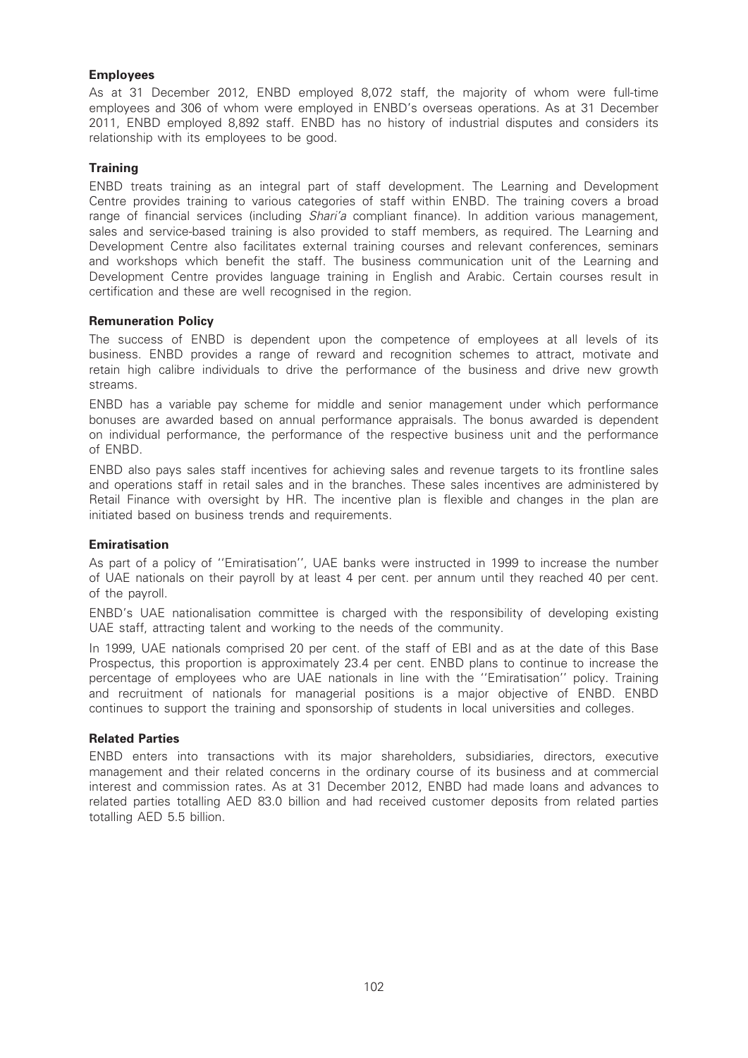### Employees

As at 31 December 2012, ENBD employed 8,072 staff, the majority of whom were full-time employees and 306 of whom were employed in ENBD's overseas operations. As at 31 December 2011, ENBD employed 8,892 staff. ENBD has no history of industrial disputes and considers its relationship with its employees to be good.

### Training

ENBD treats training as an integral part of staff development. The Learning and Development Centre provides training to various categories of staff within ENBD. The training covers a broad range of financial services (including *Shari'a* compliant finance). In addition various management, sales and service-based training is also provided to staff members, as required. The Learning and Development Centre also facilitates external training courses and relevant conferences, seminars and workshops which benefit the staff. The business communication unit of the Learning and Development Centre provides language training in English and Arabic. Certain courses result in certification and these are well recognised in the region.

### Remuneration Policy

The success of ENBD is dependent upon the competence of employees at all levels of its business. ENBD provides a range of reward and recognition schemes to attract, motivate and retain high calibre individuals to drive the performance of the business and drive new growth streams.

ENBD has a variable pay scheme for middle and senior management under which performance bonuses are awarded based on annual performance appraisals. The bonus awarded is dependent on individual performance, the performance of the respective business unit and the performance of ENBD.

ENBD also pays sales staff incentives for achieving sales and revenue targets to its frontline sales and operations staff in retail sales and in the branches. These sales incentives are administered by Retail Finance with oversight by HR. The incentive plan is flexible and changes in the plan are initiated based on business trends and requirements.

### Emiratisation

As part of a policy of ''Emiratisation'', UAE banks were instructed in 1999 to increase the number of UAE nationals on their payroll by at least 4 per cent. per annum until they reached 40 per cent. of the payroll.

ENBD's UAE nationalisation committee is charged with the responsibility of developing existing UAE staff, attracting talent and working to the needs of the community.

In 1999, UAE nationals comprised 20 per cent. of the staff of EBI and as at the date of this Base Prospectus, this proportion is approximately 23.4 per cent. ENBD plans to continue to increase the percentage of employees who are UAE nationals in line with the ''Emiratisation'' policy. Training and recruitment of nationals for managerial positions is a major objective of ENBD. ENBD continues to support the training and sponsorship of students in local universities and colleges.

### Related Parties

ENBD enters into transactions with its major shareholders, subsidiaries, directors, executive management and their related concerns in the ordinary course of its business and at commercial interest and commission rates. As at 31 December 2012, ENBD had made loans and advances to related parties totalling AED 83.0 billion and had received customer deposits from related parties totalling AED 5.5 billion.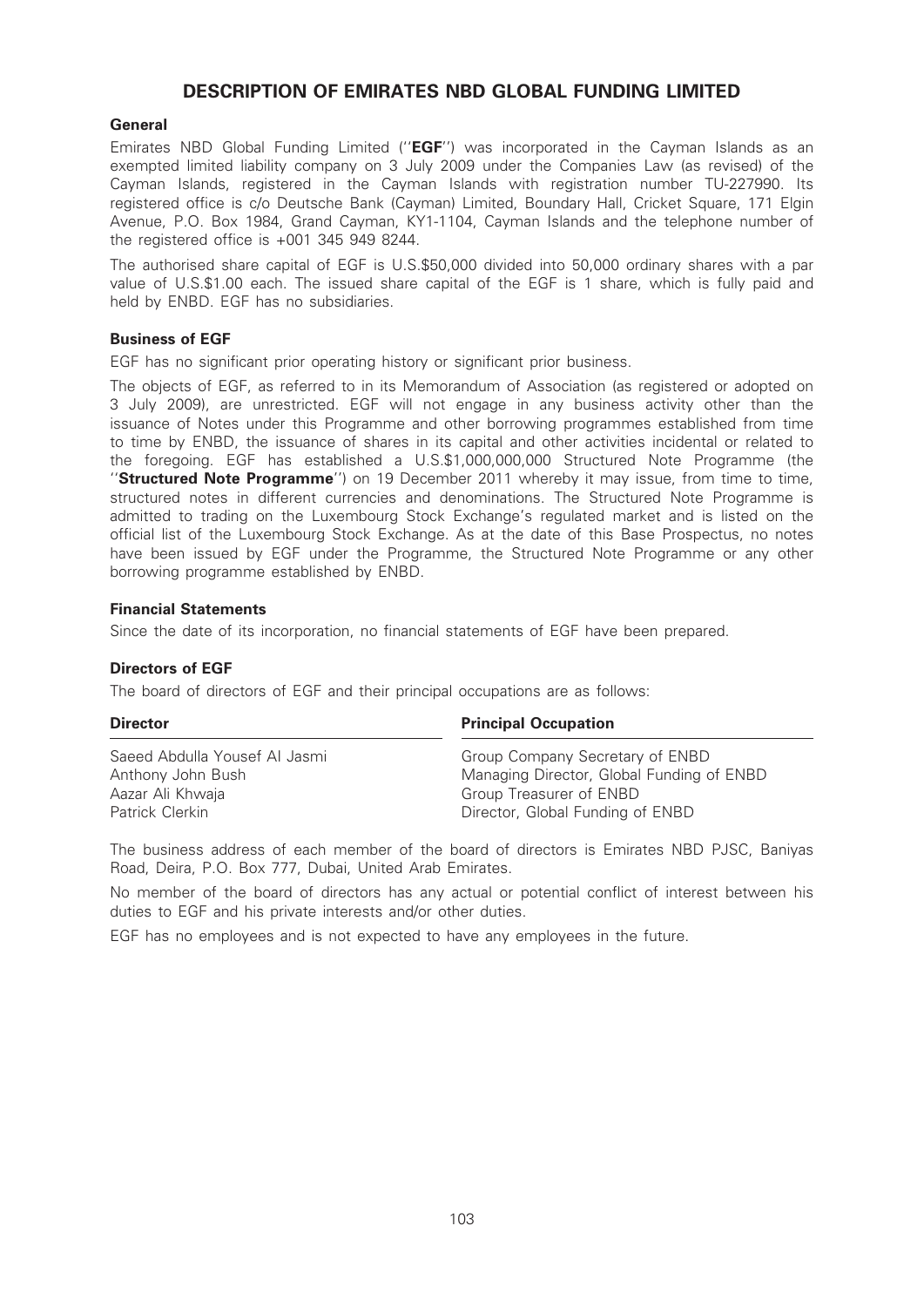# DESCRIPTION OF EMIRATES NBD GLOBAL FUNDING LIMITED

### General

Emirates NBD Global Funding Limited (''**EGF**'') was incorporated in the Cayman Islands as an exempted limited liability company on 3 July 2009 under the Companies Law (as revised) of the Cayman Islands, registered in the Cayman Islands with registration number TU-227990. Its registered office is c/o Deutsche Bank (Cayman) Limited, Boundary Hall, Cricket Square, 171 Elgin Avenue, P.O. Box 1984, Grand Cayman, KY1-1104, Cayman Islands and the telephone number of the registered office is +001 345 949 8244.

The authorised share capital of EGF is U.S.$50,000 divided into 50,000 ordinary shares with a par value of U.S.$1.00 each. The issued share capital of the EGF is 1 share, which is fully paid and held by ENBD. EGF has no subsidiaries.

### Business of EGF

EGF has no significant prior operating history or significant prior business.

The objects of EGF, as referred to in its Memorandum of Association (as registered or adopted on 3 July 2009), are unrestricted. EGF will not engage in any business activity other than the issuance of Notes under this Programme and other borrowing programmes established from time to time by ENBD, the issuance of shares in its capital and other activities incidental or related to the foregoing. EGF has established a U.S.$1,000,000,000 Structured Note Programme (the ''**Structured Note Programme**'') on 19 December 2011 whereby it may issue, from time to time, structured notes in different currencies and denominations. The Structured Note Programme is admitted to trading on the Luxembourg Stock Exchange's regulated market and is listed on the official list of the Luxembourg Stock Exchange. As at the date of this Base Prospectus, no notes have been issued by EGF under the Programme, the Structured Note Programme or any other borrowing programme established by ENBD.

### Financial Statements

Since the date of its incorporation, no financial statements of EGF have been prepared.

### Directors of EGF

The board of directors of EGF and their principal occupations are as follows:

| Director | Principal Occupation |
|---|---|
| Saeed Abdulla Yousef Al Jasmi | Group Company Secretary of ENBD |
| Anthony John Bush | Managing Director, Global Funding of ENBD |
| Aazar Ali Khwaja | Group Treasurer of ENBD |
| Patrick Clerkin | Director, Global Funding of ENBD |

The business address of each member of the board of directors is Emirates NBD PJSC, Baniyas Road, Deira, P.O. Box 777, Dubai, United Arab Emirates.

No member of the board of directors has any actual or potential conflict of interest between his duties to EGF and his private interests and/or other duties.

EGF has no employees and is not expected to have any employees in the future.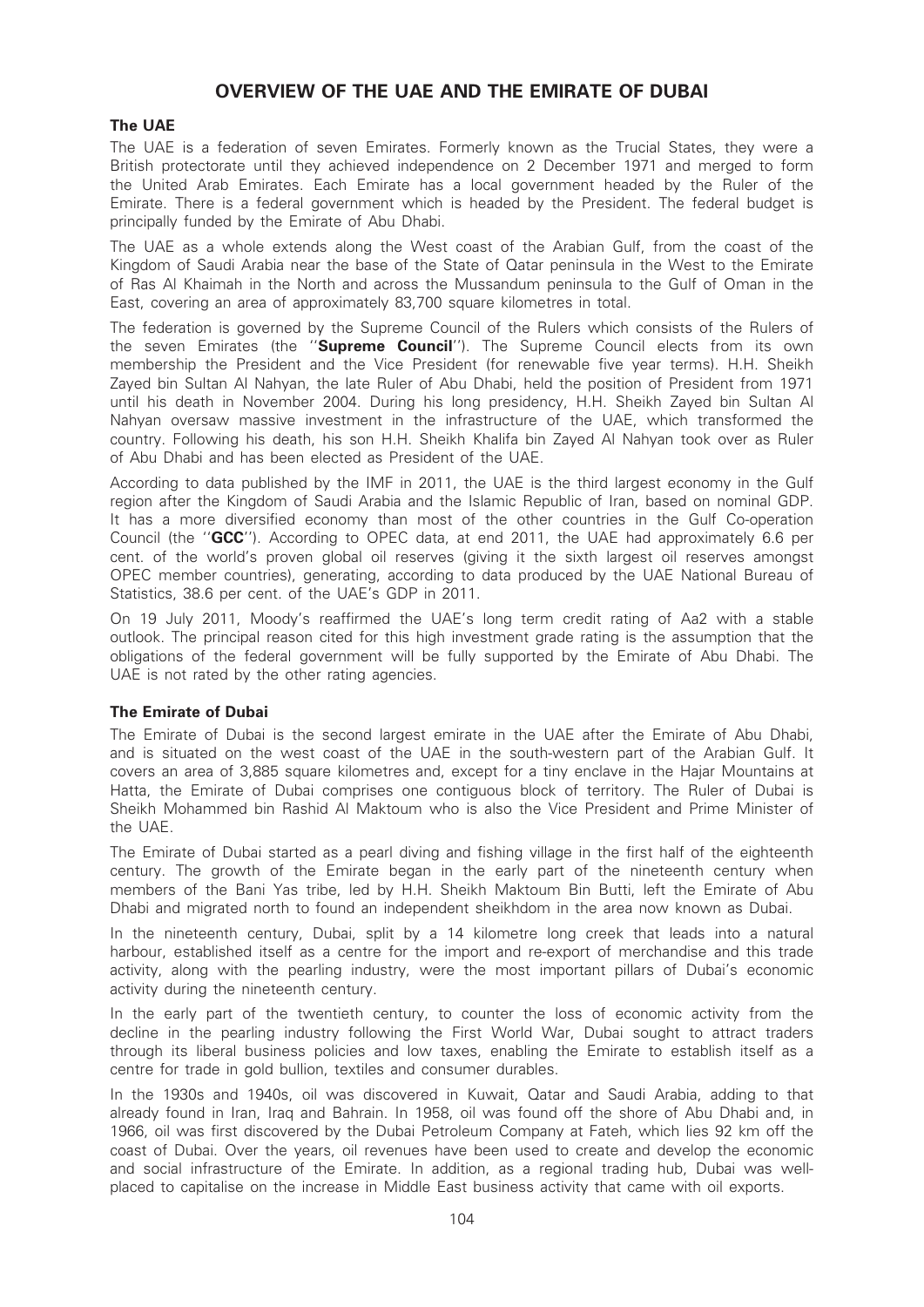# OVERVIEW OF THE UAE AND THE EMIRATE OF DUBAI

### The UAE

The UAE is a federation of seven Emirates. Formerly known as the Trucial States, they were a British protectorate until they achieved independence on 2 December 1971 and merged to form the United Arab Emirates. Each Emirate has a local government headed by the Ruler of the Emirate. There is a federal government which is headed by the President. The federal budget is principally funded by the Emirate of Abu Dhabi.

The UAE as a whole extends along the West coast of the Arabian Gulf, from the coast of the Kingdom of Saudi Arabia near the base of the State of Qatar peninsula in the West to the Emirate of Ras Al Khaimah in the North and across the Mussandum peninsula to the Gulf of Oman in the East, covering an area of approximately 83,700 square kilometres in total.

The federation is governed by the Supreme Council of the Rulers which consists of the Rulers of the seven Emirates (the ''**Supreme Council**''). The Supreme Council elects from its own membership the President and the Vice President (for renewable five year terms). H.H. Sheikh Zayed bin Sultan Al Nahyan, the late Ruler of Abu Dhabi, held the position of President from 1971 until his death in November 2004. During his long presidency, H.H. Sheikh Zayed bin Sultan Al Nahyan oversaw massive investment in the infrastructure of the UAE, which transformed the country. Following his death, his son H.H. Sheikh Khalifa bin Zayed Al Nahyan took over as Ruler of Abu Dhabi and has been elected as President of the UAE.

According to data published by the IMF in 2011, the UAE is the third largest economy in the Gulf region after the Kingdom of Saudi Arabia and the Islamic Republic of Iran, based on nominal GDP. It has a more diversified economy than most of the other countries in the Gulf Co-operation Council (the ''**GCC**''). According to OPEC data, at end 2011, the UAE had approximately 6.6 per cent. of the world's proven global oil reserves (giving it the sixth largest oil reserves amongst OPEC member countries), generating, according to data produced by the UAE National Bureau of Statistics, 38.6 per cent. of the UAE's GDP in 2011.

On 19 July 2011, Moody's reaffirmed the UAE's long term credit rating of Aa2 with a stable outlook. The principal reason cited for this high investment grade rating is the assumption that the obligations of the federal government will be fully supported by the Emirate of Abu Dhabi. The UAE is not rated by the other rating agencies.

### The Emirate of Dubai

The Emirate of Dubai is the second largest emirate in the UAE after the Emirate of Abu Dhabi, and is situated on the west coast of the UAE in the south-western part of the Arabian Gulf. It covers an area of 3,885 square kilometres and, except for a tiny enclave in the Hajar Mountains at Hatta, the Emirate of Dubai comprises one contiguous block of territory. The Ruler of Dubai is Sheikh Mohammed bin Rashid Al Maktoum who is also the Vice President and Prime Minister of the UAE.

The Emirate of Dubai started as a pearl diving and fishing village in the first half of the eighteenth century. The growth of the Emirate began in the early part of the nineteenth century when members of the Bani Yas tribe, led by H.H. Sheikh Maktoum Bin Butti, left the Emirate of Abu Dhabi and migrated north to found an independent sheikhdom in the area now known as Dubai.

In the nineteenth century, Dubai, split by a 14 kilometre long creek that leads into a natural harbour, established itself as a centre for the import and re-export of merchandise and this trade activity, along with the pearling industry, were the most important pillars of Dubai's economic activity during the nineteenth century.

In the early part of the twentieth century, to counter the loss of economic activity from the decline in the pearling industry following the First World War, Dubai sought to attract traders through its liberal business policies and low taxes, enabling the Emirate to establish itself as a centre for trade in gold bullion, textiles and consumer durables.

In the 1930s and 1940s, oil was discovered in Kuwait, Qatar and Saudi Arabia, adding to that already found in Iran, Iraq and Bahrain. In 1958, oil was found off the shore of Abu Dhabi and, in 1966, oil was first discovered by the Dubai Petroleum Company at Fateh, which lies 92 km off the coast of Dubai. Over the years, oil revenues have been used to create and develop the economic and social infrastructure of the Emirate. In addition, as a regional trading hub, Dubai was well-placed to capitalise on the increase in Middle East business activity that came with oil exports.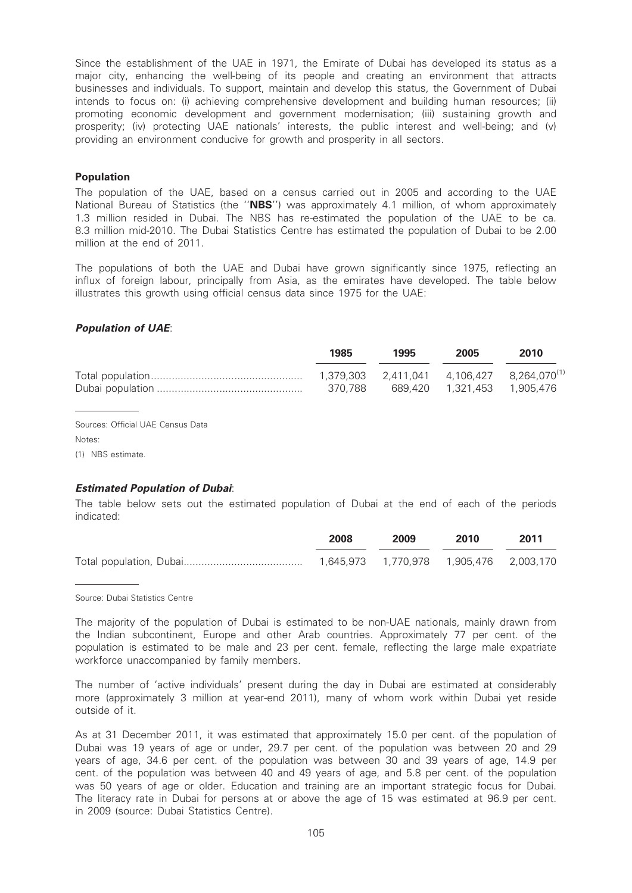Since the establishment of the UAE in 1971, the Emirate of Dubai has developed its status as a major city, enhancing the well-being of its people and creating an environment that attracts businesses and individuals. To support, maintain and develop this status, the Government of Dubai intends to focus on: (i) achieving comprehensive development and building human resources; (ii) promoting economic development and government modernisation; (iii) sustaining growth and prosperity; (iv) protecting UAE nationals' interests, the public interest and well-being; and (v) providing an environment conducive for growth and prosperity in all sectors.

### Population

The population of the UAE, based on a census carried out in 2005 and according to the UAE National Bureau of Statistics (the ''**NBS**'') was approximately 4.1 million, of whom approximately 1.3 million resided in Dubai. The NBS has re-estimated the population of the UAE to be ca. 8.3 million mid-2010. The Dubai Statistics Centre has estimated the population of Dubai to be 2.00 million at the end of 2011.

The populations of both the UAE and Dubai have grown significantly since 1975, reflecting an influx of foreign labour, principally from Asia, as the emirates have developed. The table below illustrates this growth using official census data since 1975 for the UAE:

#### *Population of UAE*:

| | 1985 | 1995 | 2005 | 2010 |
|---|---|---|---|---|
| Total population | 1,379,303 | 2,411,041 | 4,106,427 | 8,264,070[(1)] |
| Dubai population | 370,788 | 689,420 | 1,321,453 | 1,905,476 |

Sources: Official UAE Census Data

Notes:

(1) NBS estimate.

#### *Estimated Population of Dubai*:

The table below sets out the estimated population of Dubai at the end of each of the periods indicated:

| | 2008 | 2009 | 2010 | 2011 |
|---|---|---|---|---|
| Total population, Dubai | 1,645,973 | 1,770,978 | 1,905,476 | 2,003,170 |

Source: Dubai Statistics Centre

The majority of the population of Dubai is estimated to be non-UAE nationals, mainly drawn from the Indian subcontinent, Europe and other Arab countries. Approximately 77 per cent. of the population is estimated to be male and 23 per cent. female, reflecting the large male expatriate workforce unaccompanied by family members.

The number of 'active individuals' present during the day in Dubai are estimated at considerably more (approximately 3 million at year-end 2011), many of whom work within Dubai yet reside outside of it.

As at 31 December 2011, it was estimated that approximately 15.0 per cent. of the population of Dubai was 19 years of age or under, 29.7 per cent. of the population was between 20 and 29 years of age, 34.6 per cent. of the population was between 30 and 39 years of age, 14.9 per cent. of the population was between 40 and 49 years of age, and 5.8 per cent. of the population was 50 years of age or older. Education and training are an important strategic focus for Dubai. The literacy rate in Dubai for persons at or above the age of 15 was estimated at 96.9 per cent. in 2009 (source: Dubai Statistics Centre).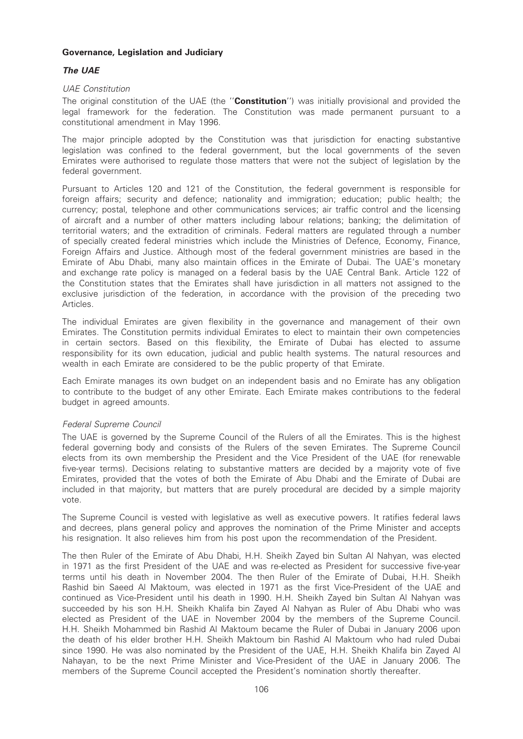## Governance, Legislation and Judiciary

### *The UAE*

#### *UAE Constitution*

The original constitution of the UAE (the ''**Constitution**'') was initially provisional and provided the legal framework for the federation. The Constitution was made permanent pursuant to a constitutional amendment in May 1996.

The major principle adopted by the Constitution was that jurisdiction for enacting substantive legislation was confined to the federal government, but the local governments of the seven Emirates were authorised to regulate those matters that were not the subject of legislation by the federal government.

Pursuant to Articles 120 and 121 of the Constitution, the federal government is responsible for foreign affairs; security and defence; nationality and immigration; education; public health; the currency; postal, telephone and other communications services; air traffic control and the licensing of aircraft and a number of other matters including labour relations; banking; the delimitation of territorial waters; and the extradition of criminals. Federal matters are regulated through a number of specially created federal ministries which include the Ministries of Defence, Economy, Finance, Foreign Affairs and Justice. Although most of the federal government ministries are based in the Emirate of Abu Dhabi, many also maintain offices in the Emirate of Dubai. The UAE's monetary and exchange rate policy is managed on a federal basis by the UAE Central Bank. Article 122 of the Constitution states that the Emirates shall have jurisdiction in all matters not assigned to the exclusive jurisdiction of the federation, in accordance with the provision of the preceding two Articles.

The individual Emirates are given flexibility in the governance and management of their own Emirates. The Constitution permits individual Emirates to elect to maintain their own competencies in certain sectors. Based on this flexibility, the Emirate of Dubai has elected to assume responsibility for its own education, judicial and public health systems. The natural resources and wealth in each Emirate are considered to be the public property of that Emirate.

Each Emirate manages its own budget on an independent basis and no Emirate has any obligation to contribute to the budget of any other Emirate. Each Emirate makes contributions to the federal budget in agreed amounts.

#### *Federal Supreme Council*

The UAE is governed by the Supreme Council of the Rulers of all the Emirates. This is the highest federal governing body and consists of the Rulers of the seven Emirates. The Supreme Council elects from its own membership the President and the Vice President of the UAE (for renewable five-year terms). Decisions relating to substantive matters are decided by a majority vote of five Emirates, provided that the votes of both the Emirate of Abu Dhabi and the Emirate of Dubai are included in that majority, but matters that are purely procedural are decided by a simple majority vote.

The Supreme Council is vested with legislative as well as executive powers. It ratifies federal laws and decrees, plans general policy and approves the nomination of the Prime Minister and accepts his resignation. It also relieves him from his post upon the recommendation of the President.

The then Ruler of the Emirate of Abu Dhabi, H.H. Sheikh Zayed bin Sultan Al Nahyan, was elected in 1971 as the first President of the UAE and was re-elected as President for successive five-year terms until his death in November 2004. The then Ruler of the Emirate of Dubai, H.H. Sheikh Rashid bin Saeed Al Maktoum, was elected in 1971 as the first Vice-President of the UAE and continued as Vice-President until his death in 1990. H.H. Sheikh Zayed bin Sultan Al Nahyan was succeeded by his son H.H. Sheikh Khalifa bin Zayed Al Nahyan as Ruler of Abu Dhabi who was elected as President of the UAE in November 2004 by the members of the Supreme Council. H.H. Sheikh Mohammed bin Rashid Al Maktoum became the Ruler of Dubai in January 2006 upon the death of his elder brother H.H. Sheikh Maktoum bin Rashid Al Maktoum who had ruled Dubai since 1990. He was also nominated by the President of the UAE, H.H. Sheikh Khalifa bin Zayed Al Nahayan, to be the next Prime Minister and Vice-President of the UAE in January 2006. The members of the Supreme Council accepted the President's nomination shortly thereafter.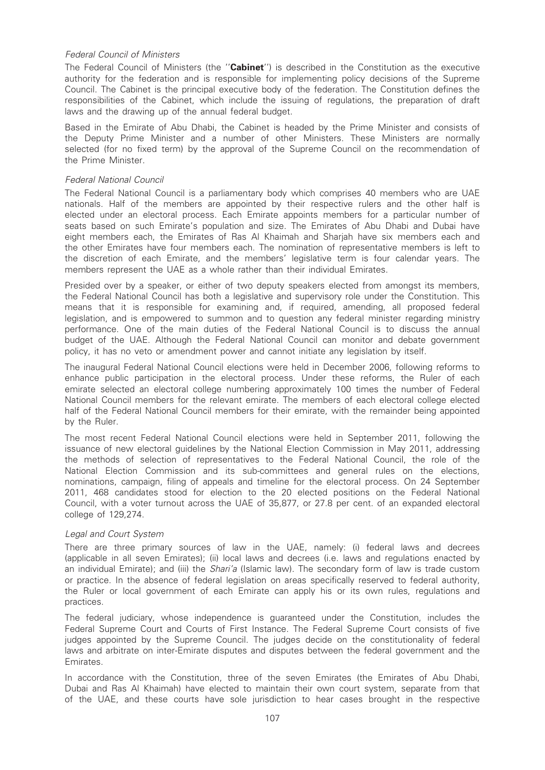*Federal Council of Ministers*

The Federal Council of Ministers (the "**Cabinet**") is described in the Constitution as the executive authority for the federation and is responsible for implementing policy decisions of the Supreme Council. The Cabinet is the principal executive body of the federation. The Constitution defines the responsibilities of the Cabinet, which include the issuing of regulations, the preparation of draft laws and the drawing up of the annual federal budget.

Based in the Emirate of Abu Dhabi, the Cabinet is headed by the Prime Minister and consists of the Deputy Prime Minister and a number of other Ministers. These Ministers are normally selected (for no fixed term) by the approval of the Supreme Council on the recommendation of the Prime Minister.

*Federal National Council*

The Federal National Council is a parliamentary body which comprises 40 members who are UAE nationals. Half of the members are appointed by their respective rulers and the other half is elected under an electoral process. Each Emirate appoints members for a particular number of seats based on such Emirate's population and size. The Emirates of Abu Dhabi and Dubai have eight members each, the Emirates of Ras Al Khaimah and Sharjah have six members each and the other Emirates have four members each. The nomination of representative members is left to the discretion of each Emirate, and the members' legislative term is four calendar years. The members represent the UAE as a whole rather than their individual Emirates.

Presided over by a speaker, or either of two deputy speakers elected from amongst its members, the Federal National Council has both a legislative and supervisory role under the Constitution. This means that it is responsible for examining and, if required, amending, all proposed federal legislation, and is empowered to summon and to question any federal minister regarding ministry performance. One of the main duties of the Federal National Council is to discuss the annual budget of the UAE. Although the Federal National Council can monitor and debate government policy, it has no veto or amendment power and cannot initiate any legislation by itself.

The inaugural Federal National Council elections were held in December 2006, following reforms to enhance public participation in the electoral process. Under these reforms, the Ruler of each emirate selected an electoral college numbering approximately 100 times the number of Federal National Council members for the relevant emirate. The members of each electoral college elected half of the Federal National Council members for their emirate, with the remainder being appointed by the Ruler.

The most recent Federal National Council elections were held in September 2011, following the issuance of new electoral guidelines by the National Election Commission in May 2011, addressing the methods of selection of representatives to the Federal National Council, the role of the National Election Commission and its sub-committees and general rules on the elections, nominations, campaign, filing of appeals and timeline for the electoral process. On 24 September 2011, 468 candidates stood for election to the 20 elected positions on the Federal National Council, with a voter turnout across the UAE of 35,877, or 27.8 per cent. of an expanded electoral college of 129,274.

*Legal and Court System*

There are three primary sources of law in the UAE, namely: (i) federal laws and decrees (applicable in all seven Emirates); (ii) local laws and decrees (i.e. laws and regulations enacted by an individual Emirate); and (iii) the *Shari'a* (Islamic law). The secondary form of law is trade custom or practice. In the absence of federal legislation on areas specifically reserved to federal authority, the Ruler or local government of each Emirate can apply his or its own rules, regulations and practices.

The federal judiciary, whose independence is guaranteed under the Constitution, includes the Federal Supreme Court and Courts of First Instance. The Federal Supreme Court consists of five judges appointed by the Supreme Council. The judges decide on the constitutionality of federal laws and arbitrate on inter-Emirate disputes and disputes between the federal government and the Emirates.

In accordance with the Constitution, three of the seven Emirates (the Emirates of Abu Dhabi, Dubai and Ras Al Khaimah) have elected to maintain their own court system, separate from that of the UAE, and these courts have sole jurisdiction to hear cases brought in the respective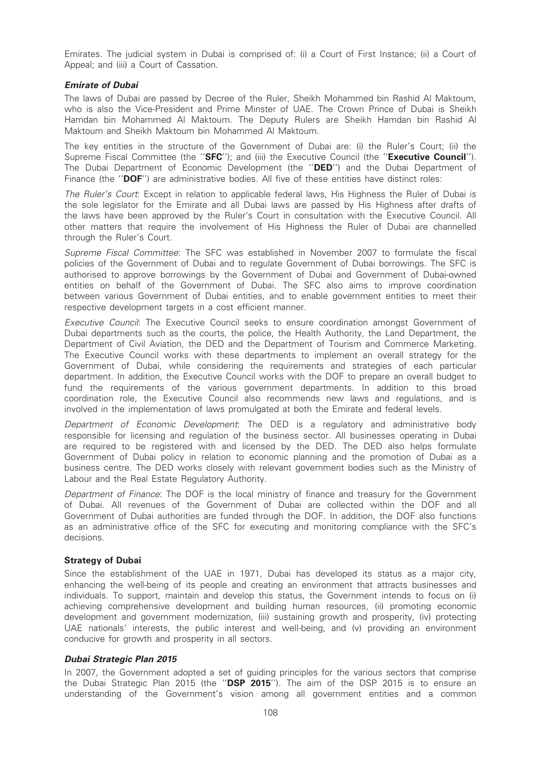Emirates. The judicial system in Dubai is comprised of: (i) a Court of First Instance; (ii) a Court of Appeal; and (iii) a Court of Cassation.

### *Emirate of Dubai*

The laws of Dubai are passed by Decree of the Ruler, Sheikh Mohammed bin Rashid Al Maktoum, who is also the Vice-President and Prime Minster of UAE. The Crown Prince of Dubai is Sheikh Hamdan bin Mohammed Al Maktoum. The Deputy Rulers are Sheikh Hamdan bin Rashid Al Maktoum and Sheikh Maktoum bin Mohammed Al Maktoum.

The key entities in the structure of the Government of Dubai are: (i) the Ruler's Court; (ii) the Supreme Fiscal Committee (the ''**SFC**''); and (iii) the Executive Council (the ''**Executive Council**''). The Dubai Department of Economic Development (the ''**DED**'') and the Dubai Department of Finance (the ''**DOF**'') are administrative bodies. All five of these entities have distinct roles:

*The Ruler's Court*: Except in relation to applicable federal laws, His Highness the Ruler of Dubai is the sole legislator for the Emirate and all Dubai laws are passed by His Highness after drafts of the laws have been approved by the Ruler's Court in consultation with the Executive Council. All other matters that require the involvement of His Highness the Ruler of Dubai are channelled through the Ruler's Court.

*Supreme Fiscal Committee*: The SFC was established in November 2007 to formulate the fiscal policies of the Government of Dubai and to regulate Government of Dubai borrowings. The SFC is authorised to approve borrowings by the Government of Dubai and Government of Dubai-owned entities on behalf of the Government of Dubai. The SFC also aims to improve coordination between various Government of Dubai entities, and to enable government entities to meet their respective development targets in a cost efficient manner.

*Executive Council*: The Executive Council seeks to ensure coordination amongst Government of Dubai departments such as the courts, the police, the Health Authority, the Land Department, the Department of Civil Aviation, the DED and the Department of Tourism and Commerce Marketing. The Executive Council works with these departments to implement an overall strategy for the Government of Dubai, while considering the requirements and strategies of each particular department. In addition, the Executive Council works with the DOF to prepare an overall budget to fund the requirements of the various government departments. In addition to this broad coordination role, the Executive Council also recommends new laws and regulations, and is involved in the implementation of laws promulgated at both the Emirate and federal levels.

*Department of Economic Development*: The DED is a regulatory and administrative body responsible for licensing and regulation of the business sector. All businesses operating in Dubai are required to be registered with and licensed by the DED. The DED also helps formulate Government of Dubai policy in relation to economic planning and the promotion of Dubai as a business centre. The DED works closely with relevant government bodies such as the Ministry of Labour and the Real Estate Regulatory Authority.

*Department of Finance*: The DOF is the local ministry of finance and treasury for the Government of Dubai. All revenues of the Government of Dubai are collected within the DOF and all Government of Dubai authorities are funded through the DOF. In addition, the DOF also functions as an administrative office of the SFC for executing and monitoring compliance with the SFC's decisions.

## Strategy of Dubai

Since the establishment of the UAE in 1971, Dubai has developed its status as a major city, enhancing the well-being of its people and creating an environment that attracts businesses and individuals. To support, maintain and develop this status, the Government intends to focus on (i) achieving comprehensive development and building human resources, (ii) promoting economic development and government modernization, (iii) sustaining growth and prosperity, (iv) protecting UAE nationals' interests, the public interest and well-being, and (v) providing an environment conducive for growth and prosperity in all sectors.

### *Dubai Strategic Plan 2015*

In 2007, the Government adopted a set of guiding principles for the various sectors that comprise the Dubai Strategic Plan 2015 (the ''**DSP 2015**''). The aim of the DSP 2015 is to ensure an understanding of the Government's vision among all government entities and a common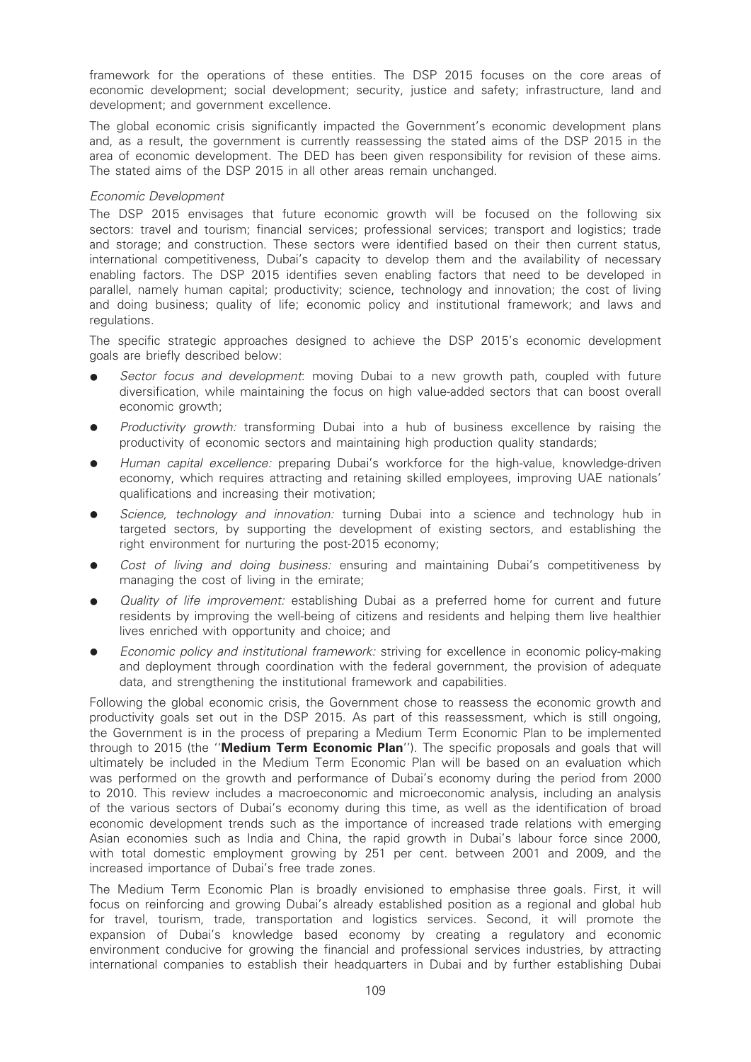framework for the operations of these entities. The DSP 2015 focuses on the core areas of economic development; social development; security, justice and safety; infrastructure, land and development; and government excellence.

The global economic crisis significantly impacted the Government's economic development plans and, as a result, the government is currently reassessing the stated aims of the DSP 2015 in the area of economic development. The DED has been given responsibility for revision of these aims. The stated aims of the DSP 2015 in all other areas remain unchanged.

*Economic Development*

The DSP 2015 envisages that future economic growth will be focused on the following six sectors: travel and tourism; financial services; professional services; transport and logistics; trade and storage; and construction. These sectors were identified based on their then current status, international competitiveness, Dubai's capacity to develop them and the availability of necessary enabling factors. The DSP 2015 identifies seven enabling factors that need to be developed in parallel, namely human capital; productivity; science, technology and innovation; the cost of living and doing business; quality of life; economic policy and institutional framework; and laws and regulations.

The specific strategic approaches designed to achieve the DSP 2015's economic development goals are briefly described below:

- *Sector focus and development*: moving Dubai to a new growth path, coupled with future diversification, while maintaining the focus on high value-added sectors that can boost overall economic growth;
- *Productivity growth:* transforming Dubai into a hub of business excellence by raising the productivity of economic sectors and maintaining high production quality standards;
- *Human capital excellence:* preparing Dubai's workforce for the high-value, knowledge-driven economy, which requires attracting and retaining skilled employees, improving UAE nationals' qualifications and increasing their motivation;
- *Science, technology and innovation:* turning Dubai into a science and technology hub in targeted sectors, by supporting the development of existing sectors, and establishing the right environment for nurturing the post-2015 economy;
- *Cost of living and doing business:* ensuring and maintaining Dubai's competitiveness by managing the cost of living in the emirate;
- *Quality of life improvement:* establishing Dubai as a preferred home for current and future residents by improving the well-being of citizens and residents and helping them live healthier lives enriched with opportunity and choice; and
- *Economic policy and institutional framework:* striving for excellence in economic policy-making and deployment through coordination with the federal government, the provision of adequate data, and strengthening the institutional framework and capabilities.

Following the global economic crisis, the Government chose to reassess the economic growth and productivity goals set out in the DSP 2015. As part of this reassessment, which is still ongoing, the Government is in the process of preparing a Medium Term Economic Plan to be implemented through to 2015 (the "**Medium Term Economic Plan**"). The specific proposals and goals that will ultimately be included in the Medium Term Economic Plan will be based on an evaluation which was performed on the growth and performance of Dubai's economy during the period from 2000 to 2010. This review includes a macroeconomic and microeconomic analysis, including an analysis of the various sectors of Dubai's economy during this time, as well as the identification of broad economic development trends such as the importance of increased trade relations with emerging Asian economies such as India and China, the rapid growth in Dubai's labour force since 2000, with total domestic employment growing by 251 per cent. between 2001 and 2009, and the increased importance of Dubai's free trade zones.

The Medium Term Economic Plan is broadly envisioned to emphasise three goals. First, it will focus on reinforcing and growing Dubai's already established position as a regional and global hub for travel, tourism, trade, transportation and logistics services. Second, it will promote the expansion of Dubai's knowledge based economy by creating a regulatory and economic environment conducive for growing the financial and professional services industries, by attracting international companies to establish their headquarters in Dubai and by further establishing Dubai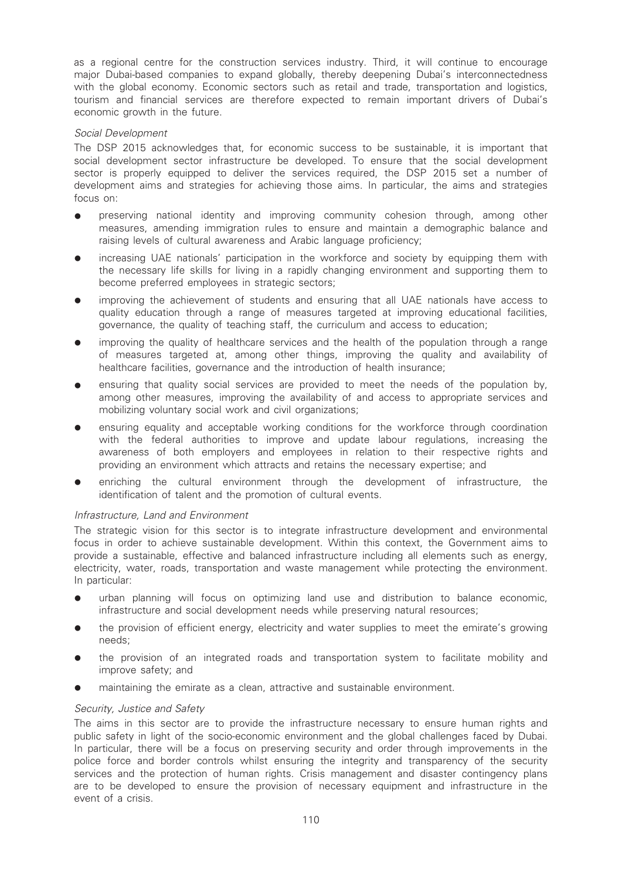as a regional centre for the construction services industry. Third, it will continue to encourage major Dubai-based companies to expand globally, thereby deepening Dubai's interconnectedness with the global economy. Economic sectors such as retail and trade, transportation and logistics, tourism and financial services are therefore expected to remain important drivers of Dubai's economic growth in the future.

*Social Development*

The DSP 2015 acknowledges that, for economic success to be sustainable, it is important that social development sector infrastructure be developed. To ensure that the social development sector is properly equipped to deliver the services required, the DSP 2015 set a number of development aims and strategies for achieving those aims. In particular, the aims and strategies focus on:

- preserving national identity and improving community cohesion through, among other measures, amending immigration rules to ensure and maintain a demographic balance and raising levels of cultural awareness and Arabic language proficiency;
- increasing UAE nationals' participation in the workforce and society by equipping them with the necessary life skills for living in a rapidly changing environment and supporting them to become preferred employees in strategic sectors;
- improving the achievement of students and ensuring that all UAE nationals have access to quality education through a range of measures targeted at improving educational facilities, governance, the quality of teaching staff, the curriculum and access to education;
- improving the quality of healthcare services and the health of the population through a range of measures targeted at, among other things, improving the quality and availability of healthcare facilities, governance and the introduction of health insurance;
- ensuring that quality social services are provided to meet the needs of the population by, among other measures, improving the availability of and access to appropriate services and mobilizing voluntary social work and civil organizations;
- ensuring equality and acceptable working conditions for the workforce through coordination with the federal authorities to improve and update labour regulations, increasing the awareness of both employers and employees in relation to their respective rights and providing an environment which attracts and retains the necessary expertise; and
- enriching the cultural environment through the development of infrastructure, the identification of talent and the promotion of cultural events.

*Infrastructure, Land and Environment*

The strategic vision for this sector is to integrate infrastructure development and environmental focus in order to achieve sustainable development. Within this context, the Government aims to provide a sustainable, effective and balanced infrastructure including all elements such as energy, electricity, water, roads, transportation and waste management while protecting the environment. In particular:

- urban planning will focus on optimizing land use and distribution to balance economic, infrastructure and social development needs while preserving natural resources;
- the provision of efficient energy, electricity and water supplies to meet the emirate's growing needs;
- the provision of an integrated roads and transportation system to facilitate mobility and improve safety; and
- maintaining the emirate as a clean, attractive and sustainable environment.

*Security, Justice and Safety*

The aims in this sector are to provide the infrastructure necessary to ensure human rights and public safety in light of the socio-economic environment and the global challenges faced by Dubai. In particular, there will be a focus on preserving security and order through improvements in the police force and border controls whilst ensuring the integrity and transparency of the security services and the protection of human rights. Crisis management and disaster contingency plans are to be developed to ensure the provision of necessary equipment and infrastructure in the event of a crisis.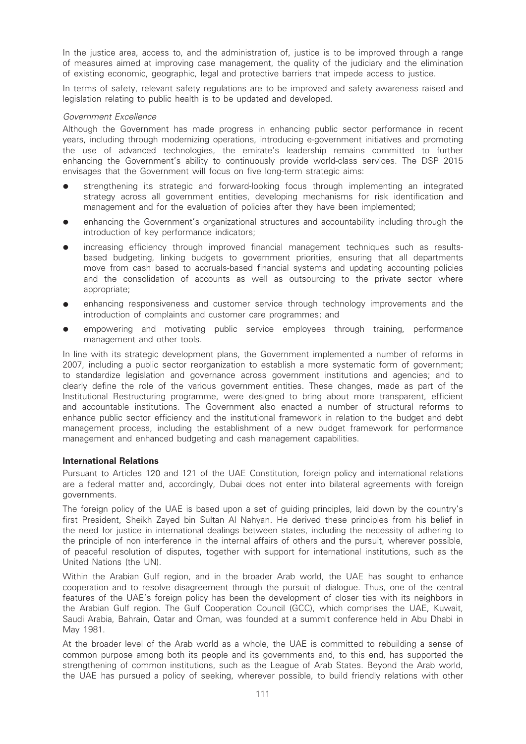In the justice area, access to, and the administration of, justice is to be improved through a range of measures aimed at improving case management, the quality of the judiciary and the elimination of existing economic, geographic, legal and protective barriers that impede access to justice.

In terms of safety, relevant safety regulations are to be improved and safety awareness raised and legislation relating to public health is to be updated and developed.

*Government Excellence*

Although the Government has made progress in enhancing public sector performance in recent years, including through modernizing operations, introducing e-government initiatives and promoting the use of advanced technologies, the emirate's leadership remains committed to further enhancing the Government's ability to continuously provide world-class services. The DSP 2015 envisages that the Government will focus on five long-term strategic aims:

- strengthening its strategic and forward-looking focus through implementing an integrated strategy across all government entities, developing mechanisms for risk identification and management and for the evaluation of policies after they have been implemented;
- enhancing the Government's organizational structures and accountability including through the introduction of key performance indicators;
- increasing efficiency through improved financial management techniques such as results-based budgeting, linking budgets to government priorities, ensuring that all departments move from cash based to accruals-based financial systems and updating accounting policies and the consolidation of accounts as well as outsourcing to the private sector where appropriate;
- enhancing responsiveness and customer service through technology improvements and the introduction of complaints and customer care programmes; and
- empowering and motivating public service employees through training, performance management and other tools.

In line with its strategic development plans, the Government implemented a number of reforms in 2007, including a public sector reorganization to establish a more systematic form of government; to standardize legislation and governance across government institutions and agencies; and to clearly define the role of the various government entities. These changes, made as part of the Institutional Restructuring programme, were designed to bring about more transparent, efficient and accountable institutions. The Government also enacted a number of structural reforms to enhance public sector efficiency and the institutional framework in relation to the budget and debt management process, including the establishment of a new budget framework for performance management and enhanced budgeting and cash management capabilities.

**International Relations**

Pursuant to Articles 120 and 121 of the UAE Constitution, foreign policy and international relations are a federal matter and, accordingly, Dubai does not enter into bilateral agreements with foreign governments.

The foreign policy of the UAE is based upon a set of guiding principles, laid down by the country's first President, Sheikh Zayed bin Sultan Al Nahyan. He derived these principles from his belief in the need for justice in international dealings between states, including the necessity of adhering to the principle of non interference in the internal affairs of others and the pursuit, wherever possible, of peaceful resolution of disputes, together with support for international institutions, such as the United Nations (the UN).

Within the Arabian Gulf region, and in the broader Arab world, the UAE has sought to enhance cooperation and to resolve disagreement through the pursuit of dialogue. Thus, one of the central features of the UAE's foreign policy has been the development of closer ties with its neighbors in the Arabian Gulf region. The Gulf Cooperation Council (GCC), which comprises the UAE, Kuwait, Saudi Arabia, Bahrain, Qatar and Oman, was founded at a summit conference held in Abu Dhabi in May 1981.

At the broader level of the Arab world as a whole, the UAE is committed to rebuilding a sense of common purpose among both its people and its governments and, to this end, has supported the strengthening of common institutions, such as the League of Arab States. Beyond the Arab world, the UAE has pursued a policy of seeking, wherever possible, to build friendly relations with other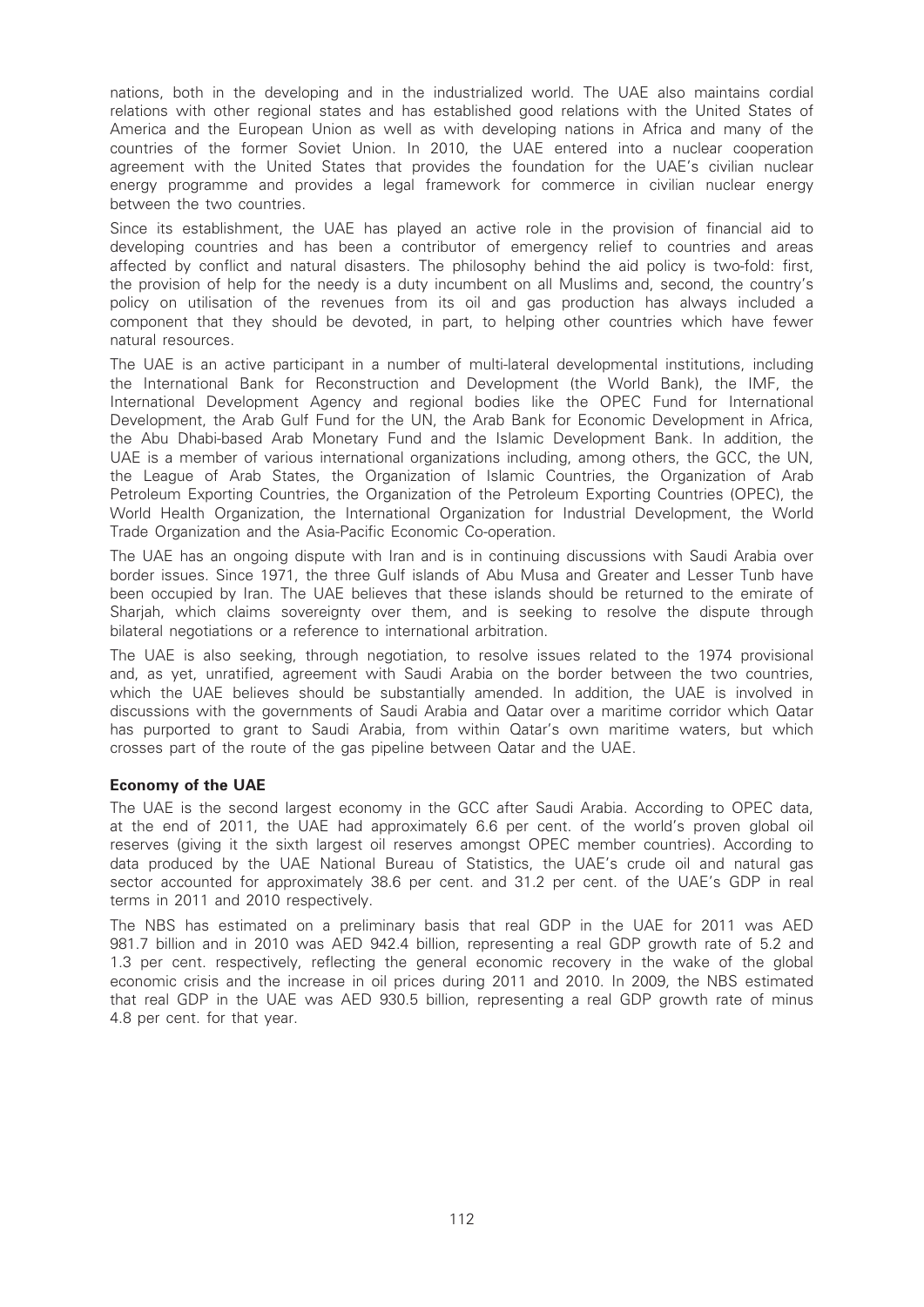nations, both in the developing and in the industrialized world. The UAE also maintains cordial relations with other regional states and has established good relations with the United States of America and the European Union as well as with developing nations in Africa and many of the countries of the former Soviet Union. In 2010, the UAE entered into a nuclear cooperation agreement with the United States that provides the foundation for the UAE's civilian nuclear energy programme and provides a legal framework for commerce in civilian nuclear energy between the two countries.

Since its establishment, the UAE has played an active role in the provision of financial aid to developing countries and has been a contributor of emergency relief to countries and areas affected by conflict and natural disasters. The philosophy behind the aid policy is two-fold: first, the provision of help for the needy is a duty incumbent on all Muslims and, second, the country's policy on utilisation of the revenues from its oil and gas production has always included a component that they should be devoted, in part, to helping other countries which have fewer natural resources.

The UAE is an active participant in a number of multi-lateral developmental institutions, including the International Bank for Reconstruction and Development (the World Bank), the IMF, the International Development Agency and regional bodies like the OPEC Fund for International Development, the Arab Gulf Fund for the UN, the Arab Bank for Economic Development in Africa, the Abu Dhabi-based Arab Monetary Fund and the Islamic Development Bank. In addition, the UAE is a member of various international organizations including, among others, the GCC, the UN, the League of Arab States, the Organization of Islamic Countries, the Organization of Arab Petroleum Exporting Countries, the Organization of the Petroleum Exporting Countries (OPEC), the World Health Organization, the International Organization for Industrial Development, the World Trade Organization and the Asia-Pacific Economic Co-operation.

The UAE has an ongoing dispute with Iran and is in continuing discussions with Saudi Arabia over border issues. Since 1971, the three Gulf islands of Abu Musa and Greater and Lesser Tunb have been occupied by Iran. The UAE believes that these islands should be returned to the emirate of Sharjah, which claims sovereignty over them, and is seeking to resolve the dispute through bilateral negotiations or a reference to international arbitration.

The UAE is also seeking, through negotiation, to resolve issues related to the 1974 provisional and, as yet, unratified, agreement with Saudi Arabia on the border between the two countries, which the UAE believes should be substantially amended. In addition, the UAE is involved in discussions with the governments of Saudi Arabia and Qatar over a maritime corridor which Qatar has purported to grant to Saudi Arabia, from within Qatar's own maritime waters, but which crosses part of the route of the gas pipeline between Qatar and the UAE.

**Economy of the UAE**

The UAE is the second largest economy in the GCC after Saudi Arabia. According to OPEC data, at the end of 2011, the UAE had approximately 6.6 per cent. of the world's proven global oil reserves (giving it the sixth largest oil reserves amongst OPEC member countries). According to data produced by the UAE National Bureau of Statistics, the UAE's crude oil and natural gas sector accounted for approximately 38.6 per cent. and 31.2 per cent. of the UAE's GDP in real terms in 2011 and 2010 respectively.

The NBS has estimated on a preliminary basis that real GDP in the UAE for 2011 was AED 981.7 billion and in 2010 was AED 942.4 billion, representing a real GDP growth rate of 5.2 and 1.3 per cent. respectively, reflecting the general economic recovery in the wake of the global economic crisis and the increase in oil prices during 2011 and 2010. In 2009, the NBS estimated that real GDP in the UAE was AED 930.5 billion, representing a real GDP growth rate of minus 4.8 per cent. for that year.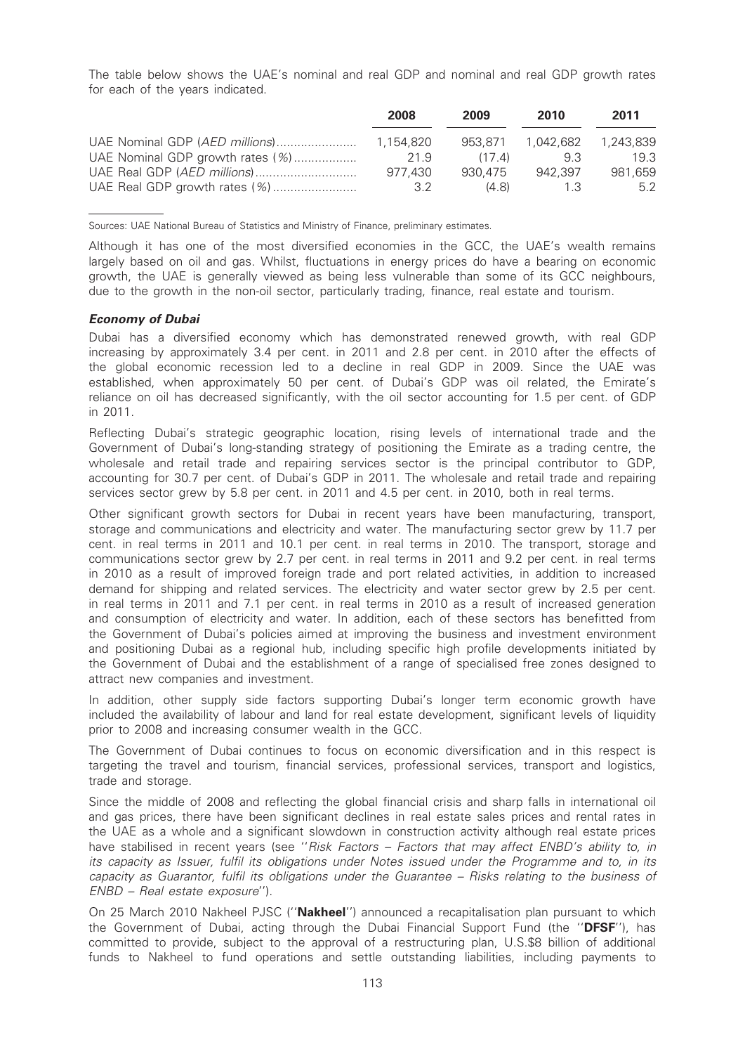The table below shows the UAE's nominal and real GDP and nominal and real GDP growth rates for each of the years indicated.

| | 2008 | 2009 | 2010 | 2011 |
|---|---|---|---|---|
| UAE Nominal GDP (*AED millions*) | 1,154,820 | 953,871 | 1,042,682 | 1,243,839 |
| UAE Nominal GDP growth rates (*%*) | 21.9 | (17.4) | 9.3 | 19.3 |
| UAE Real GDP (*AED millions*) | 977,430 | 930,475 | 942,397 | 981,659 |
| UAE Real GDP growth rates (*%*) | 3.2 | (4.8) | 1.3 | 5.2 |

Sources: UAE National Bureau of Statistics and Ministry of Finance, preliminary estimates.

Although it has one of the most diversified economies in the GCC, the UAE's wealth remains largely based on oil and gas. Whilst, fluctuations in energy prices do have a bearing on economic growth, the UAE is generally viewed as being less vulnerable than some of its GCC neighbours, due to the growth in the non-oil sector, particularly trading, finance, real estate and tourism.

### *Economy of Dubai*

Dubai has a diversified economy which has demonstrated renewed growth, with real GDP increasing by approximately 3.4 per cent. in 2011 and 2.8 per cent. in 2010 after the effects of the global economic recession led to a decline in real GDP in 2009. Since the UAE was established, when approximately 50 per cent. of Dubai's GDP was oil related, the Emirate's reliance on oil has decreased significantly, with the oil sector accounting for 1.5 per cent. of GDP in 2011.

Reflecting Dubai's strategic geographic location, rising levels of international trade and the Government of Dubai's long-standing strategy of positioning the Emirate as a trading centre, the wholesale and retail trade and repairing services sector is the principal contributor to GDP, accounting for 30.7 per cent. of Dubai's GDP in 2011. The wholesale and retail trade and repairing services sector grew by 5.8 per cent. in 2011 and 4.5 per cent. in 2010, both in real terms.

Other significant growth sectors for Dubai in recent years have been manufacturing, transport, storage and communications and electricity and water. The manufacturing sector grew by 11.7 per cent. in real terms in 2011 and 10.1 per cent. in real terms in 2010. The transport, storage and communications sector grew by 2.7 per cent. in real terms in 2011 and 9.2 per cent. in real terms in 2010 as a result of improved foreign trade and port related activities, in addition to increased demand for shipping and related services. The electricity and water sector grew by 2.5 per cent. in real terms in 2011 and 7.1 per cent. in real terms in 2010 as a result of increased generation and consumption of electricity and water. In addition, each of these sectors has benefitted from the Government of Dubai's policies aimed at improving the business and investment environment and positioning Dubai as a regional hub, including specific high profile developments initiated by the Government of Dubai and the establishment of a range of specialised free zones designed to attract new companies and investment.

In addition, other supply side factors supporting Dubai's longer term economic growth have included the availability of labour and land for real estate development, significant levels of liquidity prior to 2008 and increasing consumer wealth in the GCC.

The Government of Dubai continues to focus on economic diversification and in this respect is targeting the travel and tourism, financial services, professional services, transport and logistics, trade and storage.

Since the middle of 2008 and reflecting the global financial crisis and sharp falls in international oil and gas prices, there have been significant declines in real estate sales prices and rental rates in the UAE as a whole and a significant slowdown in construction activity although real estate prices have stabilised in recent years (see ''*Risk Factors – Factors that may affect ENBD's ability to, in its capacity as Issuer, fulfil its obligations under Notes issued under the Programme and to, in its capacity as Guarantor, fulfil its obligations under the Guarantee – Risks relating to the business of ENBD – Real estate exposure*'').

On 25 March 2010 Nakheel PJSC (''**Nakheel**'') announced a recapitalisation plan pursuant to which the Government of Dubai, acting through the Dubai Financial Support Fund (the ''**DFSF**''), has committed to provide, subject to the approval of a restructuring plan, U.S.$8 billion of additional funds to Nakheel to fund operations and settle outstanding liabilities, including payments to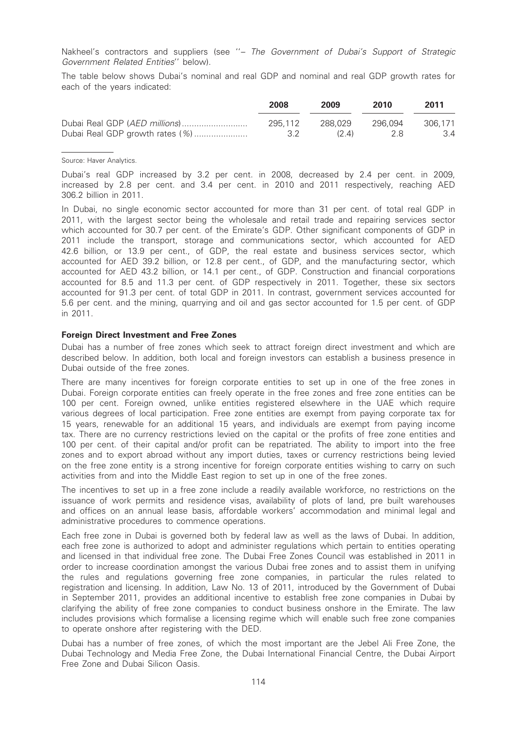Nakheel's contractors and suppliers (see ''– *The Government of Dubai's Support of Strategic Government Related Entities*'' below).

The table below shows Dubai's nominal and real GDP and nominal and real GDP growth rates for each of the years indicated:

| | 2008 | 2009 | 2010 | 2011 |
|---|---|---|---|---|
| Dubai Real GDP (*AED millions*) | 295,112 | 288,029 | 296,094 | 306,171 |
| Dubai Real GDP growth rates (*%*) | 3.2 | (2.4) | 2.8 | 3.4 |

Source: Haver Analytics.

Dubai's real GDP increased by 3.2 per cent. in 2008, decreased by 2.4 per cent. in 2009, increased by 2.8 per cent. and 3.4 per cent. in 2010 and 2011 respectively, reaching AED 306.2 billion in 2011.

In Dubai, no single economic sector accounted for more than 31 per cent. of total real GDP in 2011, with the largest sector being the wholesale and retail trade and repairing services sector which accounted for 30.7 per cent. of the Emirate's GDP. Other significant components of GDP in 2011 include the transport, storage and communications sector, which accounted for AED 42.6 billion, or 13.9 per cent., of GDP, the real estate and business services sector, which accounted for AED 39.2 billion, or 12.8 per cent., of GDP, and the manufacturing sector, which accounted for AED 43.2 billion, or 14.1 per cent., of GDP. Construction and financial corporations accounted for 8.5 and 11.3 per cent. of GDP respectively in 2011. Together, these six sectors accounted for 91.3 per cent. of total GDP in 2011. In contrast, government services accounted for 5.6 per cent. and the mining, quarrying and oil and gas sector accounted for 1.5 per cent. of GDP in 2011.

### Foreign Direct Investment and Free Zones

Dubai has a number of free zones which seek to attract foreign direct investment and which are described below. In addition, both local and foreign investors can establish a business presence in Dubai outside of the free zones.

There are many incentives for foreign corporate entities to set up in one of the free zones in Dubai. Foreign corporate entities can freely operate in the free zones and free zone entities can be 100 per cent. Foreign owned, unlike entities registered elsewhere in the UAE which require various degrees of local participation. Free zone entities are exempt from paying corporate tax for 15 years, renewable for an additional 15 years, and individuals are exempt from paying income tax. There are no currency restrictions levied on the capital or the profits of free zone entities and 100 per cent. of their capital and/or profit can be repatriated. The ability to import into the free zones and to export abroad without any import duties, taxes or currency restrictions being levied on the free zone entity is a strong incentive for foreign corporate entities wishing to carry on such activities from and into the Middle East region to set up in one of the free zones.

The incentives to set up in a free zone include a readily available workforce, no restrictions on the issuance of work permits and residence visas, availability of plots of land, pre built warehouses and offices on an annual lease basis, affordable workers' accommodation and minimal legal and administrative procedures to commence operations.

Each free zone in Dubai is governed both by federal law as well as the laws of Dubai. In addition, each free zone is authorized to adopt and administer regulations which pertain to entities operating and licensed in that individual free zone. The Dubai Free Zones Council was established in 2011 in order to increase coordination amongst the various Dubai free zones and to assist them in unifying the rules and regulations governing free zone companies, in particular the rules related to registration and licensing. In addition, Law No. 13 of 2011, introduced by the Government of Dubai in September 2011, provides an additional incentive to establish free zone companies in Dubai by clarifying the ability of free zone companies to conduct business onshore in the Emirate. The law includes provisions which formalise a licensing regime which will enable such free zone companies to operate onshore after registering with the DED.

Dubai has a number of free zones, of which the most important are the Jebel Ali Free Zone, the Dubai Technology and Media Free Zone, the Dubai International Financial Centre, the Dubai Airport Free Zone and Dubai Silicon Oasis.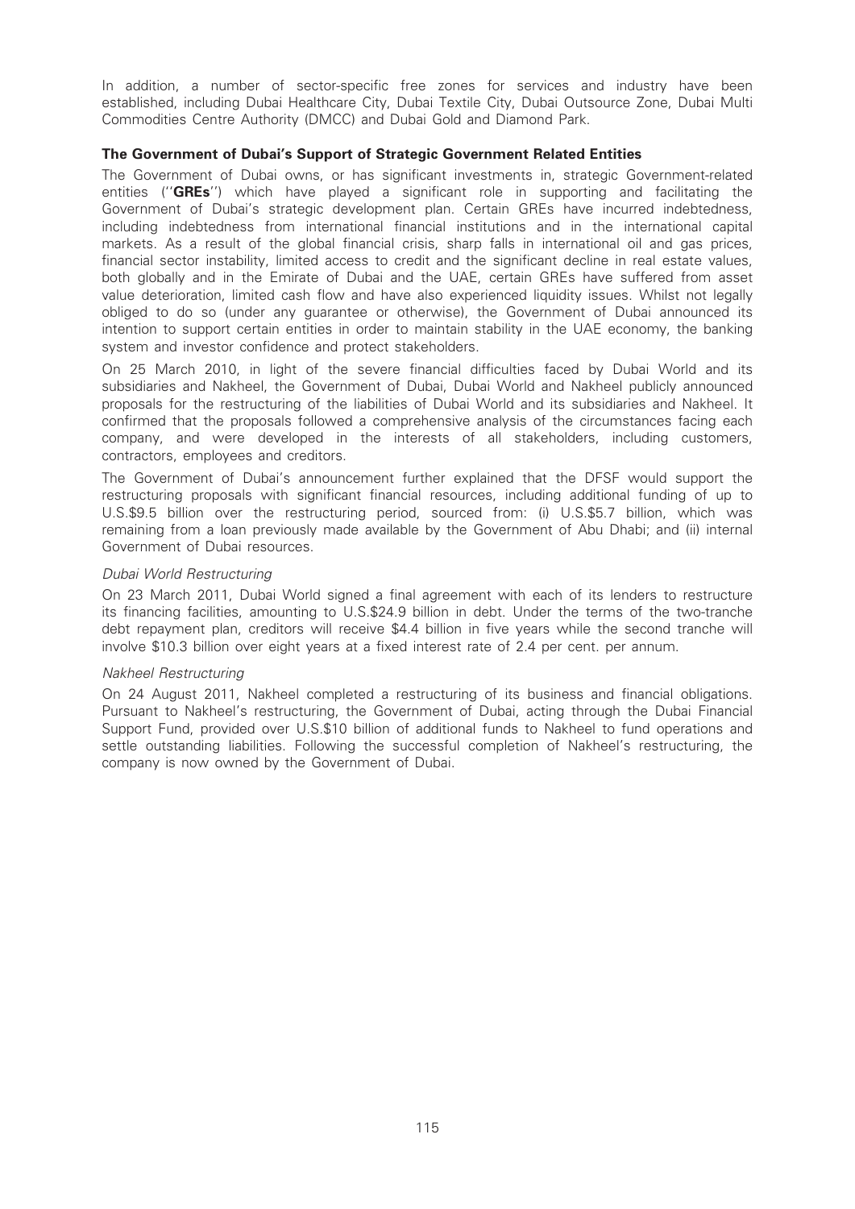In addition, a number of sector-specific free zones for services and industry have been established, including Dubai Healthcare City, Dubai Textile City, Dubai Outsource Zone, Dubai Multi Commodities Centre Authority (DMCC) and Dubai Gold and Diamond Park.

## The Government of Dubai's Support of Strategic Government Related Entities

The Government of Dubai owns, or has significant investments in, strategic Government-related entities (''**GREs**'') which have played a significant role in supporting and facilitating the Government of Dubai's strategic development plan. Certain GREs have incurred indebtedness, including indebtedness from international financial institutions and in the international capital markets. As a result of the global financial crisis, sharp falls in international oil and gas prices, financial sector instability, limited access to credit and the significant decline in real estate values, both globally and in the Emirate of Dubai and the UAE, certain GREs have suffered from asset value deterioration, limited cash flow and have also experienced liquidity issues. Whilst not legally obliged to do so (under any guarantee or otherwise), the Government of Dubai announced its intention to support certain entities in order to maintain stability in the UAE economy, the banking system and investor confidence and protect stakeholders.

On 25 March 2010, in light of the severe financial difficulties faced by Dubai World and its subsidiaries and Nakheel, the Government of Dubai, Dubai World and Nakheel publicly announced proposals for the restructuring of the liabilities of Dubai World and its subsidiaries and Nakheel. It confirmed that the proposals followed a comprehensive analysis of the circumstances facing each company, and were developed in the interests of all stakeholders, including customers, contractors, employees and creditors.

The Government of Dubai's announcement further explained that the DFSF would support the restructuring proposals with significant financial resources, including additional funding of up to U.S.$9.5 billion over the restructuring period, sourced from: (i) U.S.$5.7 billion, which was remaining from a loan previously made available by the Government of Abu Dhabi; and (ii) internal Government of Dubai resources.

*Dubai World Restructuring*

On 23 March 2011, Dubai World signed a final agreement with each of its lenders to restructure its financing facilities, amounting to U.S.$24.9 billion in debt. Under the terms of the two-tranche debt repayment plan, creditors will receive $4.4 billion in five years while the second tranche will involve $10.3 billion over eight years at a fixed interest rate of 2.4 per cent. per annum.

*Nakheel Restructuring*

On 24 August 2011, Nakheel completed a restructuring of its business and financial obligations. Pursuant to Nakheel's restructuring, the Government of Dubai, acting through the Dubai Financial Support Fund, provided over U.S.$10 billion of additional funds to Nakheel to fund operations and settle outstanding liabilities. Following the successful completion of Nakheel's restructuring, the company is now owned by the Government of Dubai.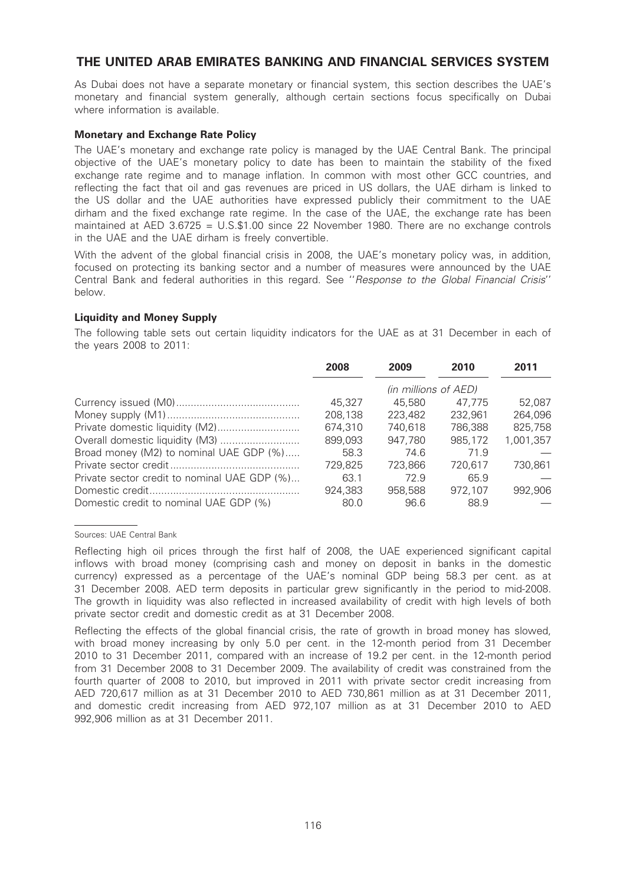## THE UNITED ARAB EMIRATES BANKING AND FINANCIAL SERVICES SYSTEM

As Dubai does not have a separate monetary or financial system, this section describes the UAE's monetary and financial system generally, although certain sections focus specifically on Dubai where information is available.

### Monetary and Exchange Rate Policy

The UAE's monetary and exchange rate policy is managed by the UAE Central Bank. The principal objective of the UAE's monetary policy to date has been to maintain the stability of the fixed exchange rate regime and to manage inflation. In common with most other GCC countries, and reflecting the fact that oil and gas revenues are priced in US dollars, the UAE dirham is linked to the US dollar and the UAE authorities have expressed publicly their commitment to the UAE dirham and the fixed exchange rate regime. In the case of the UAE, the exchange rate has been maintained at AED 3.6725 = U.S.$1.00 since 22 November 1980. There are no exchange controls in the UAE and the UAE dirham is freely convertible.

With the advent of the global financial crisis in 2008, the UAE's monetary policy was, in addition, focused on protecting its banking sector and a number of measures were announced by the UAE Central Bank and federal authorities in this regard. See ''*Response to the Global Financial Crisis*'' below.

### Liquidity and Money Supply

The following table sets out certain liquidity indicators for the UAE as at 31 December in each of the years 2008 to 2011:

| | 2008 | 2009 | 2010 | 2011 |
|---|---|---|---|---|
| | *(in millions of AED)* | | | |
| Currency issued (M0) | 45,327 | 45,580 | 47,775 | 52,087 |
| Money supply (M1) | 208,138 | 223,482 | 232,961 | 264,096 |
| Private domestic liquidity (M2) | 674,310 | 740,618 | 786,388 | 825,758 |
| Overall domestic liquidity (M3) | 899,093 | 947,780 | 985,172 | 1,001,357 |
| Broad money (M2) to nominal UAE GDP (%) | 58.3 | 74.6 | 71.9 | — |
| Private sector credit | 729,825 | 723,866 | 720,617 | 730,861 |
| Private sector credit to nominal UAE GDP (%) | 63.1 | 72.9 | 65.9 | — |
| Domestic credit | 924,383 | 958,588 | 972,107 | 992,906 |
| Domestic credit to nominal UAE GDP (%) | 80.0 | 96.6 | 88.9 | — |

Sources: UAE Central Bank

Reflecting high oil prices through the first half of 2008, the UAE experienced significant capital inflows with broad money (comprising cash and money on deposit in banks in the domestic currency) expressed as a percentage of the UAE's nominal GDP being 58.3 per cent. as at 31 December 2008. AED term deposits in particular grew significantly in the period to mid-2008. The growth in liquidity was also reflected in increased availability of credit with high levels of both private sector credit and domestic credit as at 31 December 2008.

Reflecting the effects of the global financial crisis, the rate of growth in broad money has slowed, with broad money increasing by only 5.0 per cent. in the 12-month period from 31 December 2010 to 31 December 2011, compared with an increase of 19.2 per cent. in the 12-month period from 31 December 2008 to 31 December 2009. The availability of credit was constrained from the fourth quarter of 2008 to 2010, but improved in 2011 with private sector credit increasing from AED 720,617 million as at 31 December 2010 to AED 730,861 million as at 31 December 2011, and domestic credit increasing from AED 972,107 million as at 31 December 2010 to AED 992,906 million as at 31 December 2011.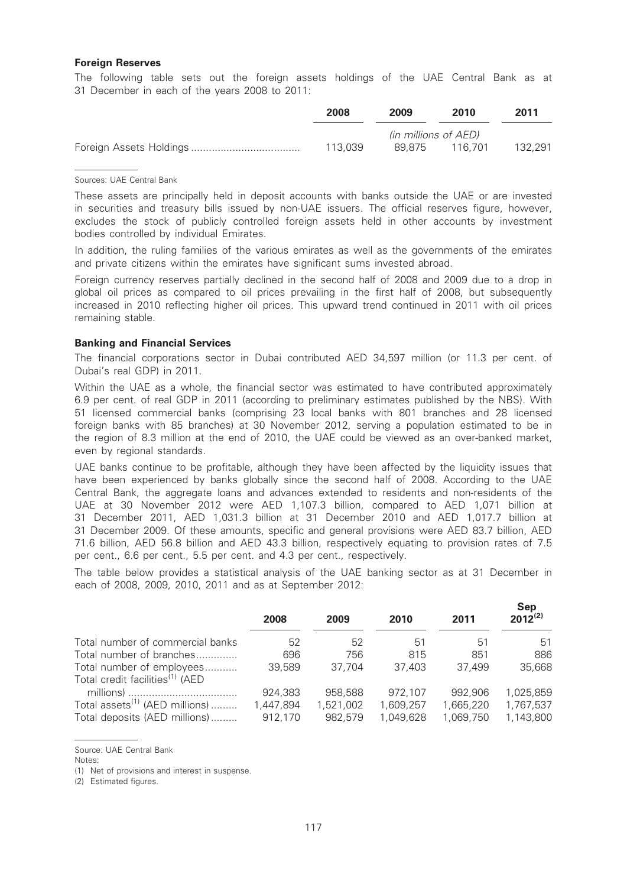### Foreign Reserves

The following table sets out the foreign assets holdings of the UAE Central Bank as at 31 December in each of the years 2008 to 2011:

| | 2008 | 2009 | 2010 | 2011 |
|---|---|---|---|---|
| | *(in millions of AED)* | | | |
| Foreign Assets Holdings | 113,039 | 89,875 | 116,701 | 132,291 |

Sources: UAE Central Bank

These assets are principally held in deposit accounts with banks outside the UAE or are invested in securities and treasury bills issued by non-UAE issuers. The official reserves figure, however, excludes the stock of publicly controlled foreign assets held in other accounts by investment bodies controlled by individual Emirates.

In addition, the ruling families of the various emirates as well as the governments of the emirates and private citizens within the emirates have significant sums invested abroad.

Foreign currency reserves partially declined in the second half of 2008 and 2009 due to a drop in global oil prices as compared to oil prices prevailing in the first half of 2008, but subsequently increased in 2010 reflecting higher oil prices. This upward trend continued in 2011 with oil prices remaining stable.

### Banking and Financial Services

The financial corporations sector in Dubai contributed AED 34,597 million (or 11.3 per cent. of Dubai's real GDP) in 2011.

Within the UAE as a whole, the financial sector was estimated to have contributed approximately 6.9 per cent. of real GDP in 2011 (according to preliminary estimates published by the NBS). With 51 licensed commercial banks (comprising 23 local banks with 801 branches and 28 licensed foreign banks with 85 branches) at 30 November 2012, serving a population estimated to be in the region of 8.3 million at the end of 2010, the UAE could be viewed as an over-banked market, even by regional standards.

UAE banks continue to be profitable, although they have been affected by the liquidity issues that have been experienced by banks globally since the second half of 2008. According to the UAE Central Bank, the aggregate loans and advances extended to residents and non-residents of the UAE at 30 November 2012 were AED 1,107.3 billion, compared to AED 1,071 billion at 31 December 2011, AED 1,031.3 billion at 31 December 2010 and AED 1,017.7 billion at 31 December 2009. Of these amounts, specific and general provisions were AED 83.7 billion, AED 71.6 billion, AED 56.8 billion and AED 43.3 billion, respectively equating to provision rates of 7.5 per cent., 6.6 per cent., 5.5 per cent. and 4.3 per cent., respectively.

The table below provides a statistical analysis of the UAE banking sector as at 31 December in each of 2008, 2009, 2010, 2011 and as at September 2012:

| | 2008 | 2009 | 2010 | 2011 | Sep 2012[(2)] |
|---|---|---|---|---|---|
| Total number of commercial banks | 52 | 52 | 51 | 51 | 51 |
| Total number of branches | 696 | 756 | 815 | 851 | 886 |
| Total number of employees | 39,589 | 37,704 | 37,403 | 37,499 | 35,668 |
| Total credit facilities[(1)] (AED millions) | 924,383 | 958,588 | 972,107 | 992,906 | 1,025,859 |
| Total assets[(1)] (AED millions) | 1,447,894 | 1,521,002 | 1,609,257 | 1,665,220 | 1,767,537 |
| Total deposits (AED millions) | 912,170 | 982,579 | 1,049,628 | 1,069,750 | 1,143,800 |

Source: UAE Central Bank

Notes:

(1) Net of provisions and interest in suspense.

(2) Estimated figures.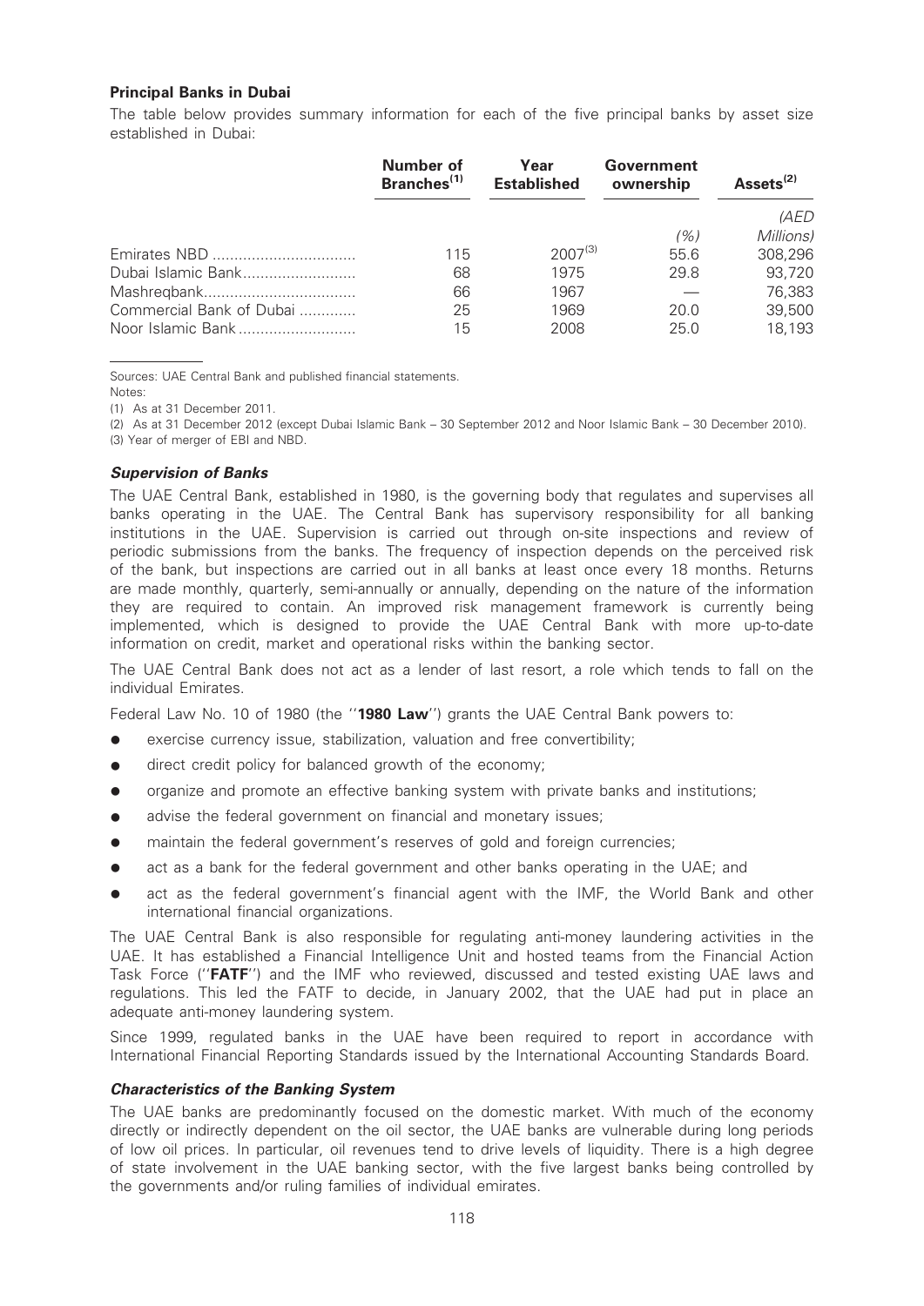### Principal Banks in Dubai

The table below provides summary information for each of the five principal banks by asset size established in Dubai:

| | Number of Branches[(1)] | Year Established | Government ownership | Assets[(2)] |
|---|---|---|---|---|
| | | | (%) | (AED Millions) |
| Emirates NBD | 115 | 2007[(3)] | 55.6 | 308,296 |
| Dubai Islamic Bank | 68 | 1975 | 29.8 | 93,720 |
| Mashreqbank | 66 | 1967 | — | 76,383 |
| Commercial Bank of Dubai | 25 | 1969 | 20.0 | 39,500 |
| Noor Islamic Bank | 15 | 2008 | 25.0 | 18,193 |

Sources: UAE Central Bank and published financial statements.

Notes:

(1) As at 31 December 2011.

(2) As at 31 December 2012 (except Dubai Islamic Bank – 30 September 2012 and Noor Islamic Bank – 30 December 2010).

(3) Year of merger of EBI and NBD.

#### *Supervision of Banks*

The UAE Central Bank, established in 1980, is the governing body that regulates and supervises all banks operating in the UAE. The Central Bank has supervisory responsibility for all banking institutions in the UAE. Supervision is carried out through on-site inspections and review of periodic submissions from the banks. The frequency of inspection depends on the perceived risk of the bank, but inspections are carried out in all banks at least once every 18 months. Returns are made monthly, quarterly, semi-annually or annually, depending on the nature of the information they are required to contain. An improved risk management framework is currently being implemented, which is designed to provide the UAE Central Bank with more up-to-date information on credit, market and operational risks within the banking sector.

The UAE Central Bank does not act as a lender of last resort, a role which tends to fall on the individual Emirates.

Federal Law No. 10 of 1980 (the ''**1980 Law**'') grants the UAE Central Bank powers to:

- exercise currency issue, stabilization, valuation and free convertibility;
- direct credit policy for balanced growth of the economy;
- organize and promote an effective banking system with private banks and institutions;
- advise the federal government on financial and monetary issues;
- maintain the federal government's reserves of gold and foreign currencies;
- act as a bank for the federal government and other banks operating in the UAE; and
- act as the federal government's financial agent with the IMF, the World Bank and other international financial organizations.

The UAE Central Bank is also responsible for regulating anti-money laundering activities in the UAE. It has established a Financial Intelligence Unit and hosted teams from the Financial Action Task Force (''**FATF**'') and the IMF who reviewed, discussed and tested existing UAE laws and regulations. This led the FATF to decide, in January 2002, that the UAE had put in place an adequate anti-money laundering system.

Since 1999, regulated banks in the UAE have been required to report in accordance with International Financial Reporting Standards issued by the International Accounting Standards Board.

#### *Characteristics of the Banking System*

The UAE banks are predominantly focused on the domestic market. With much of the economy directly or indirectly dependent on the oil sector, the UAE banks are vulnerable during long periods of low oil prices. In particular, oil revenues tend to drive levels of liquidity. There is a high degree of state involvement in the UAE banking sector, with the five largest banks being controlled by the governments and/or ruling families of individual emirates.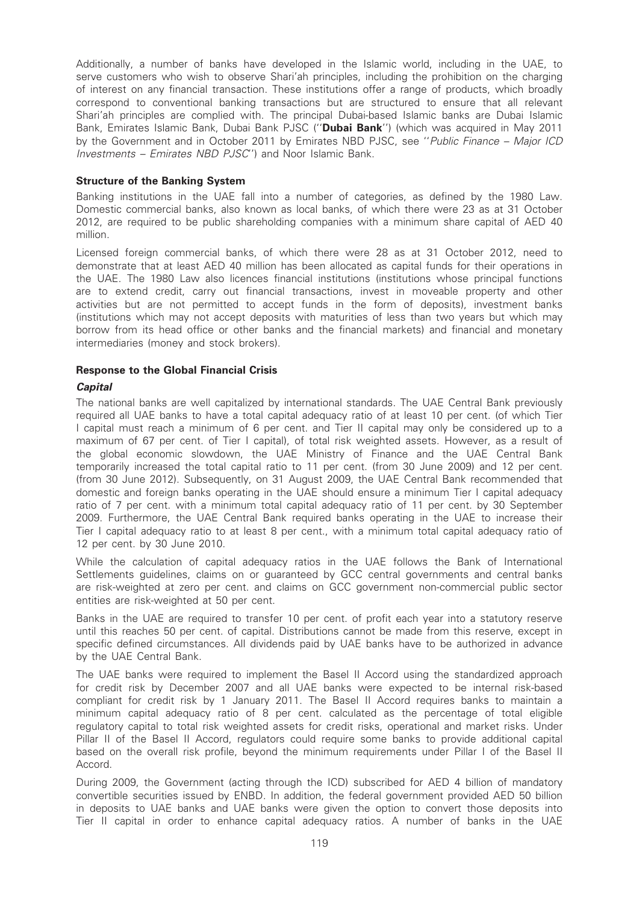Additionally, a number of banks have developed in the Islamic world, including in the UAE, to serve customers who wish to observe Shari'ah principles, including the prohibition on the charging of interest on any financial transaction. These institutions offer a range of products, which broadly correspond to conventional banking transactions but are structured to ensure that all relevant Shari'ah principles are complied with. The principal Dubai-based Islamic banks are Dubai Islamic Bank, Emirates Islamic Bank, Dubai Bank PJSC (''**Dubai Bank**'') (which was acquired in May 2011 by the Government and in October 2011 by Emirates NBD PJSC, see ''*Public Finance – Major ICD Investments – Emirates NBD PJSC*'') and Noor Islamic Bank.

### Structure of the Banking System

Banking institutions in the UAE fall into a number of categories, as defined by the 1980 Law. Domestic commercial banks, also known as local banks, of which there were 23 as at 31 October 2012, are required to be public shareholding companies with a minimum share capital of AED 40 million.

Licensed foreign commercial banks, of which there were 28 as at 31 October 2012, need to demonstrate that at least AED 40 million has been allocated as capital funds for their operations in the UAE. The 1980 Law also licences financial institutions (institutions whose principal functions are to extend credit, carry out financial transactions, invest in moveable property and other activities but are not permitted to accept funds in the form of deposits), investment banks (institutions which may not accept deposits with maturities of less than two years but which may borrow from its head office or other banks and the financial markets) and financial and monetary intermediaries (money and stock brokers).

### Response to the Global Financial Crisis

#### *Capital*

The national banks are well capitalized by international standards. The UAE Central Bank previously required all UAE banks to have a total capital adequacy ratio of at least 10 per cent. (of which Tier I capital must reach a minimum of 6 per cent. and Tier II capital may only be considered up to a maximum of 67 per cent. of Tier I capital), of total risk weighted assets. However, as a result of the global economic slowdown, the UAE Ministry of Finance and the UAE Central Bank temporarily increased the total capital ratio to 11 per cent. (from 30 June 2009) and 12 per cent. (from 30 June 2012). Subsequently, on 31 August 2009, the UAE Central Bank recommended that domestic and foreign banks operating in the UAE should ensure a minimum Tier I capital adequacy ratio of 7 per cent. with a minimum total capital adequacy ratio of 11 per cent. by 30 September 2009. Furthermore, the UAE Central Bank required banks operating in the UAE to increase their Tier I capital adequacy ratio to at least 8 per cent., with a minimum total capital adequacy ratio of 12 per cent. by 30 June 2010.

While the calculation of capital adequacy ratios in the UAE follows the Bank of International Settlements guidelines, claims on or guaranteed by GCC central governments and central banks are risk-weighted at zero per cent. and claims on GCC government non-commercial public sector entities are risk-weighted at 50 per cent.

Banks in the UAE are required to transfer 10 per cent. of profit each year into a statutory reserve until this reaches 50 per cent. of capital. Distributions cannot be made from this reserve, except in specific defined circumstances. All dividends paid by UAE banks have to be authorized in advance by the UAE Central Bank.

The UAE banks were required to implement the Basel II Accord using the standardized approach for credit risk by December 2007 and all UAE banks were expected to be internal risk-based compliant for credit risk by 1 January 2011. The Basel II Accord requires banks to maintain a minimum capital adequacy ratio of 8 per cent. calculated as the percentage of total eligible regulatory capital to total risk weighted assets for credit risks, operational and market risks. Under Pillar II of the Basel II Accord, regulators could require some banks to provide additional capital based on the overall risk profile, beyond the minimum requirements under Pillar I of the Basel II Accord.

During 2009, the Government (acting through the ICD) subscribed for AED 4 billion of mandatory convertible securities issued by ENBD. In addition, the federal government provided AED 50 billion in deposits to UAE banks and UAE banks were given the option to convert those deposits into Tier II capital in order to enhance capital adequacy ratios. A number of banks in the UAE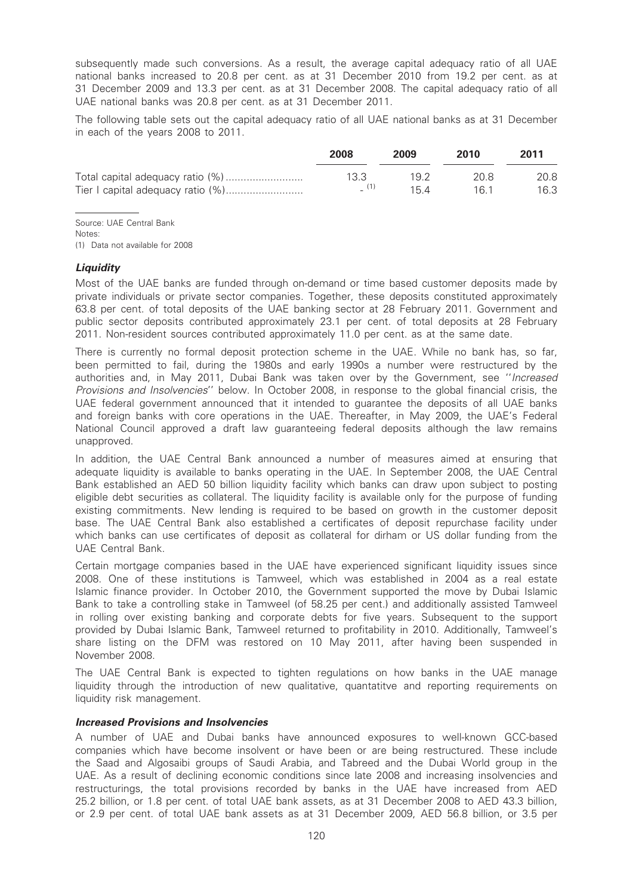subsequently made such conversions. As a result, the average capital adequacy ratio of all UAE national banks increased to 20.8 per cent. as at 31 December 2010 from 19.2 per cent. as at 31 December 2009 and 13.3 per cent. as at 31 December 2008. The capital adequacy ratio of all UAE national banks was 20.8 per cent. as at 31 December 2011.

The following table sets out the capital adequacy ratio of all UAE national banks as at 31 December in each of the years 2008 to 2011.

| | 2008 | 2009 | 2010 | 2011 |
|---|---|---|---|---|
| Total capital adequacy ratio (%) | 13.3 | 19.2 | 20.8 | 20.8 |
| Tier I capital adequacy ratio (%) | – (1) | 15.4 | 16.1 | 16.3 |

Source: UAE Central Bank

Notes:

(1) Data not available for 2008

### *Liquidity*

Most of the UAE banks are funded through on-demand or time based customer deposits made by private individuals or private sector companies. Together, these deposits constituted approximately 63.8 per cent. of total deposits of the UAE banking sector at 28 February 2011. Government and public sector deposits contributed approximately 23.1 per cent. of total deposits at 28 February 2011. Non-resident sources contributed approximately 11.0 per cent. as at the same date.

There is currently no formal deposit protection scheme in the UAE. While no bank has, so far, been permitted to fail, during the 1980s and early 1990s a number were restructured by the authorities and, in May 2011, Dubai Bank was taken over by the Government, see ''*Increased Provisions and Insolvencies*'' below. In October 2008, in response to the global financial crisis, the UAE federal government announced that it intended to guarantee the deposits of all UAE banks and foreign banks with core operations in the UAE. Thereafter, in May 2009, the UAE's Federal National Council approved a draft law guaranteeing federal deposits although the law remains unapproved.

In addition, the UAE Central Bank announced a number of measures aimed at ensuring that adequate liquidity is available to banks operating in the UAE. In September 2008, the UAE Central Bank established an AED 50 billion liquidity facility which banks can draw upon subject to posting eligible debt securities as collateral. The liquidity facility is available only for the purpose of funding existing commitments. New lending is required to be based on growth in the customer deposit base. The UAE Central Bank also established a certificates of deposit repurchase facility under which banks can use certificates of deposit as collateral for dirham or US dollar funding from the UAE Central Bank.

Certain mortgage companies based in the UAE have experienced significant liquidity issues since 2008. One of these institutions is Tamweel, which was established in 2004 as a real estate Islamic finance provider. In October 2010, the Government supported the move by Dubai Islamic Bank to take a controlling stake in Tamweel (of 58.25 per cent.) and additionally assisted Tamweel in rolling over existing banking and corporate debts for five years. Subsequent to the support provided by Dubai Islamic Bank, Tamweel returned to profitability in 2010. Additionally, Tamweel's share listing on the DFM was restored on 10 May 2011, after having been suspended in November 2008.

The UAE Central Bank is expected to tighten regulations on how banks in the UAE manage liquidity through the introduction of new qualitative, quantatitve and reporting requirements on liquidity risk management.

### *Increased Provisions and Insolvencies*

A number of UAE and Dubai banks have announced exposures to well-known GCC-based companies which have become insolvent or have been or are being restructured. These include the Saad and Algosaibi groups of Saudi Arabia, and Tabreed and the Dubai World group in the UAE. As a result of declining economic conditions since late 2008 and increasing insolvencies and restructurings, the total provisions recorded by banks in the UAE have increased from AED 25.2 billion, or 1.8 per cent. of total UAE bank assets, as at 31 December 2008 to AED 43.3 billion, or 2.9 per cent. of total UAE bank assets as at 31 December 2009, AED 56.8 billion, or 3.5 per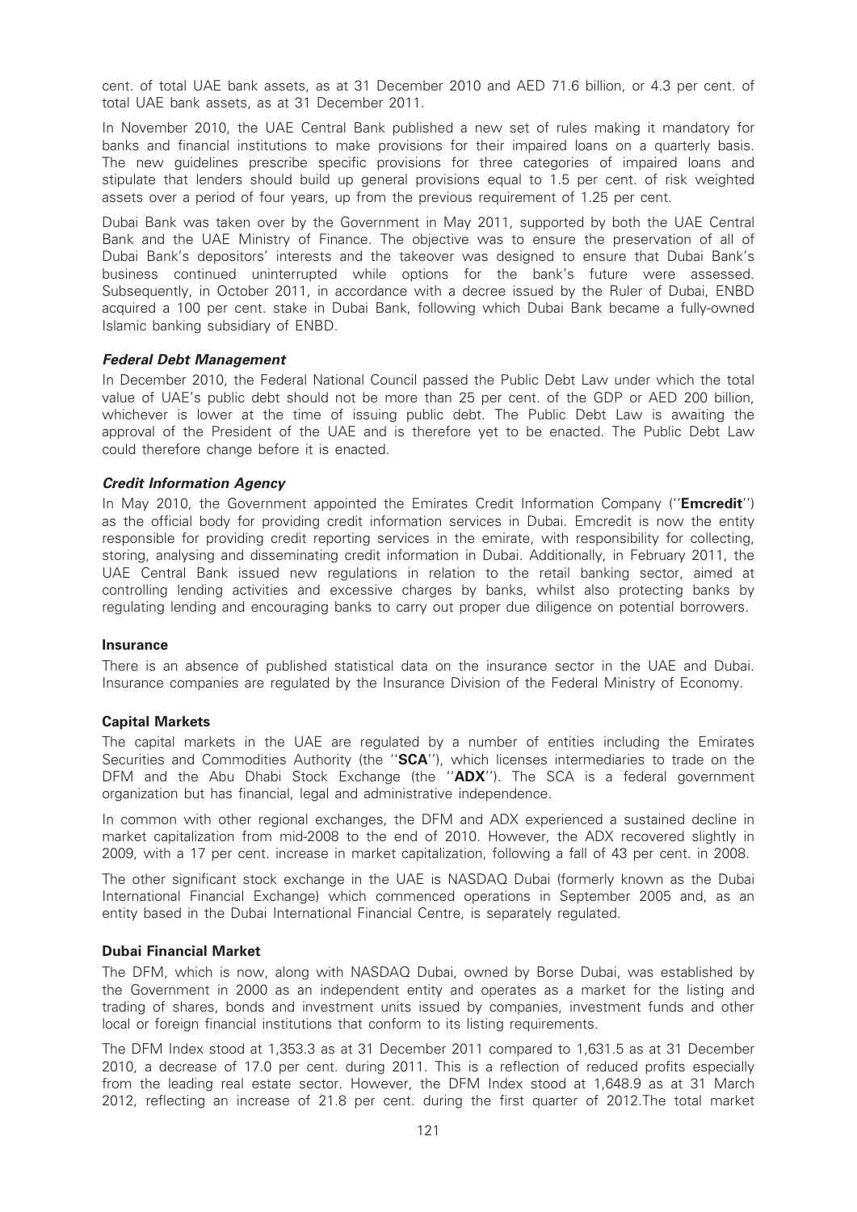cent. of total UAE bank assets, as at 31 December 2010 and AED 71.6 billion, or 4.3 per cent. of total UAE bank assets, as at 31 December 2011.

In November 2010, the UAE Central Bank published a new set of rules making it mandatory for banks and financial institutions to make provisions for their impaired loans on a quarterly basis. The new guidelines prescribe specific provisions for three categories of impaired loans and stipulate that lenders should build up general provisions equal to 1.5 per cent. of risk weighted assets over a period of four years, up from the previous requirement of 1.25 per cent.

Dubai Bank was taken over by the Government in May 2011, supported by both the UAE Central Bank and the UAE Ministry of Finance. The objective was to ensure the preservation of all of Dubai Bank's depositors' interests and the takeover was designed to ensure that Dubai Bank's business continued uninterrupted while options for the bank's future were assessed. Subsequently, in October 2011, in accordance with a decree issued by the Ruler of Dubai, ENBD acquired a 100 per cent. stake in Dubai Bank, following which Dubai Bank became a fully-owned Islamic banking subsidiary of ENBD.

#### *Federal Debt Management*

In December 2010, the Federal National Council passed the Public Debt Law under which the total value of UAE's public debt should not be more than 25 per cent. of the GDP or AED 200 billion, whichever is lower at the time of issuing public debt. The Public Debt Law is awaiting the approval of the President of the UAE and is therefore yet to be enacted. The Public Debt Law could therefore change before it is enacted.

#### *Credit Information Agency*

In May 2010, the Government appointed the Emirates Credit Information Company (''**Emcredit**'') as the official body for providing credit information services in Dubai. Emcredit is now the entity responsible for providing credit reporting services in the emirate, with responsibility for collecting, storing, analysing and disseminating credit information in Dubai. Additionally, in February 2011, the UAE Central Bank issued new regulations in relation to the retail banking sector, aimed at controlling lending activities and excessive charges by banks, whilst also protecting banks by regulating lending and encouraging banks to carry out proper due diligence on potential borrowers.

### **Insurance**

There is an absence of published statistical data on the insurance sector in the UAE and Dubai. Insurance companies are regulated by the Insurance Division of the Federal Ministry of Economy.

### **Capital Markets**

The capital markets in the UAE are regulated by a number of entities including the Emirates Securities and Commodities Authority (the ''**SCA**''), which licenses intermediaries to trade on the DFM and the Abu Dhabi Stock Exchange (the ''**ADX**''). The SCA is a federal government organization but has financial, legal and administrative independence.

In common with other regional exchanges, the DFM and ADX experienced a sustained decline in market capitalization from mid-2008 to the end of 2010. However, the ADX recovered slightly in 2009, with a 17 per cent. increase in market capitalization, following a fall of 43 per cent. in 2008.

The other significant stock exchange in the UAE is NASDAQ Dubai (formerly known as the Dubai International Financial Exchange) which commenced operations in September 2005 and, as an entity based in the Dubai International Financial Centre, is separately regulated.

### **Dubai Financial Market**

The DFM, which is now, along with NASDAQ Dubai, owned by Borse Dubai, was established by the Government in 2000 as an independent entity and operates as a market for the listing and trading of shares, bonds and investment units issued by companies, investment funds and other local or foreign financial institutions that conform to its listing requirements.

The DFM Index stood at 1,353.3 as at 31 December 2011 compared to 1,631.5 as at 31 December 2010, a decrease of 17.0 per cent. during 2011. This is a reflection of reduced profits especially from the leading real estate sector. However, the DFM Index stood at 1,648.9 as at 31 March 2012, reflecting an increase of 21.8 per cent. during the first quarter of 2012.The total market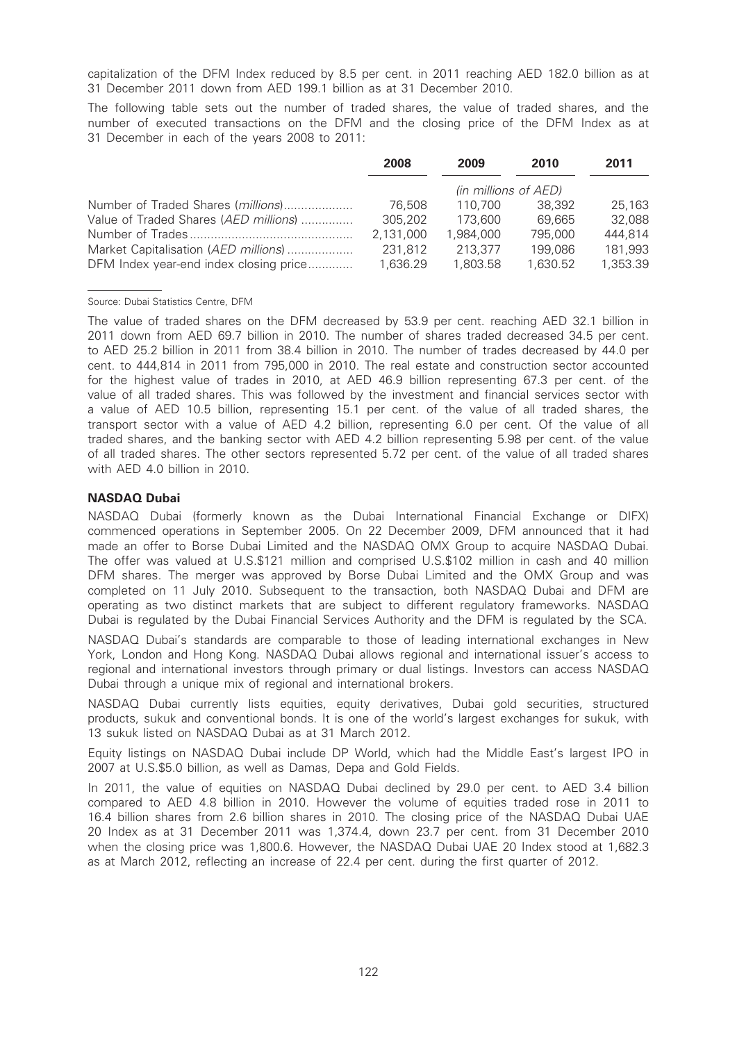capitalization of the DFM Index reduced by 8.5 per cent. in 2011 reaching AED 182.0 billion as at 31 December 2011 down from AED 199.1 billion as at 31 December 2010.

The following table sets out the number of traded shares, the value of traded shares, and the number of executed transactions on the DFM and the closing price of the DFM Index as at 31 December in each of the years 2008 to 2011:

| | 2008 | 2009 | 2010 | 2011 |
|---|---|---|---|---|
| | *(in millions of AED)* | | | |
| Number of Traded Shares (*millions*) | 76,508 | 110,700 | 38,392 | 25,163 |
| Value of Traded Shares (*AED millions*) | 305,202 | 173,600 | 69,665 | 32,088 |
| Number of Trades | 2,131,000 | 1,984,000 | 795,000 | 444,814 |
| Market Capitalisation (*AED millions*) | 231,812 | 213,377 | 199,086 | 181,993 |
| DFM Index year-end index closing price | 1,636.29 | 1,803.58 | 1,630.52 | 1,353.39 |

Source: Dubai Statistics Centre, DFM

The value of traded shares on the DFM decreased by 53.9 per cent. reaching AED 32.1 billion in 2011 down from AED 69.7 billion in 2010. The number of shares traded decreased 34.5 per cent. to AED 25.2 billion in 2011 from 38.4 billion in 2010. The number of trades decreased by 44.0 per cent. to 444,814 in 2011 from 795,000 in 2010. The real estate and construction sector accounted for the highest value of trades in 2010, at AED 46.9 billion representing 67.3 per cent. of the value of all traded shares. This was followed by the investment and financial services sector with a value of AED 10.5 billion, representing 15.1 per cent. of the value of all traded shares, the transport sector with a value of AED 4.2 billion, representing 6.0 per cent. Of the value of all traded shares, and the banking sector with AED 4.2 billion representing 5.98 per cent. of the value of all traded shares. The other sectors represented 5.72 per cent. of the value of all traded shares with AED 4.0 billion in 2010.

**NASDAQ Dubai**

NASDAQ Dubai (formerly known as the Dubai International Financial Exchange or DIFX) commenced operations in September 2005. On 22 December 2009, DFM announced that it had made an offer to Borse Dubai Limited and the NASDAQ OMX Group to acquire NASDAQ Dubai. The offer was valued at U.S.$121 million and comprised U.S.$102 million in cash and 40 million DFM shares. The merger was approved by Borse Dubai Limited and the OMX Group and was completed on 11 July 2010. Subsequent to the transaction, both NASDAQ Dubai and DFM are operating as two distinct markets that are subject to different regulatory frameworks. NASDAQ Dubai is regulated by the Dubai Financial Services Authority and the DFM is regulated by the SCA.

NASDAQ Dubai's standards are comparable to those of leading international exchanges in New York, London and Hong Kong. NASDAQ Dubai allows regional and international issuer's access to regional and international investors through primary or dual listings. Investors can access NASDAQ Dubai through a unique mix of regional and international brokers.

NASDAQ Dubai currently lists equities, equity derivatives, Dubai gold securities, structured products, sukuk and conventional bonds. It is one of the world's largest exchanges for sukuk, with 13 sukuk listed on NASDAQ Dubai as at 31 March 2012.

Equity listings on NASDAQ Dubai include DP World, which had the Middle East's largest IPO in 2007 at U.S.$5.0 billion, as well as Damas, Depa and Gold Fields.

In 2011, the value of equities on NASDAQ Dubai declined by 29.0 per cent. to AED 3.4 billion compared to AED 4.8 billion in 2010. However the volume of equities traded rose in 2011 to 16.4 billion shares from 2.6 billion shares in 2010. The closing price of the NASDAQ Dubai UAE 20 Index as at 31 December 2011 was 1,374.4, down 23.7 per cent. from 31 December 2010 when the closing price was 1,800.6. However, the NASDAQ Dubai UAE 20 Index stood at 1,682.3 as at March 2012, reflecting an increase of 22.4 per cent. during the first quarter of 2012.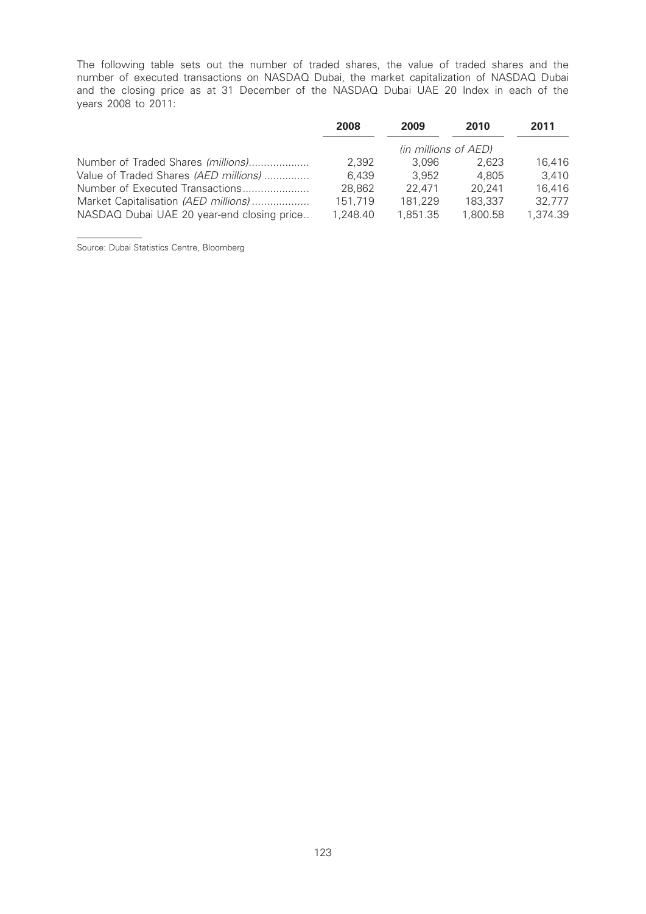The following table sets out the number of traded shares, the value of traded shares and the number of executed transactions on NASDAQ Dubai, the market capitalization of NASDAQ Dubai and the closing price as at 31 December of the NASDAQ Dubai UAE 20 Index in each of the years 2008 to 2011:

| | 2008 | 2009 | 2010 | 2011 |
|---|---|---|---|---|
| | *(in millions of AED)* | | | |
| Number of Traded Shares *(millions)* | 2,392 | 3,096 | 2,623 | 16,416 |
| Value of Traded Shares *(AED millions)* | 6,439 | 3,952 | 4,805 | 3,410 |
| Number of Executed Transactions | 28,862 | 22,471 | 20,241 | 16,416 |
| Market Capitalisation *(AED millions)* | 151,719 | 181,229 | 183,337 | 32,777 |
| NASDAQ Dubai UAE 20 year-end closing price | 1,248.40 | 1,851.35 | 1,800.58 | 1,374.39 |

Source: Dubai Statistics Centre, Bloomberg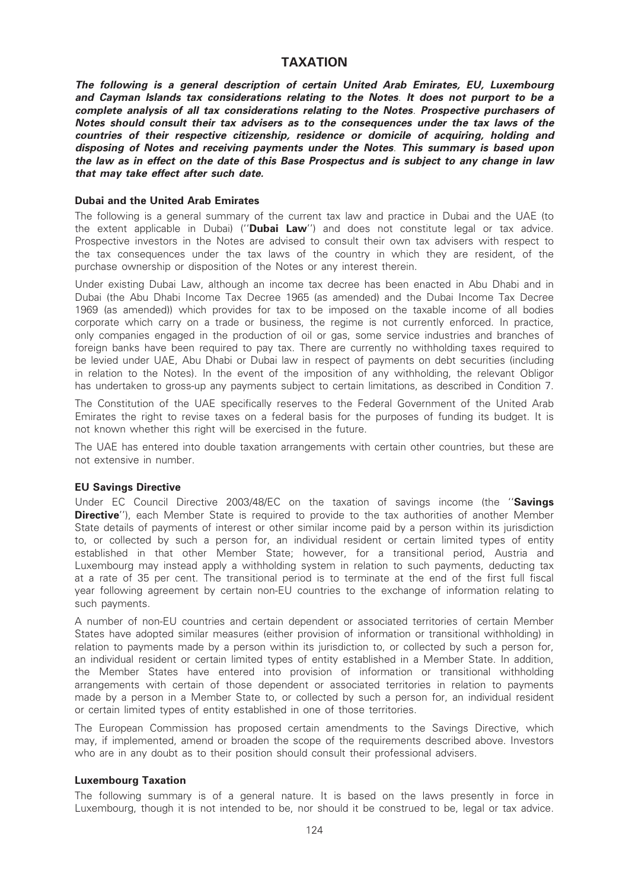# TAXATION

***The following is a general description of certain United Arab Emirates, EU, Luxembourg and Cayman Islands tax considerations relating to the Notes. It does not purport to be a complete analysis of all tax considerations relating to the Notes. Prospective purchasers of Notes should consult their tax advisers as to the consequences under the tax laws of the countries of their respective citizenship, residence or domicile of acquiring, holding and disposing of Notes and receiving payments under the Notes. This summary is based upon the law as in effect on the date of this Base Prospectus and is subject to any change in law that may take effect after such date.***

### Dubai and the United Arab Emirates

The following is a general summary of the current tax law and practice in Dubai and the UAE (to the extent applicable in Dubai) (''**Dubai Law**'') and does not constitute legal or tax advice. Prospective investors in the Notes are advised to consult their own tax advisers with respect to the tax consequences under the tax laws of the country in which they are resident, of the purchase ownership or disposition of the Notes or any interest therein.

Under existing Dubai Law, although an income tax decree has been enacted in Abu Dhabi and in Dubai (the Abu Dhabi Income Tax Decree 1965 (as amended) and the Dubai Income Tax Decree 1969 (as amended)) which provides for tax to be imposed on the taxable income of all bodies corporate which carry on a trade or business, the regime is not currently enforced. In practice, only companies engaged in the production of oil or gas, some service industries and branches of foreign banks have been required to pay tax. There are currently no withholding taxes required to be levied under UAE, Abu Dhabi or Dubai law in respect of payments on debt securities (including in relation to the Notes). In the event of the imposition of any withholding, the relevant Obligor has undertaken to gross-up any payments subject to certain limitations, as described in Condition 7.

The Constitution of the UAE specifically reserves to the Federal Government of the United Arab Emirates the right to revise taxes on a federal basis for the purposes of funding its budget. It is not known whether this right will be exercised in the future.

The UAE has entered into double taxation arrangements with certain other countries, but these are not extensive in number.

### EU Savings Directive

Under EC Council Directive 2003/48/EC on the taxation of savings income (the ''**Savings Directive**''), each Member State is required to provide to the tax authorities of another Member State details of payments of interest or other similar income paid by a person within its jurisdiction to, or collected by such a person for, an individual resident or certain limited types of entity established in that other Member State; however, for a transitional period, Austria and Luxembourg may instead apply a withholding system in relation to such payments, deducting tax at a rate of 35 per cent. The transitional period is to terminate at the end of the first full fiscal year following agreement by certain non-EU countries to the exchange of information relating to such payments.

A number of non-EU countries and certain dependent or associated territories of certain Member States have adopted similar measures (either provision of information or transitional withholding) in relation to payments made by a person within its jurisdiction to, or collected by such a person for, an individual resident or certain limited types of entity established in a Member State. In addition, the Member States have entered into provision of information or transitional withholding arrangements with certain of those dependent or associated territories in relation to payments made by a person in a Member State to, or collected by such a person for, an individual resident or certain limited types of entity established in one of those territories.

The European Commission has proposed certain amendments to the Savings Directive, which may, if implemented, amend or broaden the scope of the requirements described above. Investors who are in any doubt as to their position should consult their professional advisers.

### Luxembourg Taxation

The following summary is of a general nature. It is based on the laws presently in force in Luxembourg, though it is not intended to be, nor should it be construed to be, legal or tax advice.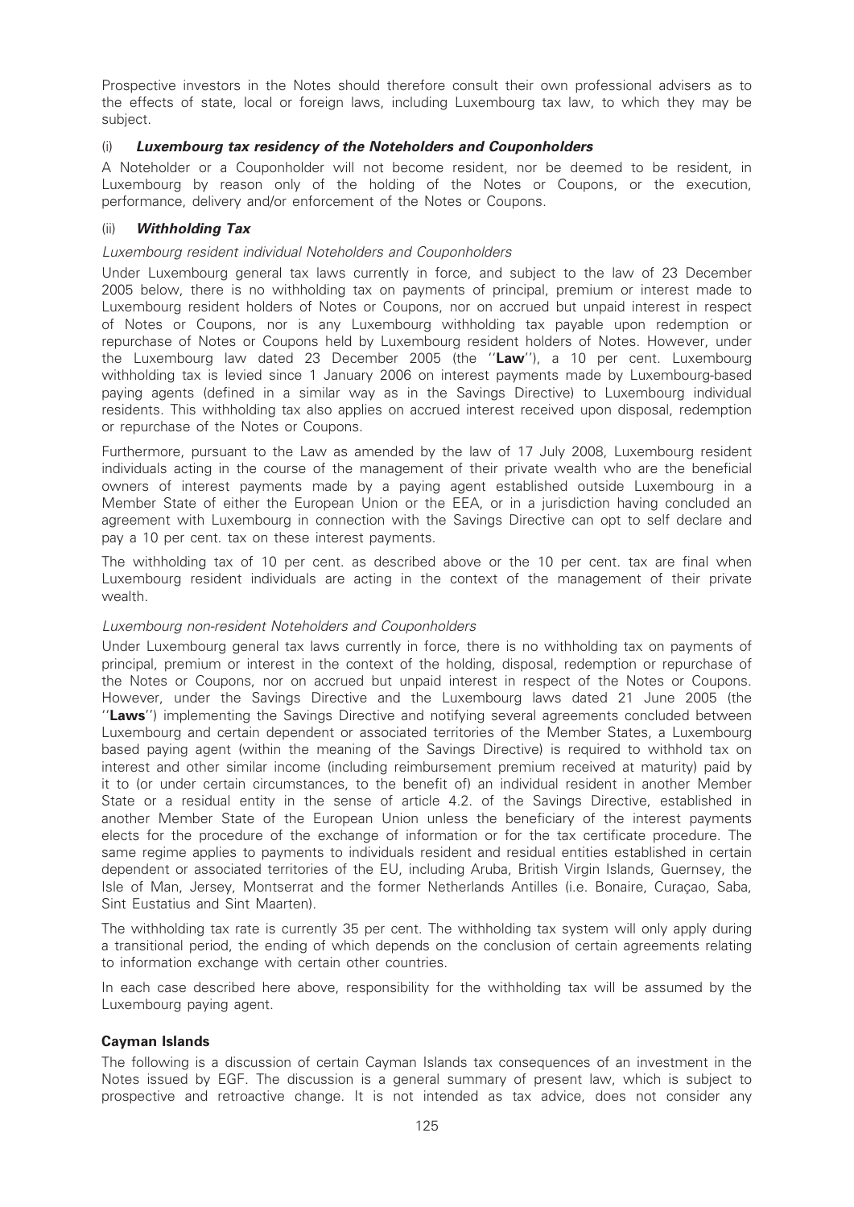Prospective investors in the Notes should therefore consult their own professional advisers as to the effects of state, local or foreign laws, including Luxembourg tax law, to which they may be subject.

(i) ***Luxembourg tax residency of the Noteholders and Couponholders***

A Noteholder or a Couponholder will not become resident, nor be deemed to be resident, in Luxembourg by reason only of the holding of the Notes or Coupons, or the execution, performance, delivery and/or enforcement of the Notes or Coupons.

(ii) ***Withholding Tax***

*Luxembourg resident individual Noteholders and Couponholders*

Under Luxembourg general tax laws currently in force, and subject to the law of 23 December 2005 below, there is no withholding tax on payments of principal, premium or interest made to Luxembourg resident holders of Notes or Coupons, nor on accrued but unpaid interest in respect of Notes or Coupons, nor is any Luxembourg withholding tax payable upon redemption or repurchase of Notes or Coupons held by Luxembourg resident holders of Notes. However, under the Luxembourg law dated 23 December 2005 (the ''**Law**''), a 10 per cent. Luxembourg withholding tax is levied since 1 January 2006 on interest payments made by Luxembourg-based paying agents (defined in a similar way as in the Savings Directive) to Luxembourg individual residents. This withholding tax also applies on accrued interest received upon disposal, redemption or repurchase of the Notes or Coupons.

Furthermore, pursuant to the Law as amended by the law of 17 July 2008, Luxembourg resident individuals acting in the course of the management of their private wealth who are the beneficial owners of interest payments made by a paying agent established outside Luxembourg in a Member State of either the European Union or the EEA, or in a jurisdiction having concluded an agreement with Luxembourg in connection with the Savings Directive can opt to self declare and pay a 10 per cent. tax on these interest payments.

The withholding tax of 10 per cent. as described above or the 10 per cent. tax are final when Luxembourg resident individuals are acting in the context of the management of their private wealth.

*Luxembourg non-resident Noteholders and Couponholders*

Under Luxembourg general tax laws currently in force, there is no withholding tax on payments of principal, premium or interest in the context of the holding, disposal, redemption or repurchase of the Notes or Coupons, nor on accrued but unpaid interest in respect of the Notes or Coupons. However, under the Savings Directive and the Luxembourg laws dated 21 June 2005 (the ''**Laws**'') implementing the Savings Directive and notifying several agreements concluded between Luxembourg and certain dependent or associated territories of the Member States, a Luxembourg based paying agent (within the meaning of the Savings Directive) is required to withhold tax on interest and other similar income (including reimbursement premium received at maturity) paid by it to (or under certain circumstances, to the benefit of) an individual resident in another Member State or a residual entity in the sense of article 4.2. of the Savings Directive, established in another Member State of the European Union unless the beneficiary of the interest payments elects for the procedure of the exchange of information or for the tax certificate procedure. The same regime applies to payments to individuals resident and residual entities established in certain dependent or associated territories of the EU, including Aruba, British Virgin Islands, Guernsey, the Isle of Man, Jersey, Montserrat and the former Netherlands Antilles (i.e. Bonaire, Curaçao, Saba, Sint Eustatius and Sint Maarten).

The withholding tax rate is currently 35 per cent. The withholding tax system will only apply during a transitional period, the ending of which depends on the conclusion of certain agreements relating to information exchange with certain other countries.

In each case described here above, responsibility for the withholding tax will be assumed by the Luxembourg paying agent.

**Cayman Islands**

The following is a discussion of certain Cayman Islands tax consequences of an investment in the Notes issued by EGF. The discussion is a general summary of present law, which is subject to prospective and retroactive change. It is not intended as tax advice, does not consider any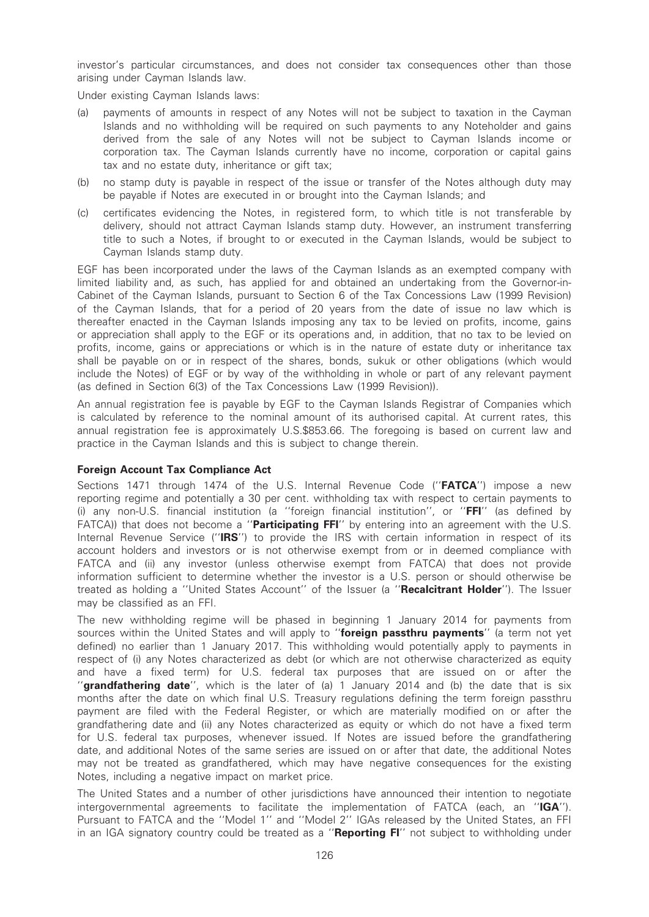investor's particular circumstances, and does not consider tax consequences other than those arising under Cayman Islands law.

Under existing Cayman Islands laws:

(a) payments of amounts in respect of any Notes will not be subject to taxation in the Cayman Islands and no withholding will be required on such payments to any Noteholder and gains derived from the sale of any Notes will not be subject to Cayman Islands income or corporation tax. The Cayman Islands currently have no income, corporation or capital gains tax and no estate duty, inheritance or gift tax;

(b) no stamp duty is payable in respect of the issue or transfer of the Notes although duty may be payable if Notes are executed in or brought into the Cayman Islands; and

(c) certificates evidencing the Notes, in registered form, to which title is not transferable by delivery, should not attract Cayman Islands stamp duty. However, an instrument transferring title to such a Notes, if brought to or executed in the Cayman Islands, would be subject to Cayman Islands stamp duty.

EGF has been incorporated under the laws of the Cayman Islands as an exempted company with limited liability and, as such, has applied for and obtained an undertaking from the Governor-in-Cabinet of the Cayman Islands, pursuant to Section 6 of the Tax Concessions Law (1999 Revision) of the Cayman Islands, that for a period of 20 years from the date of issue no law which is thereafter enacted in the Cayman Islands imposing any tax to be levied on profits, income, gains or appreciation shall apply to the EGF or its operations and, in addition, that no tax to be levied on profits, income, gains or appreciations or which is in the nature of estate duty or inheritance tax shall be payable on or in respect of the shares, bonds, sukuk or other obligations (which would include the Notes) of EGF or by way of the withholding in whole or part of any relevant payment (as defined in Section 6(3) of the Tax Concessions Law (1999 Revision)).

An annual registration fee is payable by EGF to the Cayman Islands Registrar of Companies which is calculated by reference to the nominal amount of its authorised capital. At current rates, this annual registration fee is approximately U.S.$853.66. The foregoing is based on current law and practice in the Cayman Islands and this is subject to change therein.

### Foreign Account Tax Compliance Act

Sections 1471 through 1474 of the U.S. Internal Revenue Code (''**FATCA**'') impose a new reporting regime and potentially a 30 per cent. withholding tax with respect to certain payments to (i) any non-U.S. financial institution (a ''foreign financial institution'', or ''**FFI**'' (as defined by FATCA)) that does not become a ''**Participating FFI**'' by entering into an agreement with the U.S. Internal Revenue Service (''**IRS**'') to provide the IRS with certain information in respect of its account holders and investors or is not otherwise exempt from or in deemed compliance with FATCA and (ii) any investor (unless otherwise exempt from FATCA) that does not provide information sufficient to determine whether the investor is a U.S. person or should otherwise be treated as holding a ''United States Account'' of the Issuer (a ''**Recalcitrant Holder**''). The Issuer may be classified as an FFI.

The new withholding regime will be phased in beginning 1 January 2014 for payments from sources within the United States and will apply to ''**foreign passthru payments**'' (a term not yet defined) no earlier than 1 January 2017. This withholding would potentially apply to payments in respect of (i) any Notes characterized as debt (or which are not otherwise characterized as equity and have a fixed term) for U.S. federal tax purposes that are issued on or after the ''**grandfathering date**'', which is the later of (a) 1 January 2014 and (b) the date that is six months after the date on which final U.S. Treasury regulations defining the term foreign passthru payment are filed with the Federal Register, or which are materially modified on or after the grandfathering date and (ii) any Notes characterized as equity or which do not have a fixed term for U.S. federal tax purposes, whenever issued. If Notes are issued before the grandfathering date, and additional Notes of the same series are issued on or after that date, the additional Notes may not be treated as grandfathered, which may have negative consequences for the existing Notes, including a negative impact on market price.

The United States and a number of other jurisdictions have announced their intention to negotiate intergovernmental agreements to facilitate the implementation of FATCA (each, an ''**IGA**''). Pursuant to FATCA and the ''Model 1'' and ''Model 2'' IGAs released by the United States, an FFI in an IGA signatory country could be treated as a ''**Reporting FI**'' not subject to withholding under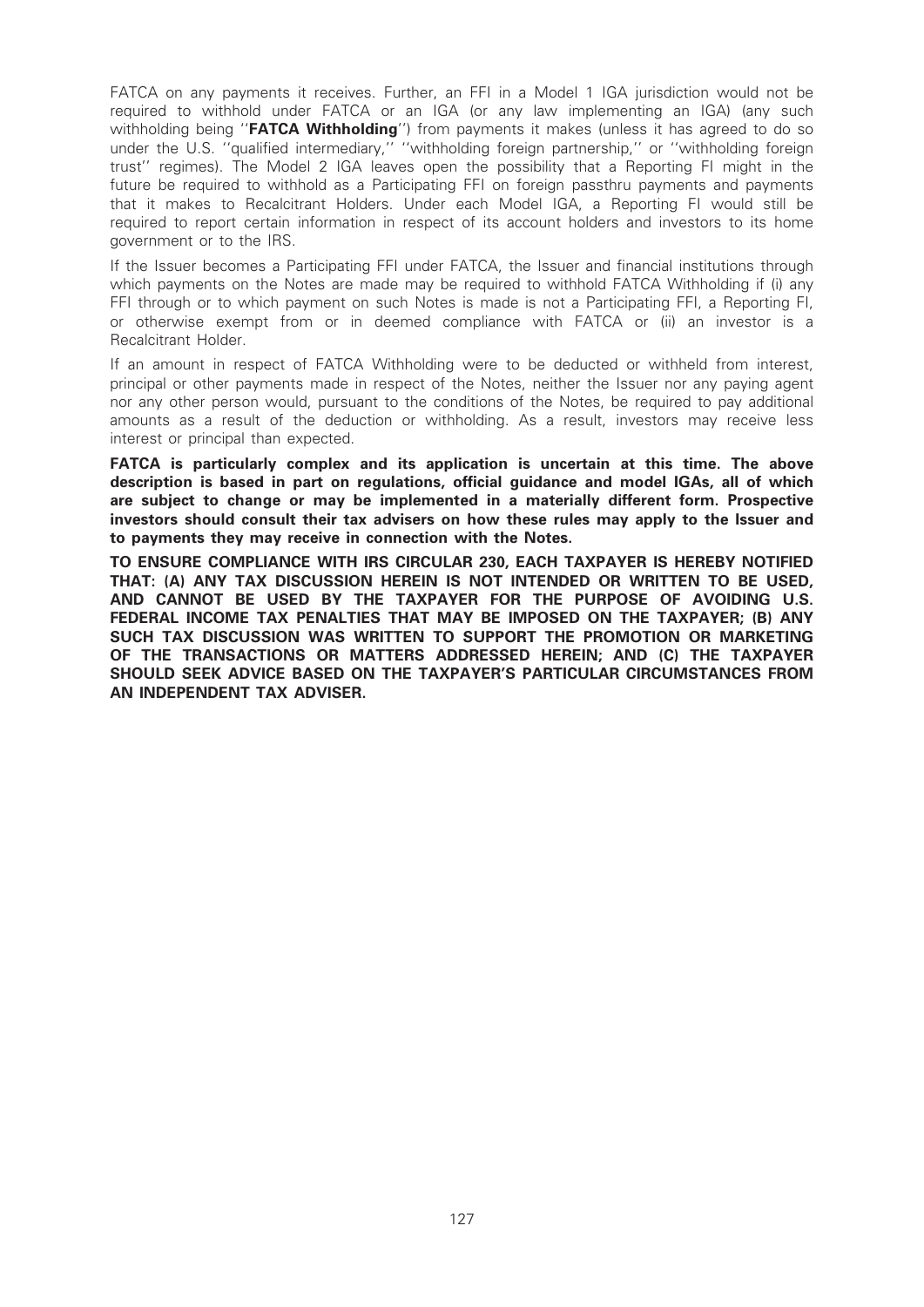FATCA on any payments it receives. Further, an FFI in a Model 1 IGA jurisdiction would not be required to withhold under FATCA or an IGA (or any law implementing an IGA) (any such withholding being ''**FATCA Withholding**'') from payments it makes (unless it has agreed to do so under the U.S. ''qualified intermediary,'' ''withholding foreign partnership,'' or ''withholding foreign trust'' regimes). The Model 2 IGA leaves open the possibility that a Reporting FI might in the future be required to withhold as a Participating FFI on foreign passthru payments and payments that it makes to Recalcitrant Holders. Under each Model IGA, a Reporting FI would still be required to report certain information in respect of its account holders and investors to its home government or to the IRS.

If the Issuer becomes a Participating FFI under FATCA, the Issuer and financial institutions through which payments on the Notes are made may be required to withhold FATCA Withholding if (i) any FFI through or to which payment on such Notes is made is not a Participating FFI, a Reporting FI, or otherwise exempt from or in deemed compliance with FATCA or (ii) an investor is a Recalcitrant Holder.

If an amount in respect of FATCA Withholding were to be deducted or withheld from interest, principal or other payments made in respect of the Notes, neither the Issuer nor any paying agent nor any other person would, pursuant to the conditions of the Notes, be required to pay additional amounts as a result of the deduction or withholding. As a result, investors may receive less interest or principal than expected.

**FATCA is particularly complex and its application is uncertain at this time. The above description is based in part on regulations, official guidance and model IGAs, all of which are subject to change or may be implemented in a materially different form. Prospective investors should consult their tax advisers on how these rules may apply to the Issuer and to payments they may receive in connection with the Notes.**

**TO ENSURE COMPLIANCE WITH IRS CIRCULAR 230, EACH TAXPAYER IS HEREBY NOTIFIED THAT: (A) ANY TAX DISCUSSION HEREIN IS NOT INTENDED OR WRITTEN TO BE USED, AND CANNOT BE USED BY THE TAXPAYER FOR THE PURPOSE OF AVOIDING U.S. FEDERAL INCOME TAX PENALTIES THAT MAY BE IMPOSED ON THE TAXPAYER; (B) ANY SUCH TAX DISCUSSION WAS WRITTEN TO SUPPORT THE PROMOTION OR MARKETING OF THE TRANSACTIONS OR MATTERS ADDRESSED HEREIN; AND (C) THE TAXPAYER SHOULD SEEK ADVICE BASED ON THE TAXPAYER'S PARTICULAR CIRCUMSTANCES FROM AN INDEPENDENT TAX ADVISER.**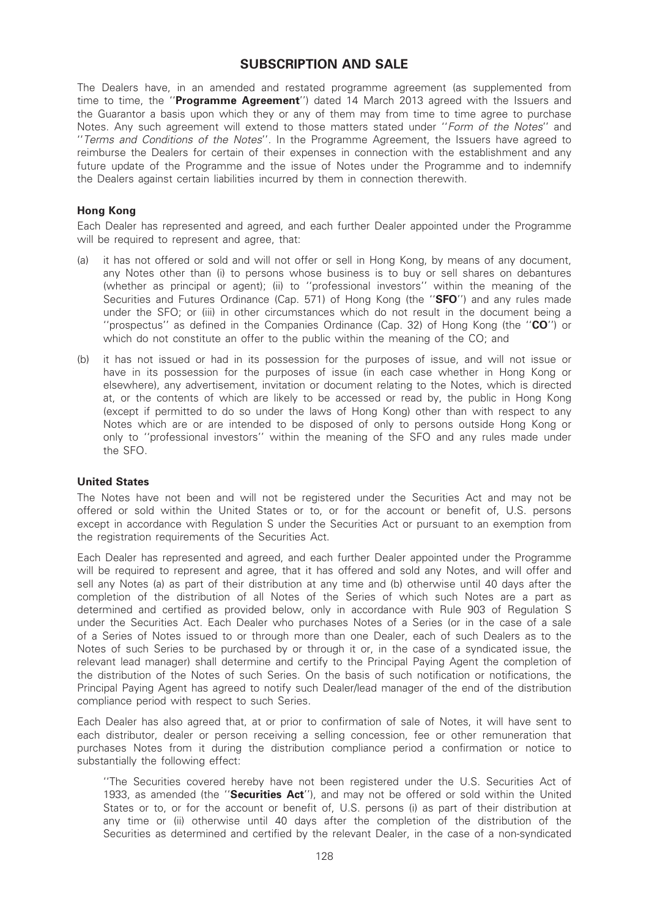# SUBSCRIPTION AND SALE

The Dealers have, in an amended and restated programme agreement (as supplemented from time to time, the ''**Programme Agreement**'') dated 14 March 2013 agreed with the Issuers and the Guarantor a basis upon which they or any of them may from time to time agree to purchase Notes. Any such agreement will extend to those matters stated under ''*Form of the Notes*'' and ''*Terms and Conditions of the Notes*''. In the Programme Agreement, the Issuers have agreed to reimburse the Dealers for certain of their expenses in connection with the establishment and any future update of the Programme and the issue of Notes under the Programme and to indemnify the Dealers against certain liabilities incurred by them in connection therewith.

## Hong Kong

Each Dealer has represented and agreed, and each further Dealer appointed under the Programme will be required to represent and agree, that:

(a) it has not offered or sold and will not offer or sell in Hong Kong, by means of any document, any Notes other than (i) to persons whose business is to buy or sell shares on debantures (whether as principal or agent); (ii) to ''professional investors'' within the meaning of the Securities and Futures Ordinance (Cap. 571) of Hong Kong (the ''**SFO**'') and any rules made under the SFO; or (iii) in other circumstances which do not result in the document being a ''prospectus'' as defined in the Companies Ordinance (Cap. 32) of Hong Kong (the ''**CO**'') or which do not constitute an offer to the public within the meaning of the CO; and

(b) it has not issued or had in its possession for the purposes of issue, and will not issue or have in its possession for the purposes of issue (in each case whether in Hong Kong or elsewhere), any advertisement, invitation or document relating to the Notes, which is directed at, or the contents of which are likely to be accessed or read by, the public in Hong Kong (except if permitted to do so under the laws of Hong Kong) other than with respect to any Notes which are or are intended to be disposed of only to persons outside Hong Kong or only to ''professional investors'' within the meaning of the SFO and any rules made under the SFO.

## United States

The Notes have not been and will not be registered under the Securities Act and may not be offered or sold within the United States or to, or for the account or benefit of, U.S. persons except in accordance with Regulation S under the Securities Act or pursuant to an exemption from the registration requirements of the Securities Act.

Each Dealer has represented and agreed, and each further Dealer appointed under the Programme will be required to represent and agree, that it has offered and sold any Notes, and will offer and sell any Notes (a) as part of their distribution at any time and (b) otherwise until 40 days after the completion of the distribution of all Notes of the Series of which such Notes are a part as determined and certified as provided below, only in accordance with Rule 903 of Regulation S under the Securities Act. Each Dealer who purchases Notes of a Series (or in the case of a sale of a Series of Notes issued to or through more than one Dealer, each of such Dealers as to the Notes of such Series to be purchased by or through it or, in the case of a syndicated issue, the relevant lead manager) shall determine and certify to the Principal Paying Agent the completion of the distribution of the Notes of such Series. On the basis of such notification or notifications, the Principal Paying Agent has agreed to notify such Dealer/lead manager of the end of the distribution compliance period with respect to such Series.

Each Dealer has also agreed that, at or prior to confirmation of sale of Notes, it will have sent to each distributor, dealer or person receiving a selling concession, fee or other remuneration that purchases Notes from it during the distribution compliance period a confirmation or notice to substantially the following effect:

> ''The Securities covered hereby have not been registered under the U.S. Securities Act of 1933, as amended (the ''**Securities Act**''), and may not be offered or sold within the United States or to, or for the account or benefit of, U.S. persons (i) as part of their distribution at any time or (ii) otherwise until 40 days after the completion of the distribution of the Securities as determined and certified by the relevant Dealer, in the case of a non-syndicated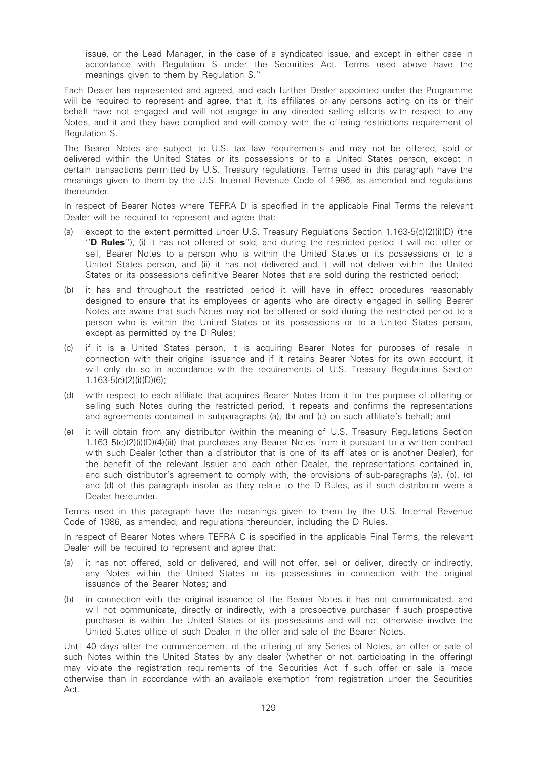issue, or the Lead Manager, in the case of a syndicated issue, and except in either case in accordance with Regulation S under the Securities Act. Terms used above have the meanings given to them by Regulation S.''

Each Dealer has represented and agreed, and each further Dealer appointed under the Programme will be required to represent and agree, that it, its affiliates or any persons acting on its or their behalf have not engaged and will not engage in any directed selling efforts with respect to any Notes, and it and they have complied and will comply with the offering restrictions requirement of Regulation S.

The Bearer Notes are subject to U.S. tax law requirements and may not be offered, sold or delivered within the United States or its possessions or to a United States person, except in certain transactions permitted by U.S. Treasury regulations. Terms used in this paragraph have the meanings given to them by the U.S. Internal Revenue Code of 1986, as amended and regulations thereunder.

In respect of Bearer Notes where TEFRA D is specified in the applicable Final Terms the relevant Dealer will be required to represent and agree that:

(a) except to the extent permitted under U.S. Treasury Regulations Section 1.163-5(c)(2)(i)(D) (the ''**D Rules**''), (i) it has not offered or sold, and during the restricted period it will not offer or sell, Bearer Notes to a person who is within the United States or its possessions or to a United States person, and (ii) it has not delivered and it will not deliver within the United States or its possessions definitive Bearer Notes that are sold during the restricted period;

(b) it has and throughout the restricted period it will have in effect procedures reasonably designed to ensure that its employees or agents who are directly engaged in selling Bearer Notes are aware that such Notes may not be offered or sold during the restricted period to a person who is within the United States or its possessions or to a United States person, except as permitted by the D Rules;

(c) if it is a United States person, it is acquiring Bearer Notes for purposes of resale in connection with their original issuance and if it retains Bearer Notes for its own account, it will only do so in accordance with the requirements of U.S. Treasury Regulations Section 1.163-5(c)(2)(i)(D)(6);

(d) with respect to each affiliate that acquires Bearer Notes from it for the purpose of offering or selling such Notes during the restricted period, it repeats and confirms the representations and agreements contained in subparagraphs (a), (b) and (c) on such affiliate's behalf; and

(e) it will obtain from any distributor (within the meaning of U.S. Treasury Regulations Section 1.163 5(c)(2)(i)(D)(4)(ii)) that purchases any Bearer Notes from it pursuant to a written contract with such Dealer (other than a distributor that is one of its affiliates or is another Dealer), for the benefit of the relevant Issuer and each other Dealer, the representations contained in, and such distributor's agreement to comply with, the provisions of sub-paragraphs (a), (b), (c) and (d) of this paragraph insofar as they relate to the D Rules, as if such distributor were a Dealer hereunder.

Terms used in this paragraph have the meanings given to them by the U.S. Internal Revenue Code of 1986, as amended, and regulations thereunder, including the D Rules.

In respect of Bearer Notes where TEFRA C is specified in the applicable Final Terms, the relevant Dealer will be required to represent and agree that:

(a) it has not offered, sold or delivered, and will not offer, sell or deliver, directly or indirectly, any Notes within the United States or its possessions in connection with the original issuance of the Bearer Notes; and

(b) in connection with the original issuance of the Bearer Notes it has not communicated, and will not communicate, directly or indirectly, with a prospective purchaser if such prospective purchaser is within the United States or its possessions and will not otherwise involve the United States office of such Dealer in the offer and sale of the Bearer Notes.

Until 40 days after the commencement of the offering of any Series of Notes, an offer or sale of such Notes within the United States by any dealer (whether or not participating in the offering) may violate the registration requirements of the Securities Act if such offer or sale is made otherwise than in accordance with an available exemption from registration under the Securities Act.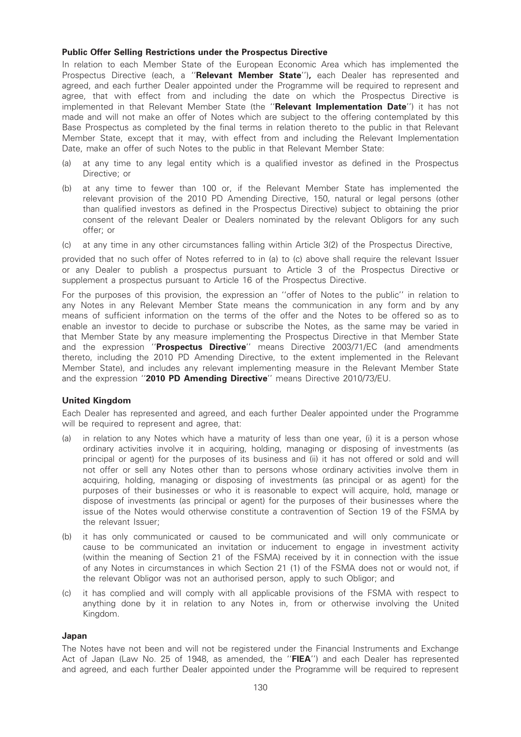**Public Offer Selling Restrictions under the Prospectus Directive**

In relation to each Member State of the European Economic Area which has implemented the Prospectus Directive (each, a ''**Relevant Member State**''), each Dealer has represented and agreed, and each further Dealer appointed under the Programme will be required to represent and agree, that with effect from and including the date on which the Prospectus Directive is implemented in that Relevant Member State (the ''**Relevant Implementation Date**'') it has not made and will not make an offer of Notes which are subject to the offering contemplated by this Base Prospectus as completed by the final terms in relation thereto to the public in that Relevant Member State, except that it may, with effect from and including the Relevant Implementation Date, make an offer of such Notes to the public in that Relevant Member State:

(a) at any time to any legal entity which is a qualified investor as defined in the Prospectus Directive; or

(b) at any time to fewer than 100 or, if the Relevant Member State has implemented the relevant provision of the 2010 PD Amending Directive, 150, natural or legal persons (other than qualified investors as defined in the Prospectus Directive) subject to obtaining the prior consent of the relevant Dealer or Dealers nominated by the relevant Obligors for any such offer; or

(c) at any time in any other circumstances falling within Article 3(2) of the Prospectus Directive,

provided that no such offer of Notes referred to in (a) to (c) above shall require the relevant Issuer or any Dealer to publish a prospectus pursuant to Article 3 of the Prospectus Directive or supplement a prospectus pursuant to Article 16 of the Prospectus Directive.

For the purposes of this provision, the expression an ''offer of Notes to the public'' in relation to any Notes in any Relevant Member State means the communication in any form and by any means of sufficient information on the terms of the offer and the Notes to be offered so as to enable an investor to decide to purchase or subscribe the Notes, as the same may be varied in that Member State by any measure implementing the Prospectus Directive in that Member State and the expression ''**Prospectus Directive**'' means Directive 2003/71/EC (and amendments thereto, including the 2010 PD Amending Directive, to the extent implemented in the Relevant Member State), and includes any relevant implementing measure in the Relevant Member State and the expression ''**2010 PD Amending Directive**'' means Directive 2010/73/EU.

**United Kingdom**

Each Dealer has represented and agreed, and each further Dealer appointed under the Programme will be required to represent and agree, that:

(a) in relation to any Notes which have a maturity of less than one year, (i) it is a person whose ordinary activities involve it in acquiring, holding, managing or disposing of investments (as principal or agent) for the purposes of its business and (ii) it has not offered or sold and will not offer or sell any Notes other than to persons whose ordinary activities involve them in acquiring, holding, managing or disposing of investments (as principal or as agent) for the purposes of their businesses or who it is reasonable to expect will acquire, hold, manage or dispose of investments (as principal or agent) for the purposes of their businesses where the issue of the Notes would otherwise constitute a contravention of Section 19 of the FSMA by the relevant Issuer;

(b) it has only communicated or caused to be communicated and will only communicate or cause to be communicated an invitation or inducement to engage in investment activity (within the meaning of Section 21 of the FSMA) received by it in connection with the issue of any Notes in circumstances in which Section 21 (1) of the FSMA does not or would not, if the relevant Obligor was not an authorised person, apply to such Obligor; and

(c) it has complied and will comply with all applicable provisions of the FSMA with respect to anything done by it in relation to any Notes in, from or otherwise involving the United Kingdom.

**Japan**

The Notes have not been and will not be registered under the Financial Instruments and Exchange Act of Japan (Law No. 25 of 1948, as amended, the ''**FIEA**'') and each Dealer has represented and agreed, and each further Dealer appointed under the Programme will be required to represent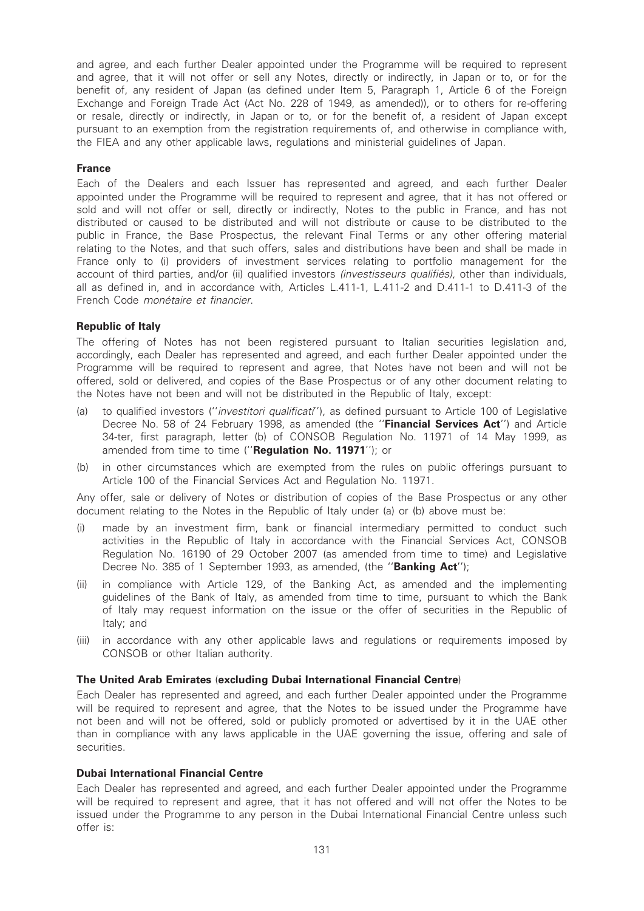and agree, and each further Dealer appointed under the Programme will be required to represent and agree, that it will not offer or sell any Notes, directly or indirectly, in Japan or to, or for the benefit of, any resident of Japan (as defined under Item 5, Paragraph 1, Article 6 of the Foreign Exchange and Foreign Trade Act (Act No. 228 of 1949, as amended)), or to others for re-offering or resale, directly or indirectly, in Japan or to, or for the benefit of, a resident of Japan except pursuant to an exemption from the registration requirements of, and otherwise in compliance with, the FIEA and any other applicable laws, regulations and ministerial guidelines of Japan.

### France

Each of the Dealers and each Issuer has represented and agreed, and each further Dealer appointed under the Programme will be required to represent and agree, that it has not offered or sold and will not offer or sell, directly or indirectly, Notes to the public in France, and has not distributed or caused to be distributed and will not distribute or cause to be distributed to the public in France, the Base Prospectus, the relevant Final Terms or any other offering material relating to the Notes, and that such offers, sales and distributions have been and shall be made in France only to (i) providers of investment services relating to portfolio management for the account of third parties, and/or (ii) qualified investors *(investisseurs qualifiés)*, other than individuals, all as defined in, and in accordance with, Articles L.411-1, L.411-2 and D.411-1 to D.411-3 of the French Code *monétaire et financier*.

### Republic of Italy

The offering of Notes has not been registered pursuant to Italian securities legislation and, accordingly, each Dealer has represented and agreed, and each further Dealer appointed under the Programme will be required to represent and agree, that Notes have not been and will not be offered, sold or delivered, and copies of the Base Prospectus or of any other document relating to the Notes have not been and will not be distributed in the Republic of Italy, except:

(a) to qualified investors (''*investitori qualificati*''), as defined pursuant to Article 100 of Legislative Decree No. 58 of 24 February 1998, as amended (the ''**Financial Services Act**'') and Article 34-ter, first paragraph, letter (b) of CONSOB Regulation No. 11971 of 14 May 1999, as amended from time to time (''**Regulation No. 11971**''); or

(b) in other circumstances which are exempted from the rules on public offerings pursuant to Article 100 of the Financial Services Act and Regulation No. 11971.

Any offer, sale or delivery of Notes or distribution of copies of the Base Prospectus or any other document relating to the Notes in the Republic of Italy under (a) or (b) above must be:

(i) made by an investment firm, bank or financial intermediary permitted to conduct such activities in the Republic of Italy in accordance with the Financial Services Act, CONSOB Regulation No. 16190 of 29 October 2007 (as amended from time to time) and Legislative Decree No. 385 of 1 September 1993, as amended, (the ''**Banking Act**'');

(ii) in compliance with Article 129, of the Banking Act, as amended and the implementing guidelines of the Bank of Italy, as amended from time to time, pursuant to which the Bank of Italy may request information on the issue or the offer of securities in the Republic of Italy; and

(iii) in accordance with any other applicable laws and regulations or requirements imposed by CONSOB or other Italian authority.

### The United Arab Emirates (excluding Dubai International Financial Centre)

Each Dealer has represented and agreed, and each further Dealer appointed under the Programme will be required to represent and agree, that the Notes to be issued under the Programme have not been and will not be offered, sold or publicly promoted or advertised by it in the UAE other than in compliance with any laws applicable in the UAE governing the issue, offering and sale of securities.

### Dubai International Financial Centre

Each Dealer has represented and agreed, and each further Dealer appointed under the Programme will be required to represent and agree, that it has not offered and will not offer the Notes to be issued under the Programme to any person in the Dubai International Financial Centre unless such offer is: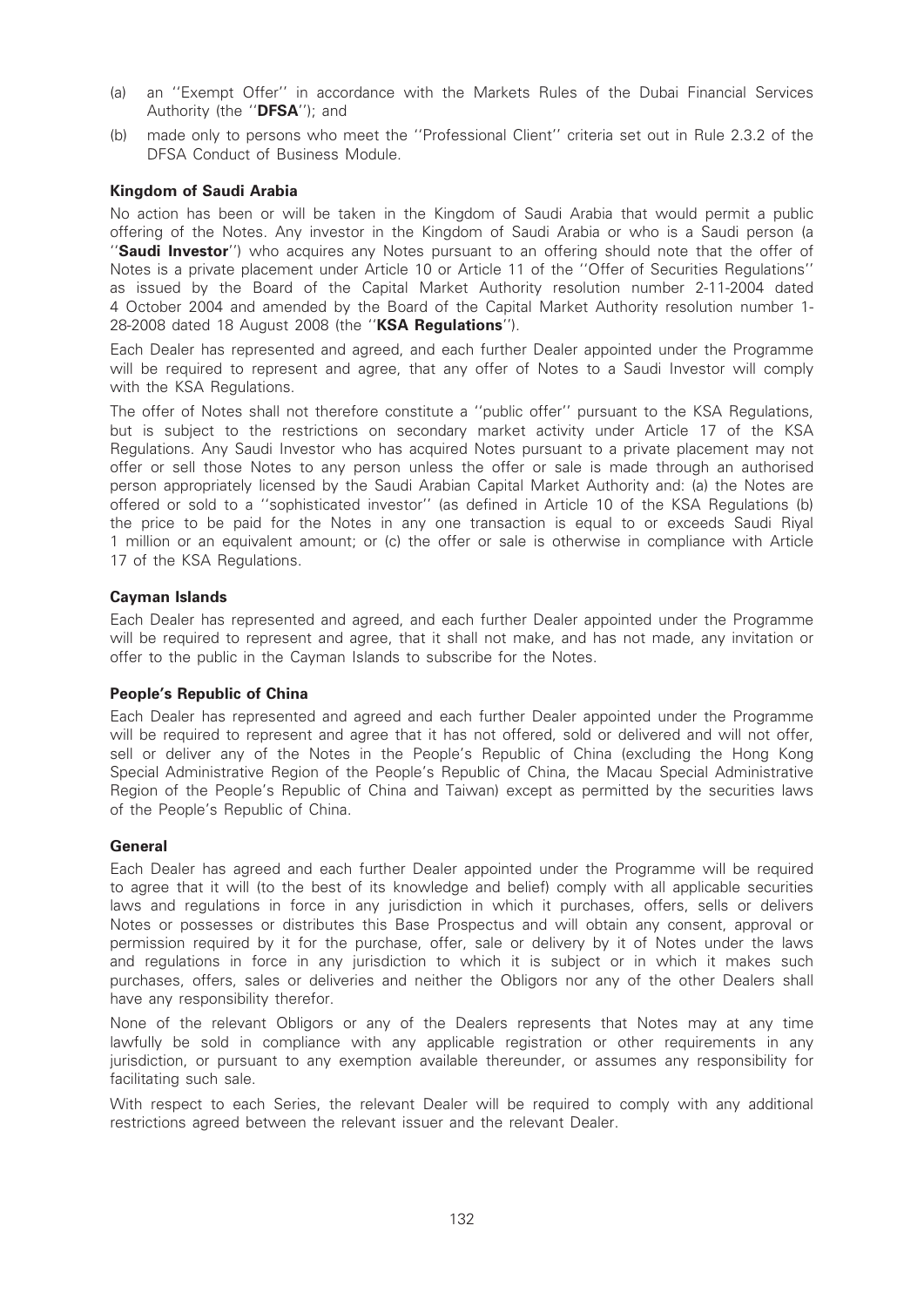(a) an ''Exempt Offer'' in accordance with the Markets Rules of the Dubai Financial Services Authority (the ''**DFSA**''); and

(b) made only to persons who meet the ''Professional Client'' criteria set out in Rule 2.3.2 of the DFSA Conduct of Business Module.

**Kingdom of Saudi Arabia**

No action has been or will be taken in the Kingdom of Saudi Arabia that would permit a public offering of the Notes. Any investor in the Kingdom of Saudi Arabia or who is a Saudi person (a ''**Saudi Investor**'') who acquires any Notes pursuant to an offering should note that the offer of Notes is a private placement under Article 10 or Article 11 of the ''Offer of Securities Regulations'' as issued by the Board of the Capital Market Authority resolution number 2-11-2004 dated 4 October 2004 and amended by the Board of the Capital Market Authority resolution number 1-28-2008 dated 18 August 2008 (the ''**KSA Regulations**'').

Each Dealer has represented and agreed, and each further Dealer appointed under the Programme will be required to represent and agree, that any offer of Notes to a Saudi Investor will comply with the KSA Regulations.

The offer of Notes shall not therefore constitute a ''public offer'' pursuant to the KSA Regulations, but is subject to the restrictions on secondary market activity under Article 17 of the KSA Regulations. Any Saudi Investor who has acquired Notes pursuant to a private placement may not offer or sell those Notes to any person unless the offer or sale is made through an authorised person appropriately licensed by the Saudi Arabian Capital Market Authority and: (a) the Notes are offered or sold to a ''sophisticated investor'' (as defined in Article 10 of the KSA Regulations (b) the price to be paid for the Notes in any one transaction is equal to or exceeds Saudi Riyal 1 million or an equivalent amount; or (c) the offer or sale is otherwise in compliance with Article 17 of the KSA Regulations.

**Cayman Islands**

Each Dealer has represented and agreed, and each further Dealer appointed under the Programme will be required to represent and agree, that it shall not make, and has not made, any invitation or offer to the public in the Cayman Islands to subscribe for the Notes.

**People's Republic of China**

Each Dealer has represented and agreed and each further Dealer appointed under the Programme will be required to represent and agree that it has not offered, sold or delivered and will not offer, sell or deliver any of the Notes in the People's Republic of China (excluding the Hong Kong Special Administrative Region of the People's Republic of China, the Macau Special Administrative Region of the People's Republic of China and Taiwan) except as permitted by the securities laws of the People's Republic of China.

**General**

Each Dealer has agreed and each further Dealer appointed under the Programme will be required to agree that it will (to the best of its knowledge and belief) comply with all applicable securities laws and regulations in force in any jurisdiction in which it purchases, offers, sells or delivers Notes or possesses or distributes this Base Prospectus and will obtain any consent, approval or permission required by it for the purchase, offer, sale or delivery by it of Notes under the laws and regulations in force in any jurisdiction to which it is subject or in which it makes such purchases, offers, sales or deliveries and neither the Obligors nor any of the other Dealers shall have any responsibility therefor.

None of the relevant Obligors or any of the Dealers represents that Notes may at any time lawfully be sold in compliance with any applicable registration or other requirements in any jurisdiction, or pursuant to any exemption available thereunder, or assumes any responsibility for facilitating such sale.

With respect to each Series, the relevant Dealer will be required to comply with any additional restrictions agreed between the relevant issuer and the relevant Dealer.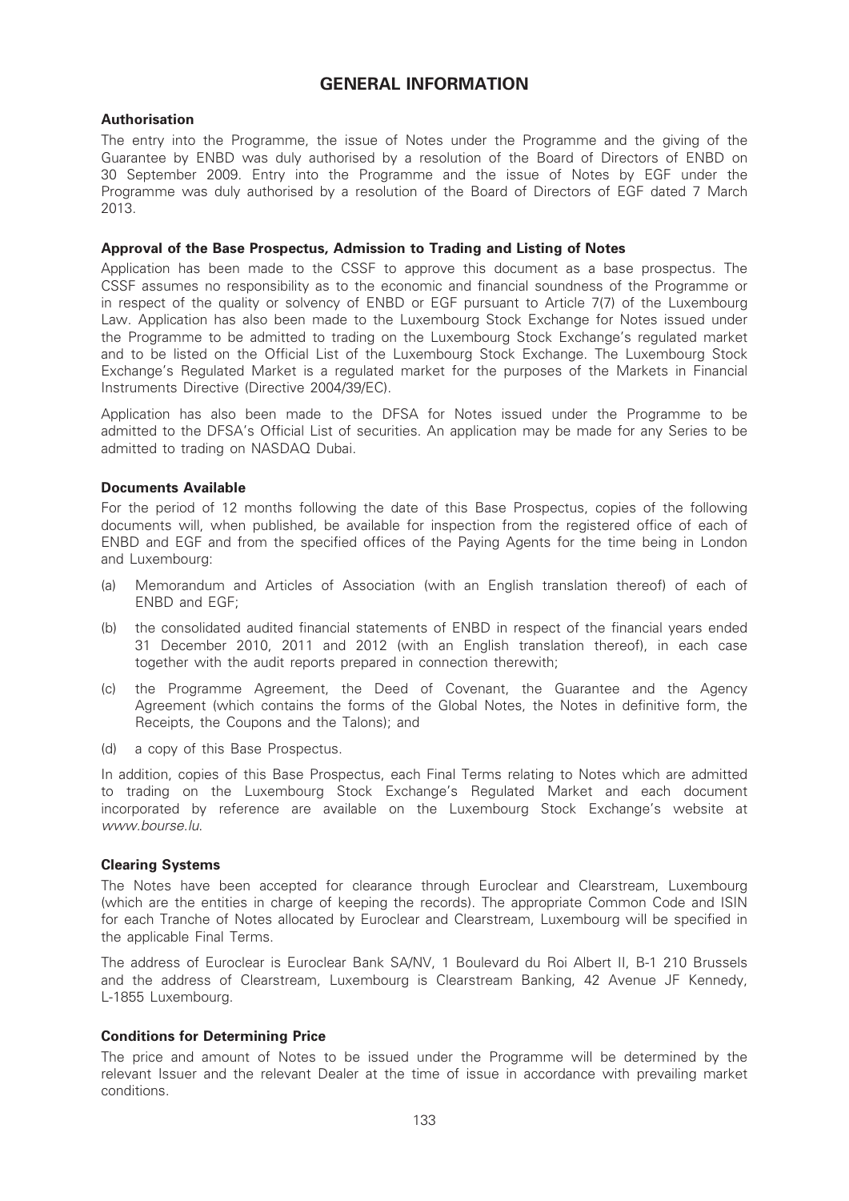# GENERAL INFORMATION

### Authorisation

The entry into the Programme, the issue of Notes under the Programme and the giving of the Guarantee by ENBD was duly authorised by a resolution of the Board of Directors of ENBD on 30 September 2009. Entry into the Programme and the issue of Notes by EGF under the Programme was duly authorised by a resolution of the Board of Directors of EGF dated 7 March 2013.

### Approval of the Base Prospectus, Admission to Trading and Listing of Notes

Application has been made to the CSSF to approve this document as a base prospectus. The CSSF assumes no responsibility as to the economic and financial soundness of the Programme or in respect of the quality or solvency of ENBD or EGF pursuant to Article 7(7) of the Luxembourg Law. Application has also been made to the Luxembourg Stock Exchange for Notes issued under the Programme to be admitted to trading on the Luxembourg Stock Exchange's regulated market and to be listed on the Official List of the Luxembourg Stock Exchange. The Luxembourg Stock Exchange's Regulated Market is a regulated market for the purposes of the Markets in Financial Instruments Directive (Directive 2004/39/EC).

Application has also been made to the DFSA for Notes issued under the Programme to be admitted to the DFSA's Official List of securities. An application may be made for any Series to be admitted to trading on NASDAQ Dubai.

### Documents Available

For the period of 12 months following the date of this Base Prospectus, copies of the following documents will, when published, be available for inspection from the registered office of each of ENBD and EGF and from the specified offices of the Paying Agents for the time being in London and Luxembourg:

(a) Memorandum and Articles of Association (with an English translation thereof) of each of ENBD and EGF;

(b) the consolidated audited financial statements of ENBD in respect of the financial years ended 31 December 2010, 2011 and 2012 (with an English translation thereof), in each case together with the audit reports prepared in connection therewith;

(c) the Programme Agreement, the Deed of Covenant, the Guarantee and the Agency Agreement (which contains the forms of the Global Notes, the Notes in definitive form, the Receipts, the Coupons and the Talons); and

(d) a copy of this Base Prospectus.

In addition, copies of this Base Prospectus, each Final Terms relating to Notes which are admitted to trading on the Luxembourg Stock Exchange's Regulated Market and each document incorporated by reference are available on the Luxembourg Stock Exchange's website at *www.bourse.lu*.

### Clearing Systems

The Notes have been accepted for clearance through Euroclear and Clearstream, Luxembourg (which are the entities in charge of keeping the records). The appropriate Common Code and ISIN for each Tranche of Notes allocated by Euroclear and Clearstream, Luxembourg will be specified in the applicable Final Terms.

The address of Euroclear is Euroclear Bank SA/NV, 1 Boulevard du Roi Albert II, B-1 210 Brussels and the address of Clearstream, Luxembourg is Clearstream Banking, 42 Avenue JF Kennedy, L-1855 Luxembourg.

### Conditions for Determining Price

The price and amount of Notes to be issued under the Programme will be determined by the relevant Issuer and the relevant Dealer at the time of issue in accordance with prevailing market conditions.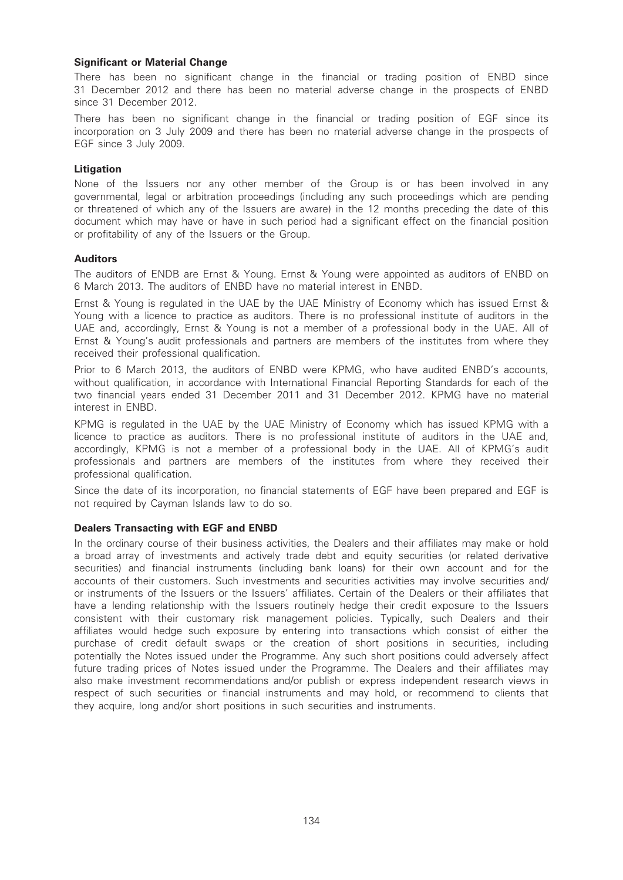### Significant or Material Change

There has been no significant change in the financial or trading position of ENBD since 31 December 2012 and there has been no material adverse change in the prospects of ENBD since 31 December 2012.

There has been no significant change in the financial or trading position of EGF since its incorporation on 3 July 2009 and there has been no material adverse change in the prospects of EGF since 3 July 2009.

### Litigation

None of the Issuers nor any other member of the Group is or has been involved in any governmental, legal or arbitration proceedings (including any such proceedings which are pending or threatened of which any of the Issuers are aware) in the 12 months preceding the date of this document which may have or have in such period had a significant effect on the financial position or profitability of any of the Issuers or the Group.

### Auditors

The auditors of ENDB are Ernst & Young. Ernst & Young were appointed as auditors of ENBD on 6 March 2013. The auditors of ENBD have no material interest in ENBD.

Ernst & Young is regulated in the UAE by the UAE Ministry of Economy which has issued Ernst & Young with a licence to practice as auditors. There is no professional institute of auditors in the UAE and, accordingly, Ernst & Young is not a member of a professional body in the UAE. All of Ernst & Young's audit professionals and partners are members of the institutes from where they received their professional qualification.

Prior to 6 March 2013, the auditors of ENBD were KPMG, who have audited ENBD's accounts, without qualification, in accordance with International Financial Reporting Standards for each of the two financial years ended 31 December 2011 and 31 December 2012. KPMG have no material interest in ENBD.

KPMG is regulated in the UAE by the UAE Ministry of Economy which has issued KPMG with a licence to practice as auditors. There is no professional institute of auditors in the UAE and, accordingly, KPMG is not a member of a professional body in the UAE. All of KPMG's audit professionals and partners are members of the institutes from where they received their professional qualification.

Since the date of its incorporation, no financial statements of EGF have been prepared and EGF is not required by Cayman Islands law to do so.

### Dealers Transacting with EGF and ENBD

In the ordinary course of their business activities, the Dealers and their affiliates may make or hold a broad array of investments and actively trade debt and equity securities (or related derivative securities) and financial instruments (including bank loans) for their own account and for the accounts of their customers. Such investments and securities activities may involve securities and/or instruments of the Issuers or the Issuers' affiliates. Certain of the Dealers or their affiliates that have a lending relationship with the Issuers routinely hedge their credit exposure to the Issuers consistent with their customary risk management policies. Typically, such Dealers and their affiliates would hedge such exposure by entering into transactions which consist of either the purchase of credit default swaps or the creation of short positions in securities, including potentially the Notes issued under the Programme. Any such short positions could adversely affect future trading prices of Notes issued under the Programme. The Dealers and their affiliates may also make investment recommendations and/or publish or express independent research views in respect of such securities or financial instruments and may hold, or recommend to clients that they acquire, long and/or short positions in such securities and instruments.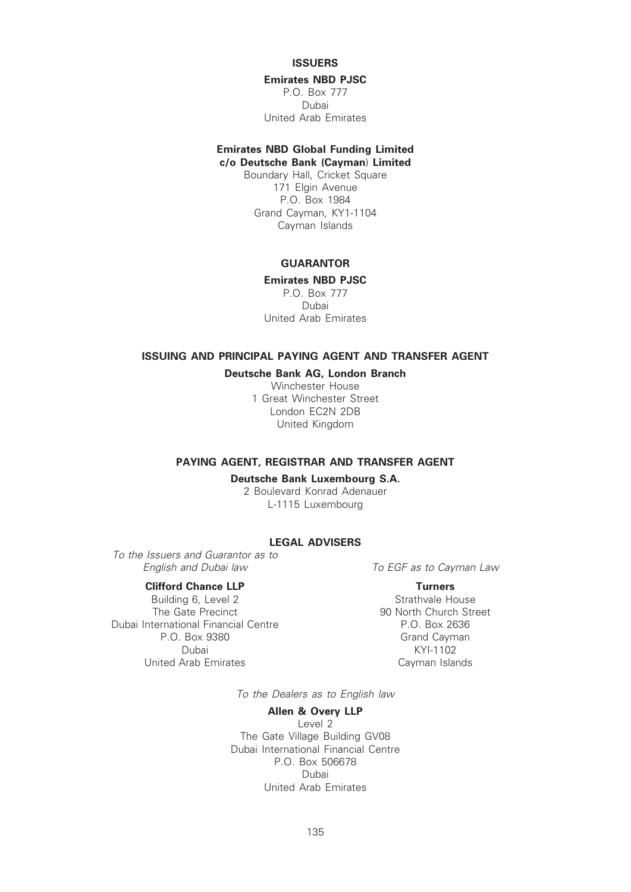## ISSUERS

**Emirates NBD PJSC**
P.O. Box 777
Dubai
United Arab Emirates

**Emirates NBD Global Funding Limited**
**c/o Deutsche Bank (Cayman) Limited**
Boundary Hall, Cricket Square
171 Elgin Avenue
P.O. Box 1984
Grand Cayman, KY1-1104
Cayman Islands

## GUARANTOR

**Emirates NBD PJSC**
P.O. Box 777
Dubai
United Arab Emirates

## ISSUING AND PRINCIPAL PAYING AGENT AND TRANSFER AGENT

**Deutsche Bank AG, London Branch**
Winchester House
1 Great Winchester Street
London EC2N 2DB
United Kingdom

## PAYING AGENT, REGISTRAR AND TRANSFER AGENT

**Deutsche Bank Luxembourg S.A.**
2 Boulevard Konrad Adenauer
L-1115 Luxembourg

## LEGAL ADVISERS

*To the Issuers and Guarantor as to English and Dubai law*

**Clifford Chance LLP**
Building 6, Level 2
The Gate Precinct
Dubai International Financial Centre
P.O. Box 9380
Dubai
United Arab Emirates

*To EGF as to Cayman Law*

**Turners**
Strathvale House
90 North Church Street
P.O. Box 2636
Grand Cayman
KYI-1102
Cayman Islands

*To the Dealers as to English law*

**Allen & Overy LLP**
Level 2
The Gate Village Building GV08
Dubai International Financial Centre
P.O. Box 506678
Dubai
United Arab Emirates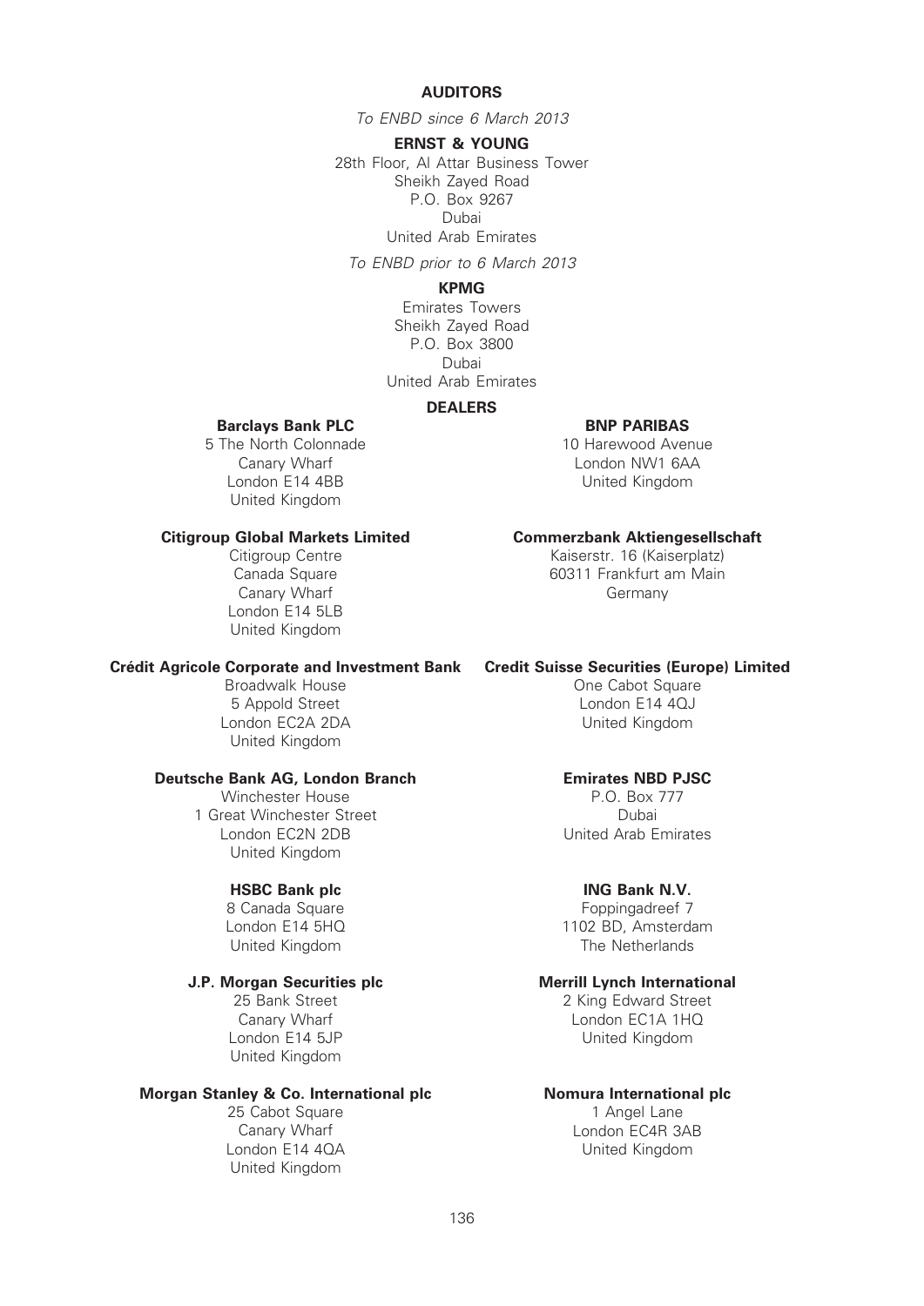## AUDITORS

*To ENBD since 6 March 2013*

**ERNST & YOUNG**

28th Floor, Al Attar Business Tower
Sheikh Zayed Road
P.O. Box 9267
Dubai
United Arab Emirates

*To ENBD prior to 6 March 2013*

**KPMG**

Emirates Towers
Sheikh Zayed Road
P.O. Box 3800
Dubai
United Arab Emirates

## DEALERS

**Barclays Bank PLC**
5 The North Colonnade
Canary Wharf
London E14 4BB
United Kingdom

**BNP PARIBAS**
10 Harewood Avenue
London NW1 6AA
United Kingdom

**Citigroup Global Markets Limited**
Citigroup Centre
Canada Square
Canary Wharf
London E14 5LB
United Kingdom

**Commerzbank Aktiengesellschaft**
Kaiserstr. 16 (Kaiserplatz)
60311 Frankfurt am Main
Germany

**Crédit Agricole Corporate and Investment Bank**
Broadwalk House
5 Appold Street
London EC2A 2DA
United Kingdom

**Credit Suisse Securities (Europe) Limited**
One Cabot Square
London E14 4QJ
United Kingdom

**Deutsche Bank AG, London Branch**
Winchester House
1 Great Winchester Street
London EC2N 2DB
United Kingdom

**Emirates NBD PJSC**
P.O. Box 777
Dubai
United Arab Emirates

**HSBC Bank plc**
8 Canada Square
London E14 5HQ
United Kingdom

**ING Bank N.V.**
Foppingadreef 7
1102 BD, Amsterdam
The Netherlands

**J.P. Morgan Securities plc**
25 Bank Street
Canary Wharf
London E14 5JP
United Kingdom

**Merrill Lynch International**
2 King Edward Street
London EC1A 1HQ
United Kingdom

**Morgan Stanley & Co. International plc**
25 Cabot Square
Canary Wharf
London E14 4QA
United Kingdom

**Nomura International plc**
1 Angel Lane
London EC4R 3AB
United Kingdom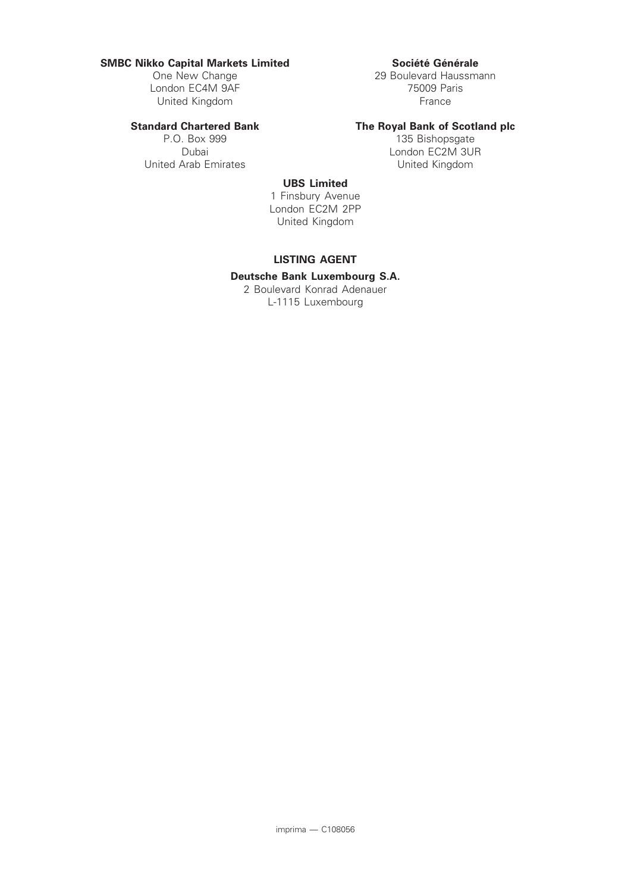**SMBC Nikko Capital Markets Limited**
One New Change
London EC4M 9AF
United Kingdom

**Société Générale**
29 Boulevard Haussmann
75009 Paris
France

**Standard Chartered Bank**
P.O. Box 999
Dubai
United Arab Emirates

**The Royal Bank of Scotland plc**
135 Bishopsgate
London EC2M 3UR
United Kingdom

**UBS Limited**
1 Finsbury Avenue
London EC2M 2PP
United Kingdom

## LISTING AGENT

**Deutsche Bank Luxembourg S.A.**
2 Boulevard Konrad Adenauer
L-1115 Luxembourg

imprima — C108056